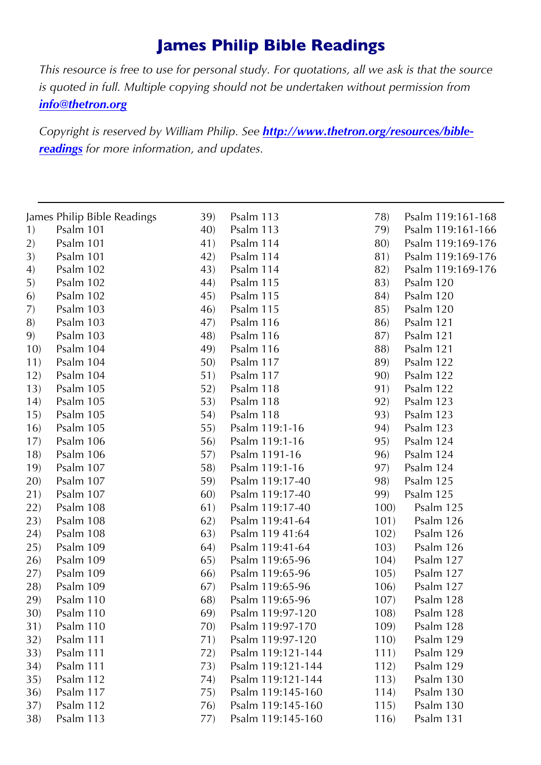# James Philip Bible Readings

*This resource is free to use for personal study. For quotations, all we ask is that the source is quoted in full. Multiple copying should not be undertaken without permission from* ***info@thetron.org***

*Copyright is reserved by William Philip. See* ***http://www.thetron.org/resources/bible-readings*** *for more information, and updates.*

---

James Philip Bible Readings

1) Psalm 101
2) Psalm 101
3) Psalm 101
4) Psalm 102
5) Psalm 102
6) Psalm 102
7) Psalm 103
8) Psalm 103
9) Psalm 103
10) Psalm 104
11) Psalm 104
12) Psalm 104
13) Psalm 105
14) Psalm 105
15) Psalm 105
16) Psalm 105
17) Psalm 106
18) Psalm 106
19) Psalm 107
20) Psalm 107
21) Psalm 107
22) Psalm 108
23) Psalm 108
24) Psalm 108
25) Psalm 109
26) Psalm 109
27) Psalm 109
28) Psalm 109
29) Psalm 110
30) Psalm 110
31) Psalm 110
32) Psalm 111
33) Psalm 111
34) Psalm 111
35) Psalm 112
36) Psalm 117
37) Psalm 112
38) Psalm 113
39) Psalm 113
40) Psalm 113
41) Psalm 114
42) Psalm 114
43) Psalm 114
44) Psalm 115
45) Psalm 115
46) Psalm 115
47) Psalm 116
48) Psalm 116
49) Psalm 116
50) Psalm 117
51) Psalm 117
52) Psalm 118
53) Psalm 118
54) Psalm 118
55) Psalm 119:1-16
56) Psalm 119:1-16
57) Psalm 1191-16
58) Psalm 119:1-16
59) Psalm 119:17-40
60) Psalm 119:17-40
61) Psalm 119:17-40
62) Psalm 119:41-64
63) Psalm 119 41:64
64) Psalm 119:41-64
65) Psalm 119:65-96
66) Psalm 119:65-96
67) Psalm 119:65-96
68) Psalm 119:65-96
69) Psalm 119:97-120
70) Psalm 119:97-170
71) Psalm 119:97-120
72) Psalm 119:121-144
73) Psalm 119:121-144
74) Psalm 119:121-144
75) Psalm 119:145-160
76) Psalm 119:145-160
77) Psalm 119:145-160
78) Psalm 119:161-168
79) Psalm 119:161-166
80) Psalm 119:169-176
81) Psalm 119:169-176
82) Psalm 119:169-176
83) Psalm 120
84) Psalm 120
85) Psalm 120
86) Psalm 121
87) Psalm 121
88) Psalm 121
89) Psalm 122
90) Psalm 122
91) Psalm 122
92) Psalm 123
93) Psalm 123
94) Psalm 123
95) Psalm 124
96) Psalm 124
97) Psalm 124
98) Psalm 125
99) Psalm 125
100) Psalm 125
101) Psalm 126
102) Psalm 126
103) Psalm 126
104) Psalm 127
105) Psalm 127
106) Psalm 127
107) Psalm 128
108) Psalm 128
109) Psalm 128
110) Psalm 129
111) Psalm 129
112) Psalm 129
113) Psalm 130
114) Psalm 130
115) Psalm 130
116) Psalm 131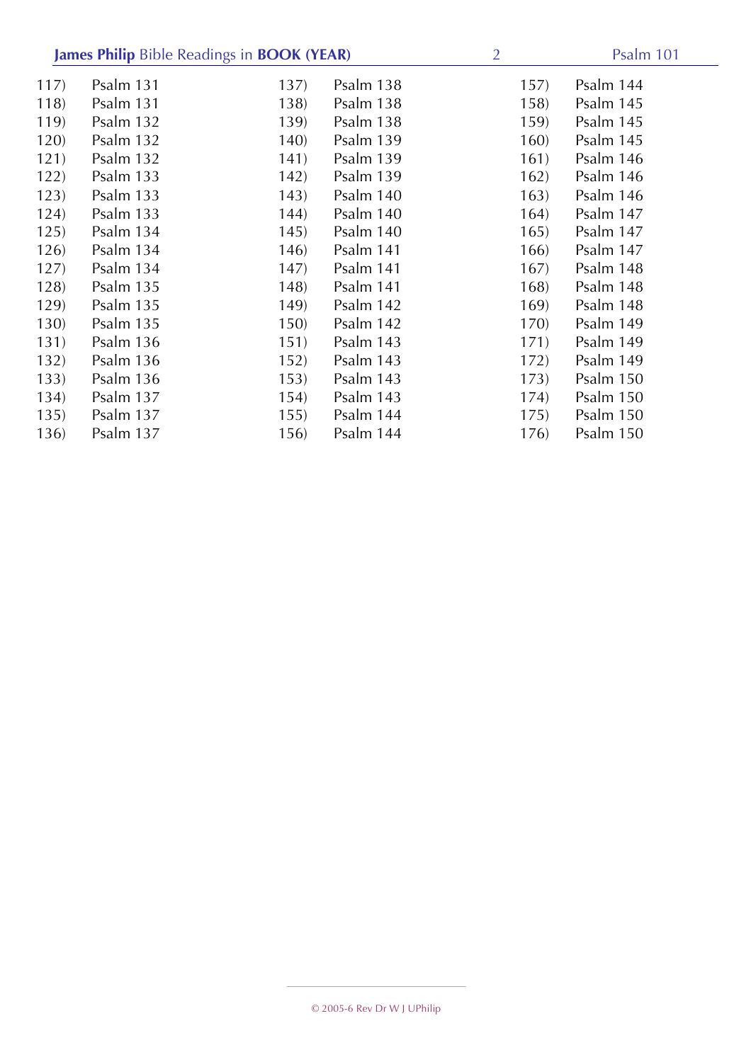117) Psalm 131
118) Psalm 131
119) Psalm 132
120) Psalm 132
121) Psalm 132
122) Psalm 133
123) Psalm 133
124) Psalm 133
125) Psalm 134
126) Psalm 134
127) Psalm 134
128) Psalm 135
129) Psalm 135
130) Psalm 135
131) Psalm 136
132) Psalm 136
133) Psalm 136
134) Psalm 137
135) Psalm 137
136) Psalm 137
137) Psalm 138
138) Psalm 138
139) Psalm 138
140) Psalm 139
141) Psalm 139
142) Psalm 139
143) Psalm 140
144) Psalm 140
145) Psalm 140
146) Psalm 141
147) Psalm 141
148) Psalm 141
149) Psalm 142
150) Psalm 142
151) Psalm 143
152) Psalm 143
153) Psalm 143
154) Psalm 143
155) Psalm 144
156) Psalm 144
157) Psalm 144
158) Psalm 145
159) Psalm 145
160) Psalm 145
161) Psalm 146
162) Psalm 146
163) Psalm 146
164) Psalm 147
165) Psalm 147
166) Psalm 147
167) Psalm 148
168) Psalm 148
169) Psalm 148
170) Psalm 149
171) Psalm 149
172) Psalm 149
173) Psalm 150
174) Psalm 150
175) Psalm 150
176) Psalm 150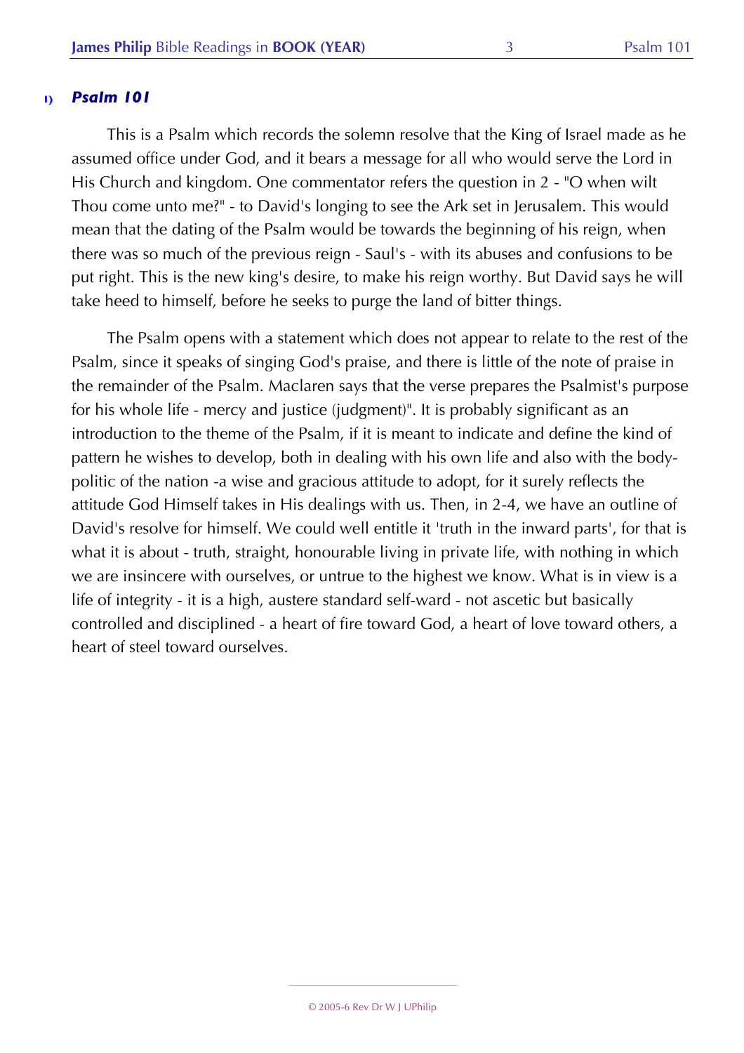## 1) *Psalm 101*

This is a Psalm which records the solemn resolve that the King of Israel made as he assumed office under God, and it bears a message for all who would serve the Lord in His Church and kingdom. One commentator refers the question in 2 - "O when wilt Thou come unto me?" - to David's longing to see the Ark set in Jerusalem. This would mean that the dating of the Psalm would be towards the beginning of his reign, when there was so much of the previous reign - Saul's - with its abuses and confusions to be put right. This is the new king's desire, to make his reign worthy. But David says he will take heed to himself, before he seeks to purge the land of bitter things.

The Psalm opens with a statement which does not appear to relate to the rest of the Psalm, since it speaks of singing God's praise, and there is little of the note of praise in the remainder of the Psalm. Maclaren says that the verse prepares the Psalmist's purpose for his whole life - mercy and justice (judgment)". It is probably significant as an introduction to the theme of the Psalm, if it is meant to indicate and define the kind of pattern he wishes to develop, both in dealing with his own life and also with the body-politic of the nation -a wise and gracious attitude to adopt, for it surely reflects the attitude God Himself takes in His dealings with us. Then, in 2-4, we have an outline of David's resolve for himself. We could well entitle it 'truth in the inward parts', for that is what it is about - truth, straight, honourable living in private life, with nothing in which we are insincere with ourselves, or untrue to the highest we know. What is in view is a life of integrity - it is a high, austere standard self-ward - not ascetic but basically controlled and disciplined - a heart of fire toward God, a heart of love toward others, a heart of steel toward ourselves.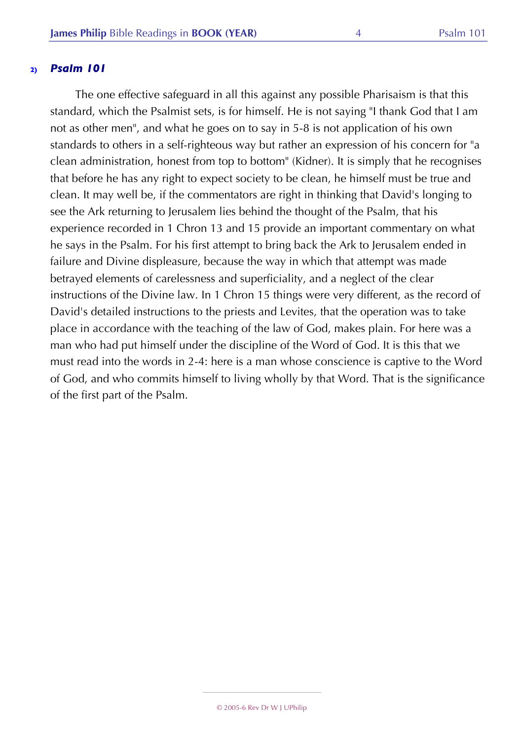### 2) *Psalm 101*

The one effective safeguard in all this against any possible Pharisaism is that this standard, which the Psalmist sets, is for himself. He is not saying "I thank God that I am not as other men", and what he goes on to say in 5-8 is not application of his own standards to others in a self-righteous way but rather an expression of his concern for "a clean administration, honest from top to bottom" (Kidner). It is simply that he recognises that before he has any right to expect society to be clean, he himself must be true and clean. It may well be, if the commentators are right in thinking that David's longing to see the Ark returning to Jerusalem lies behind the thought of the Psalm, that his experience recorded in 1 Chron 13 and 15 provide an important commentary on what he says in the Psalm. For his first attempt to bring back the Ark to Jerusalem ended in failure and Divine displeasure, because the way in which that attempt was made betrayed elements of carelessness and superficiality, and a neglect of the clear instructions of the Divine law. In 1 Chron 15 things were very different, as the record of David's detailed instructions to the priests and Levites, that the operation was to take place in accordance with the teaching of the law of God, makes plain. For here was a man who had put himself under the discipline of the Word of God. It is this that we must read into the words in 2-4: here is a man whose conscience is captive to the Word of God, and who commits himself to living wholly by that Word. That is the significance of the first part of the Psalm.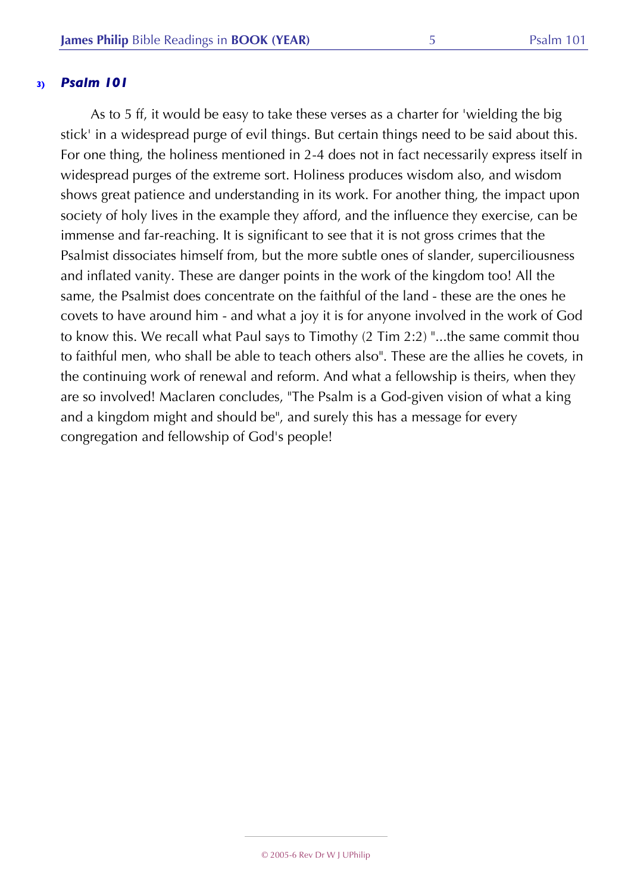### 3) *Psalm 101*

As to 5 ff, it would be easy to take these verses as a charter for 'wielding the big stick' in a widespread purge of evil things. But certain things need to be said about this. For one thing, the holiness mentioned in 2-4 does not in fact necessarily express itself in widespread purges of the extreme sort. Holiness produces wisdom also, and wisdom shows great patience and understanding in its work. For another thing, the impact upon society of holy lives in the example they afford, and the influence they exercise, can be immense and far-reaching. It is significant to see that it is not gross crimes that the Psalmist dissociates himself from, but the more subtle ones of slander, superciliousness and inflated vanity. These are danger points in the work of the kingdom too! All the same, the Psalmist does concentrate on the faithful of the land - these are the ones he covets to have around him - and what a joy it is for anyone involved in the work of God to know this. We recall what Paul says to Timothy (2 Tim 2:2) "...the same commit thou to faithful men, who shall be able to teach others also". These are the allies he covets, in the continuing work of renewal and reform. And what a fellowship is theirs, when they are so involved! Maclaren concludes, "The Psalm is a God-given vision of what a king and a kingdom might and should be", and surely this has a message for every congregation and fellowship of God's people!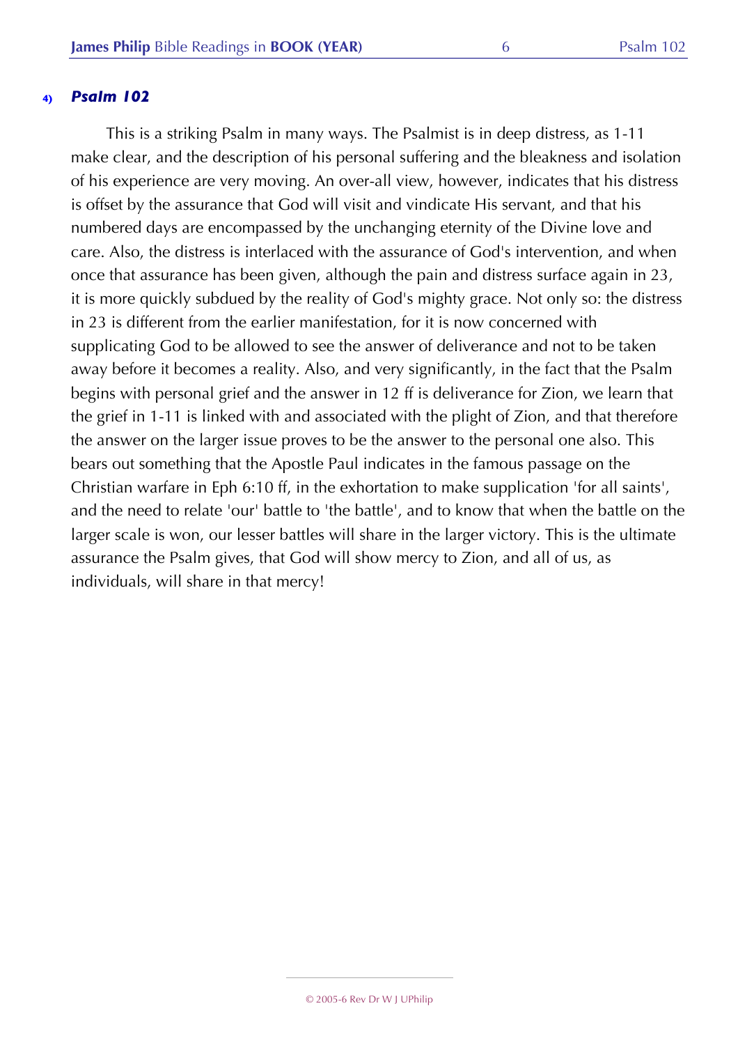#### 4) *Psalm 102*

This is a striking Psalm in many ways. The Psalmist is in deep distress, as 1-11 make clear, and the description of his personal suffering and the bleakness and isolation of his experience are very moving. An over-all view, however, indicates that his distress is offset by the assurance that God will visit and vindicate His servant, and that his numbered days are encompassed by the unchanging eternity of the Divine love and care. Also, the distress is interlaced with the assurance of God's intervention, and when once that assurance has been given, although the pain and distress surface again in 23, it is more quickly subdued by the reality of God's mighty grace. Not only so: the distress in 23 is different from the earlier manifestation, for it is now concerned with supplicating God to be allowed to see the answer of deliverance and not to be taken away before it becomes a reality. Also, and very significantly, in the fact that the Psalm begins with personal grief and the answer in 12 ff is deliverance for Zion, we learn that the grief in 1-11 is linked with and associated with the plight of Zion, and that therefore the answer on the larger issue proves to be the answer to the personal one also. This bears out something that the Apostle Paul indicates in the famous passage on the Christian warfare in Eph 6:10 ff, in the exhortation to make supplication 'for all saints', and the need to relate 'our' battle to 'the battle', and to know that when the battle on the larger scale is won, our lesser battles will share in the larger victory. This is the ultimate assurance the Psalm gives, that God will show mercy to Zion, and all of us, as individuals, will share in that mercy!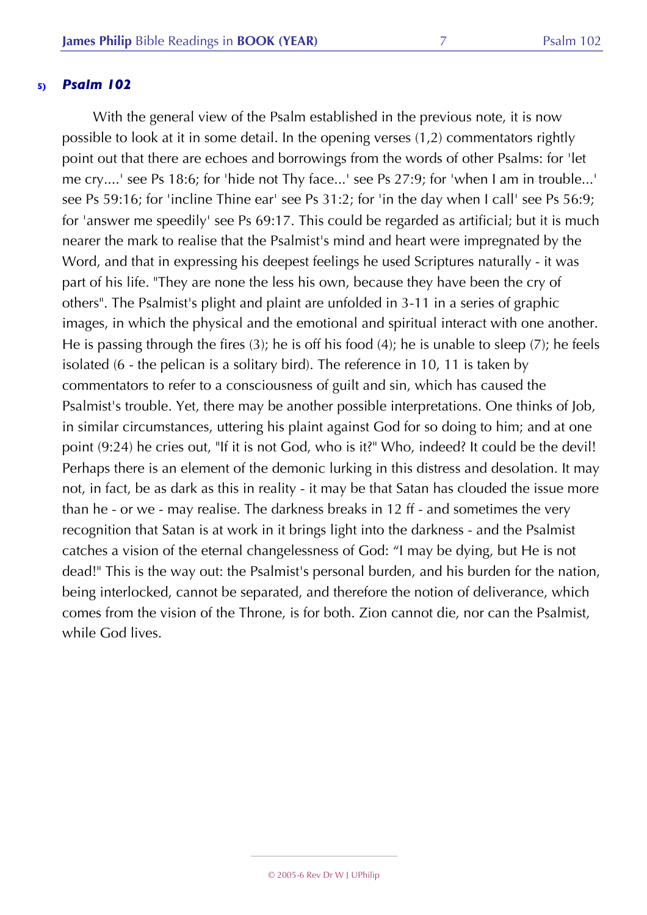### 5) *Psalm 102*

With the general view of the Psalm established in the previous note, it is now possible to look at it in some detail. In the opening verses (1,2) commentators rightly point out that there are echoes and borrowings from the words of other Psalms: for 'let me cry....' see Ps 18:6; for 'hide not Thy face...' see Ps 27:9; for 'when I am in trouble...' see Ps 59:16; for 'incline Thine ear' see Ps 31:2; for 'in the day when I call' see Ps 56:9; for 'answer me speedily' see Ps 69:17. This could be regarded as artificial; but it is much nearer the mark to realise that the Psalmist's mind and heart were impregnated by the Word, and that in expressing his deepest feelings he used Scriptures naturally - it was part of his life. "They are none the less his own, because they have been the cry of others". The Psalmist's plight and plaint are unfolded in 3-11 in a series of graphic images, in which the physical and the emotional and spiritual interact with one another. He is passing through the fires (3); he is off his food (4); he is unable to sleep (7); he feels isolated (6 - the pelican is a solitary bird). The reference in 10, 11 is taken by commentators to refer to a consciousness of guilt and sin, which has caused the Psalmist's trouble. Yet, there may be another possible interpretations. One thinks of Job, in similar circumstances, uttering his plaint against God for so doing to him; and at one point (9:24) he cries out, "If it is not God, who is it?" Who, indeed? It could be the devil! Perhaps there is an element of the demonic lurking in this distress and desolation. It may not, in fact, be as dark as this in reality - it may be that Satan has clouded the issue more than he - or we - may realise. The darkness breaks in 12 ff - and sometimes the very recognition that Satan is at work in it brings light into the darkness - and the Psalmist catches a vision of the eternal changelessness of God: “I may be dying, but He is not dead!" This is the way out: the Psalmist's personal burden, and his burden for the nation, being interlocked, cannot be separated, and therefore the notion of deliverance, which comes from the vision of the Throne, is for both. Zion cannot die, nor can the Psalmist, while God lives.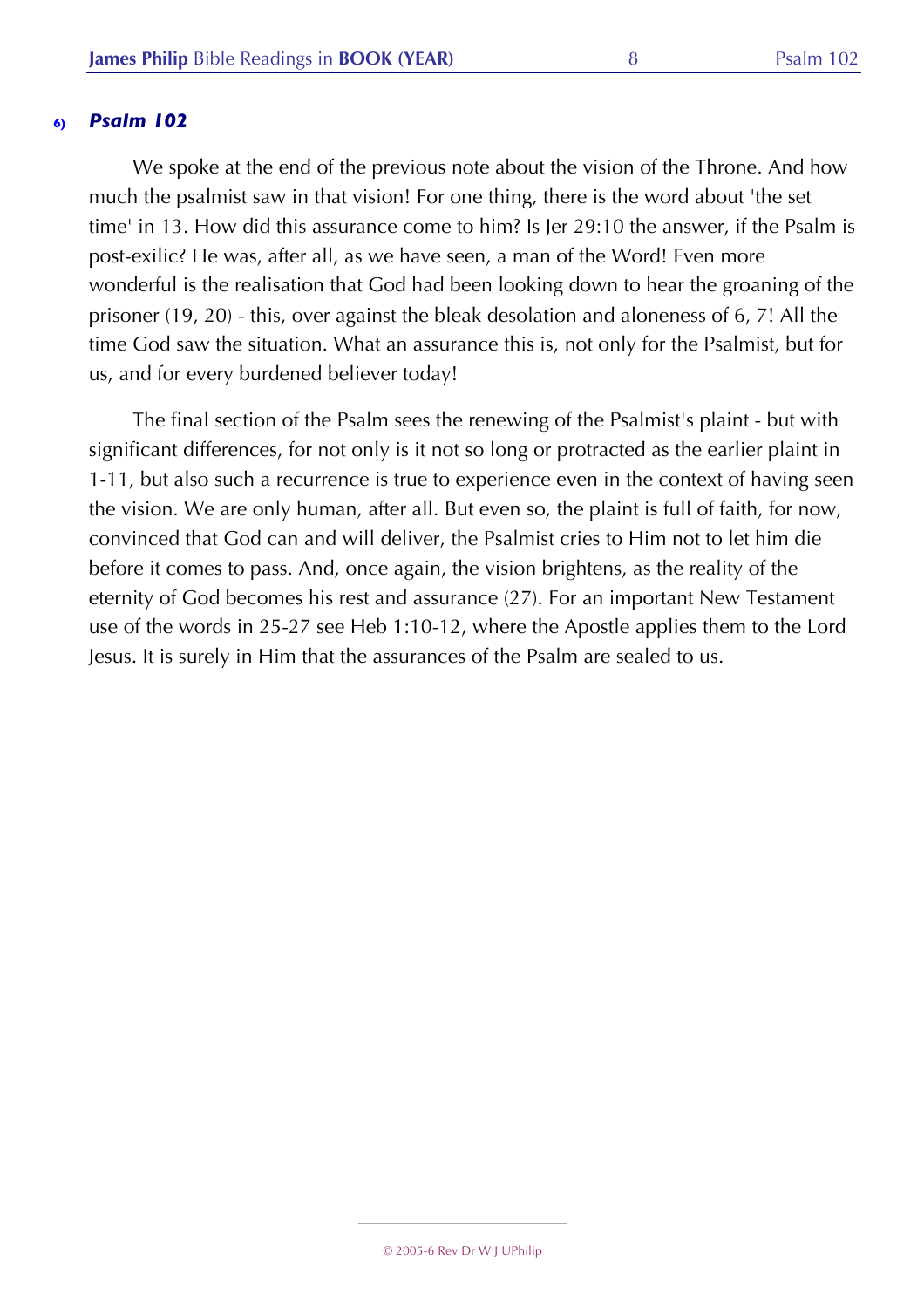**6)** ***Psalm 102***

We spoke at the end of the previous note about the vision of the Throne. And how much the psalmist saw in that vision! For one thing, there is the word about 'the set time' in 13. How did this assurance come to him? Is Jer 29:10 the answer, if the Psalm is post-exilic? He was, after all, as we have seen, a man of the Word! Even more wonderful is the realisation that God had been looking down to hear the groaning of the prisoner (19, 20) - this, over against the bleak desolation and aloneness of 6, 7! All the time God saw the situation. What an assurance this is, not only for the Psalmist, but for us, and for every burdened believer today!

The final section of the Psalm sees the renewing of the Psalmist's plaint - but with significant differences, for not only is it not so long or protracted as the earlier plaint in 1-11, but also such a recurrence is true to experience even in the context of having seen the vision. We are only human, after all. But even so, the plaint is full of faith, for now, convinced that God can and will deliver, the Psalmist cries to Him not to let him die before it comes to pass. And, once again, the vision brightens, as the reality of the eternity of God becomes his rest and assurance (27). For an important New Testament use of the words in 25-27 see Heb 1:10-12, where the Apostle applies them to the Lord Jesus. It is surely in Him that the assurances of the Psalm are sealed to us.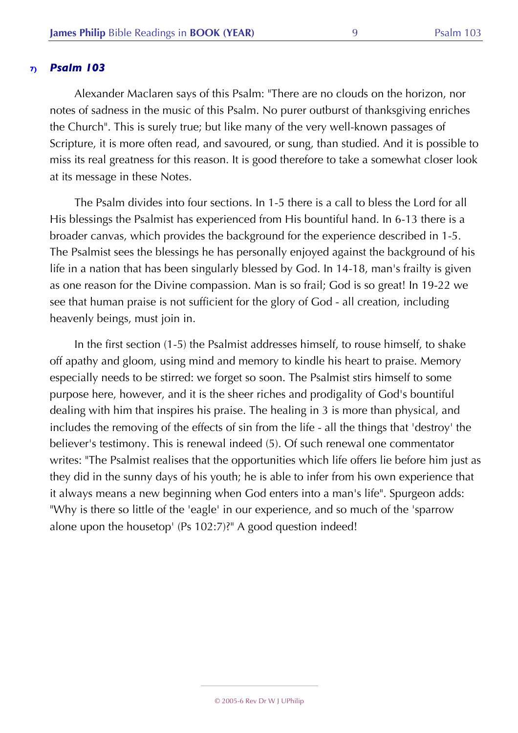### 7) *Psalm 103*

Alexander Maclaren says of this Psalm: "There are no clouds on the horizon, nor notes of sadness in the music of this Psalm. No purer outburst of thanksgiving enriches the Church". This is surely true; but like many of the very well-known passages of Scripture, it is more often read, and savoured, or sung, than studied. And it is possible to miss its real greatness for this reason. It is good therefore to take a somewhat closer look at its message in these Notes.

The Psalm divides into four sections. In 1-5 there is a call to bless the Lord for all His blessings the Psalmist has experienced from His bountiful hand. In 6-13 there is a broader canvas, which provides the background for the experience described in 1-5. The Psalmist sees the blessings he has personally enjoyed against the background of his life in a nation that has been singularly blessed by God. In 14-18, man's frailty is given as one reason for the Divine compassion. Man is so frail; God is so great! In 19-22 we see that human praise is not sufficient for the glory of God - all creation, including heavenly beings, must join in.

In the first section (1-5) the Psalmist addresses himself, to rouse himself, to shake off apathy and gloom, using mind and memory to kindle his heart to praise. Memory especially needs to be stirred: we forget so soon. The Psalmist stirs himself to some purpose here, however, and it is the sheer riches and prodigality of God's bountiful dealing with him that inspires his praise. The healing in 3 is more than physical, and includes the removing of the effects of sin from the life - all the things that 'destroy' the believer's testimony. This is renewal indeed (5). Of such renewal one commentator writes: "The Psalmist realises that the opportunities which life offers lie before him just as they did in the sunny days of his youth; he is able to infer from his own experience that it always means a new beginning when God enters into a man's life". Spurgeon adds: "Why is there so little of the 'eagle' in our experience, and so much of the 'sparrow alone upon the housetop' (Ps 102:7)?" A good question indeed!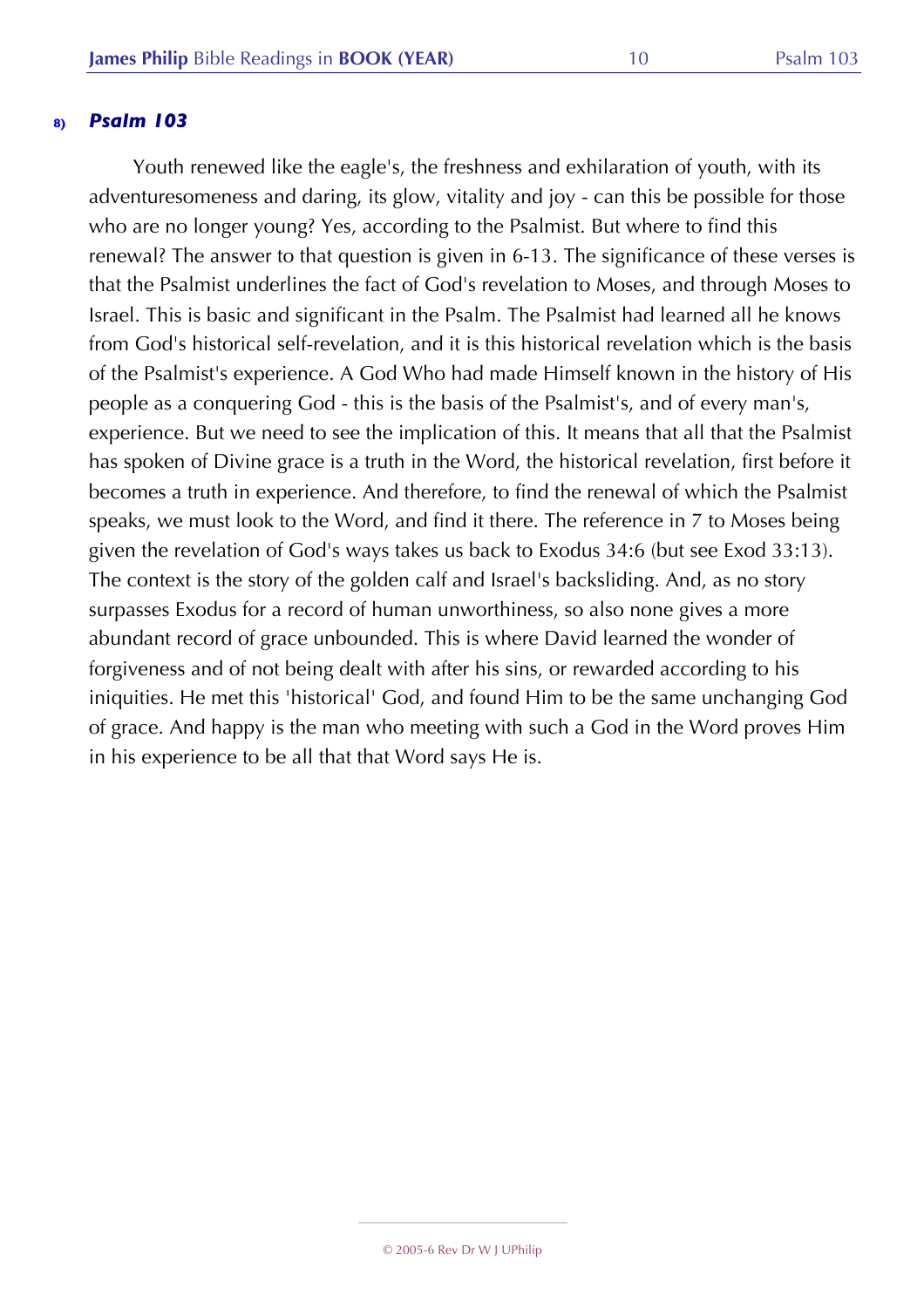**8)** ***Psalm 103***

Youth renewed like the eagle's, the freshness and exhilaration of youth, with its adventuresomeness and daring, its glow, vitality and joy - can this be possible for those who are no longer young? Yes, according to the Psalmist. But where to find this renewal? The answer to that question is given in 6-13. The significance of these verses is that the Psalmist underlines the fact of God's revelation to Moses, and through Moses to Israel. This is basic and significant in the Psalm. The Psalmist had learned all he knows from God's historical self-revelation, and it is this historical revelation which is the basis of the Psalmist's experience. A God Who had made Himself known in the history of His people as a conquering God - this is the basis of the Psalmist's, and of every man's, experience. But we need to see the implication of this. It means that all that the Psalmist has spoken of Divine grace is a truth in the Word, the historical revelation, first before it becomes a truth in experience. And therefore, to find the renewal of which the Psalmist speaks, we must look to the Word, and find it there. The reference in 7 to Moses being given the revelation of God's ways takes us back to Exodus 34:6 (but see Exod 33:13). The context is the story of the golden calf and Israel's backsliding. And, as no story surpasses Exodus for a record of human unworthiness, so also none gives a more abundant record of grace unbounded. This is where David learned the wonder of forgiveness and of not being dealt with after his sins, or rewarded according to his iniquities. He met this 'historical' God, and found Him to be the same unchanging God of grace. And happy is the man who meeting with such a God in the Word proves Him in his experience to be all that that Word says He is.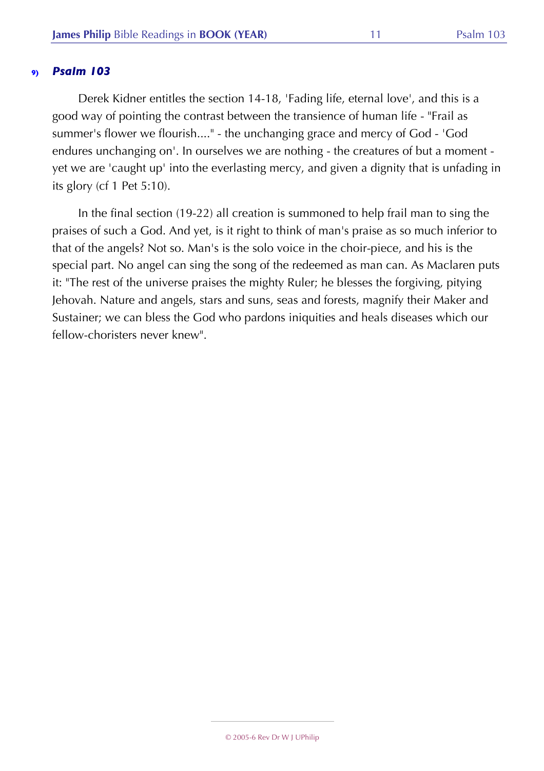### 9) *Psalm 103*

Derek Kidner entitles the section 14-18, 'Fading life, eternal love', and this is a good way of pointing the contrast between the transience of human life - "Frail as summer's flower we flourish...." - the unchanging grace and mercy of God - 'God endures unchanging on'. In ourselves we are nothing - the creatures of but a moment - yet we are 'caught up' into the everlasting mercy, and given a dignity that is unfading in its glory (cf 1 Pet 5:10).

In the final section (19-22) all creation is summoned to help frail man to sing the praises of such a God. And yet, is it right to think of man's praise as so much inferior to that of the angels? Not so. Man's is the solo voice in the choir-piece, and his is the special part. No angel can sing the song of the redeemed as man can. As Maclaren puts it: "The rest of the universe praises the mighty Ruler; he blesses the forgiving, pitying Jehovah. Nature and angels, stars and suns, seas and forests, magnify their Maker and Sustainer; we can bless the God who pardons iniquities and heals diseases which our fellow-choristers never knew".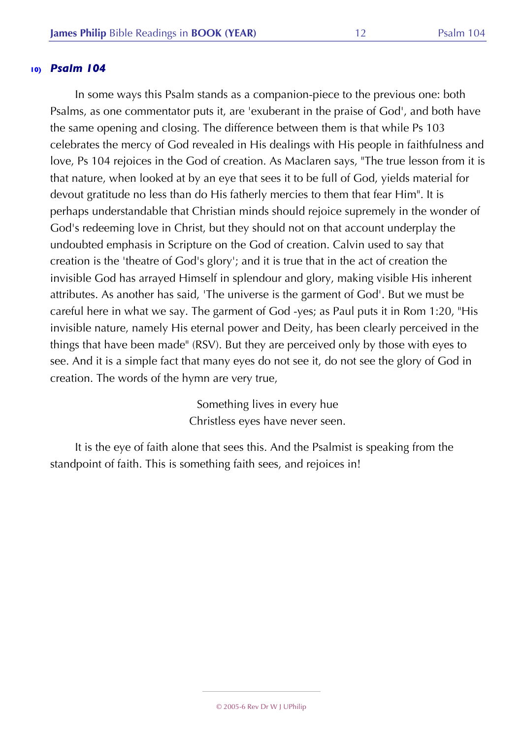## 10) *Psalm 104*

In some ways this Psalm stands as a companion-piece to the previous one: both Psalms, as one commentator puts it, are 'exuberant in the praise of God', and both have the same opening and closing. The difference between them is that while Ps 103 celebrates the mercy of God revealed in His dealings with His people in faithfulness and love, Ps 104 rejoices in the God of creation. As Maclaren says, "The true lesson from it is that nature, when looked at by an eye that sees it to be full of God, yields material for devout gratitude no less than do His fatherly mercies to them that fear Him". It is perhaps understandable that Christian minds should rejoice supremely in the wonder of God's redeeming love in Christ, but they should not on that account underplay the undoubted emphasis in Scripture on the God of creation. Calvin used to say that creation is the 'theatre of God's glory'; and it is true that in the act of creation the invisible God has arrayed Himself in splendour and glory, making visible His inherent attributes. As another has said, 'The universe is the garment of God'. But we must be careful here in what we say. The garment of God -yes; as Paul puts it in Rom 1:20, "His invisible nature, namely His eternal power and Deity, has been clearly perceived in the things that have been made" (RSV). But they are perceived only by those with eyes to see. And it is a simple fact that many eyes do not see it, do not see the glory of God in creation. The words of the hymn are very true,

Something lives in every hue
Christless eyes have never seen.

It is the eye of faith alone that sees this. And the Psalmist is speaking from the standpoint of faith. This is something faith sees, and rejoices in!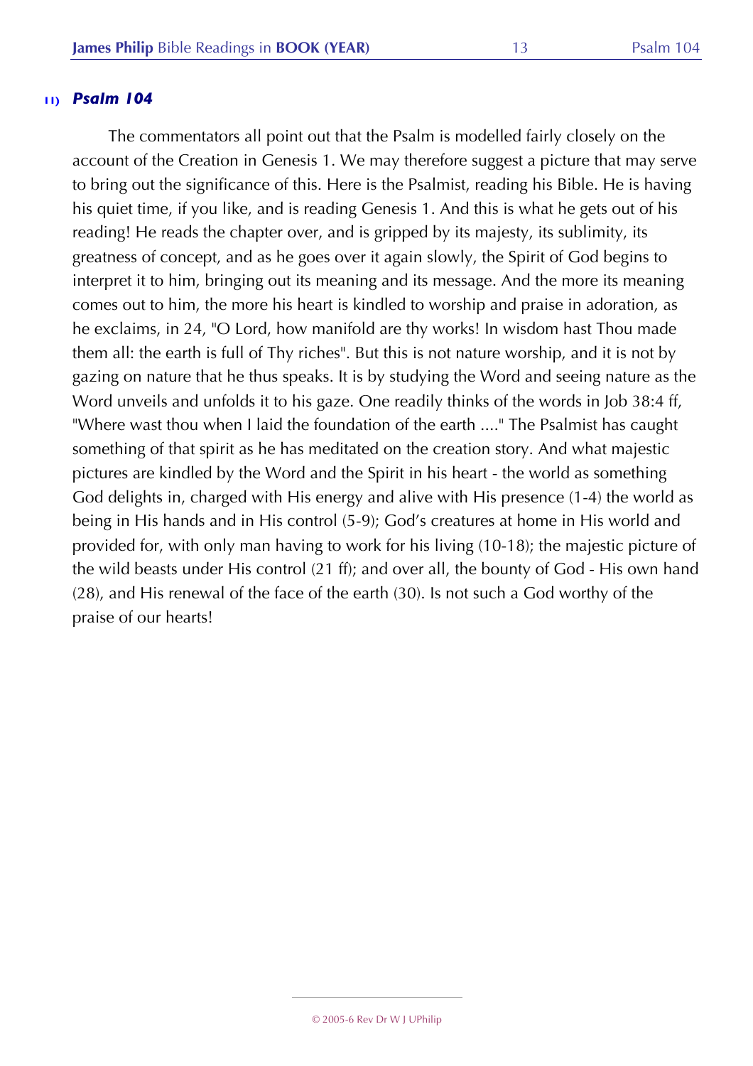### 11) *Psalm 104*

The commentators all point out that the Psalm is modelled fairly closely on the account of the Creation in Genesis 1. We may therefore suggest a picture that may serve to bring out the significance of this. Here is the Psalmist, reading his Bible. He is having his quiet time, if you like, and is reading Genesis 1. And this is what he gets out of his reading! He reads the chapter over, and is gripped by its majesty, its sublimity, its greatness of concept, and as he goes over it again slowly, the Spirit of God begins to interpret it to him, bringing out its meaning and its message. And the more its meaning comes out to him, the more his heart is kindled to worship and praise in adoration, as he exclaims, in 24, "O Lord, how manifold are thy works! In wisdom hast Thou made them all: the earth is full of Thy riches". But this is not nature worship, and it is not by gazing on nature that he thus speaks. It is by studying the Word and seeing nature as the Word unveils and unfolds it to his gaze. One readily thinks of the words in Job 38:4 ff, "Where wast thou when I laid the foundation of the earth ...." The Psalmist has caught something of that spirit as he has meditated on the creation story. And what majestic pictures are kindled by the Word and the Spirit in his heart - the world as something God delights in, charged with His energy and alive with His presence (1-4) the world as being in His hands and in His control (5-9); God's creatures at home in His world and provided for, with only man having to work for his living (10-18); the majestic picture of the wild beasts under His control (21 ff); and over all, the bounty of God - His own hand (28), and His renewal of the face of the earth (30). Is not such a God worthy of the praise of our hearts!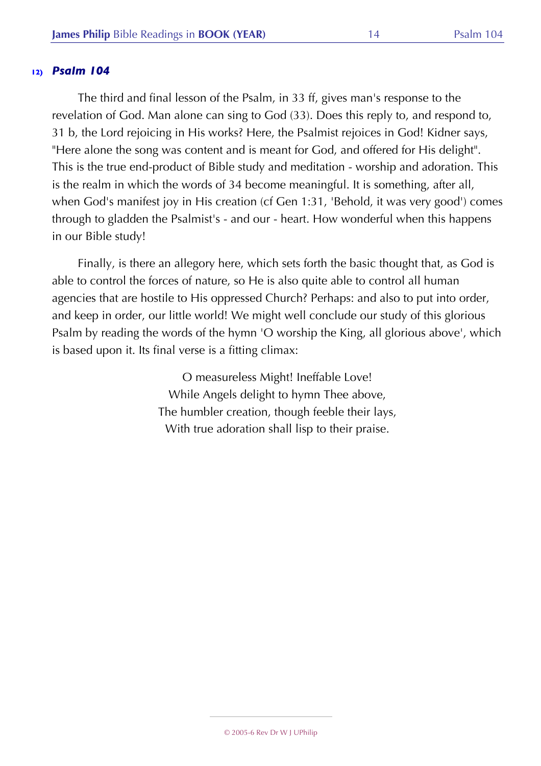**12)** ***Psalm 104***

The third and final lesson of the Psalm, in 33 ff, gives man's response to the revelation of God. Man alone can sing to God (33). Does this reply to, and respond to, 31 b, the Lord rejoicing in His works? Here, the Psalmist rejoices in God! Kidner says, "Here alone the song was content and is meant for God, and offered for His delight". This is the true end-product of Bible study and meditation - worship and adoration. This is the realm in which the words of 34 become meaningful. It is something, after all, when God's manifest joy in His creation (cf Gen 1:31, 'Behold, it was very good') comes through to gladden the Psalmist's - and our - heart. How wonderful when this happens in our Bible study!

Finally, is there an allegory here, which sets forth the basic thought that, as God is able to control the forces of nature, so He is also quite able to control all human agencies that are hostile to His oppressed Church? Perhaps: and also to put into order, and keep in order, our little world! We might well conclude our study of this glorious Psalm by reading the words of the hymn 'O worship the King, all glorious above', which is based upon it. Its final verse is a fitting climax:

O measureless Might! Ineffable Love!
While Angels delight to hymn Thee above,
The humbler creation, though feeble their lays,
With true adoration shall lisp to their praise.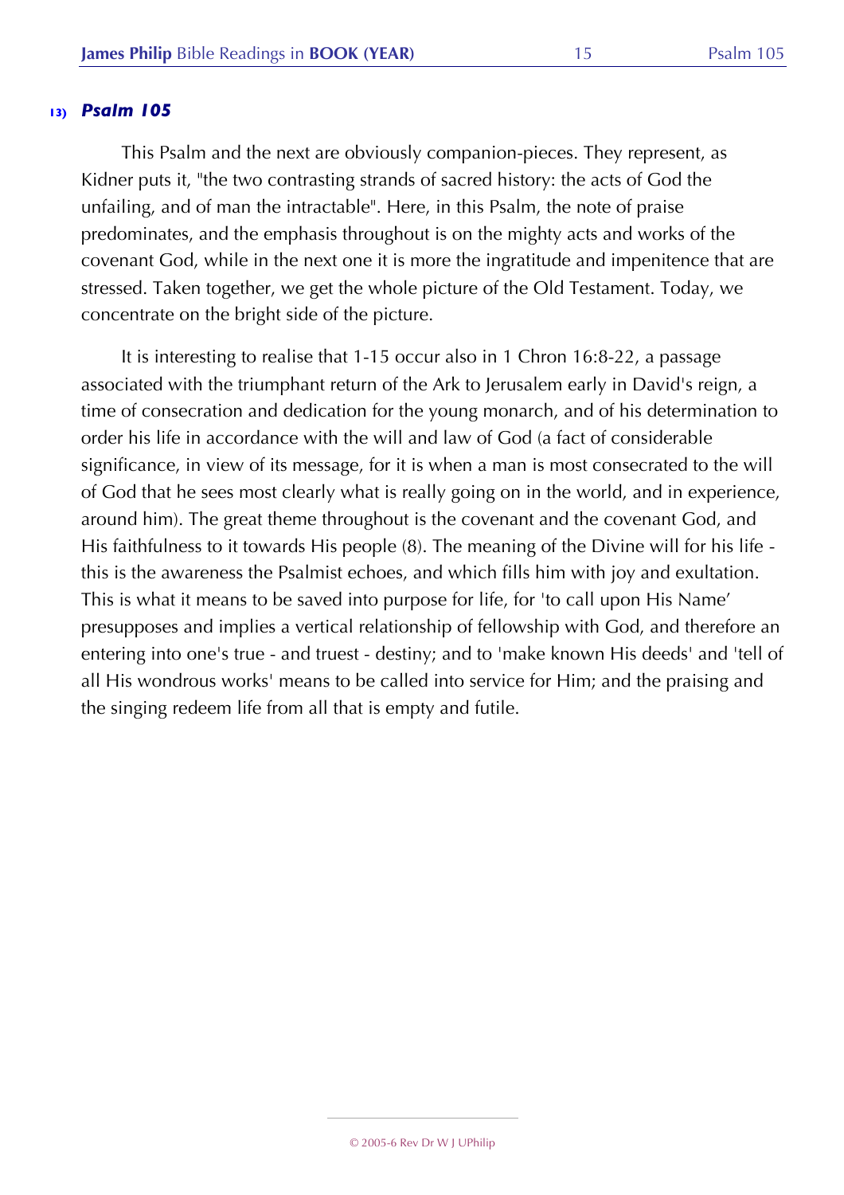### 13) *Psalm 105*

This Psalm and the next are obviously companion-pieces. They represent, as Kidner puts it, "the two contrasting strands of sacred history: the acts of God the unfailing, and of man the intractable". Here, in this Psalm, the note of praise predominates, and the emphasis throughout is on the mighty acts and works of the covenant God, while in the next one it is more the ingratitude and impenitence that are stressed. Taken together, we get the whole picture of the Old Testament. Today, we concentrate on the bright side of the picture.

It is interesting to realise that 1-15 occur also in 1 Chron 16:8-22, a passage associated with the triumphant return of the Ark to Jerusalem early in David's reign, a time of consecration and dedication for the young monarch, and of his determination to order his life in accordance with the will and law of God (a fact of considerable significance, in view of its message, for it is when a man is most consecrated to the will of God that he sees most clearly what is really going on in the world, and in experience, around him). The great theme throughout is the covenant and the covenant God, and His faithfulness to it towards His people (8). The meaning of the Divine will for his life - this is the awareness the Psalmist echoes, and which fills him with joy and exultation. This is what it means to be saved into purpose for life, for 'to call upon His Name' presupposes and implies a vertical relationship of fellowship with God, and therefore an entering into one's true - and truest - destiny; and to 'make known His deeds' and 'tell of all His wondrous works' means to be called into service for Him; and the praising and the singing redeem life from all that is empty and futile.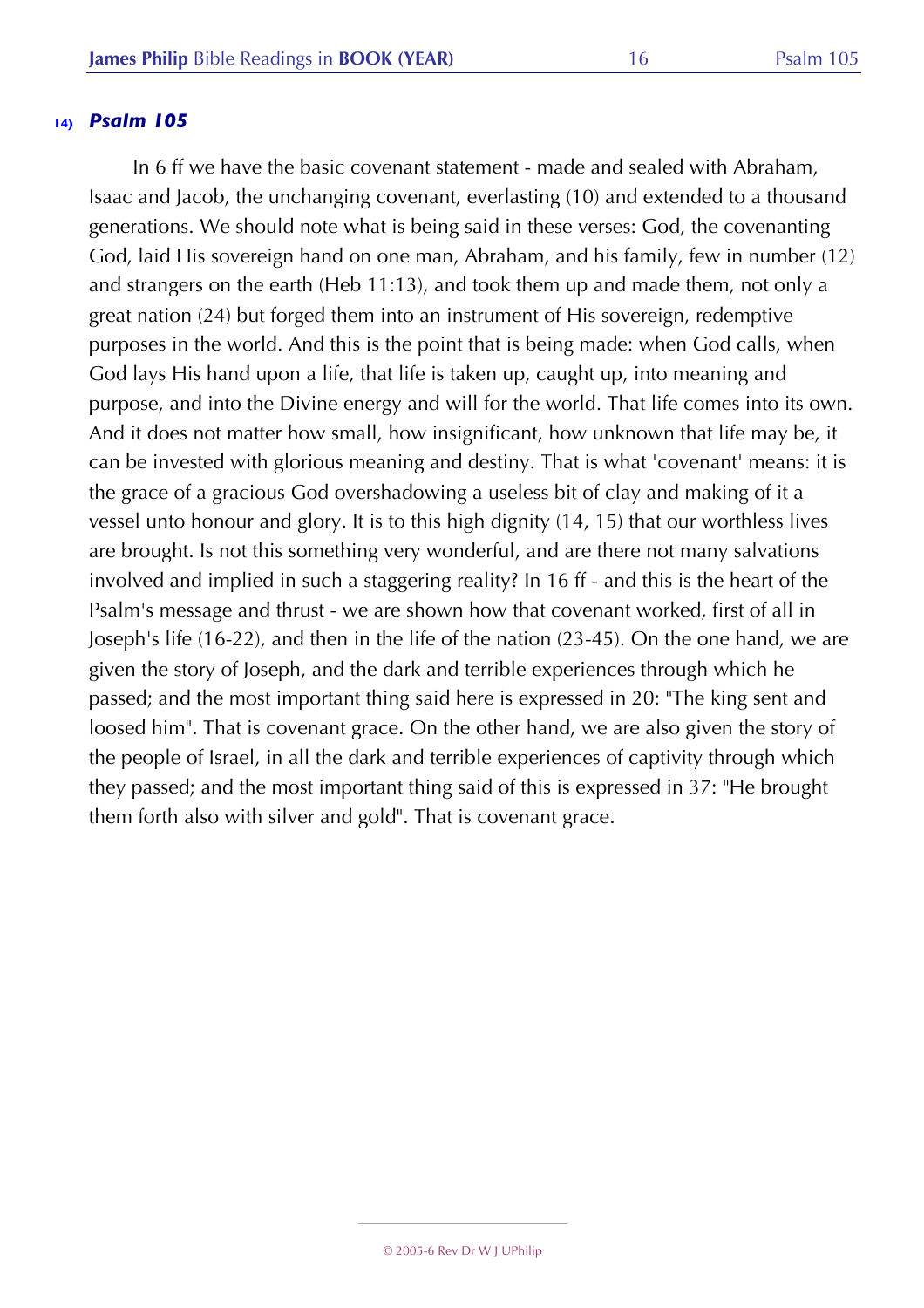## 14) *Psalm 105*

In 6 ff we have the basic covenant statement - made and sealed with Abraham, Isaac and Jacob, the unchanging covenant, everlasting (10) and extended to a thousand generations. We should note what is being said in these verses: God, the covenanting God, laid His sovereign hand on one man, Abraham, and his family, few in number (12) and strangers on the earth (Heb 11:13), and took them up and made them, not only a great nation (24) but forged them into an instrument of His sovereign, redemptive purposes in the world. And this is the point that is being made: when God calls, when God lays His hand upon a life, that life is taken up, caught up, into meaning and purpose, and into the Divine energy and will for the world. That life comes into its own. And it does not matter how small, how insignificant, how unknown that life may be, it can be invested with glorious meaning and destiny. That is what 'covenant' means: it is the grace of a gracious God overshadowing a useless bit of clay and making of it a vessel unto honour and glory. It is to this high dignity (14, 15) that our worthless lives are brought. Is not this something very wonderful, and are there not many salvations involved and implied in such a staggering reality? In 16 ff - and this is the heart of the Psalm's message and thrust - we are shown how that covenant worked, first of all in Joseph's life (16-22), and then in the life of the nation (23-45). On the one hand, we are given the story of Joseph, and the dark and terrible experiences through which he passed; and the most important thing said here is expressed in 20: "The king sent and loosed him". That is covenant grace. On the other hand, we are also given the story of the people of Israel, in all the dark and terrible experiences of captivity through which they passed; and the most important thing said of this is expressed in 37: "He brought them forth also with silver and gold". That is covenant grace.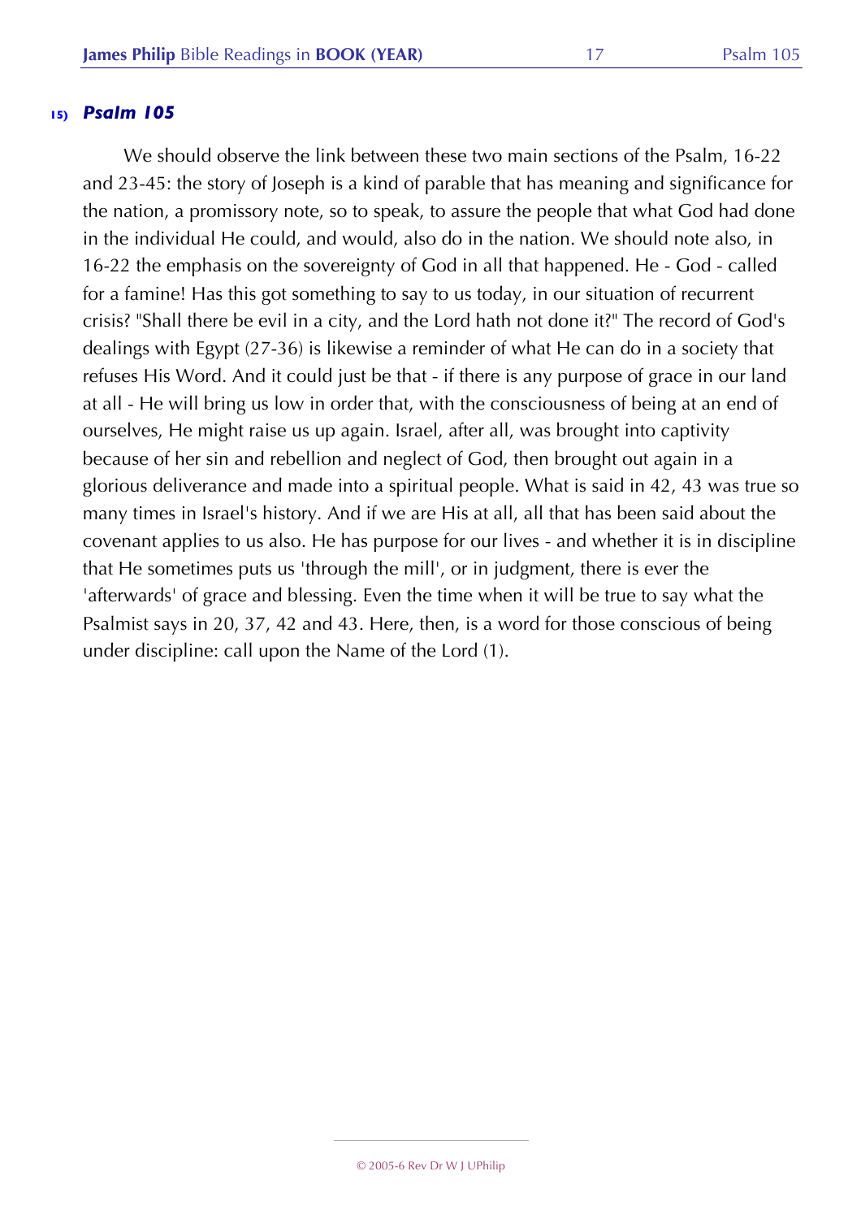### 15) *Psalm 105*

We should observe the link between these two main sections of the Psalm, 16-22 and 23-45: the story of Joseph is a kind of parable that has meaning and significance for the nation, a promissory note, so to speak, to assure the people that what God had done in the individual He could, and would, also do in the nation. We should note also, in 16-22 the emphasis on the sovereignty of God in all that happened. He - God - called for a famine! Has this got something to say to us today, in our situation of recurrent crisis? "Shall there be evil in a city, and the Lord hath not done it?" The record of God's dealings with Egypt (27-36) is likewise a reminder of what He can do in a society that refuses His Word. And it could just be that - if there is any purpose of grace in our land at all - He will bring us low in order that, with the consciousness of being at an end of ourselves, He might raise us up again. Israel, after all, was brought into captivity because of her sin and rebellion and neglect of God, then brought out again in a glorious deliverance and made into a spiritual people. What is said in 42, 43 was true so many times in Israel's history. And if we are His at all, all that has been said about the covenant applies to us also. He has purpose for our lives - and whether it is in discipline that He sometimes puts us 'through the mill', or in judgment, there is ever the 'afterwards' of grace and blessing. Even the time when it will be true to say what the Psalmist says in 20, 37, 42 and 43. Here, then, is a word for those conscious of being under discipline: call upon the Name of the Lord (1).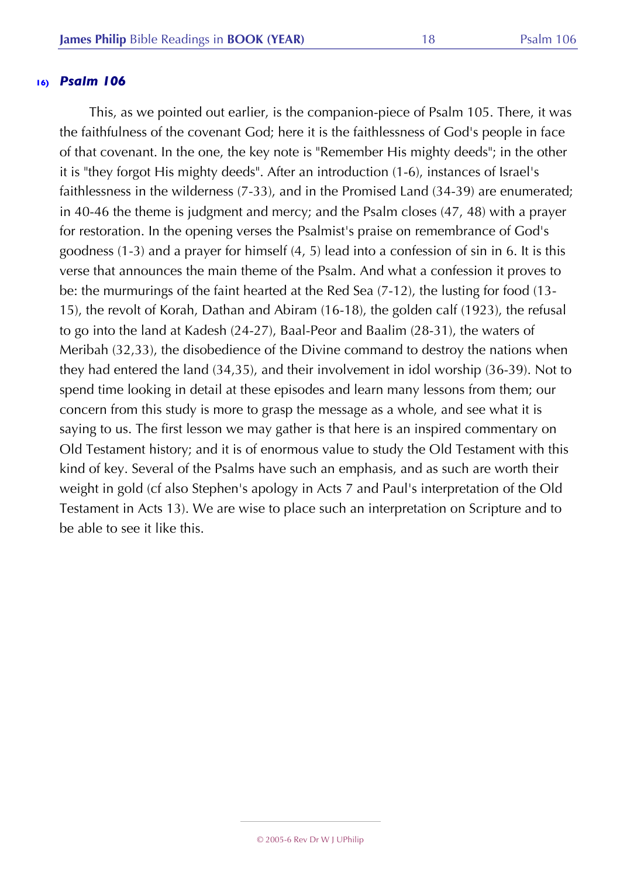### 16) *Psalm 106*

This, as we pointed out earlier, is the companion-piece of Psalm 105. There, it was the faithfulness of the covenant God; here it is the faithlessness of God's people in face of that covenant. In the one, the key note is "Remember His mighty deeds"; in the other it is "they forgot His mighty deeds". After an introduction (1-6), instances of Israel's faithlessness in the wilderness (7-33), and in the Promised Land (34-39) are enumerated; in 40-46 the theme is judgment and mercy; and the Psalm closes (47, 48) with a prayer for restoration. In the opening verses the Psalmist's praise on remembrance of God's goodness (1-3) and a prayer for himself (4, 5) lead into a confession of sin in 6. It is this verse that announces the main theme of the Psalm. And what a confession it proves to be: the murmurings of the faint hearted at the Red Sea (7-12), the lusting for food (13-15), the revolt of Korah, Dathan and Abiram (16-18), the golden calf (1923), the refusal to go into the land at Kadesh (24-27), Baal-Peor and Baalim (28-31), the waters of Meribah (32,33), the disobedience of the Divine command to destroy the nations when they had entered the land (34,35), and their involvement in idol worship (36-39). Not to spend time looking in detail at these episodes and learn many lessons from them; our concern from this study is more to grasp the message as a whole, and see what it is saying to us. The first lesson we may gather is that here is an inspired commentary on Old Testament history; and it is of enormous value to study the Old Testament with this kind of key. Several of the Psalms have such an emphasis, and as such are worth their weight in gold (cf also Stephen's apology in Acts 7 and Paul's interpretation of the Old Testament in Acts 13). We are wise to place such an interpretation on Scripture and to be able to see it like this.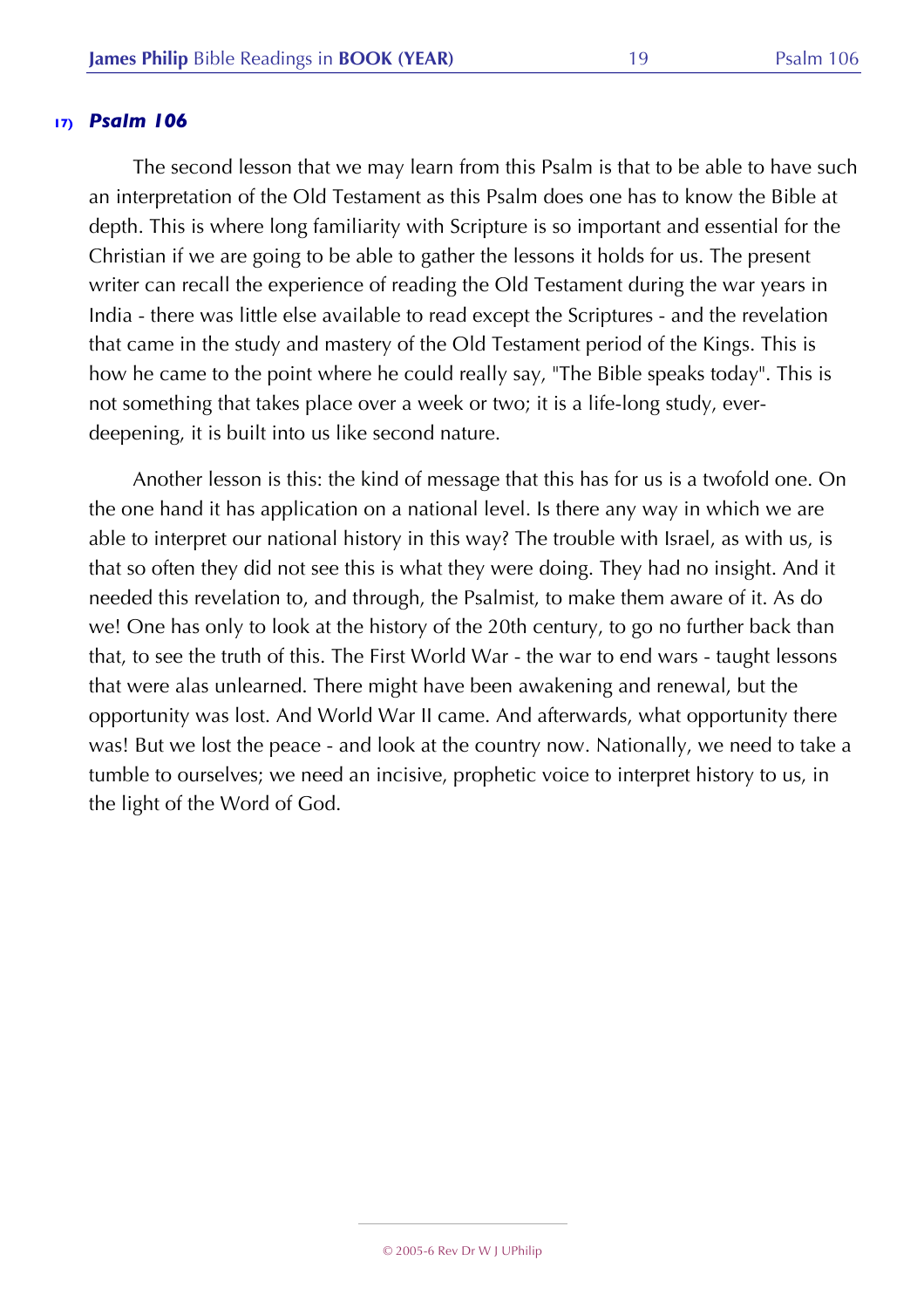**17)** ***Psalm 106***

The second lesson that we may learn from this Psalm is that to be able to have such an interpretation of the Old Testament as this Psalm does one has to know the Bible at depth. This is where long familiarity with Scripture is so important and essential for the Christian if we are going to be able to gather the lessons it holds for us. The present writer can recall the experience of reading the Old Testament during the war years in India - there was little else available to read except the Scriptures - and the revelation that came in the study and mastery of the Old Testament period of the Kings. This is how he came to the point where he could really say, "The Bible speaks today". This is not something that takes place over a week or two; it is a life-long study, ever-deepening, it is built into us like second nature.

Another lesson is this: the kind of message that this has for us is a twofold one. On the one hand it has application on a national level. Is there any way in which we are able to interpret our national history in this way? The trouble with Israel, as with us, is that so often they did not see this is what they were doing. They had no insight. And it needed this revelation to, and through, the Psalmist, to make them aware of it. As do we! One has only to look at the history of the 20th century, to go no further back than that, to see the truth of this. The First World War - the war to end wars - taught lessons that were alas unlearned. There might have been awakening and renewal, but the opportunity was lost. And World War II came. And afterwards, what opportunity there was! But we lost the peace - and look at the country now. Nationally, we need to take a tumble to ourselves; we need an incisive, prophetic voice to interpret history to us, in the light of the Word of God.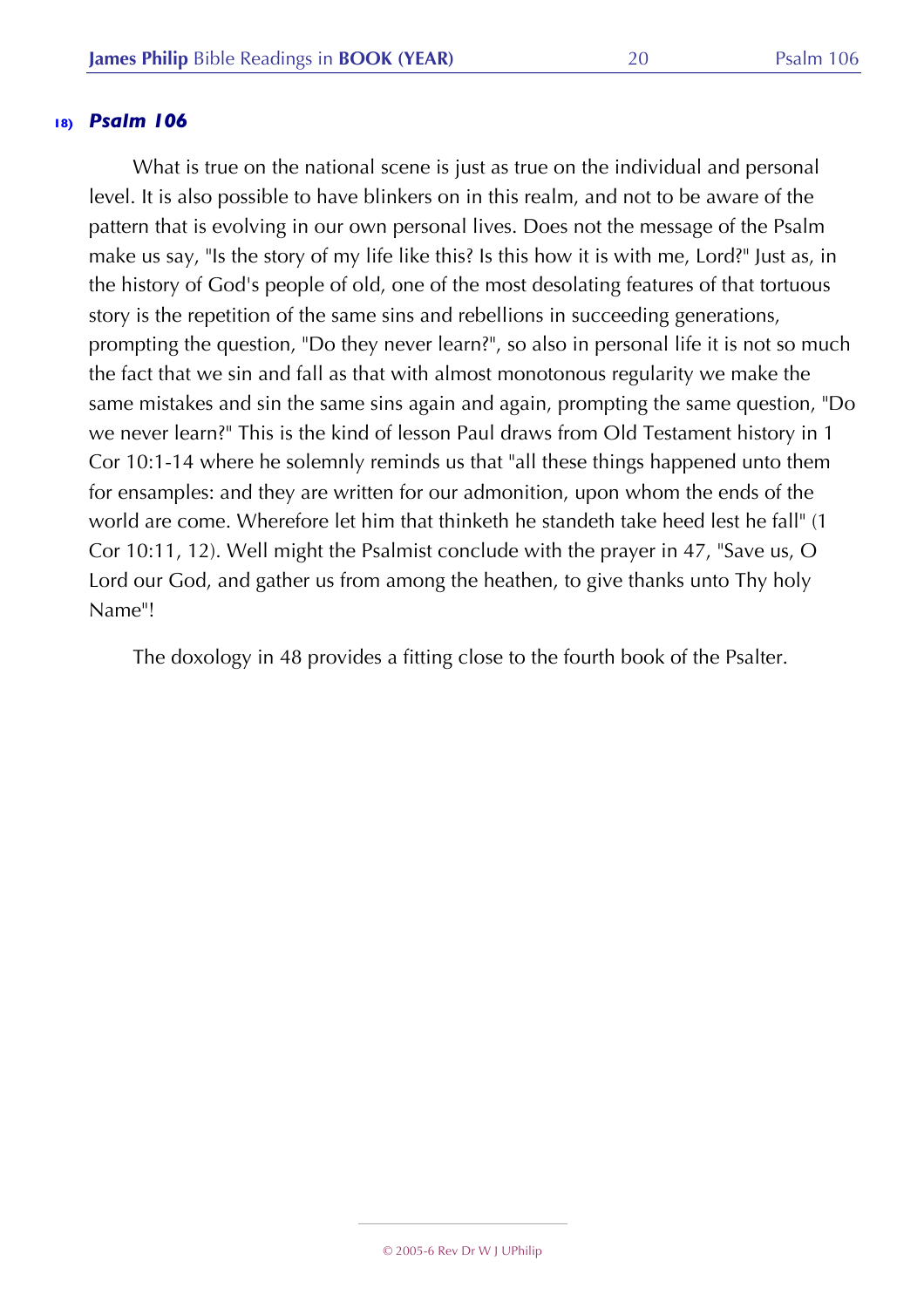**18)** ***Psalm 106***

What is true on the national scene is just as true on the individual and personal level. It is also possible to have blinkers on in this realm, and not to be aware of the pattern that is evolving in our own personal lives. Does not the message of the Psalm make us say, "Is the story of my life like this? Is this how it is with me, Lord?" Just as, in the history of God's people of old, one of the most desolating features of that tortuous story is the repetition of the same sins and rebellions in succeeding generations, prompting the question, "Do they never learn?", so also in personal life it is not so much the fact that we sin and fall as that with almost monotonous regularity we make the same mistakes and sin the same sins again and again, prompting the same question, "Do we never learn?" This is the kind of lesson Paul draws from Old Testament history in 1 Cor 10:1-14 where he solemnly reminds us that "all these things happened unto them for ensamples: and they are written for our admonition, upon whom the ends of the world are come. Wherefore let him that thinketh he standeth take heed lest he fall" (1 Cor 10:11, 12). Well might the Psalmist conclude with the prayer in 47, "Save us, O Lord our God, and gather us from among the heathen, to give thanks unto Thy holy Name"!

The doxology in 48 provides a fitting close to the fourth book of the Psalter.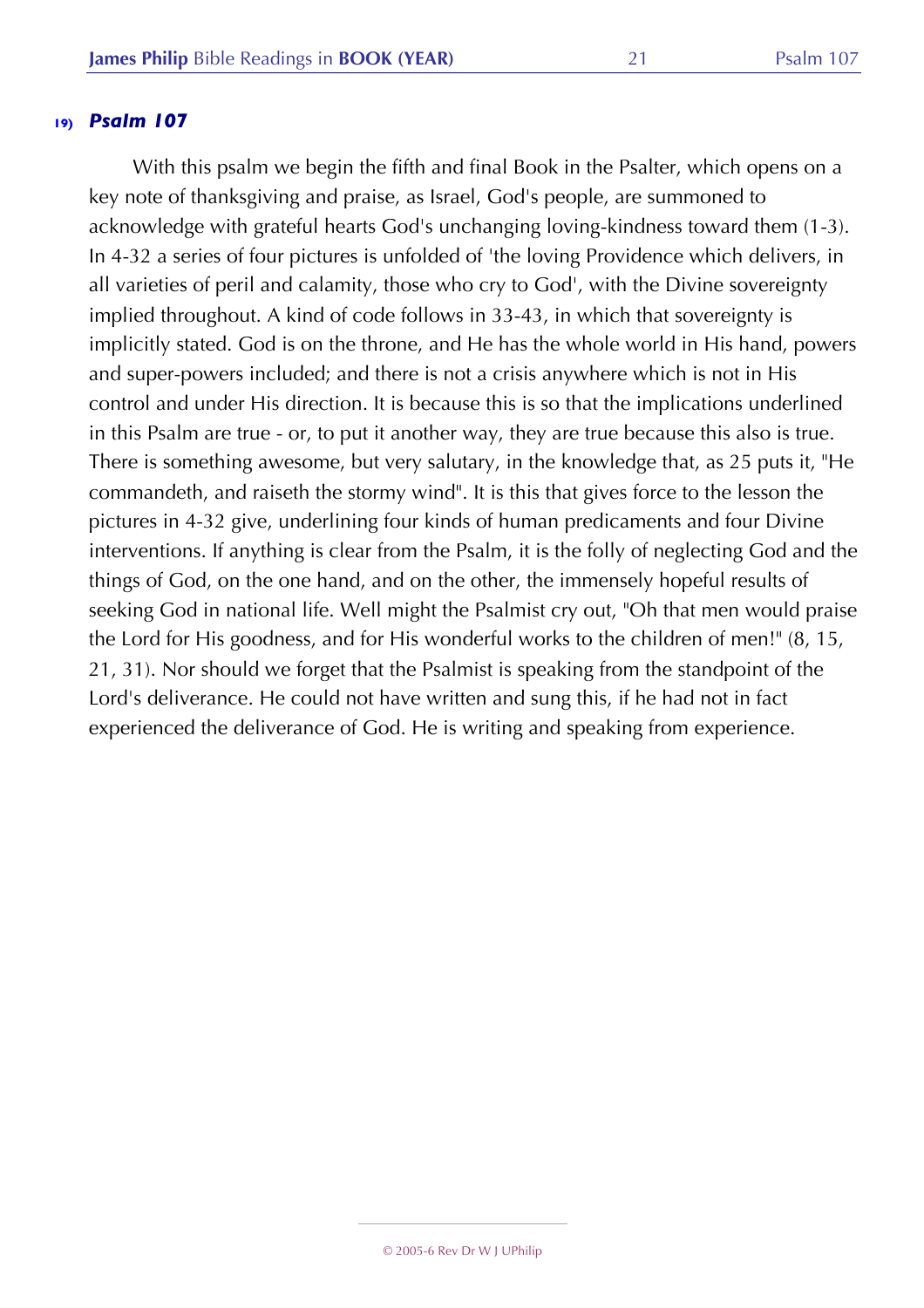### 19) *Psalm 107*

With this psalm we begin the fifth and final Book in the Psalter, which opens on a key note of thanksgiving and praise, as Israel, God's people, are summoned to acknowledge with grateful hearts God's unchanging loving-kindness toward them (1-3). In 4-32 a series of four pictures is unfolded of 'the loving Providence which delivers, in all varieties of peril and calamity, those who cry to God', with the Divine sovereignty implied throughout. A kind of code follows in 33-43, in which that sovereignty is implicitly stated. God is on the throne, and He has the whole world in His hand, powers and super-powers included; and there is not a crisis anywhere which is not in His control and under His direction. It is because this is so that the implications underlined in this Psalm are true - or, to put it another way, they are true because this also is true. There is something awesome, but very salutary, in the knowledge that, as 25 puts it, "He commandeth, and raiseth the stormy wind". It is this that gives force to the lesson the pictures in 4-32 give, underlining four kinds of human predicaments and four Divine interventions. If anything is clear from the Psalm, it is the folly of neglecting God and the things of God, on the one hand, and on the other, the immensely hopeful results of seeking God in national life. Well might the Psalmist cry out, "Oh that men would praise the Lord for His goodness, and for His wonderful works to the children of men!" (8, 15, 21, 31). Nor should we forget that the Psalmist is speaking from the standpoint of the Lord's deliverance. He could not have written and sung this, if he had not in fact experienced the deliverance of God. He is writing and speaking from experience.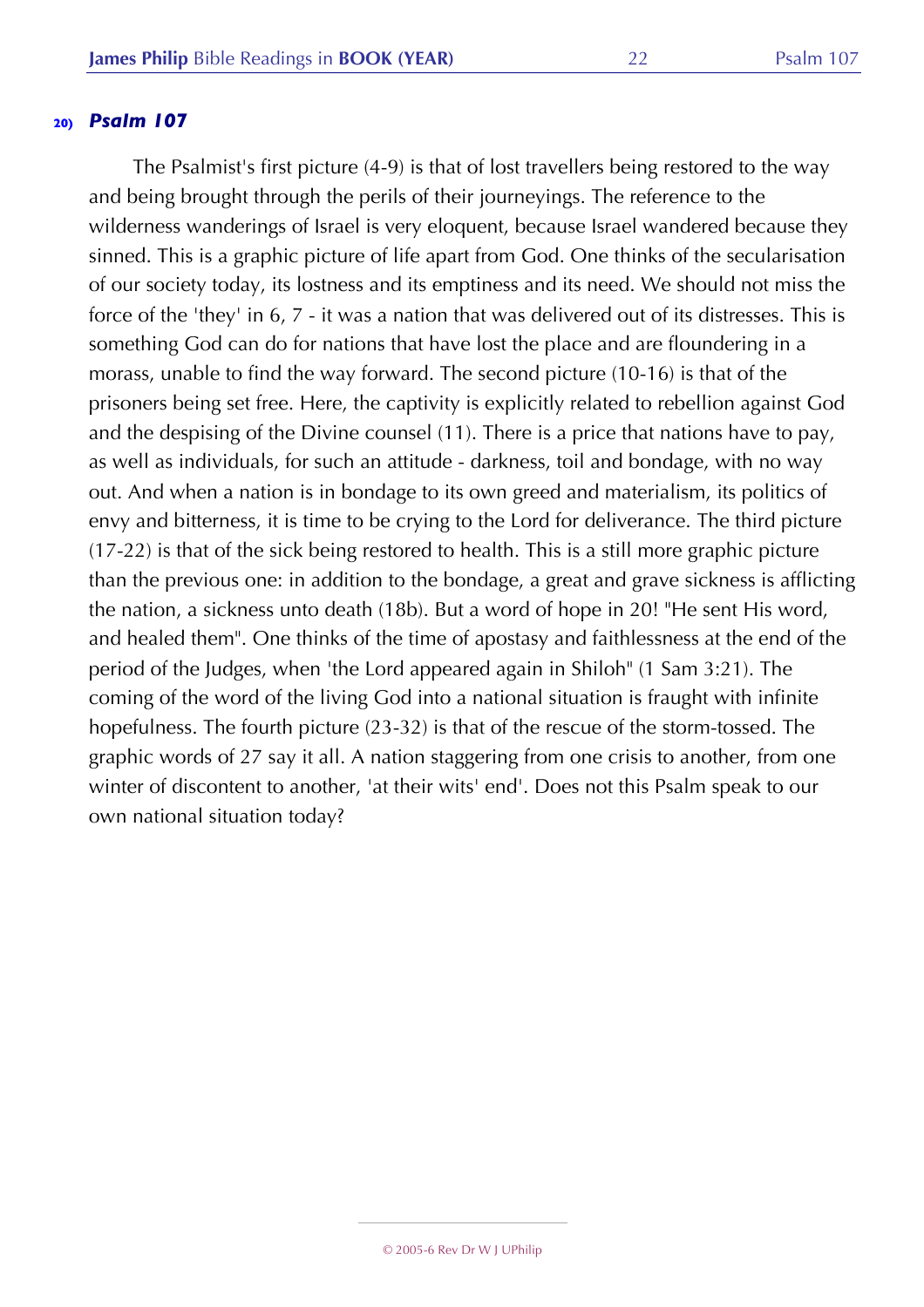## 20) *Psalm 107*

The Psalmist's first picture (4-9) is that of lost travellers being restored to the way and being brought through the perils of their journeyings. The reference to the wilderness wanderings of Israel is very eloquent, because Israel wandered because they sinned. This is a graphic picture of life apart from God. One thinks of the secularisation of our society today, its lostness and its emptiness and its need. We should not miss the force of the 'they' in 6, 7 - it was a nation that was delivered out of its distresses. This is something God can do for nations that have lost the place and are floundering in a morass, unable to find the way forward. The second picture (10-16) is that of the prisoners being set free. Here, the captivity is explicitly related to rebellion against God and the despising of the Divine counsel (11). There is a price that nations have to pay, as well as individuals, for such an attitude - darkness, toil and bondage, with no way out. And when a nation is in bondage to its own greed and materialism, its politics of envy and bitterness, it is time to be crying to the Lord for deliverance. The third picture (17-22) is that of the sick being restored to health. This is a still more graphic picture than the previous one: in addition to the bondage, a great and grave sickness is afflicting the nation, a sickness unto death (18b). But a word of hope in 20! "He sent His word, and healed them". One thinks of the time of apostasy and faithlessness at the end of the period of the Judges, when 'the Lord appeared again in Shiloh" (1 Sam 3:21). The coming of the word of the living God into a national situation is fraught with infinite hopefulness. The fourth picture (23-32) is that of the rescue of the storm-tossed. The graphic words of 27 say it all. A nation staggering from one crisis to another, from one winter of discontent to another, 'at their wits' end'. Does not this Psalm speak to our own national situation today?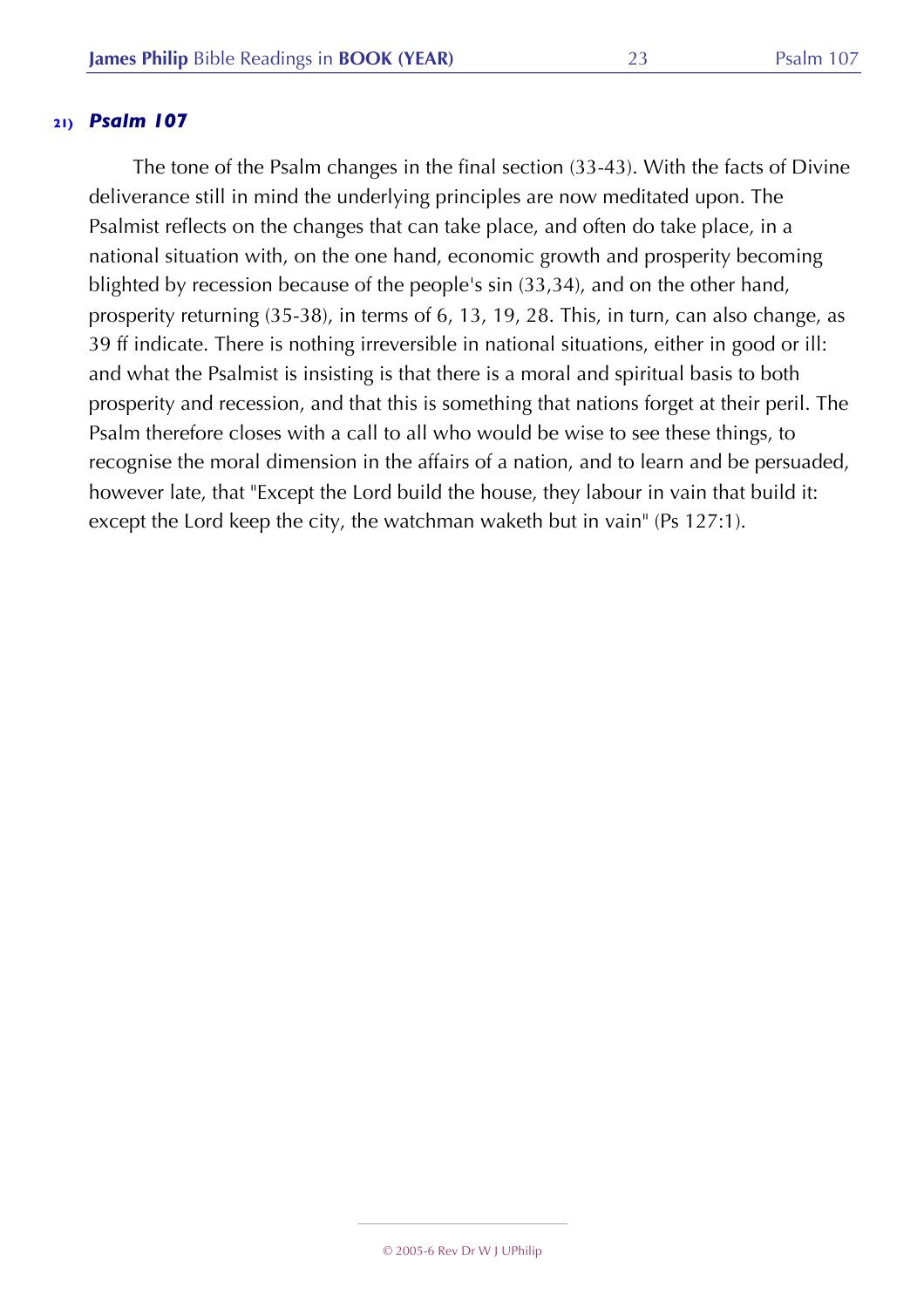## 21) *Psalm 107*

The tone of the Psalm changes in the final section (33-43). With the facts of Divine deliverance still in mind the underlying principles are now meditated upon. The Psalmist reflects on the changes that can take place, and often do take place, in a national situation with, on the one hand, economic growth and prosperity becoming blighted by recession because of the people's sin (33,34), and on the other hand, prosperity returning (35-38), in terms of 6, 13, 19, 28. This, in turn, can also change, as 39 ff indicate. There is nothing irreversible in national situations, either in good or ill: and what the Psalmist is insisting is that there is a moral and spiritual basis to both prosperity and recession, and that this is something that nations forget at their peril. The Psalm therefore closes with a call to all who would be wise to see these things, to recognise the moral dimension in the affairs of a nation, and to learn and be persuaded, however late, that "Except the Lord build the house, they labour in vain that build it: except the Lord keep the city, the watchman waketh but in vain" (Ps 127:1).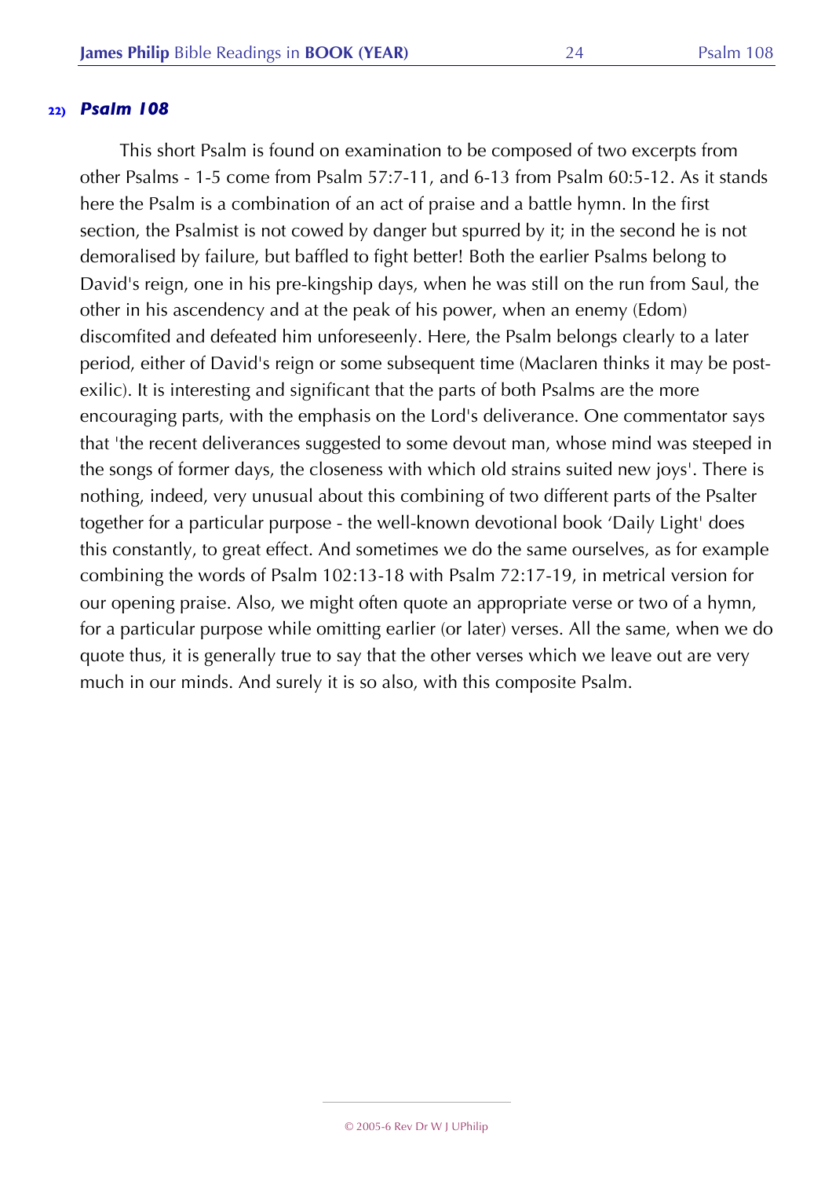## 22) *Psalm 108*

This short Psalm is found on examination to be composed of two excerpts from other Psalms - 1-5 come from Psalm 57:7-11, and 6-13 from Psalm 60:5-12. As it stands here the Psalm is a combination of an act of praise and a battle hymn. In the first section, the Psalmist is not cowed by danger but spurred by it; in the second he is not demoralised by failure, but baffled to fight better! Both the earlier Psalms belong to David's reign, one in his pre-kingship days, when he was still on the run from Saul, the other in his ascendency and at the peak of his power, when an enemy (Edom) discomfited and defeated him unforeseenly. Here, the Psalm belongs clearly to a later period, either of David's reign or some subsequent time (Maclaren thinks it may be post-exilic). It is interesting and significant that the parts of both Psalms are the more encouraging parts, with the emphasis on the Lord's deliverance. One commentator says that 'the recent deliverances suggested to some devout man, whose mind was steeped in the songs of former days, the closeness with which old strains suited new joys'. There is nothing, indeed, very unusual about this combining of two different parts of the Psalter together for a particular purpose - the well-known devotional book 'Daily Light' does this constantly, to great effect. And sometimes we do the same ourselves, as for example combining the words of Psalm 102:13-18 with Psalm 72:17-19, in metrical version for our opening praise. Also, we might often quote an appropriate verse or two of a hymn, for a particular purpose while omitting earlier (or later) verses. All the same, when we do quote thus, it is generally true to say that the other verses which we leave out are very much in our minds. And surely it is so also, with this composite Psalm.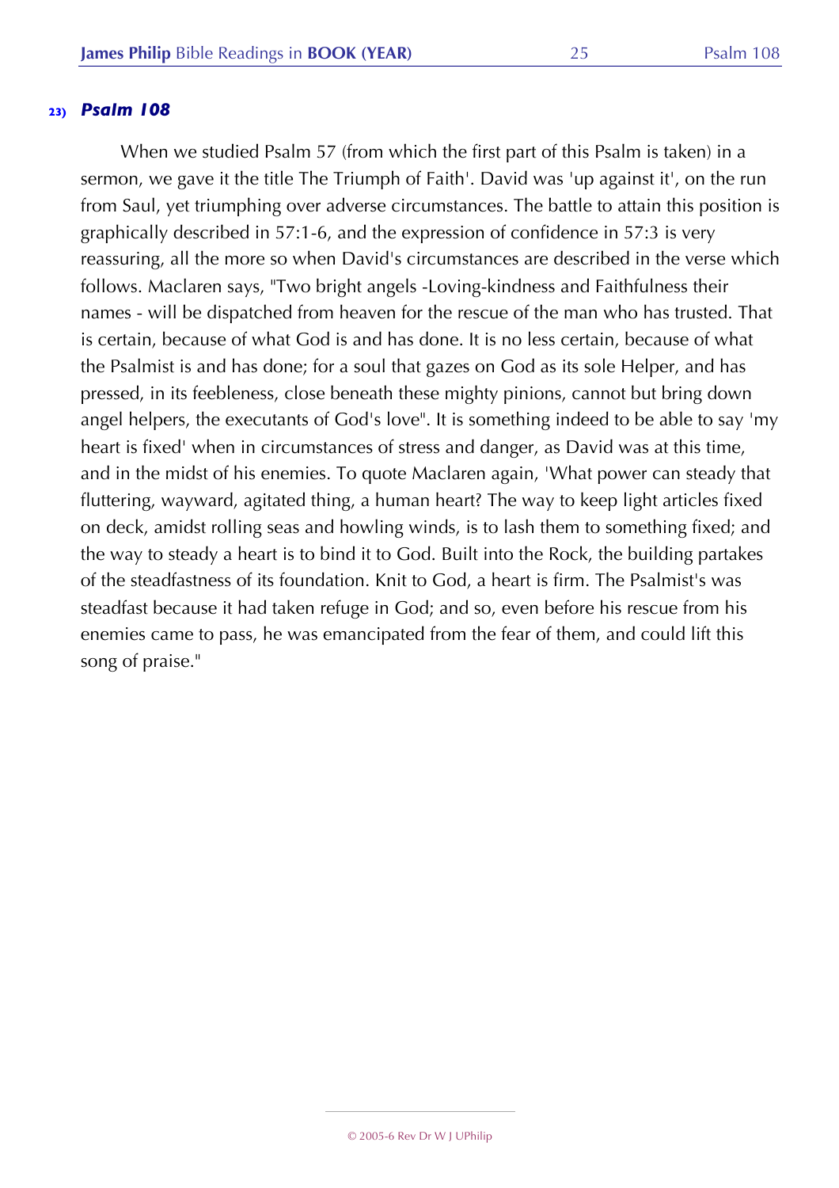### 23) *Psalm 108*

When we studied Psalm 57 (from which the first part of this Psalm is taken) in a sermon, we gave it the title The Triumph of Faith'. David was 'up against it', on the run from Saul, yet triumphing over adverse circumstances. The battle to attain this position is graphically described in 57:1-6, and the expression of confidence in 57:3 is very reassuring, all the more so when David's circumstances are described in the verse which follows. Maclaren says, "Two bright angels -Loving-kindness and Faithfulness their names - will be dispatched from heaven for the rescue of the man who has trusted. That is certain, because of what God is and has done. It is no less certain, because of what the Psalmist is and has done; for a soul that gazes on God as its sole Helper, and has pressed, in its feebleness, close beneath these mighty pinions, cannot but bring down angel helpers, the executants of God's love". It is something indeed to be able to say 'my heart is fixed' when in circumstances of stress and danger, as David was at this time, and in the midst of his enemies. To quote Maclaren again, 'What power can steady that fluttering, wayward, agitated thing, a human heart? The way to keep light articles fixed on deck, amidst rolling seas and howling winds, is to lash them to something fixed; and the way to steady a heart is to bind it to God. Built into the Rock, the building partakes of the steadfastness of its foundation. Knit to God, a heart is firm. The Psalmist's was steadfast because it had taken refuge in God; and so, even before his rescue from his enemies came to pass, he was emancipated from the fear of them, and could lift this song of praise."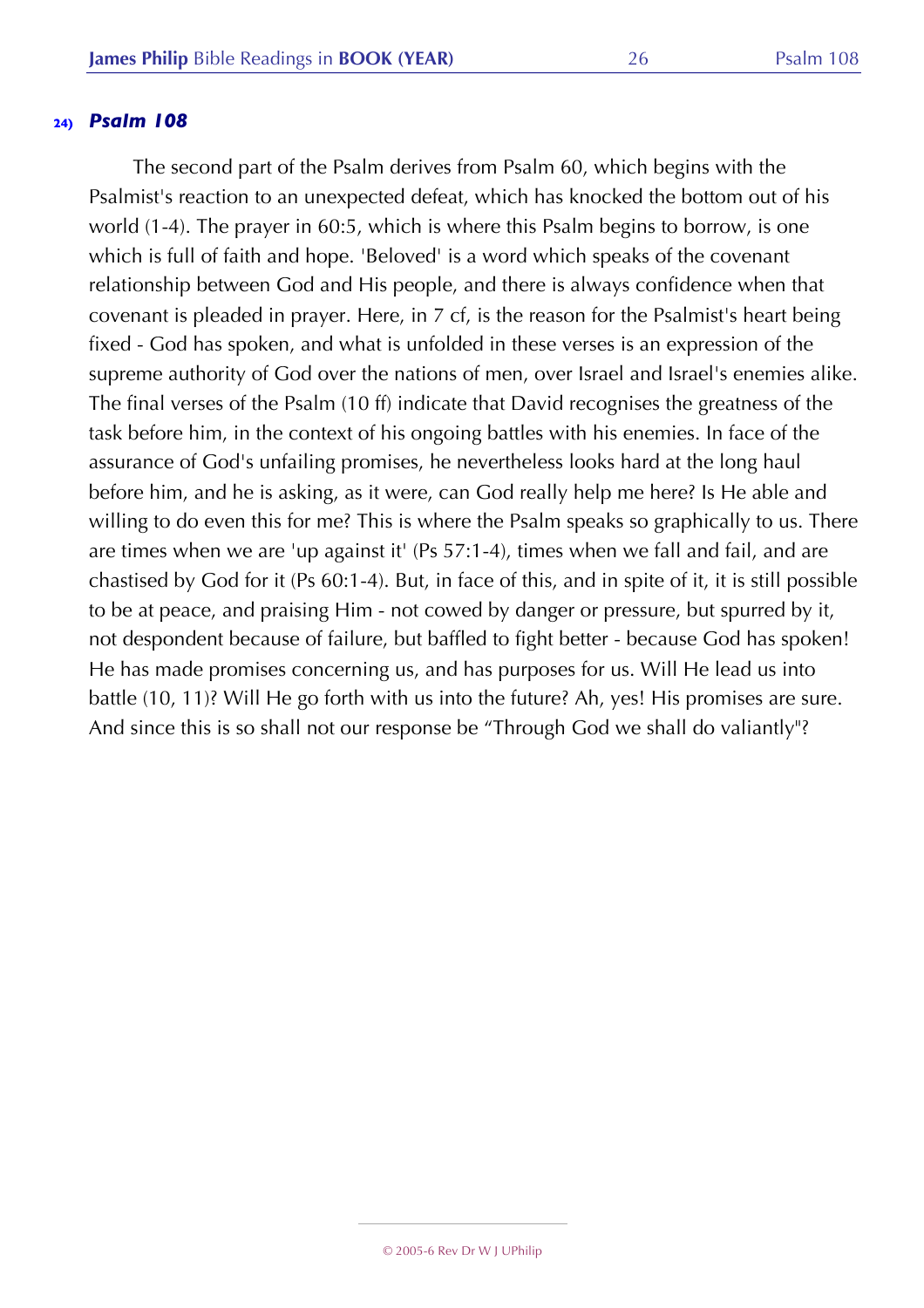### 24) *Psalm 108*

The second part of the Psalm derives from Psalm 60, which begins with the Psalmist's reaction to an unexpected defeat, which has knocked the bottom out of his world (1-4). The prayer in 60:5, which is where this Psalm begins to borrow, is one which is full of faith and hope. 'Beloved' is a word which speaks of the covenant relationship between God and His people, and there is always confidence when that covenant is pleaded in prayer. Here, in 7 cf, is the reason for the Psalmist's heart being fixed - God has spoken, and what is unfolded in these verses is an expression of the supreme authority of God over the nations of men, over Israel and Israel's enemies alike. The final verses of the Psalm (10 ff) indicate that David recognises the greatness of the task before him, in the context of his ongoing battles with his enemies. In face of the assurance of God's unfailing promises, he nevertheless looks hard at the long haul before him, and he is asking, as it were, can God really help me here? Is He able and willing to do even this for me? This is where the Psalm speaks so graphically to us. There are times when we are 'up against it' (Ps 57:1-4), times when we fall and fail, and are chastised by God for it (Ps 60:1-4). But, in face of this, and in spite of it, it is still possible to be at peace, and praising Him - not cowed by danger or pressure, but spurred by it, not despondent because of failure, but baffled to fight better - because God has spoken! He has made promises concerning us, and has purposes for us. Will He lead us into battle (10, 11)? Will He go forth with us into the future? Ah, yes! His promises are sure. And since this is so shall not our response be "Through God we shall do valiantly"?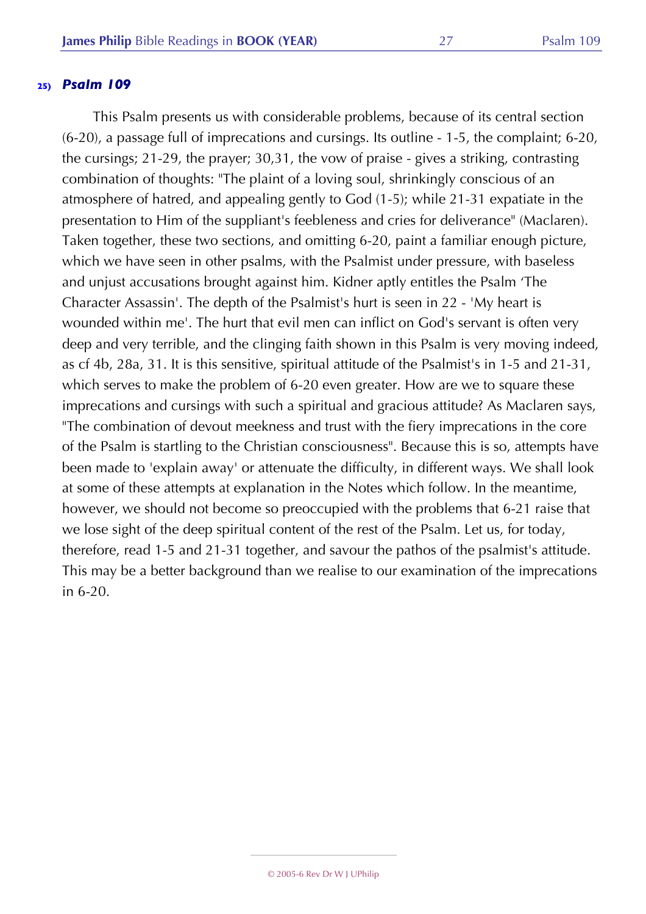**25)** ***Psalm 109***

This Psalm presents us with considerable problems, because of its central section (6-20), a passage full of imprecations and cursings. Its outline - 1-5, the complaint; 6-20, the cursings; 21-29, the prayer; 30,31, the vow of praise - gives a striking, contrasting combination of thoughts: "The plaint of a loving soul, shrinkingly conscious of an atmosphere of hatred, and appealing gently to God (1-5); while 21-31 expatiate in the presentation to Him of the suppliant's feebleness and cries for deliverance" (Maclaren). Taken together, these two sections, and omitting 6-20, paint a familiar enough picture, which we have seen in other psalms, with the Psalmist under pressure, with baseless and unjust accusations brought against him. Kidner aptly entitles the Psalm 'The Character Assassin'. The depth of the Psalmist's hurt is seen in 22 - 'My heart is wounded within me'. The hurt that evil men can inflict on God's servant is often very deep and very terrible, and the clinging faith shown in this Psalm is very moving indeed, as cf 4b, 28a, 31. It is this sensitive, spiritual attitude of the Psalmist's in 1-5 and 21-31, which serves to make the problem of 6-20 even greater. How are we to square these imprecations and cursings with such a spiritual and gracious attitude? As Maclaren says, "The combination of devout meekness and trust with the fiery imprecations in the core of the Psalm is startling to the Christian consciousness". Because this is so, attempts have been made to 'explain away' or attenuate the difficulty, in different ways. We shall look at some of these attempts at explanation in the Notes which follow. In the meantime, however, we should not become so preoccupied with the problems that 6-21 raise that we lose sight of the deep spiritual content of the rest of the Psalm. Let us, for today, therefore, read 1-5 and 21-31 together, and savour the pathos of the psalmist's attitude. This may be a better background than we realise to our examination of the imprecations in 6-20.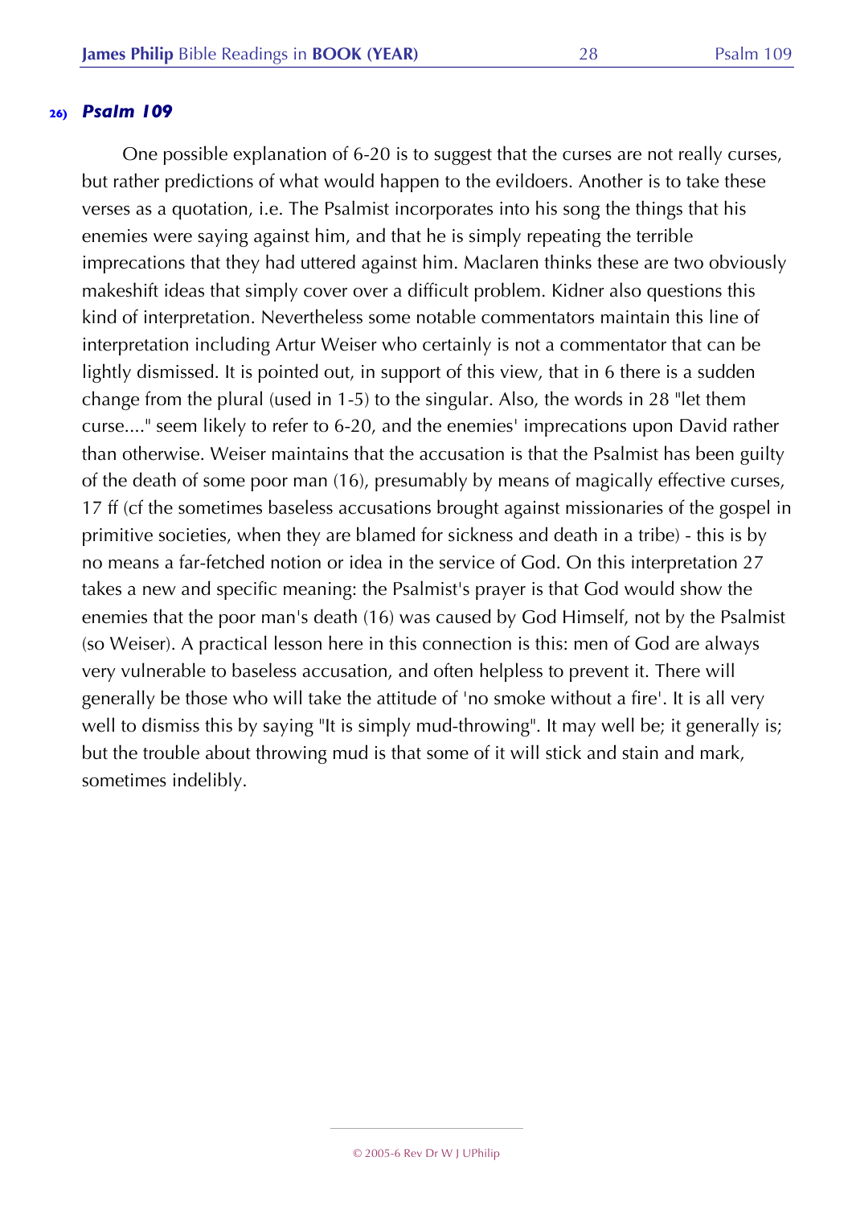### 26) *Psalm 109*

One possible explanation of 6-20 is to suggest that the curses are not really curses, but rather predictions of what would happen to the evildoers. Another is to take these verses as a quotation, i.e. The Psalmist incorporates into his song the things that his enemies were saying against him, and that he is simply repeating the terrible imprecations that they had uttered against him. Maclaren thinks these are two obviously makeshift ideas that simply cover over a difficult problem. Kidner also questions this kind of interpretation. Nevertheless some notable commentators maintain this line of interpretation including Artur Weiser who certainly is not a commentator that can be lightly dismissed. It is pointed out, in support of this view, that in 6 there is a sudden change from the plural (used in 1-5) to the singular. Also, the words in 28 "let them curse...." seem likely to refer to 6-20, and the enemies' imprecations upon David rather than otherwise. Weiser maintains that the accusation is that the Psalmist has been guilty of the death of some poor man (16), presumably by means of magically effective curses, 17 ff (cf the sometimes baseless accusations brought against missionaries of the gospel in primitive societies, when they are blamed for sickness and death in a tribe) - this is by no means a far-fetched notion or idea in the service of God. On this interpretation 27 takes a new and specific meaning: the Psalmist's prayer is that God would show the enemies that the poor man's death (16) was caused by God Himself, not by the Psalmist (so Weiser). A practical lesson here in this connection is this: men of God are always very vulnerable to baseless accusation, and often helpless to prevent it. There will generally be those who will take the attitude of 'no smoke without a fire'. It is all very well to dismiss this by saying "It is simply mud-throwing". It may well be; it generally is; but the trouble about throwing mud is that some of it will stick and stain and mark, sometimes indelibly.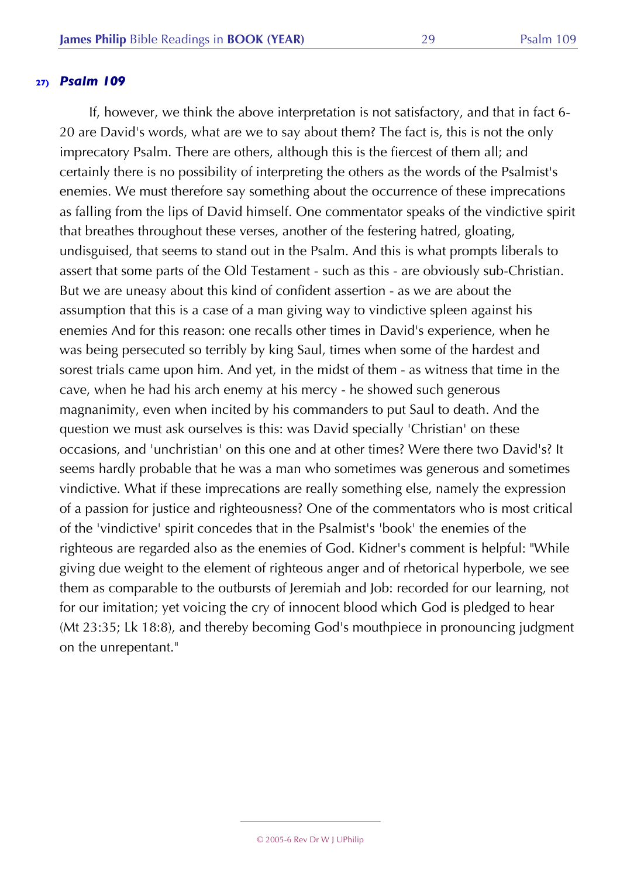**27) *Psalm 109***

If, however, we think the above interpretation is not satisfactory, and that in fact 6-20 are David's words, what are we to say about them? The fact is, this is not the only imprecatory Psalm. There are others, although this is the fiercest of them all; and certainly there is no possibility of interpreting the others as the words of the Psalmist's enemies. We must therefore say something about the occurrence of these imprecations as falling from the lips of David himself. One commentator speaks of the vindictive spirit that breathes throughout these verses, another of the festering hatred, gloating, undisguised, that seems to stand out in the Psalm. And this is what prompts liberals to assert that some parts of the Old Testament - such as this - are obviously sub-Christian. But we are uneasy about this kind of confident assertion - as we are about the assumption that this is a case of a man giving way to vindictive spleen against his enemies And for this reason: one recalls other times in David's experience, when he was being persecuted so terribly by king Saul, times when some of the hardest and sorest trials came upon him. And yet, in the midst of them - as witness that time in the cave, when he had his arch enemy at his mercy - he showed such generous magnanimity, even when incited by his commanders to put Saul to death. And the question we must ask ourselves is this: was David specially 'Christian' on these occasions, and 'unchristian' on this one and at other times? Were there two David's? It seems hardly probable that he was a man who sometimes was generous and sometimes vindictive. What if these imprecations are really something else, namely the expression of a passion for justice and righteousness? One of the commentators who is most critical of the 'vindictive' spirit concedes that in the Psalmist's 'book' the enemies of the righteous are regarded also as the enemies of God. Kidner's comment is helpful: "While giving due weight to the element of righteous anger and of rhetorical hyperbole, we see them as comparable to the outbursts of Jeremiah and Job: recorded for our learning, not for our imitation; yet voicing the cry of innocent blood which God is pledged to hear (Mt 23:35; Lk 18:8), and thereby becoming God's mouthpiece in pronouncing judgment on the unrepentant."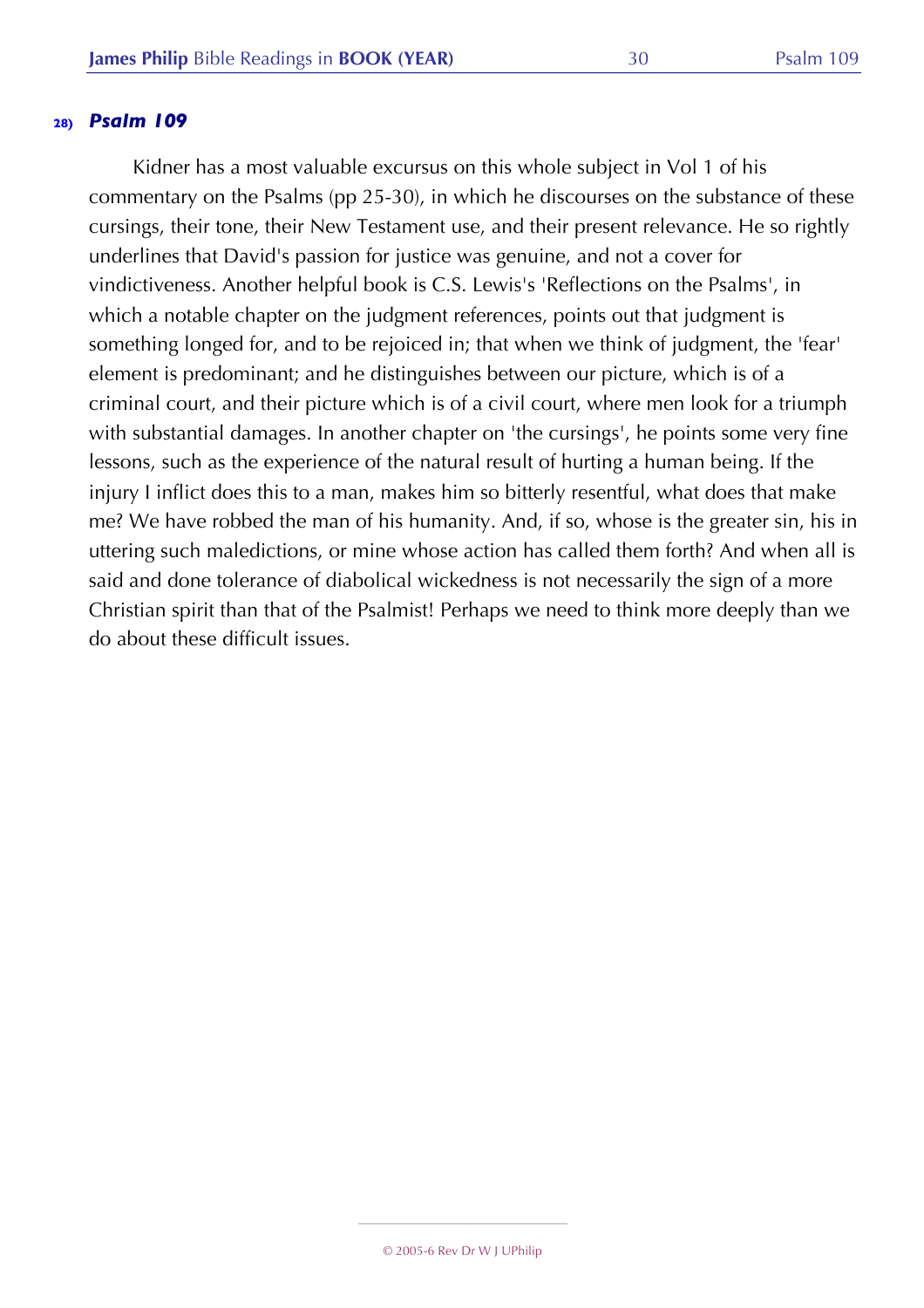### 28) *Psalm 109*

Kidner has a most valuable excursus on this whole subject in Vol 1 of his commentary on the Psalms (pp 25-30), in which he discourses on the substance of these cursings, their tone, their New Testament use, and their present relevance. He so rightly underlines that David's passion for justice was genuine, and not a cover for vindictiveness. Another helpful book is C.S. Lewis's 'Reflections on the Psalms', in which a notable chapter on the judgment references, points out that judgment is something longed for, and to be rejoiced in; that when we think of judgment, the 'fear' element is predominant; and he distinguishes between our picture, which is of a criminal court, and their picture which is of a civil court, where men look for a triumph with substantial damages. In another chapter on 'the cursings', he points some very fine lessons, such as the experience of the natural result of hurting a human being. If the injury I inflict does this to a man, makes him so bitterly resentful, what does that make me? We have robbed the man of his humanity. And, if so, whose is the greater sin, his in uttering such maledictions, or mine whose action has called them forth? And when all is said and done tolerance of diabolical wickedness is not necessarily the sign of a more Christian spirit than that of the Psalmist! Perhaps we need to think more deeply than we do about these difficult issues.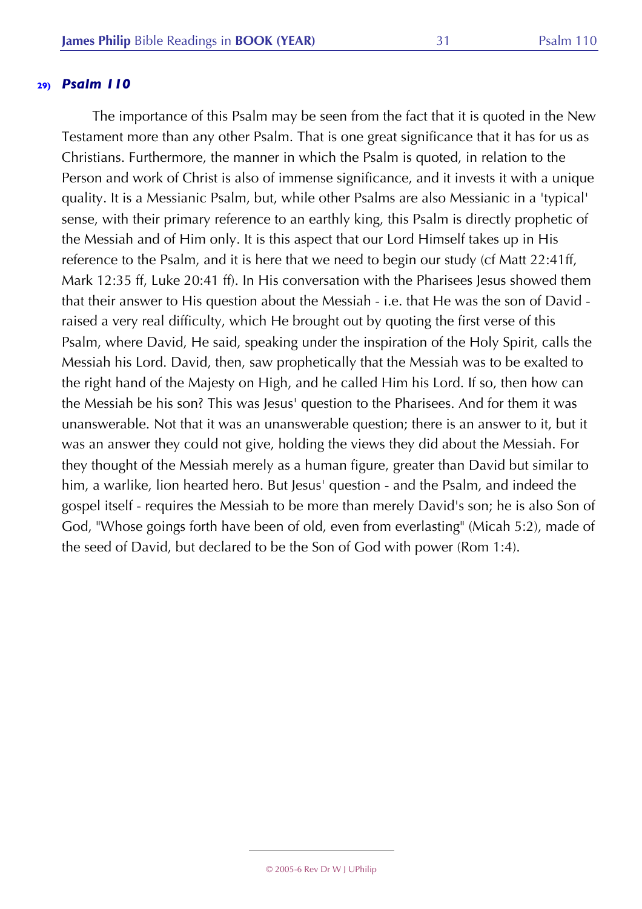## 29) *Psalm 110*

The importance of this Psalm may be seen from the fact that it is quoted in the New Testament more than any other Psalm. That is one great significance that it has for us as Christians. Furthermore, the manner in which the Psalm is quoted, in relation to the Person and work of Christ is also of immense significance, and it invests it with a unique quality. It is a Messianic Psalm, but, while other Psalms are also Messianic in a 'typical' sense, with their primary reference to an earthly king, this Psalm is directly prophetic of the Messiah and of Him only. It is this aspect that our Lord Himself takes up in His reference to the Psalm, and it is here that we need to begin our study (cf Matt 22:41ff, Mark 12:35 ff, Luke 20:41 ff). In His conversation with the Pharisees Jesus showed them that their answer to His question about the Messiah - i.e. that He was the son of David - raised a very real difficulty, which He brought out by quoting the first verse of this Psalm, where David, He said, speaking under the inspiration of the Holy Spirit, calls the Messiah his Lord. David, then, saw prophetically that the Messiah was to be exalted to the right hand of the Majesty on High, and he called Him his Lord. If so, then how can the Messiah be his son? This was Jesus' question to the Pharisees. And for them it was unanswerable. Not that it was an unanswerable question; there is an answer to it, but it was an answer they could not give, holding the views they did about the Messiah. For they thought of the Messiah merely as a human figure, greater than David but similar to him, a warlike, lion hearted hero. But Jesus' question - and the Psalm, and indeed the gospel itself - requires the Messiah to be more than merely David's son; he is also Son of God, "Whose goings forth have been of old, even from everlasting" (Micah 5:2), made of the seed of David, but declared to be the Son of God with power (Rom 1:4).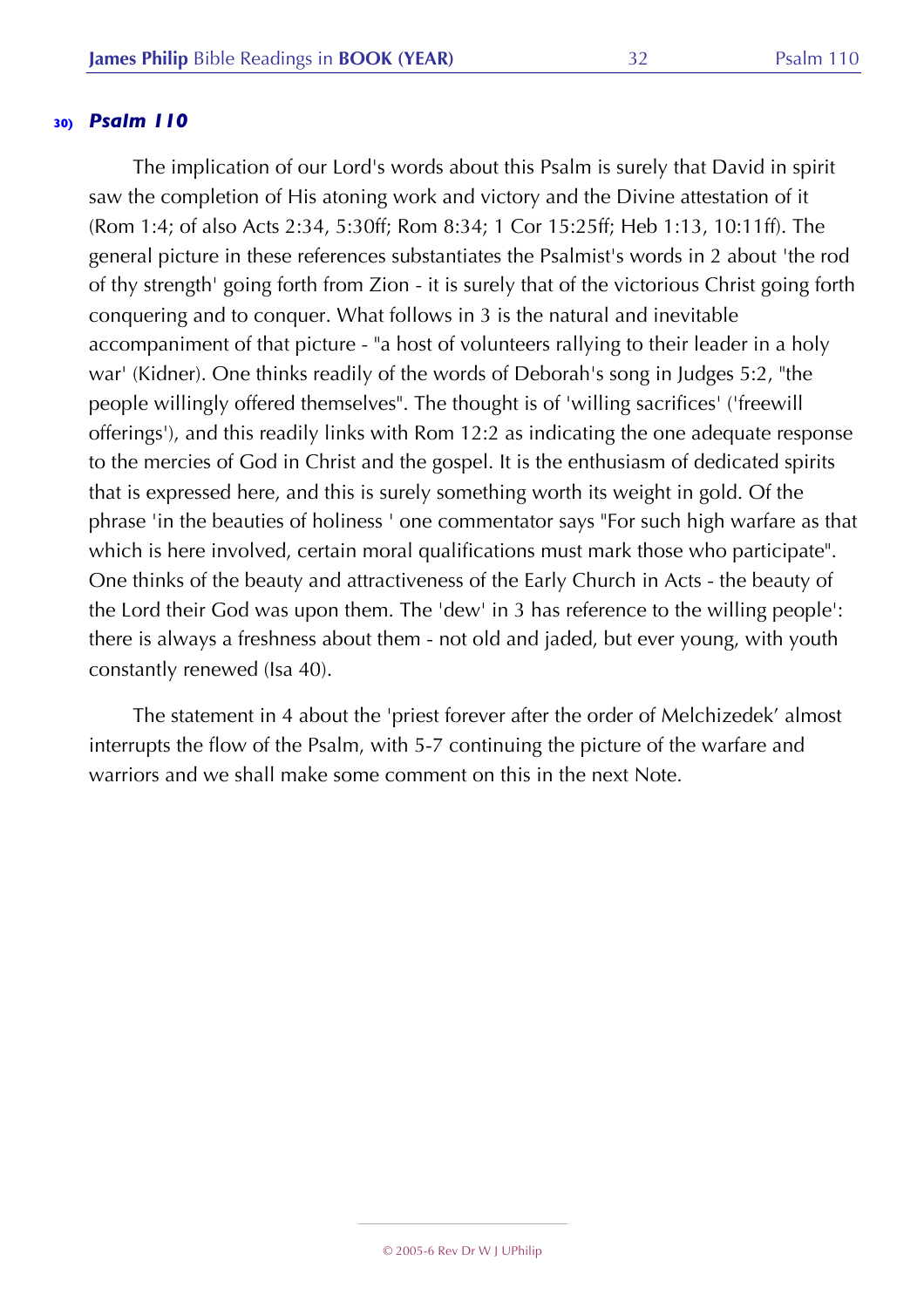### 30) *Psalm 110*

The implication of our Lord's words about this Psalm is surely that David in spirit saw the completion of His atoning work and victory and the Divine attestation of it (Rom 1:4; of also Acts 2:34, 5:30ff; Rom 8:34; 1 Cor 15:25ff; Heb 1:13, 10:11ff). The general picture in these references substantiates the Psalmist's words in 2 about 'the rod of thy strength' going forth from Zion - it is surely that of the victorious Christ going forth conquering and to conquer. What follows in 3 is the natural and inevitable accompaniment of that picture - "a host of volunteers rallying to their leader in a holy war' (Kidner). One thinks readily of the words of Deborah's song in Judges 5:2, "the people willingly offered themselves". The thought is of 'willing sacrifices' ('freewill offerings'), and this readily links with Rom 12:2 as indicating the one adequate response to the mercies of God in Christ and the gospel. It is the enthusiasm of dedicated spirits that is expressed here, and this is surely something worth its weight in gold. Of the phrase 'in the beauties of holiness ' one commentator says "For such high warfare as that which is here involved, certain moral qualifications must mark those who participate". One thinks of the beauty and attractiveness of the Early Church in Acts - the beauty of the Lord their God was upon them. The 'dew' in 3 has reference to the willing people': there is always a freshness about them - not old and jaded, but ever young, with youth constantly renewed (Isa 40).

The statement in 4 about the 'priest forever after the order of Melchizedek' almost interrupts the flow of the Psalm, with 5-7 continuing the picture of the warfare and warriors and we shall make some comment on this in the next Note.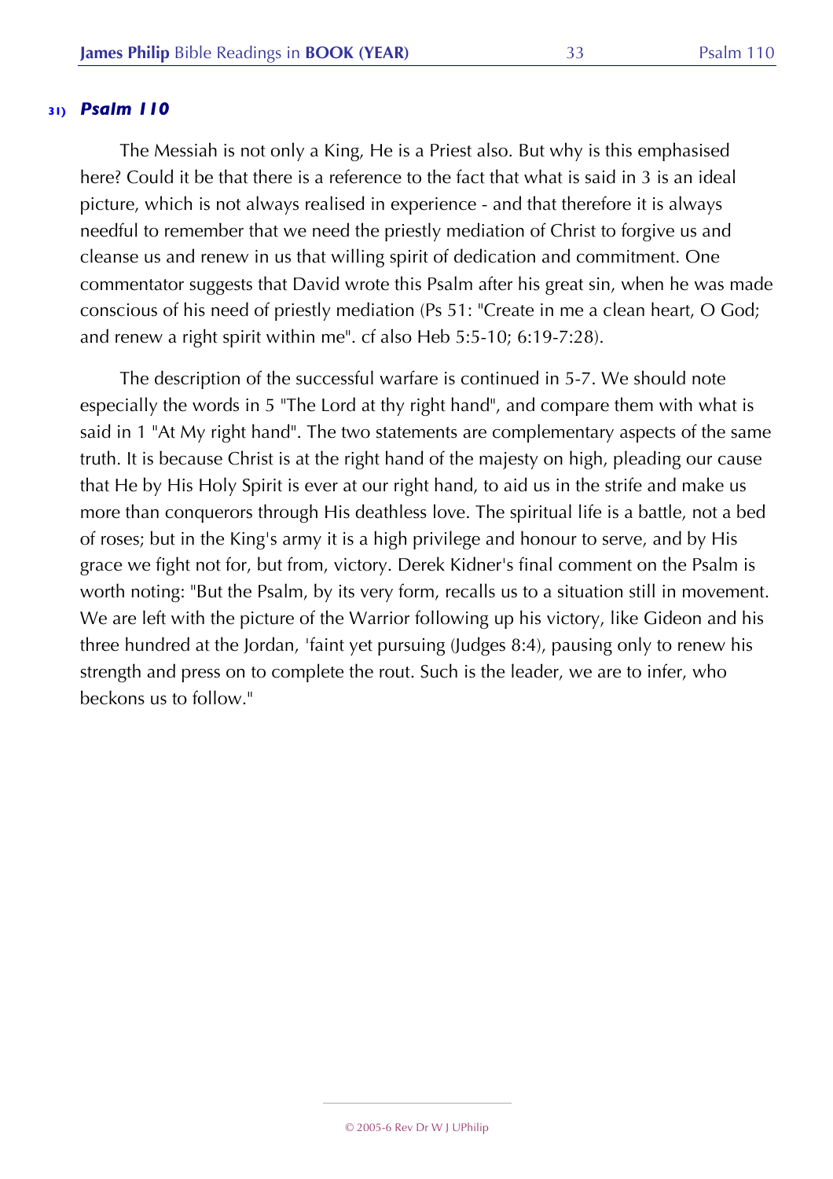### 31) *Psalm 110*

The Messiah is not only a King, He is a Priest also. But why is this emphasised here? Could it be that there is a reference to the fact that what is said in 3 is an ideal picture, which is not always realised in experience - and that therefore it is always needful to remember that we need the priestly mediation of Christ to forgive us and cleanse us and renew in us that willing spirit of dedication and commitment. One commentator suggests that David wrote this Psalm after his great sin, when he was made conscious of his need of priestly mediation (Ps 51: "Create in me a clean heart, O God; and renew a right spirit within me". cf also Heb 5:5-10; 6:19-7:28).

The description of the successful warfare is continued in 5-7. We should note especially the words in 5 "The Lord at thy right hand", and compare them with what is said in 1 "At My right hand". The two statements are complementary aspects of the same truth. It is because Christ is at the right hand of the majesty on high, pleading our cause that He by His Holy Spirit is ever at our right hand, to aid us in the strife and make us more than conquerors through His deathless love. The spiritual life is a battle, not a bed of roses; but in the King's army it is a high privilege and honour to serve, and by His grace we fight not for, but from, victory. Derek Kidner's final comment on the Psalm is worth noting: "But the Psalm, by its very form, recalls us to a situation still in movement. We are left with the picture of the Warrior following up his victory, like Gideon and his three hundred at the Jordan, 'faint yet pursuing (Judges 8:4), pausing only to renew his strength and press on to complete the rout. Such is the leader, we are to infer, who beckons us to follow."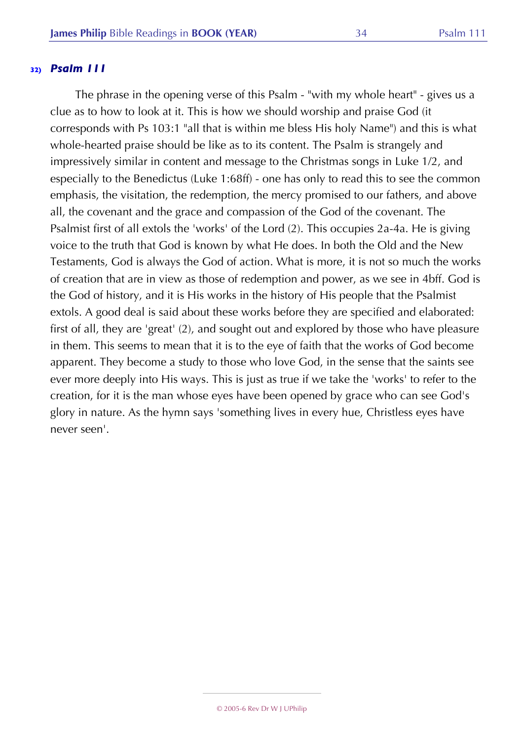### 32) *Psalm 111*

The phrase in the opening verse of this Psalm - "with my whole heart" - gives us a clue as to how to look at it. This is how we should worship and praise God (it corresponds with Ps 103:1 "all that is within me bless His holy Name") and this is what whole-hearted praise should be like as to its content. The Psalm is strangely and impressively similar in content and message to the Christmas songs in Luke 1/2, and especially to the Benedictus (Luke 1:68ff) - one has only to read this to see the common emphasis, the visitation, the redemption, the mercy promised to our fathers, and above all, the covenant and the grace and compassion of the God of the covenant. The Psalmist first of all extols the 'works' of the Lord (2). This occupies 2a-4a. He is giving voice to the truth that God is known by what He does. In both the Old and the New Testaments, God is always the God of action. What is more, it is not so much the works of creation that are in view as those of redemption and power, as we see in 4bff. God is the God of history, and it is His works in the history of His people that the Psalmist extols. A good deal is said about these works before they are specified and elaborated: first of all, they are 'great' (2), and sought out and explored by those who have pleasure in them. This seems to mean that it is to the eye of faith that the works of God become apparent. They become a study to those who love God, in the sense that the saints see ever more deeply into His ways. This is just as true if we take the 'works' to refer to the creation, for it is the man whose eyes have been opened by grace who can see God's glory in nature. As the hymn says 'something lives in every hue, Christless eyes have never seen'.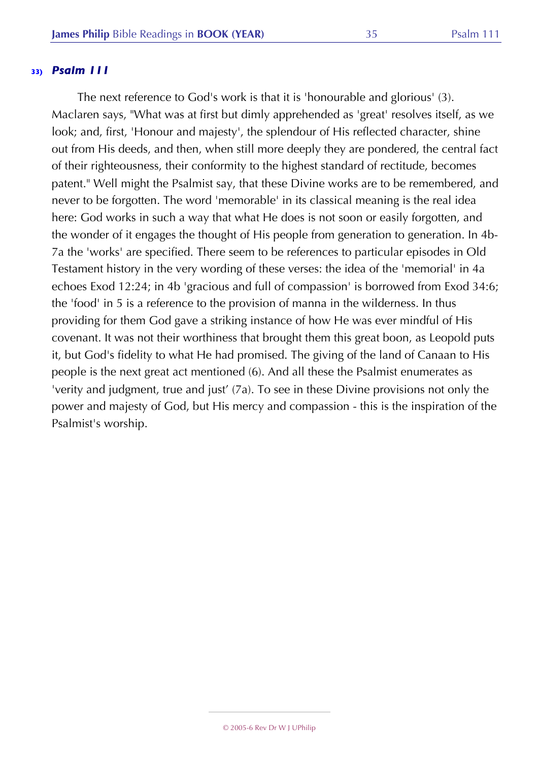#### 33) *Psalm 111*

The next reference to God's work is that it is 'honourable and glorious' (3). Maclaren says, "What was at first but dimly apprehended as 'great' resolves itself, as we look; and, first, 'Honour and majesty', the splendour of His reflected character, shine out from His deeds, and then, when still more deeply they are pondered, the central fact of their righteousness, their conformity to the highest standard of rectitude, becomes patent." Well might the Psalmist say, that these Divine works are to be remembered, and never to be forgotten. The word 'memorable' in its classical meaning is the real idea here: God works in such a way that what He does is not soon or easily forgotten, and the wonder of it engages the thought of His people from generation to generation. In 4b-7a the 'works' are specified. There seem to be references to particular episodes in Old Testament history in the very wording of these verses: the idea of the 'memorial' in 4a echoes Exod 12:24; in 4b 'gracious and full of compassion' is borrowed from Exod 34:6; the 'food' in 5 is a reference to the provision of manna in the wilderness. In thus providing for them God gave a striking instance of how He was ever mindful of His covenant. It was not their worthiness that brought them this great boon, as Leopold puts it, but God's fidelity to what He had promised. The giving of the land of Canaan to His people is the next great act mentioned (6). And all these the Psalmist enumerates as 'verity and judgment, true and just' (7a). To see in these Divine provisions not only the power and majesty of God, but His mercy and compassion - this is the inspiration of the Psalmist's worship.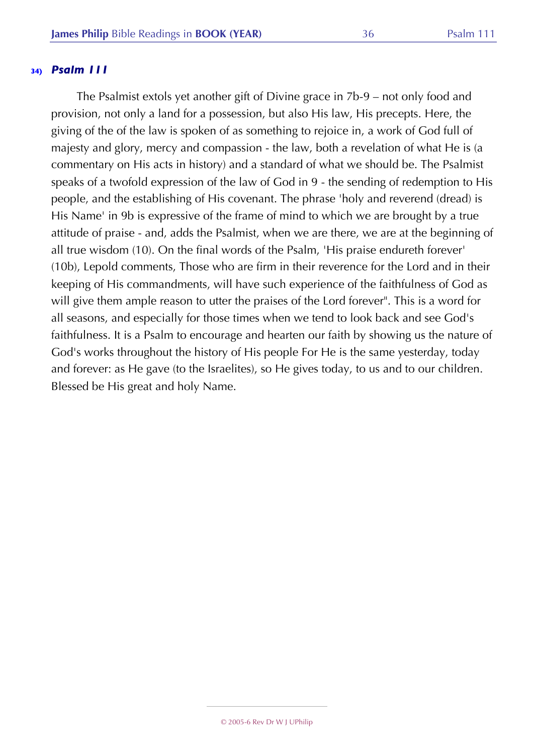**34)** ***Psalm 111***

The Psalmist extols yet another gift of Divine grace in 7b-9 – not only food and provision, not only a land for a possession, but also His law, His precepts. Here, the giving of the of the law is spoken of as something to rejoice in, a work of God full of majesty and glory, mercy and compassion - the law, both a revelation of what He is (a commentary on His acts in history) and a standard of what we should be. The Psalmist speaks of a twofold expression of the law of God in 9 - the sending of redemption to His people, and the establishing of His covenant. The phrase 'holy and reverend (dread) is His Name' in 9b is expressive of the frame of mind to which we are brought by a true attitude of praise - and, adds the Psalmist, when we are there, we are at the beginning of all true wisdom (10). On the final words of the Psalm, 'His praise endureth forever' (10b), Lepold comments, Those who are firm in their reverence for the Lord and in their keeping of His commandments, will have such experience of the faithfulness of God as will give them ample reason to utter the praises of the Lord forever". This is a word for all seasons, and especially for those times when we tend to look back and see God's faithfulness. It is a Psalm to encourage and hearten our faith by showing us the nature of God's works throughout the history of His people For He is the same yesterday, today and forever: as He gave (to the Israelites), so He gives today, to us and to our children. Blessed be His great and holy Name.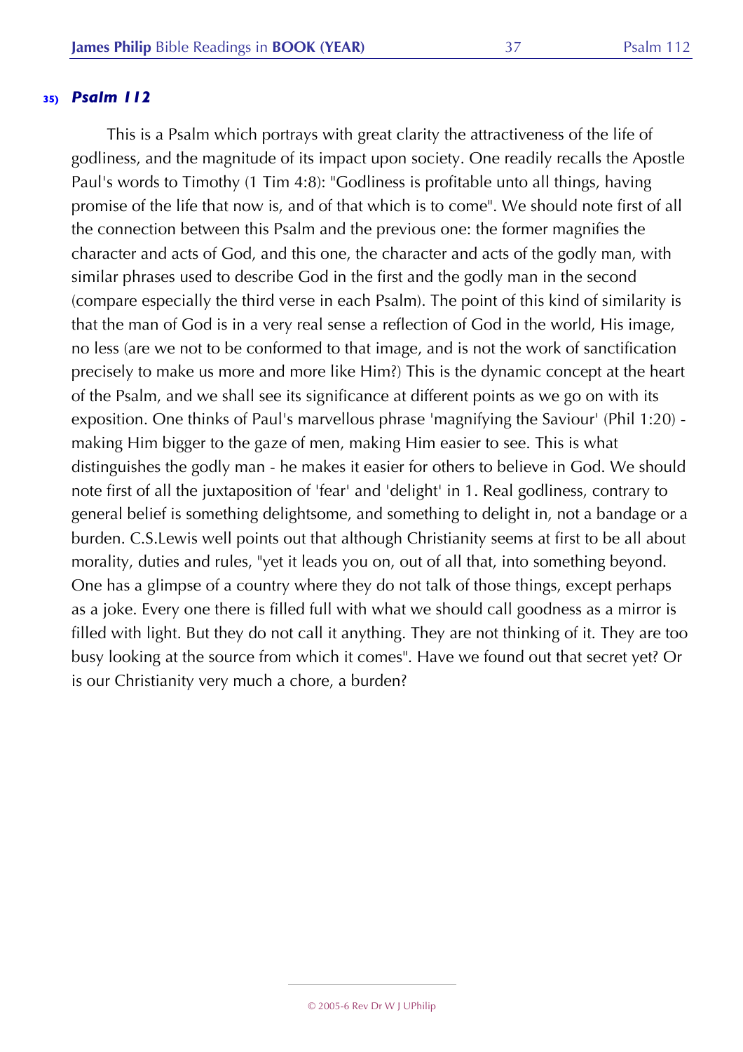### 35) *Psalm 112*

This is a Psalm which portrays with great clarity the attractiveness of the life of godliness, and the magnitude of its impact upon society. One readily recalls the Apostle Paul's words to Timothy (1 Tim 4:8): "Godliness is profitable unto all things, having promise of the life that now is, and of that which is to come". We should note first of all the connection between this Psalm and the previous one: the former magnifies the character and acts of God, and this one, the character and acts of the godly man, with similar phrases used to describe God in the first and the godly man in the second (compare especially the third verse in each Psalm). The point of this kind of similarity is that the man of God is in a very real sense a reflection of God in the world, His image, no less (are we not to be conformed to that image, and is not the work of sanctification precisely to make us more and more like Him?) This is the dynamic concept at the heart of the Psalm, and we shall see its significance at different points as we go on with its exposition. One thinks of Paul's marvellous phrase 'magnifying the Saviour' (Phil 1:20) - making Him bigger to the gaze of men, making Him easier to see. This is what distinguishes the godly man - he makes it easier for others to believe in God. We should note first of all the juxtaposition of 'fear' and 'delight' in 1. Real godliness, contrary to general belief is something delightsome, and something to delight in, not a bandage or a burden. C.S.Lewis well points out that although Christianity seems at first to be all about morality, duties and rules, "yet it leads you on, out of all that, into something beyond. One has a glimpse of a country where they do not talk of those things, except perhaps as a joke. Every one there is filled full with what we should call goodness as a mirror is filled with light. But they do not call it anything. They are not thinking of it. They are too busy looking at the source from which it comes". Have we found out that secret yet? Or is our Christianity very much a chore, a burden?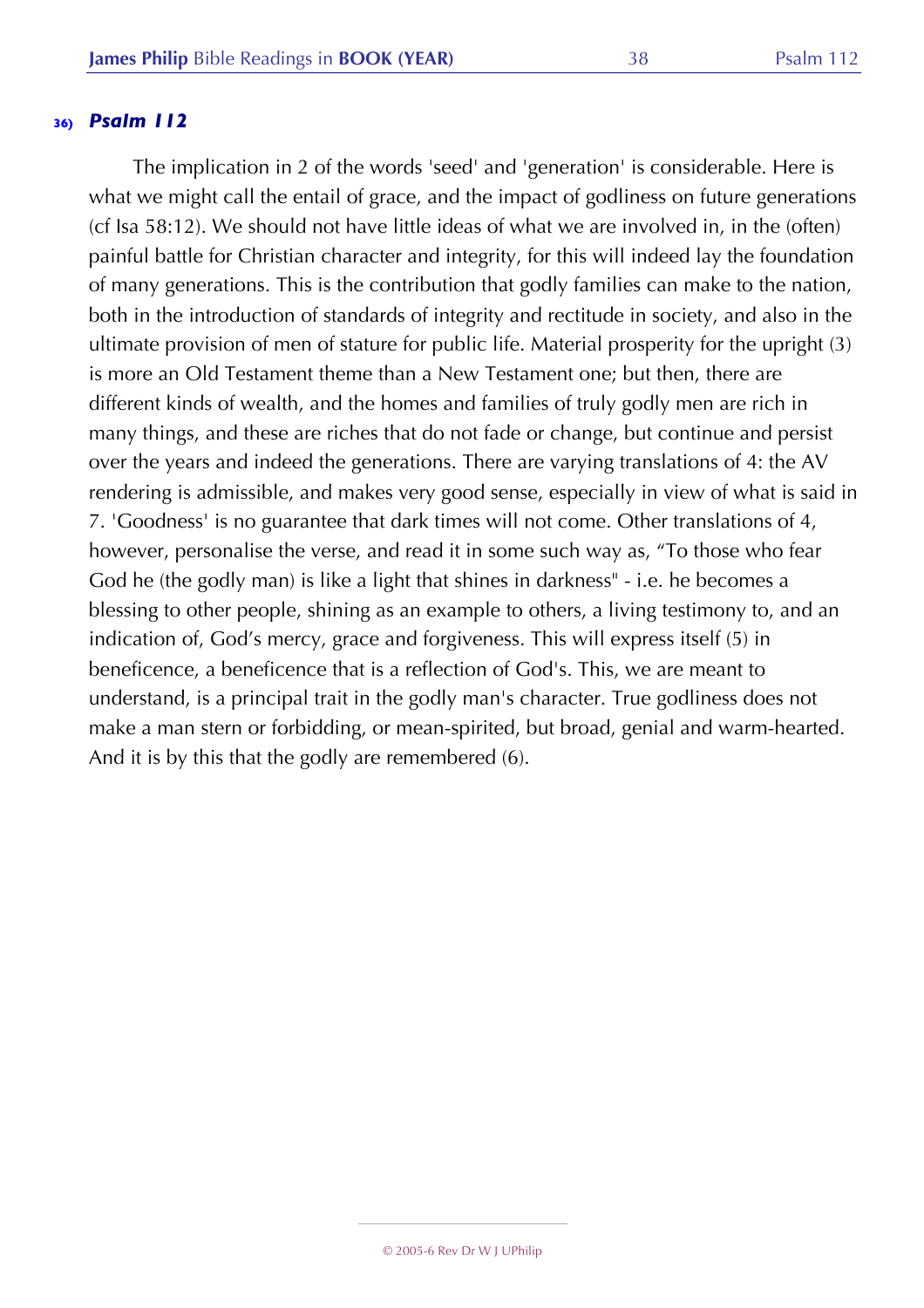## 36) *Psalm 112*

The implication in 2 of the words 'seed' and 'generation' is considerable. Here is what we might call the entail of grace, and the impact of godliness on future generations (cf Isa 58:12). We should not have little ideas of what we are involved in, in the (often) painful battle for Christian character and integrity, for this will indeed lay the foundation of many generations. This is the contribution that godly families can make to the nation, both in the introduction of standards of integrity and rectitude in society, and also in the ultimate provision of men of stature for public life. Material prosperity for the upright (3) is more an Old Testament theme than a New Testament one; but then, there are different kinds of wealth, and the homes and families of truly godly men are rich in many things, and these are riches that do not fade or change, but continue and persist over the years and indeed the generations. There are varying translations of 4: the AV rendering is admissible, and makes very good sense, especially in view of what is said in 7. 'Goodness' is no guarantee that dark times will not come. Other translations of 4, however, personalise the verse, and read it in some such way as, "To those who fear God he (the godly man) is like a light that shines in darkness" - i.e. he becomes a blessing to other people, shining as an example to others, a living testimony to, and an indication of, God's mercy, grace and forgiveness. This will express itself (5) in beneficence, a beneficence that is a reflection of God's. This, we are meant to understand, is a principal trait in the godly man's character. True godliness does not make a man stern or forbidding, or mean-spirited, but broad, genial and warm-hearted. And it is by this that the godly are remembered (6).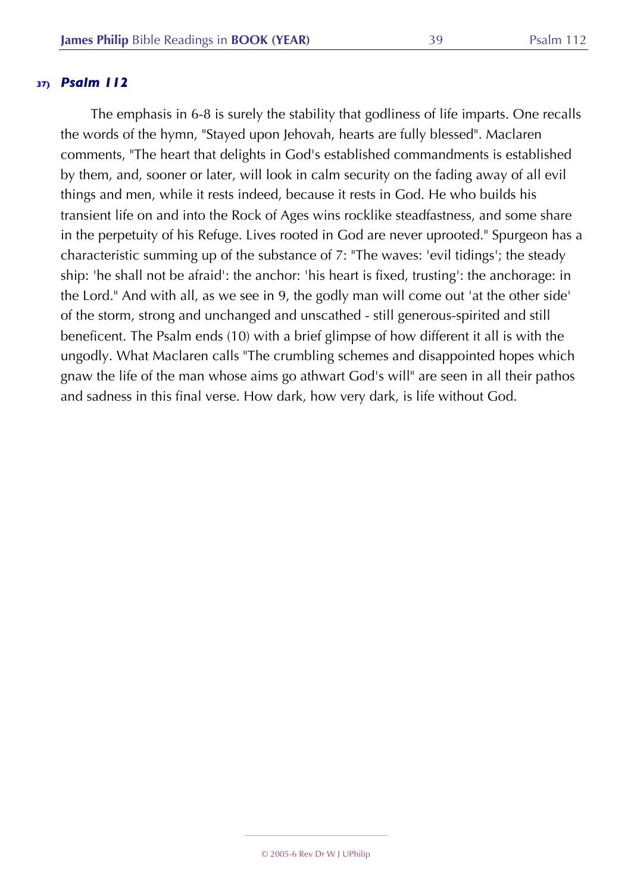### 37) *Psalm 112*

The emphasis in 6-8 is surely the stability that godliness of life imparts. One recalls the words of the hymn, "Stayed upon Jehovah, hearts are fully blessed". Maclaren comments, "The heart that delights in God's established commandments is established by them, and, sooner or later, will look in calm security on the fading away of all evil things and men, while it rests indeed, because it rests in God. He who builds his transient life on and into the Rock of Ages wins rocklike steadfastness, and some share in the perpetuity of his Refuge. Lives rooted in God are never uprooted." Spurgeon has a characteristic summing up of the substance of 7: "The waves: 'evil tidings'; the steady ship: 'he shall not be afraid': the anchor: 'his heart is fixed, trusting': the anchorage: in the Lord." And with all, as we see in 9, the godly man will come out 'at the other side' of the storm, strong and unchanged and unscathed - still generous-spirited and still beneficent. The Psalm ends (10) with a brief glimpse of how different it all is with the ungodly. What Maclaren calls "The crumbling schemes and disappointed hopes which gnaw the life of the man whose aims go athwart God's will" are seen in all their pathos and sadness in this final verse. How dark, how very dark, is life without God.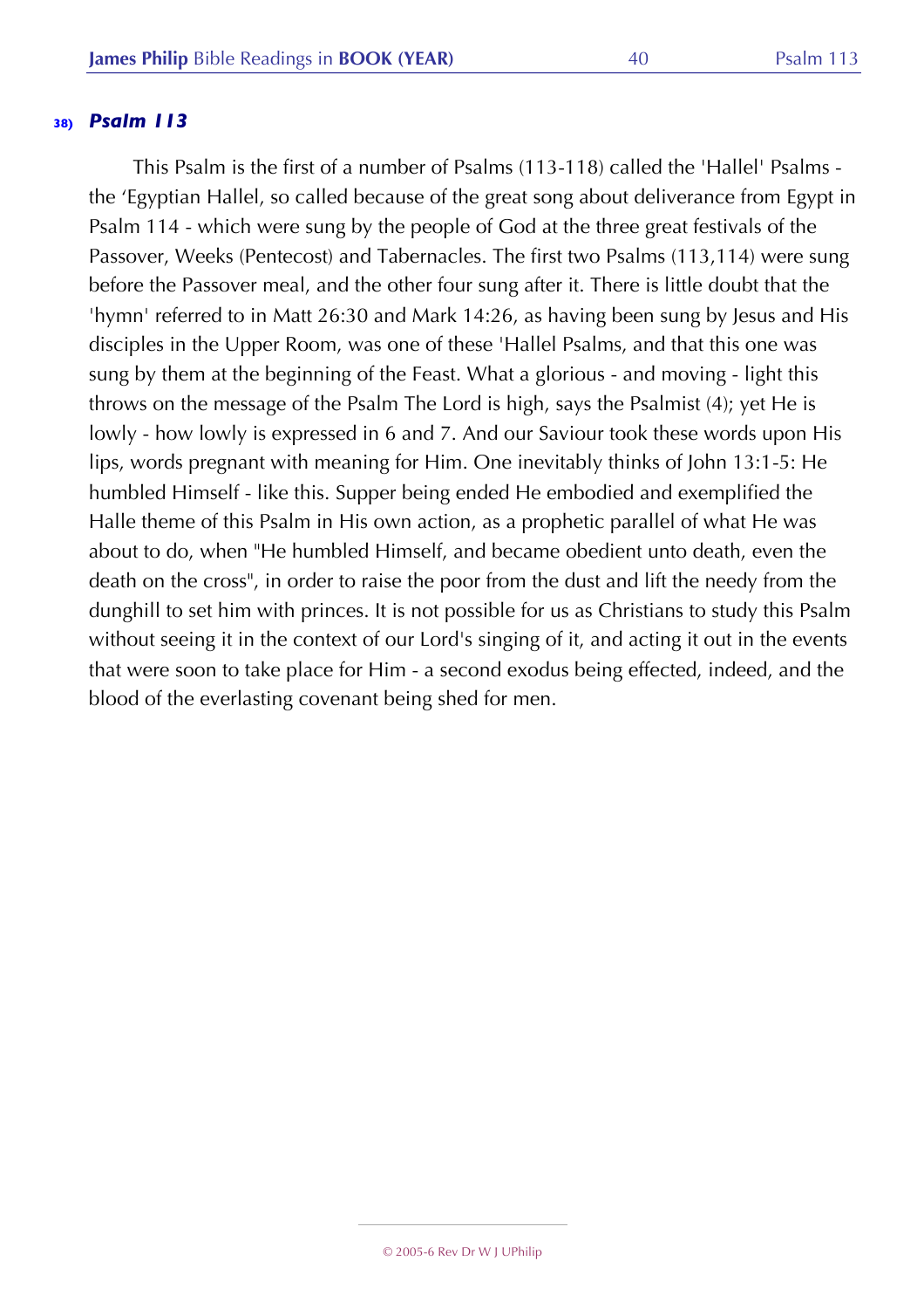## 38) *Psalm 113*

This Psalm is the first of a number of Psalms (113-118) called the 'Hallel' Psalms - the 'Egyptian Hallel, so called because of the great song about deliverance from Egypt in Psalm 114 - which were sung by the people of God at the three great festivals of the Passover, Weeks (Pentecost) and Tabernacles. The first two Psalms (113,114) were sung before the Passover meal, and the other four sung after it. There is little doubt that the 'hymn' referred to in Matt 26:30 and Mark 14:26, as having been sung by Jesus and His disciples in the Upper Room, was one of these 'Hallel Psalms, and that this one was sung by them at the beginning of the Feast. What a glorious - and moving - light this throws on the message of the Psalm The Lord is high, says the Psalmist (4); yet He is lowly - how lowly is expressed in 6 and 7. And our Saviour took these words upon His lips, words pregnant with meaning for Him. One inevitably thinks of John 13:1-5: He humbled Himself - like this. Supper being ended He embodied and exemplified the Halle theme of this Psalm in His own action, as a prophetic parallel of what He was about to do, when "He humbled Himself, and became obedient unto death, even the death on the cross", in order to raise the poor from the dust and lift the needy from the dunghill to set him with princes. It is not possible for us as Christians to study this Psalm without seeing it in the context of our Lord's singing of it, and acting it out in the events that were soon to take place for Him - a second exodus being effected, indeed, and the blood of the everlasting covenant being shed for men.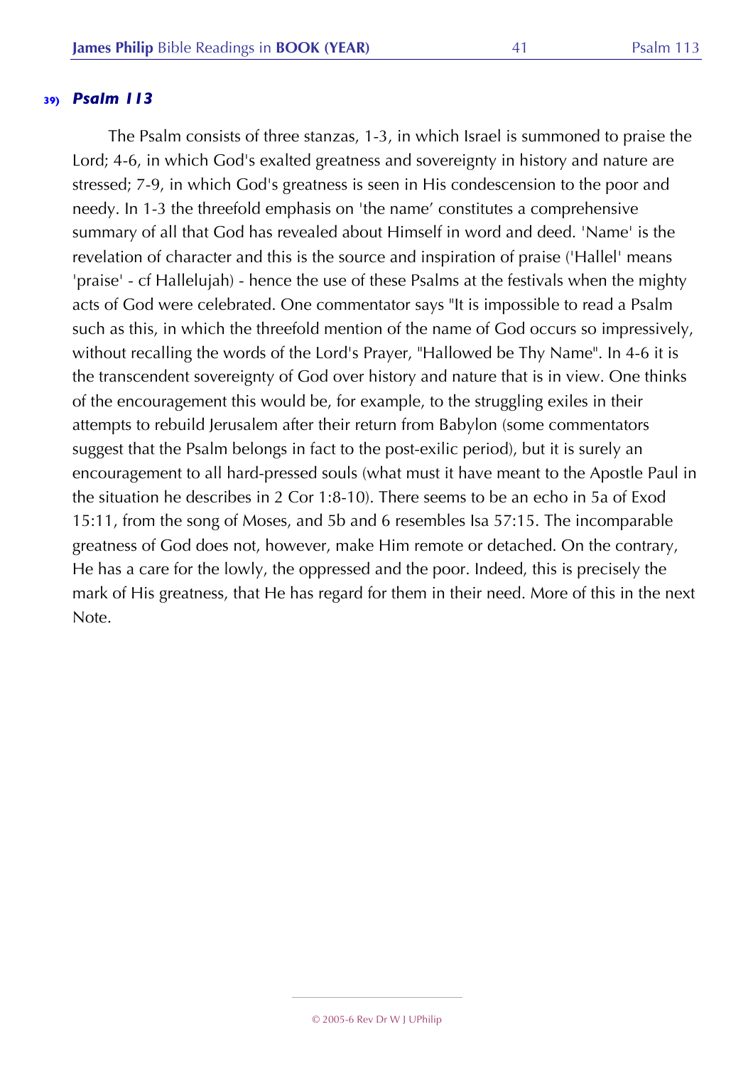## 39) *Psalm 113*

The Psalm consists of three stanzas, 1-3, in which Israel is summoned to praise the Lord; 4-6, in which God's exalted greatness and sovereignty in history and nature are stressed; 7-9, in which God's greatness is seen in His condescension to the poor and needy. In 1-3 the threefold emphasis on 'the name' constitutes a comprehensive summary of all that God has revealed about Himself in word and deed. 'Name' is the revelation of character and this is the source and inspiration of praise ('Hallel' means 'praise' - cf Hallelujah) - hence the use of these Psalms at the festivals when the mighty acts of God were celebrated. One commentator says "It is impossible to read a Psalm such as this, in which the threefold mention of the name of God occurs so impressively, without recalling the words of the Lord's Prayer, "Hallowed be Thy Name". In 4-6 it is the transcendent sovereignty of God over history and nature that is in view. One thinks of the encouragement this would be, for example, to the struggling exiles in their attempts to rebuild Jerusalem after their return from Babylon (some commentators suggest that the Psalm belongs in fact to the post-exilic period), but it is surely an encouragement to all hard-pressed souls (what must it have meant to the Apostle Paul in the situation he describes in 2 Cor 1:8-10). There seems to be an echo in 5a of Exod 15:11, from the song of Moses, and 5b and 6 resembles Isa 57:15. The incomparable greatness of God does not, however, make Him remote or detached. On the contrary, He has a care for the lowly, the oppressed and the poor. Indeed, this is precisely the mark of His greatness, that He has regard for them in their need. More of this in the next Note.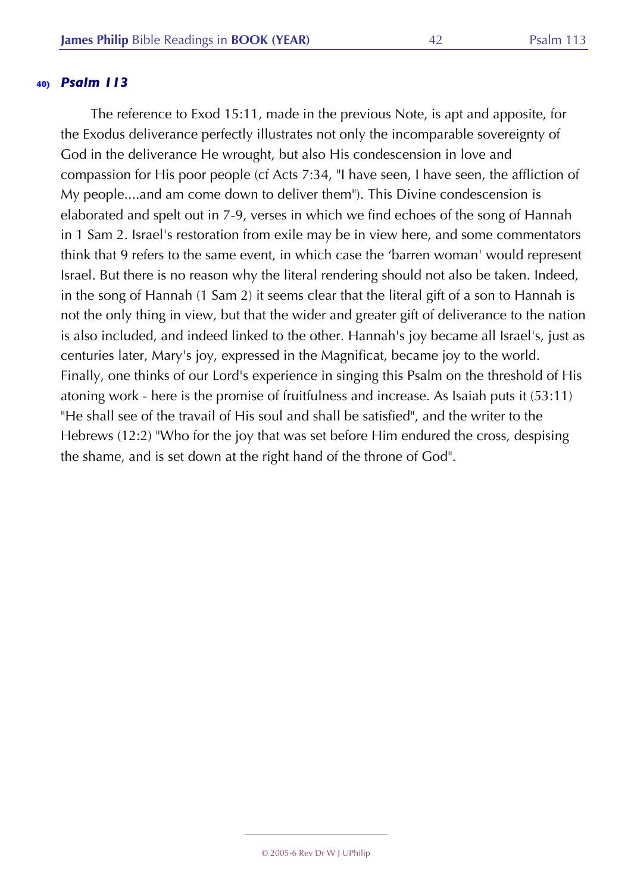#### 40) *Psalm 113*

The reference to Exod 15:11, made in the previous Note, is apt and apposite, for the Exodus deliverance perfectly illustrates not only the incomparable sovereignty of God in the deliverance He wrought, but also His condescension in love and compassion for His poor people (cf Acts 7:34, "I have seen, I have seen, the affliction of My people....and am come down to deliver them"). This Divine condescension is elaborated and spelt out in 7-9, verses in which we find echoes of the song of Hannah in 1 Sam 2. Israel's restoration from exile may be in view here, and some commentators think that 9 refers to the same event, in which case the 'barren woman' would represent Israel. But there is no reason why the literal rendering should not also be taken. Indeed, in the song of Hannah (1 Sam 2) it seems clear that the literal gift of a son to Hannah is not the only thing in view, but that the wider and greater gift of deliverance to the nation is also included, and indeed linked to the other. Hannah's joy became all Israel's, just as centuries later, Mary's joy, expressed in the Magnificat, became joy to the world. Finally, one thinks of our Lord's experience in singing this Psalm on the threshold of His atoning work - here is the promise of fruitfulness and increase. As Isaiah puts it (53:11) "He shall see of the travail of His soul and shall be satisfied", and the writer to the Hebrews (12:2) "Who for the joy that was set before Him endured the cross, despising the shame, and is set down at the right hand of the throne of God".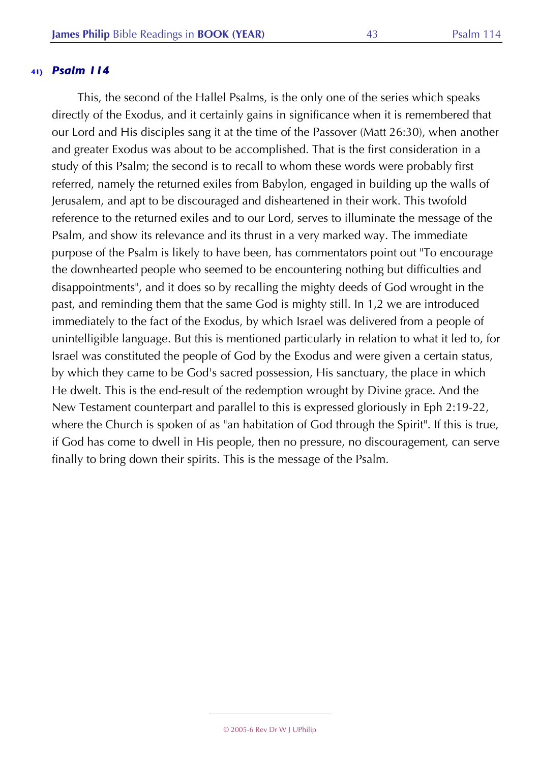## 41) *Psalm 114*

This, the second of the Hallel Psalms, is the only one of the series which speaks directly of the Exodus, and it certainly gains in significance when it is remembered that our Lord and His disciples sang it at the time of the Passover (Matt 26:30), when another and greater Exodus was about to be accomplished. That is the first consideration in a study of this Psalm; the second is to recall to whom these words were probably first referred, namely the returned exiles from Babylon, engaged in building up the walls of Jerusalem, and apt to be discouraged and disheartened in their work. This twofold reference to the returned exiles and to our Lord, serves to illuminate the message of the Psalm, and show its relevance and its thrust in a very marked way. The immediate purpose of the Psalm is likely to have been, has commentators point out "To encourage the downhearted people who seemed to be encountering nothing but difficulties and disappointments", and it does so by recalling the mighty deeds of God wrought in the past, and reminding them that the same God is mighty still. In 1,2 we are introduced immediately to the fact of the Exodus, by which Israel was delivered from a people of unintelligible language. But this is mentioned particularly in relation to what it led to, for Israel was constituted the people of God by the Exodus and were given a certain status, by which they came to be God's sacred possession, His sanctuary, the place in which He dwelt. This is the end-result of the redemption wrought by Divine grace. And the New Testament counterpart and parallel to this is expressed gloriously in Eph 2:19-22, where the Church is spoken of as "an habitation of God through the Spirit". If this is true, if God has come to dwell in His people, then no pressure, no discouragement, can serve finally to bring down their spirits. This is the message of the Psalm.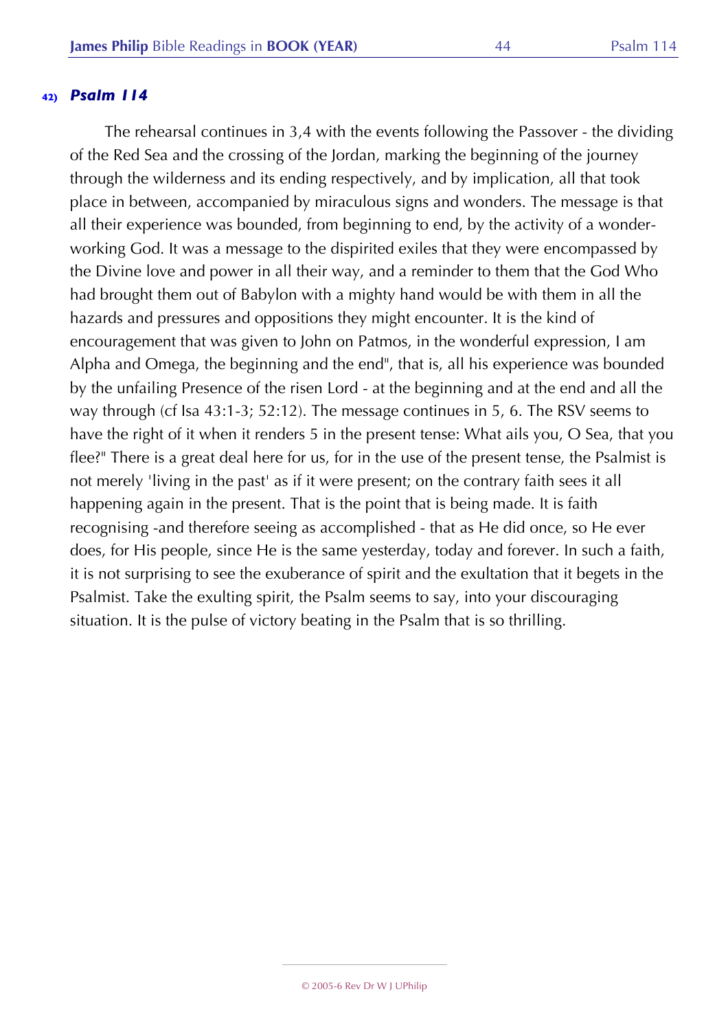### 42) *Psalm 114*

The rehearsal continues in 3,4 with the events following the Passover - the dividing of the Red Sea and the crossing of the Jordan, marking the beginning of the journey through the wilderness and its ending respectively, and by implication, all that took place in between, accompanied by miraculous signs and wonders. The message is that all their experience was bounded, from beginning to end, by the activity of a wonder-working God. It was a message to the dispirited exiles that they were encompassed by the Divine love and power in all their way, and a reminder to them that the God Who had brought them out of Babylon with a mighty hand would be with them in all the hazards and pressures and oppositions they might encounter. It is the kind of encouragement that was given to John on Patmos, in the wonderful expression, I am Alpha and Omega, the beginning and the end", that is, all his experience was bounded by the unfailing Presence of the risen Lord - at the beginning and at the end and all the way through (cf Isa 43:1-3; 52:12). The message continues in 5, 6. The RSV seems to have the right of it when it renders 5 in the present tense: What ails you, O Sea, that you flee?" There is a great deal here for us, for in the use of the present tense, the Psalmist is not merely 'living in the past' as if it were present; on the contrary faith sees it all happening again in the present. That is the point that is being made. It is faith recognising -and therefore seeing as accomplished - that as He did once, so He ever does, for His people, since He is the same yesterday, today and forever. In such a faith, it is not surprising to see the exuberance of spirit and the exultation that it begets in the Psalmist. Take the exulting spirit, the Psalm seems to say, into your discouraging situation. It is the pulse of victory beating in the Psalm that is so thrilling.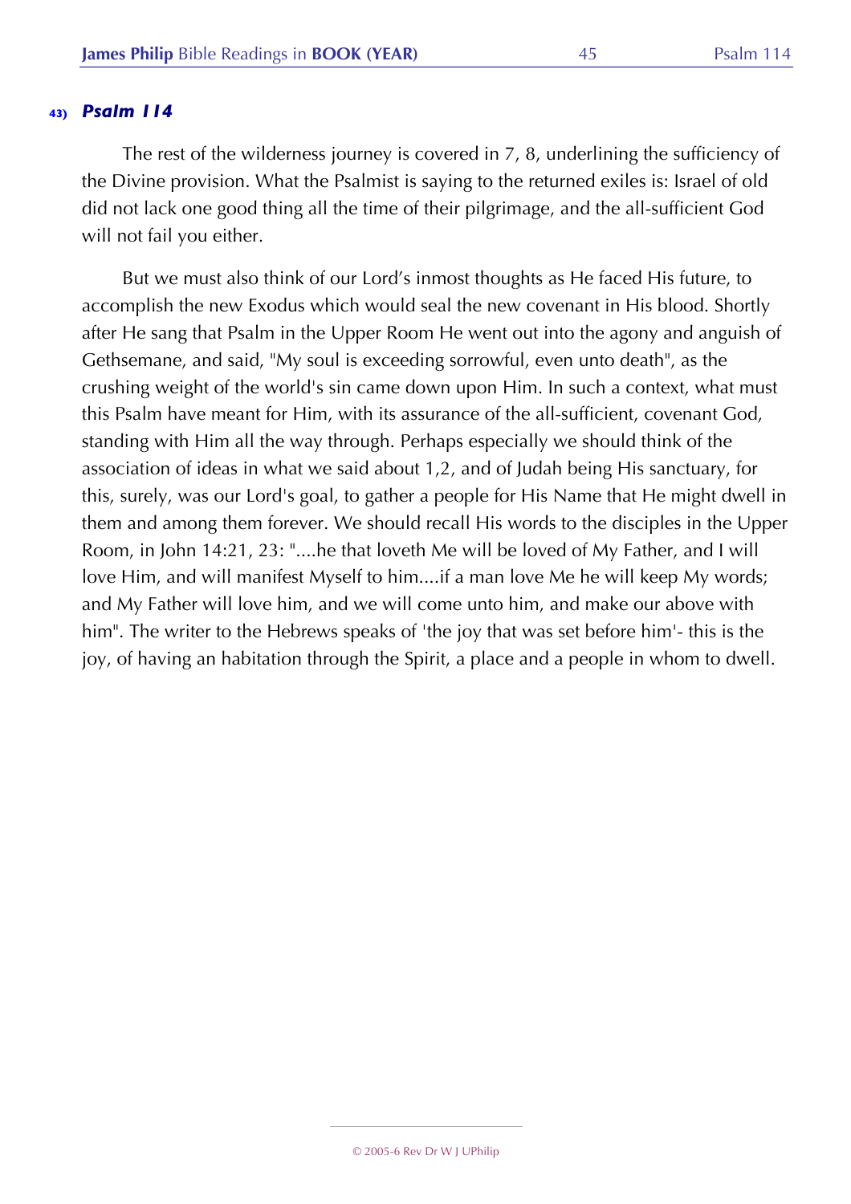### 43) *Psalm 114*

The rest of the wilderness journey is covered in 7, 8, underlining the sufficiency of the Divine provision. What the Psalmist is saying to the returned exiles is: Israel of old did not lack one good thing all the time of their pilgrimage, and the all-sufficient God will not fail you either.

But we must also think of our Lord's inmost thoughts as He faced His future, to accomplish the new Exodus which would seal the new covenant in His blood. Shortly after He sang that Psalm in the Upper Room He went out into the agony and anguish of Gethsemane, and said, "My soul is exceeding sorrowful, even unto death", as the crushing weight of the world's sin came down upon Him. In such a context, what must this Psalm have meant for Him, with its assurance of the all-sufficient, covenant God, standing with Him all the way through. Perhaps especially we should think of the association of ideas in what we said about 1,2, and of Judah being His sanctuary, for this, surely, was our Lord's goal, to gather a people for His Name that He might dwell in them and among them forever. We should recall His words to the disciples in the Upper Room, in John 14:21, 23: "....he that loveth Me will be loved of My Father, and I will love Him, and will manifest Myself to him....if a man love Me he will keep My words; and My Father will love him, and we will come unto him, and make our above with him". The writer to the Hebrews speaks of 'the joy that was set before him'- this is the joy, of having an habitation through the Spirit, a place and a people in whom to dwell.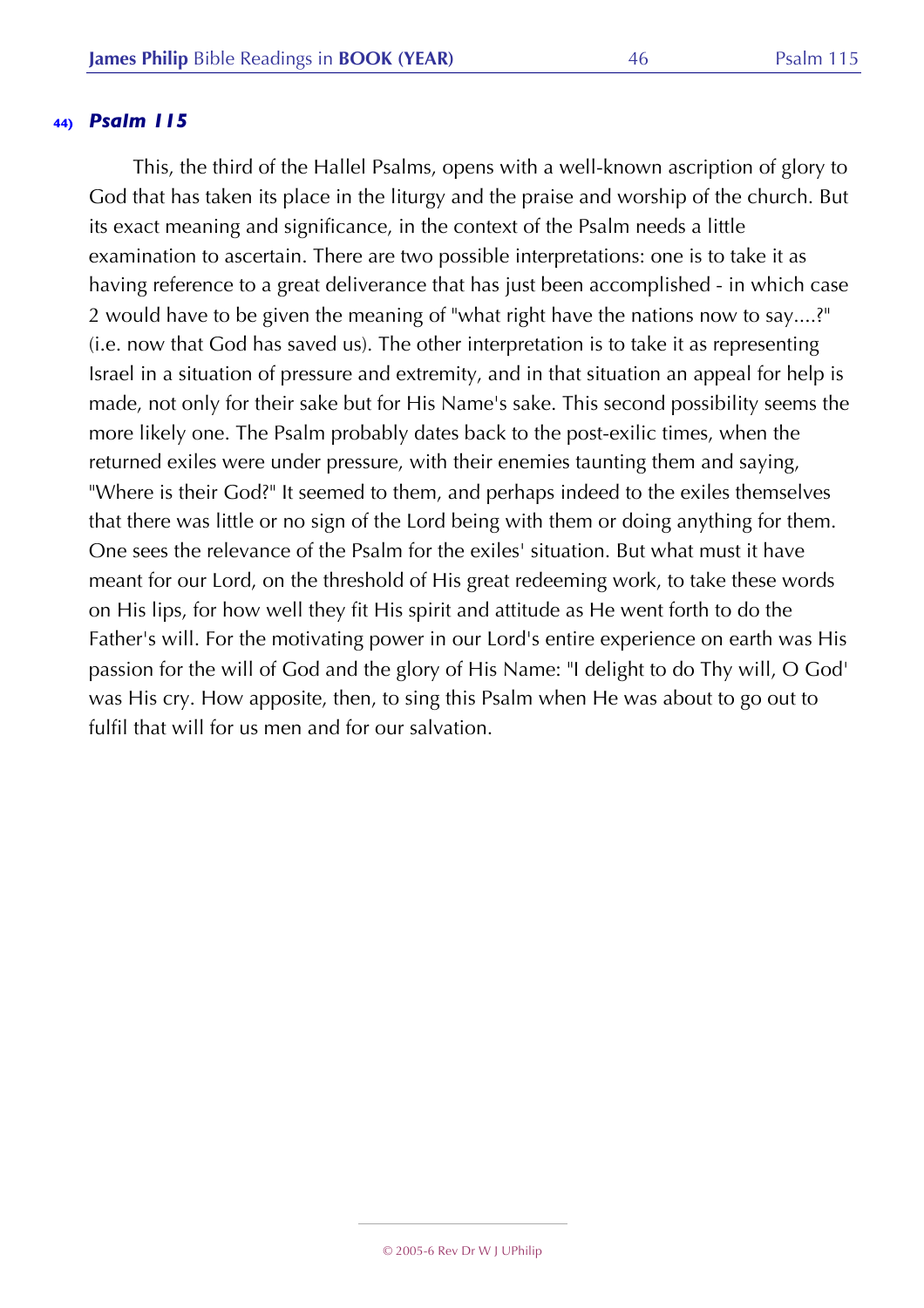## 44) *Psalm 115*

This, the third of the Hallel Psalms, opens with a well-known ascription of glory to God that has taken its place in the liturgy and the praise and worship of the church. But its exact meaning and significance, in the context of the Psalm needs a little examination to ascertain. There are two possible interpretations: one is to take it as having reference to a great deliverance that has just been accomplished - in which case 2 would have to be given the meaning of "what right have the nations now to say....?" (i.e. now that God has saved us). The other interpretation is to take it as representing Israel in a situation of pressure and extremity, and in that situation an appeal for help is made, not only for their sake but for His Name's sake. This second possibility seems the more likely one. The Psalm probably dates back to the post-exilic times, when the returned exiles were under pressure, with their enemies taunting them and saying, "Where is their God?" It seemed to them, and perhaps indeed to the exiles themselves that there was little or no sign of the Lord being with them or doing anything for them. One sees the relevance of the Psalm for the exiles' situation. But what must it have meant for our Lord, on the threshold of His great redeeming work, to take these words on His lips, for how well they fit His spirit and attitude as He went forth to do the Father's will. For the motivating power in our Lord's entire experience on earth was His passion for the will of God and the glory of His Name: "I delight to do Thy will, O God' was His cry. How apposite, then, to sing this Psalm when He was about to go out to fulfil that will for us men and for our salvation.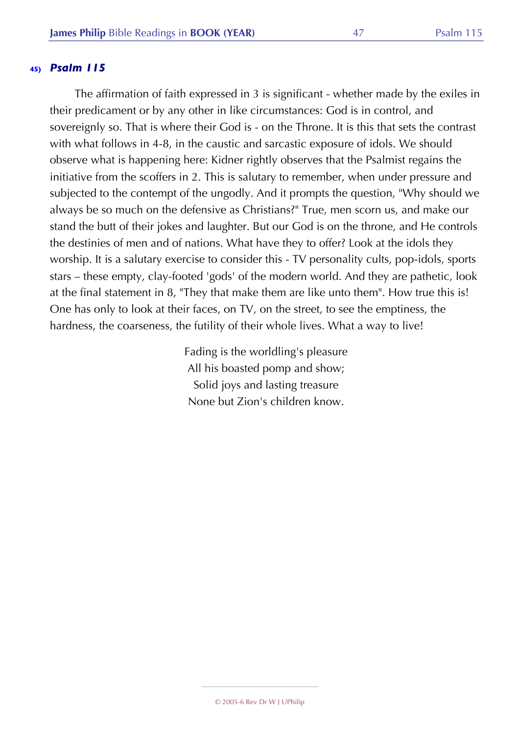## 45) *Psalm 115*

The affirmation of faith expressed in 3 is significant - whether made by the exiles in their predicament or by any other in like circumstances: God is in control, and sovereignly so. That is where their God is - on the Throne. It is this that sets the contrast with what follows in 4-8, in the caustic and sarcastic exposure of idols. We should observe what is happening here: Kidner rightly observes that the Psalmist regains the initiative from the scoffers in 2. This is salutary to remember, when under pressure and subjected to the contempt of the ungodly. And it prompts the question, "Why should we always be so much on the defensive as Christians?" True, men scorn us, and make our stand the butt of their jokes and laughter. But our God is on the throne, and He controls the destinies of men and of nations. What have they to offer? Look at the idols they worship. It is a salutary exercise to consider this - TV personality cults, pop-idols, sports stars – these empty, clay-footed 'gods' of the modern world. And they are pathetic, look at the final statement in 8, "They that make them are like unto them". How true this is! One has only to look at their faces, on TV, on the street, to see the emptiness, the hardness, the coarseness, the futility of their whole lives. What a way to live!

Fading is the worldling's pleasure
All his boasted pomp and show;
Solid joys and lasting treasure
None but Zion's children know.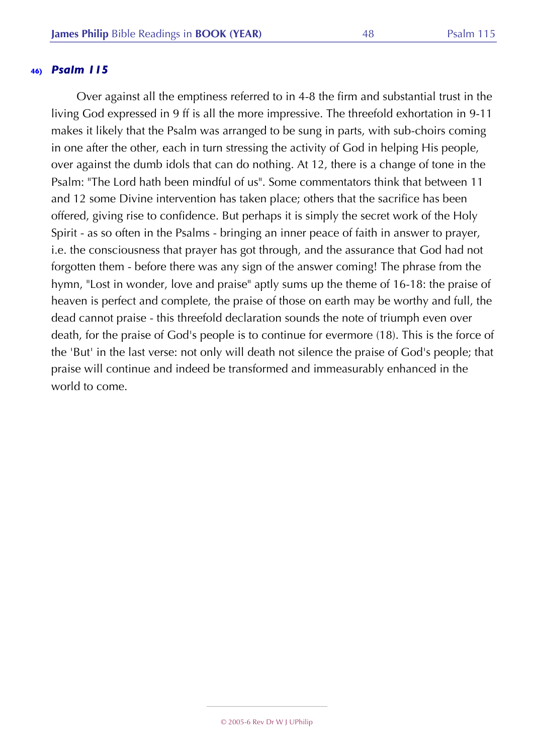### 46) *Psalm 115*

Over against all the emptiness referred to in 4-8 the firm and substantial trust in the living God expressed in 9 ff is all the more impressive. The threefold exhortation in 9-11 makes it likely that the Psalm was arranged to be sung in parts, with sub-choirs coming in one after the other, each in turn stressing the activity of God in helping His people, over against the dumb idols that can do nothing. At 12, there is a change of tone in the Psalm: "The Lord hath been mindful of us". Some commentators think that between 11 and 12 some Divine intervention has taken place; others that the sacrifice has been offered, giving rise to confidence. But perhaps it is simply the secret work of the Holy Spirit - as so often in the Psalms - bringing an inner peace of faith in answer to prayer, i.e. the consciousness that prayer has got through, and the assurance that God had not forgotten them - before there was any sign of the answer coming! The phrase from the hymn, "Lost in wonder, love and praise" aptly sums up the theme of 16-18: the praise of heaven is perfect and complete, the praise of those on earth may be worthy and full, the dead cannot praise - this threefold declaration sounds the note of triumph even over death, for the praise of God's people is to continue for evermore (18). This is the force of the 'But' in the last verse: not only will death not silence the praise of God's people; that praise will continue and indeed be transformed and immeasurably enhanced in the world to come.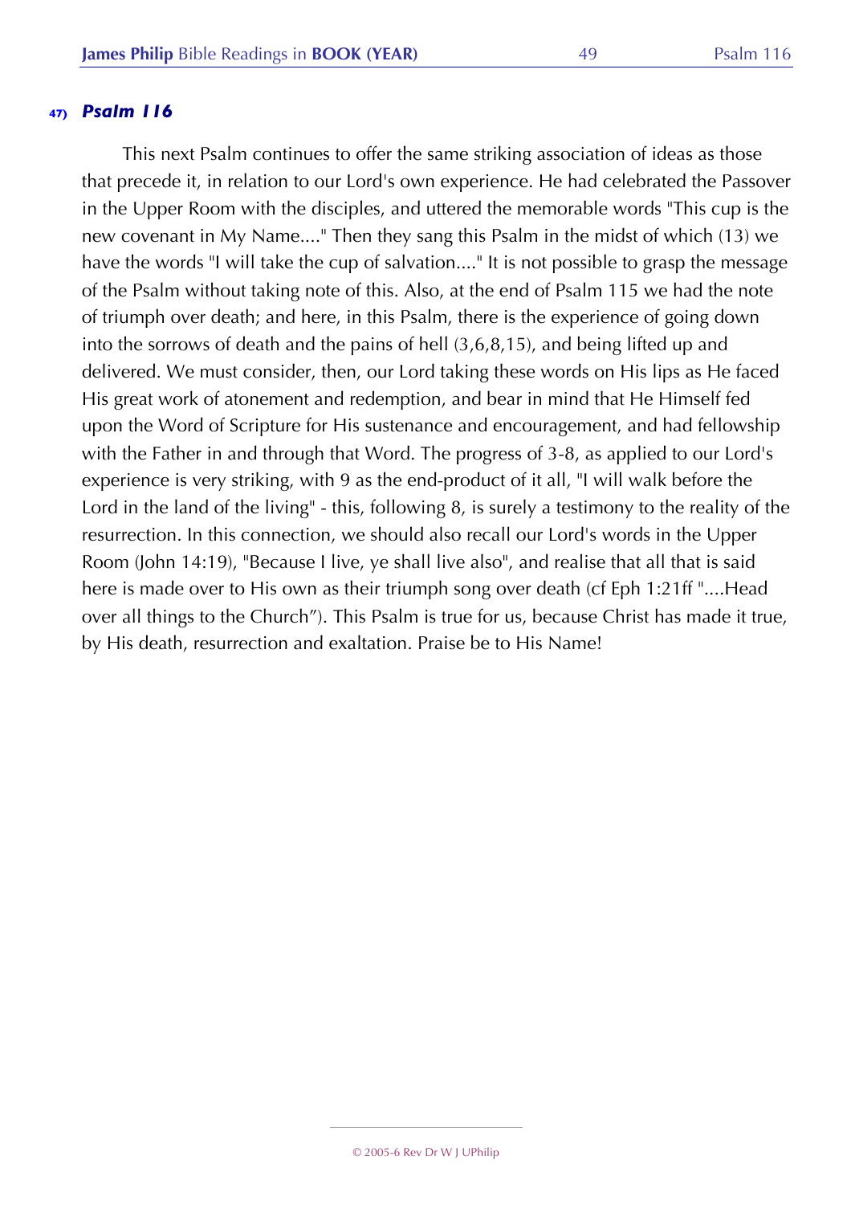### 47) *Psalm 116*

This next Psalm continues to offer the same striking association of ideas as those that precede it, in relation to our Lord's own experience. He had celebrated the Passover in the Upper Room with the disciples, and uttered the memorable words "This cup is the new covenant in My Name...." Then they sang this Psalm in the midst of which (13) we have the words "I will take the cup of salvation...." It is not possible to grasp the message of the Psalm without taking note of this. Also, at the end of Psalm 115 we had the note of triumph over death; and here, in this Psalm, there is the experience of going down into the sorrows of death and the pains of hell (3,6,8,15), and being lifted up and delivered. We must consider, then, our Lord taking these words on His lips as He faced His great work of atonement and redemption, and bear in mind that He Himself fed upon the Word of Scripture for His sustenance and encouragement, and had fellowship with the Father in and through that Word. The progress of 3-8, as applied to our Lord's experience is very striking, with 9 as the end-product of it all, "I will walk before the Lord in the land of the living" - this, following 8, is surely a testimony to the reality of the resurrection. In this connection, we should also recall our Lord's words in the Upper Room (John 14:19), "Because I live, ye shall live also", and realise that all that is said here is made over to His own as their triumph song over death (cf Eph 1:21ff "....Head over all things to the Church"). This Psalm is true for us, because Christ has made it true, by His death, resurrection and exaltation. Praise be to His Name!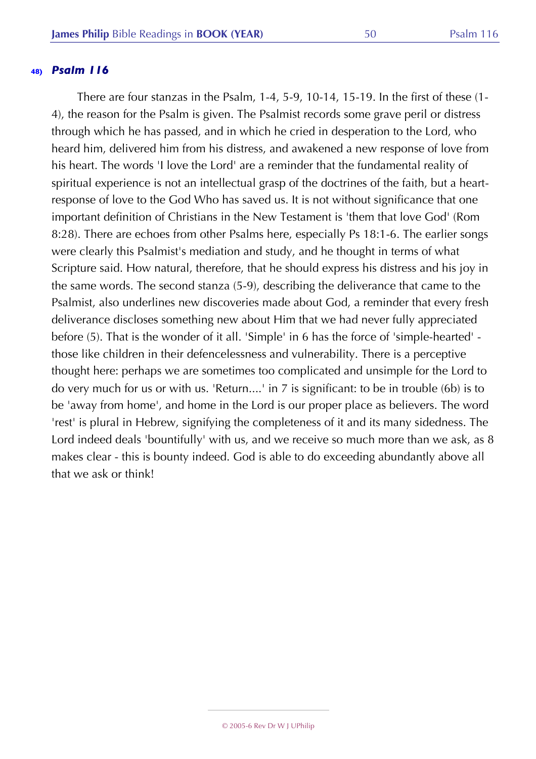## 48) *Psalm 116*

There are four stanzas in the Psalm, 1-4, 5-9, 10-14, 15-19. In the first of these (1-4), the reason for the Psalm is given. The Psalmist records some grave peril or distress through which he has passed, and in which he cried in desperation to the Lord, who heard him, delivered him from his distress, and awakened a new response of love from his heart. The words 'I love the Lord' are a reminder that the fundamental reality of spiritual experience is not an intellectual grasp of the doctrines of the faith, but a heart-response of love to the God Who has saved us. It is not without significance that one important definition of Christians in the New Testament is 'them that love God' (Rom 8:28). There are echoes from other Psalms here, especially Ps 18:1-6. The earlier songs were clearly this Psalmist's mediation and study, and he thought in terms of what Scripture said. How natural, therefore, that he should express his distress and his joy in the same words. The second stanza (5-9), describing the deliverance that came to the Psalmist, also underlines new discoveries made about God, a reminder that every fresh deliverance discloses something new about Him that we had never fully appreciated before (5). That is the wonder of it all. 'Simple' in 6 has the force of 'simple-hearted' - those like children in their defencelessness and vulnerability. There is a perceptive thought here: perhaps we are sometimes too complicated and unsimple for the Lord to do very much for us or with us. 'Return....' in 7 is significant: to be in trouble (6b) is to be 'away from home', and home in the Lord is our proper place as believers. The word 'rest' is plural in Hebrew, signifying the completeness of it and its many sidedness. The Lord indeed deals 'bountifully' with us, and we receive so much more than we ask, as 8 makes clear - this is bounty indeed. God is able to do exceeding abundantly above all that we ask or think!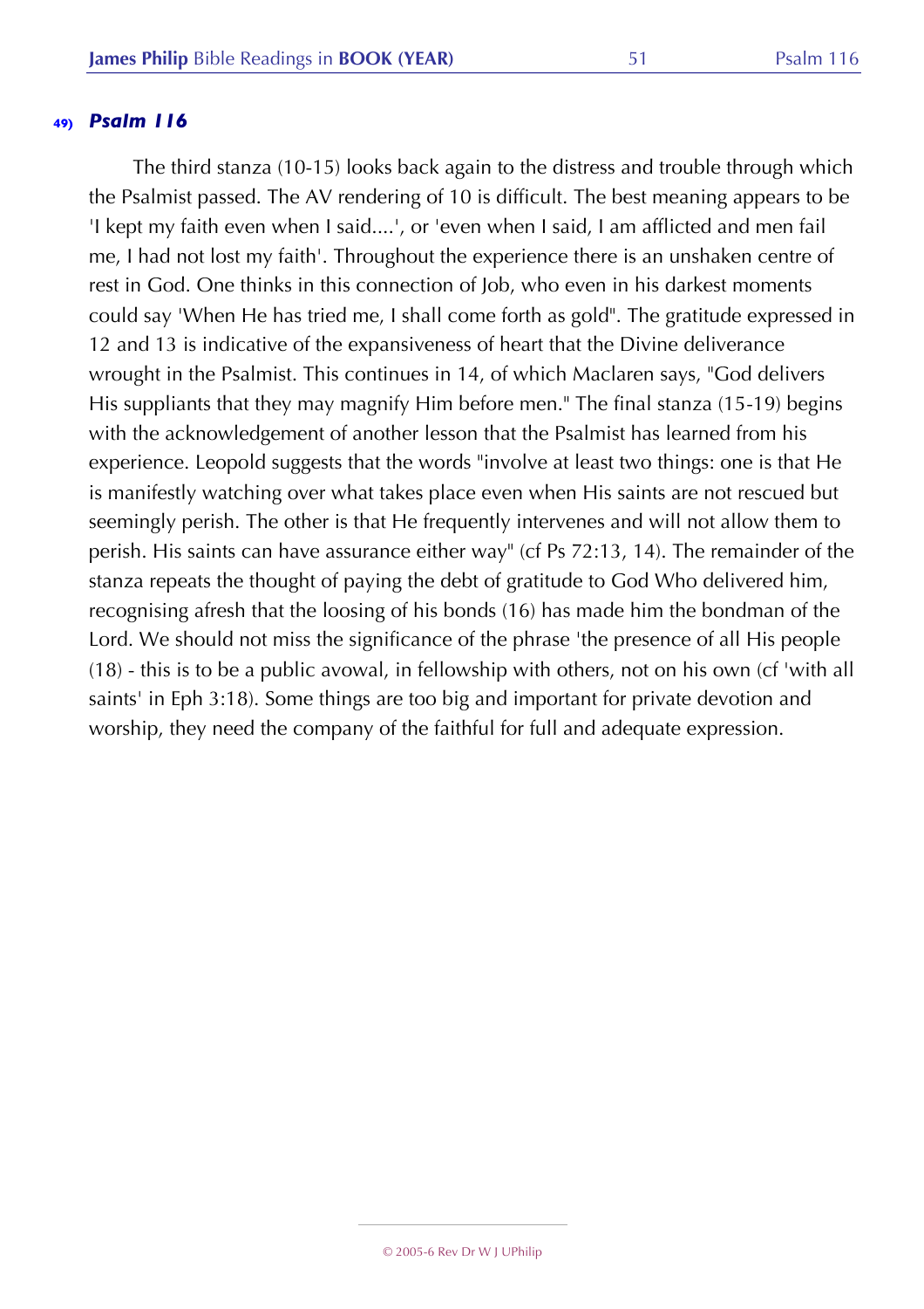## 49) *Psalm 116*

The third stanza (10-15) looks back again to the distress and trouble through which the Psalmist passed. The AV rendering of 10 is difficult. The best meaning appears to be 'I kept my faith even when I said....', or 'even when I said, I am afflicted and men fail me, I had not lost my faith'. Throughout the experience there is an unshaken centre of rest in God. One thinks in this connection of Job, who even in his darkest moments could say 'When He has tried me, I shall come forth as gold". The gratitude expressed in 12 and 13 is indicative of the expansiveness of heart that the Divine deliverance wrought in the Psalmist. This continues in 14, of which Maclaren says, "God delivers His suppliants that they may magnify Him before men." The final stanza (15-19) begins with the acknowledgement of another lesson that the Psalmist has learned from his experience. Leopold suggests that the words "involve at least two things: one is that He is manifestly watching over what takes place even when His saints are not rescued but seemingly perish. The other is that He frequently intervenes and will not allow them to perish. His saints can have assurance either way" (cf Ps 72:13, 14). The remainder of the stanza repeats the thought of paying the debt of gratitude to God Who delivered him, recognising afresh that the loosing of his bonds (16) has made him the bondman of the Lord. We should not miss the significance of the phrase 'the presence of all His people (18) - this is to be a public avowal, in fellowship with others, not on his own (cf 'with all saints' in Eph 3:18). Some things are too big and important for private devotion and worship, they need the company of the faithful for full and adequate expression.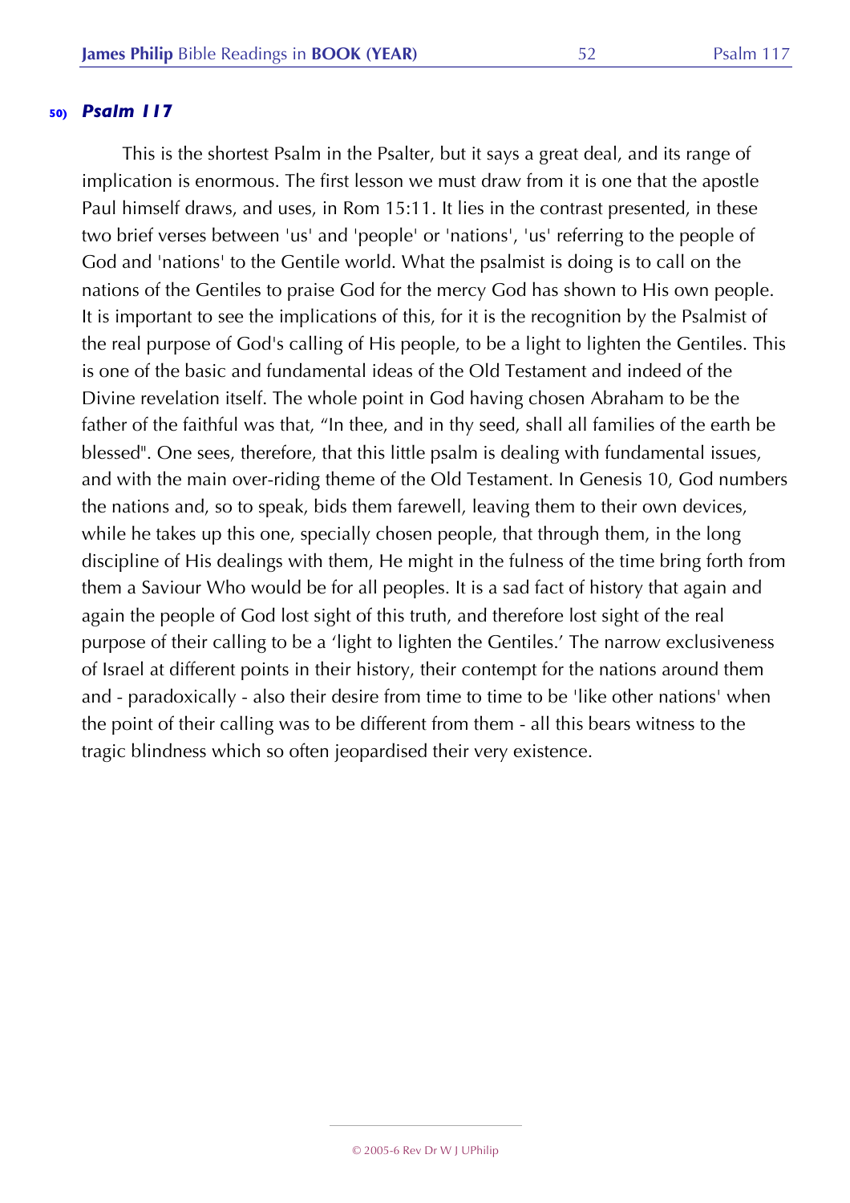### 50) *Psalm 117*

This is the shortest Psalm in the Psalter, but it says a great deal, and its range of implication is enormous. The first lesson we must draw from it is one that the apostle Paul himself draws, and uses, in Rom 15:11. It lies in the contrast presented, in these two brief verses between 'us' and 'people' or 'nations', 'us' referring to the people of God and 'nations' to the Gentile world. What the psalmist is doing is to call on the nations of the Gentiles to praise God for the mercy God has shown to His own people. It is important to see the implications of this, for it is the recognition by the Psalmist of the real purpose of God's calling of His people, to be a light to lighten the Gentiles. This is one of the basic and fundamental ideas of the Old Testament and indeed of the Divine revelation itself. The whole point in God having chosen Abraham to be the father of the faithful was that, "In thee, and in thy seed, shall all families of the earth be blessed". One sees, therefore, that this little psalm is dealing with fundamental issues, and with the main over-riding theme of the Old Testament. In Genesis 10, God numbers the nations and, so to speak, bids them farewell, leaving them to their own devices, while he takes up this one, specially chosen people, that through them, in the long discipline of His dealings with them, He might in the fulness of the time bring forth from them a Saviour Who would be for all peoples. It is a sad fact of history that again and again the people of God lost sight of this truth, and therefore lost sight of the real purpose of their calling to be a 'light to lighten the Gentiles.' The narrow exclusiveness of Israel at different points in their history, their contempt for the nations around them and - paradoxically - also their desire from time to time to be 'like other nations' when the point of their calling was to be different from them - all this bears witness to the tragic blindness which so often jeopardised their very existence.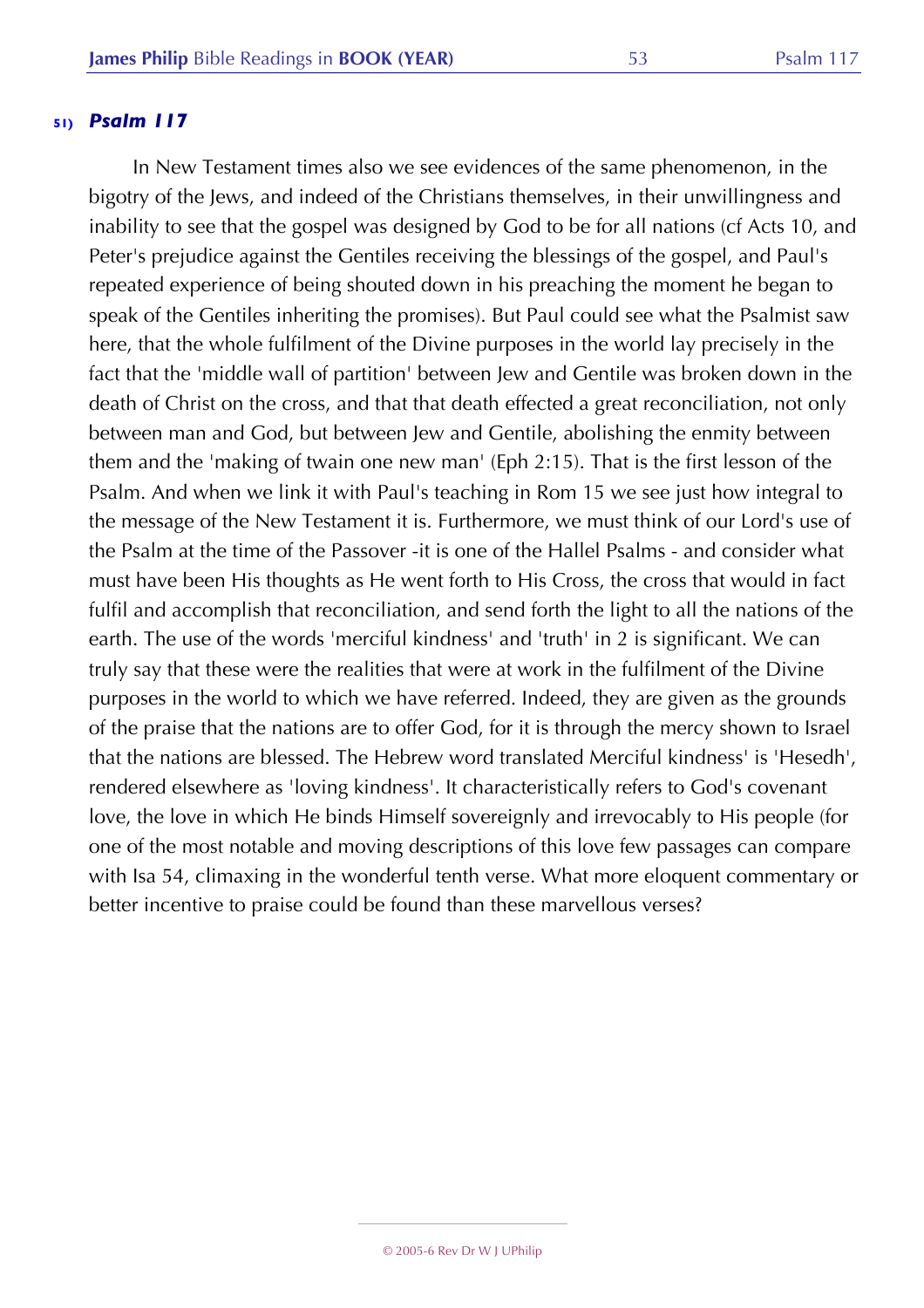### 51) *Psalm 117*

In New Testament times also we see evidences of the same phenomenon, in the bigotry of the Jews, and indeed of the Christians themselves, in their unwillingness and inability to see that the gospel was designed by God to be for all nations (cf Acts 10, and Peter's prejudice against the Gentiles receiving the blessings of the gospel, and Paul's repeated experience of being shouted down in his preaching the moment he began to speak of the Gentiles inheriting the promises). But Paul could see what the Psalmist saw here, that the whole fulfilment of the Divine purposes in the world lay precisely in the fact that the 'middle wall of partition' between Jew and Gentile was broken down in the death of Christ on the cross, and that that death effected a great reconciliation, not only between man and God, but between Jew and Gentile, abolishing the enmity between them and the 'making of twain one new man' (Eph 2:15). That is the first lesson of the Psalm. And when we link it with Paul's teaching in Rom 15 we see just how integral to the message of the New Testament it is. Furthermore, we must think of our Lord's use of the Psalm at the time of the Passover -it is one of the Hallel Psalms - and consider what must have been His thoughts as He went forth to His Cross, the cross that would in fact fulfil and accomplish that reconciliation, and send forth the light to all the nations of the earth. The use of the words 'merciful kindness' and 'truth' in 2 is significant. We can truly say that these were the realities that were at work in the fulfilment of the Divine purposes in the world to which we have referred. Indeed, they are given as the grounds of the praise that the nations are to offer God, for it is through the mercy shown to Israel that the nations are blessed. The Hebrew word translated Merciful kindness' is 'Hesedh', rendered elsewhere as 'loving kindness'. It characteristically refers to God's covenant love, the love in which He binds Himself sovereignly and irrevocably to His people (for one of the most notable and moving descriptions of this love few passages can compare with Isa 54, climaxing in the wonderful tenth verse. What more eloquent commentary or better incentive to praise could be found than these marvellous verses?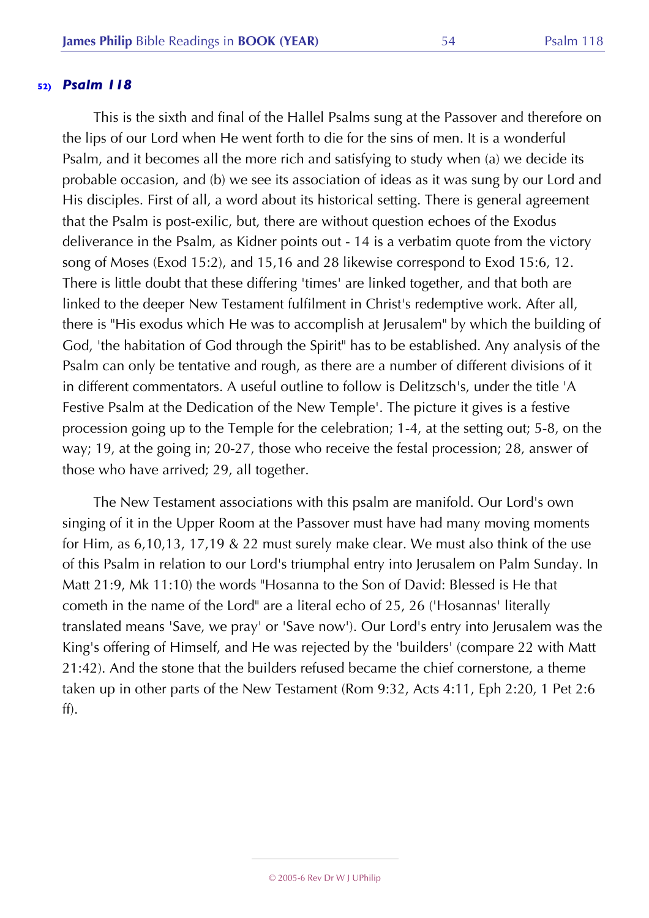## 52) *Psalm 118*

This is the sixth and final of the Hallel Psalms sung at the Passover and therefore on the lips of our Lord when He went forth to die for the sins of men. It is a wonderful Psalm, and it becomes all the more rich and satisfying to study when (a) we decide its probable occasion, and (b) we see its association of ideas as it was sung by our Lord and His disciples. First of all, a word about its historical setting. There is general agreement that the Psalm is post-exilic, but, there are without question echoes of the Exodus deliverance in the Psalm, as Kidner points out - 14 is a verbatim quote from the victory song of Moses (Exod 15:2), and 15,16 and 28 likewise correspond to Exod 15:6, 12. There is little doubt that these differing 'times' are linked together, and that both are linked to the deeper New Testament fulfilment in Christ's redemptive work. After all, there is "His exodus which He was to accomplish at Jerusalem" by which the building of God, 'the habitation of God through the Spirit" has to be established. Any analysis of the Psalm can only be tentative and rough, as there are a number of different divisions of it in different commentators. A useful outline to follow is Delitzsch's, under the title 'A Festive Psalm at the Dedication of the New Temple'. The picture it gives is a festive procession going up to the Temple for the celebration; 1-4, at the setting out; 5-8, on the way; 19, at the going in; 20-27, those who receive the festal procession; 28, answer of those who have arrived; 29, all together.

The New Testament associations with this psalm are manifold. Our Lord's own singing of it in the Upper Room at the Passover must have had many moving moments for Him, as 6,10,13, 17,19 & 22 must surely make clear. We must also think of the use of this Psalm in relation to our Lord's triumphal entry into Jerusalem on Palm Sunday. In Matt 21:9, Mk 11:10) the words "Hosanna to the Son of David: Blessed is He that cometh in the name of the Lord" are a literal echo of 25, 26 ('Hosannas' literally translated means 'Save, we pray' or 'Save now'). Our Lord's entry into Jerusalem was the King's offering of Himself, and He was rejected by the 'builders' (compare 22 with Matt 21:42). And the stone that the builders refused became the chief cornerstone, a theme taken up in other parts of the New Testament (Rom 9:32, Acts 4:11, Eph 2:20, 1 Pet 2:6 ff).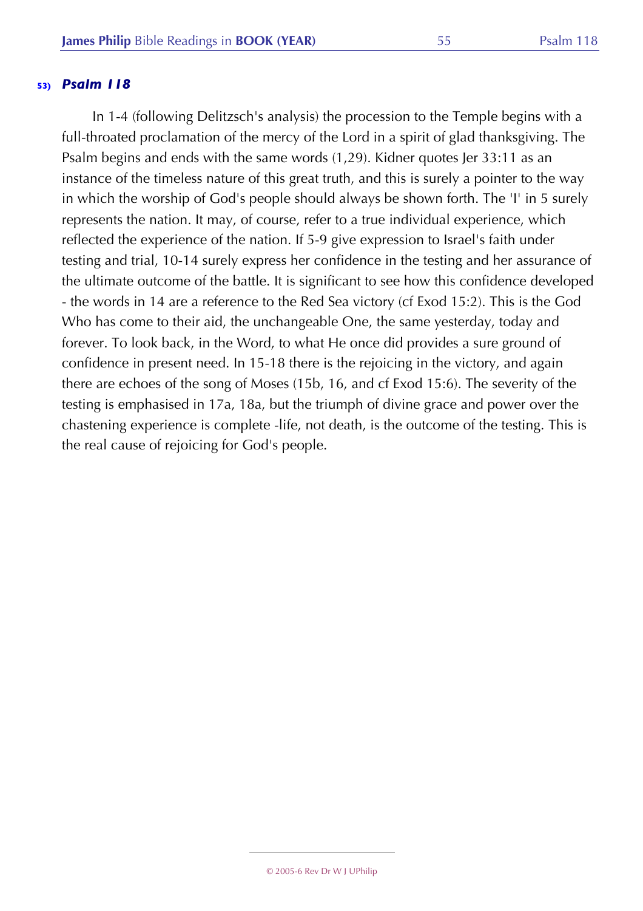## 53) *Psalm 118*

In 1-4 (following Delitzsch's analysis) the procession to the Temple begins with a full-throated proclamation of the mercy of the Lord in a spirit of glad thanksgiving. The Psalm begins and ends with the same words (1,29). Kidner quotes Jer 33:11 as an instance of the timeless nature of this great truth, and this is surely a pointer to the way in which the worship of God's people should always be shown forth. The 'I' in 5 surely represents the nation. It may, of course, refer to a true individual experience, which reflected the experience of the nation. If 5-9 give expression to Israel's faith under testing and trial, 10-14 surely express her confidence in the testing and her assurance of the ultimate outcome of the battle. It is significant to see how this confidence developed - the words in 14 are a reference to the Red Sea victory (cf Exod 15:2). This is the God Who has come to their aid, the unchangeable One, the same yesterday, today and forever. To look back, in the Word, to what He once did provides a sure ground of confidence in present need. In 15-18 there is the rejoicing in the victory, and again there are echoes of the song of Moses (15b, 16, and cf Exod 15:6). The severity of the testing is emphasised in 17a, 18a, but the triumph of divine grace and power over the chastening experience is complete -life, not death, is the outcome of the testing. This is the real cause of rejoicing for God's people.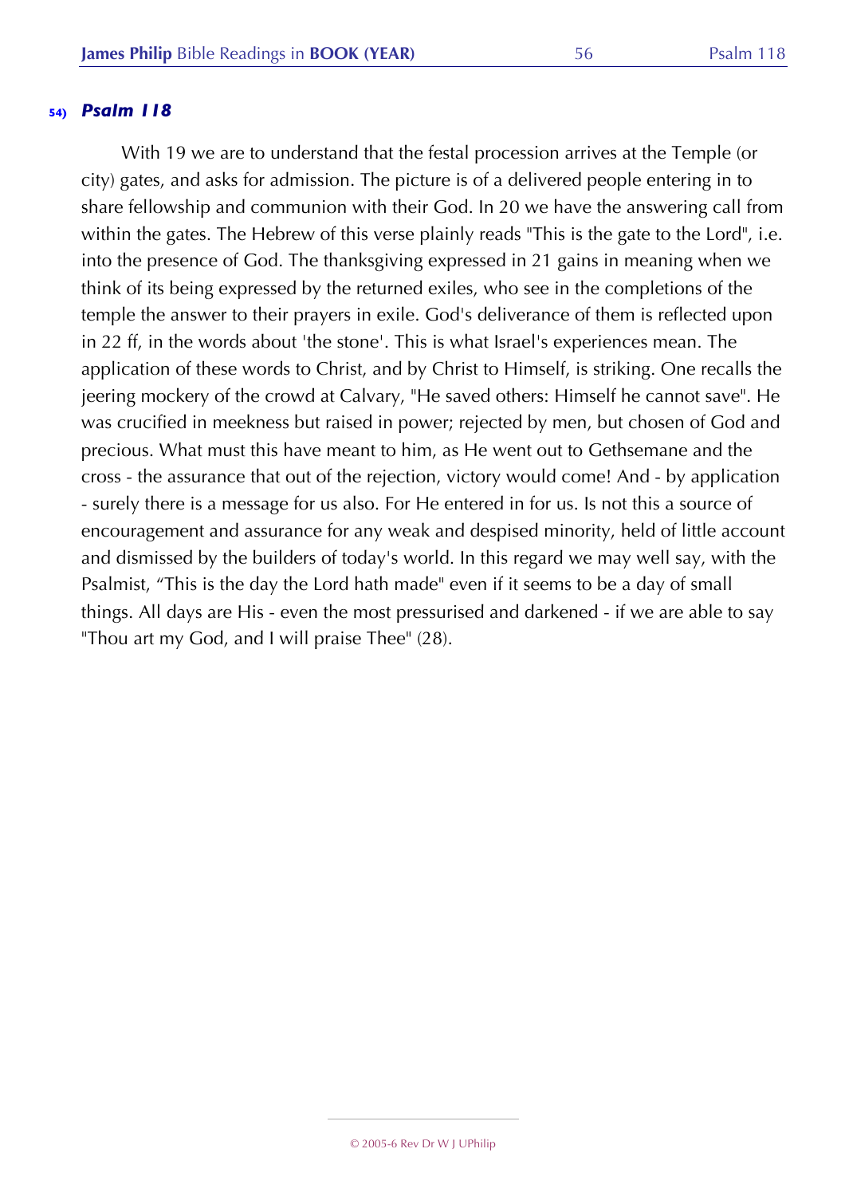## 54) *Psalm 118*

With 19 we are to understand that the festal procession arrives at the Temple (or city) gates, and asks for admission. The picture is of a delivered people entering in to share fellowship and communion with their God. In 20 we have the answering call from within the gates. The Hebrew of this verse plainly reads "This is the gate to the Lord", i.e. into the presence of God. The thanksgiving expressed in 21 gains in meaning when we think of its being expressed by the returned exiles, who see in the completions of the temple the answer to their prayers in exile. God's deliverance of them is reflected upon in 22 ff, in the words about 'the stone'. This is what Israel's experiences mean. The application of these words to Christ, and by Christ to Himself, is striking. One recalls the jeering mockery of the crowd at Calvary, "He saved others: Himself he cannot save". He was crucified in meekness but raised in power; rejected by men, but chosen of God and precious. What must this have meant to him, as He went out to Gethsemane and the cross - the assurance that out of the rejection, victory would come! And - by application - surely there is a message for us also. For He entered in for us. Is not this a source of encouragement and assurance for any weak and despised minority, held of little account and dismissed by the builders of today's world. In this regard we may well say, with the Psalmist, "This is the day the Lord hath made" even if it seems to be a day of small things. All days are His - even the most pressurised and darkened - if we are able to say "Thou art my God, and I will praise Thee" (28).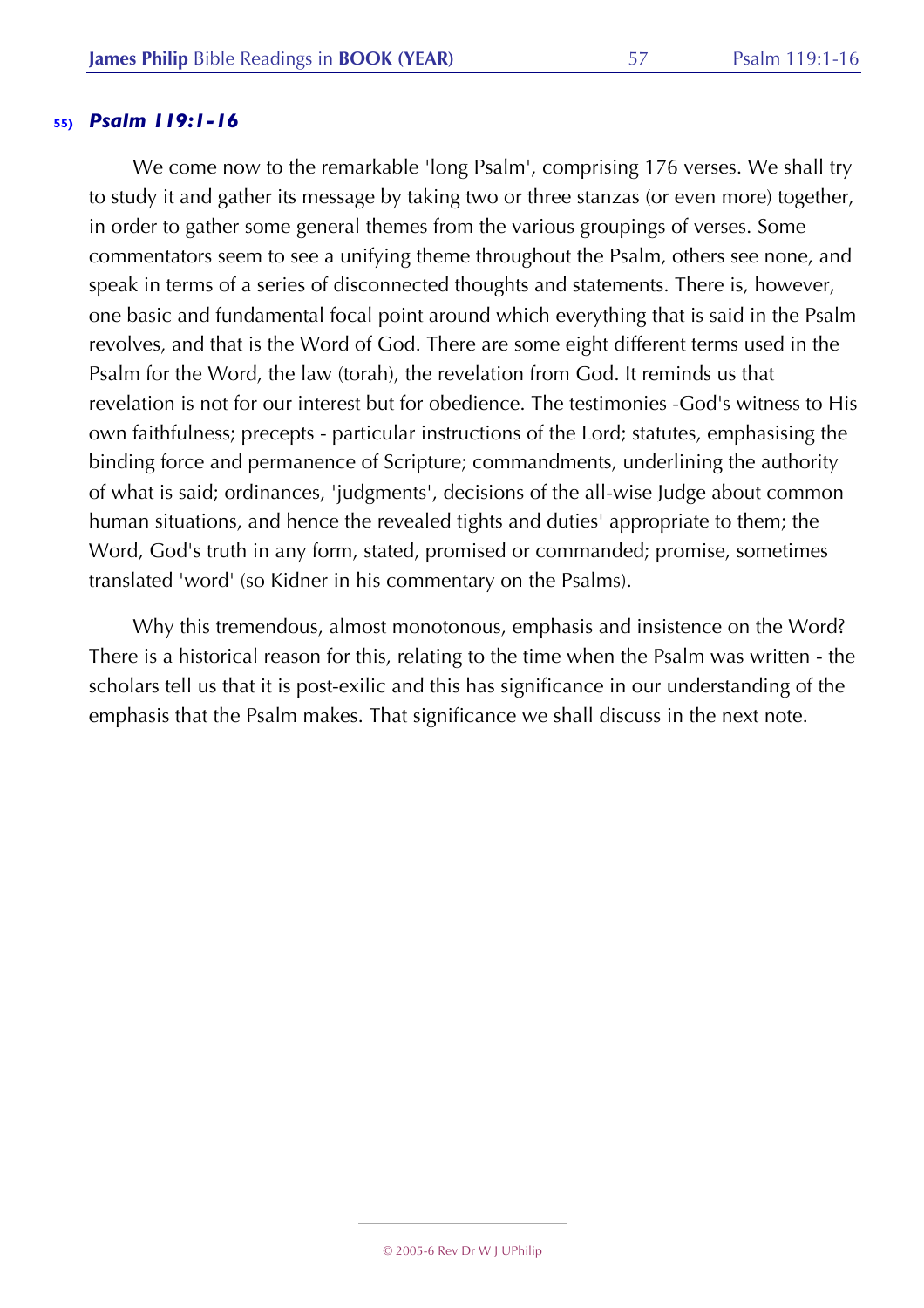## 55) *Psalm 119:1-16*

We come now to the remarkable 'long Psalm', comprising 176 verses. We shall try to study it and gather its message by taking two or three stanzas (or even more) together, in order to gather some general themes from the various groupings of verses. Some commentators seem to see a unifying theme throughout the Psalm, others see none, and speak in terms of a series of disconnected thoughts and statements. There is, however, one basic and fundamental focal point around which everything that is said in the Psalm revolves, and that is the Word of God. There are some eight different terms used in the Psalm for the Word, the law (torah), the revelation from God. It reminds us that revelation is not for our interest but for obedience. The testimonies -God's witness to His own faithfulness; precepts - particular instructions of the Lord; statutes, emphasising the binding force and permanence of Scripture; commandments, underlining the authority of what is said; ordinances, 'judgments', decisions of the all-wise Judge about common human situations, and hence the revealed tights and duties' appropriate to them; the Word, God's truth in any form, stated, promised or commanded; promise, sometimes translated 'word' (so Kidner in his commentary on the Psalms).

Why this tremendous, almost monotonous, emphasis and insistence on the Word? There is a historical reason for this, relating to the time when the Psalm was written - the scholars tell us that it is post-exilic and this has significance in our understanding of the emphasis that the Psalm makes. That significance we shall discuss in the next note.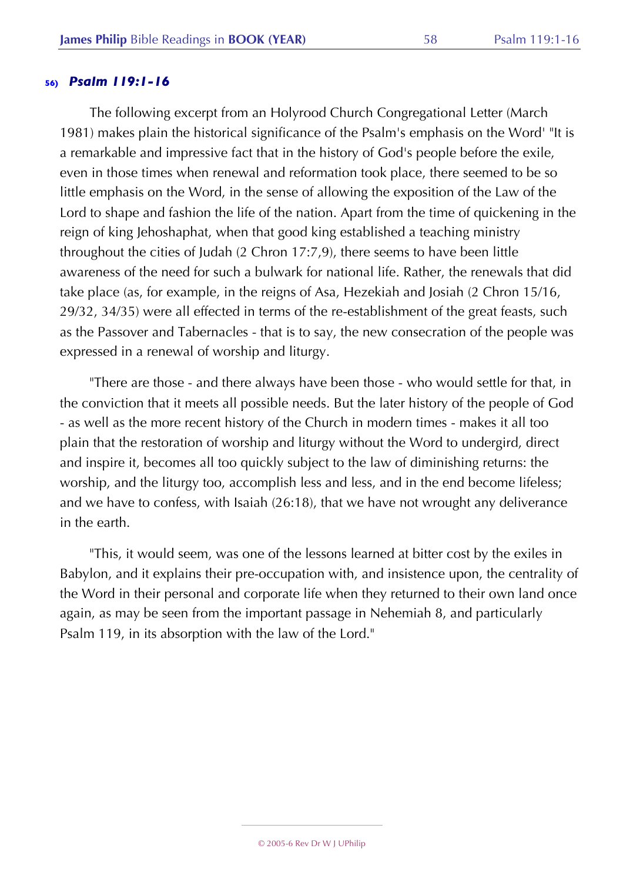### 56) *Psalm 119:1-16*

The following excerpt from an Holyrood Church Congregational Letter (March 1981) makes plain the historical significance of the Psalm's emphasis on the Word' "It is a remarkable and impressive fact that in the history of God's people before the exile, even in those times when renewal and reformation took place, there seemed to be so little emphasis on the Word, in the sense of allowing the exposition of the Law of the Lord to shape and fashion the life of the nation. Apart from the time of quickening in the reign of king Jehoshaphat, when that good king established a teaching ministry throughout the cities of Judah (2 Chron 17:7,9), there seems to have been little awareness of the need for such a bulwark for national life. Rather, the renewals that did take place (as, for example, in the reigns of Asa, Hezekiah and Josiah (2 Chron 15/16, 29/32, 34/35) were all effected in terms of the re-establishment of the great feasts, such as the Passover and Tabernacles - that is to say, the new consecration of the people was expressed in a renewal of worship and liturgy.

"There are those - and there always have been those - who would settle for that, in the conviction that it meets all possible needs. But the later history of the people of God - as well as the more recent history of the Church in modern times - makes it all too plain that the restoration of worship and liturgy without the Word to undergird, direct and inspire it, becomes all too quickly subject to the law of diminishing returns: the worship, and the liturgy too, accomplish less and less, and in the end become lifeless; and we have to confess, with Isaiah (26:18), that we have not wrought any deliverance in the earth.

"This, it would seem, was one of the lessons learned at bitter cost by the exiles in Babylon, and it explains their pre-occupation with, and insistence upon, the centrality of the Word in their personal and corporate life when they returned to their own land once again, as may be seen from the important passage in Nehemiah 8, and particularly Psalm 119, in its absorption with the law of the Lord."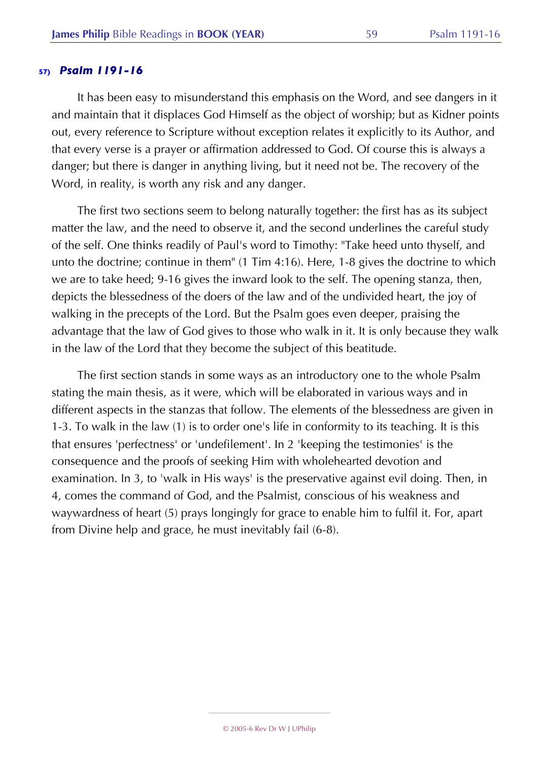### 57) *Psalm 1191-16*

It has been easy to misunderstand this emphasis on the Word, and see dangers in it and maintain that it displaces God Himself as the object of worship; but as Kidner points out, every reference to Scripture without exception relates it explicitly to its Author, and that every verse is a prayer or affirmation addressed to God. Of course this is always a danger; but there is danger in anything living, but it need not be. The recovery of the Word, in reality, is worth any risk and any danger.

The first two sections seem to belong naturally together: the first has as its subject matter the law, and the need to observe it, and the second underlines the careful study of the self. One thinks readily of Paul's word to Timothy: "Take heed unto thyself, and unto the doctrine; continue in them" (1 Tim 4:16). Here, 1-8 gives the doctrine to which we are to take heed; 9-16 gives the inward look to the self. The opening stanza, then, depicts the blessedness of the doers of the law and of the undivided heart, the joy of walking in the precepts of the Lord. But the Psalm goes even deeper, praising the advantage that the law of God gives to those who walk in it. It is only because they walk in the law of the Lord that they become the subject of this beatitude.

The first section stands in some ways as an introductory one to the whole Psalm stating the main thesis, as it were, which will be elaborated in various ways and in different aspects in the stanzas that follow. The elements of the blessedness are given in 1-3. To walk in the law (1) is to order one's life in conformity to its teaching. It is this that ensures 'perfectness' or 'undefilement'. In 2 'keeping the testimonies' is the consequence and the proofs of seeking Him with wholehearted devotion and examination. In 3, to 'walk in His ways' is the preservative against evil doing. Then, in 4, comes the command of God, and the Psalmist, conscious of his weakness and waywardness of heart (5) prays longingly for grace to enable him to fulfil it. For, apart from Divine help and grace, he must inevitably fail (6-8).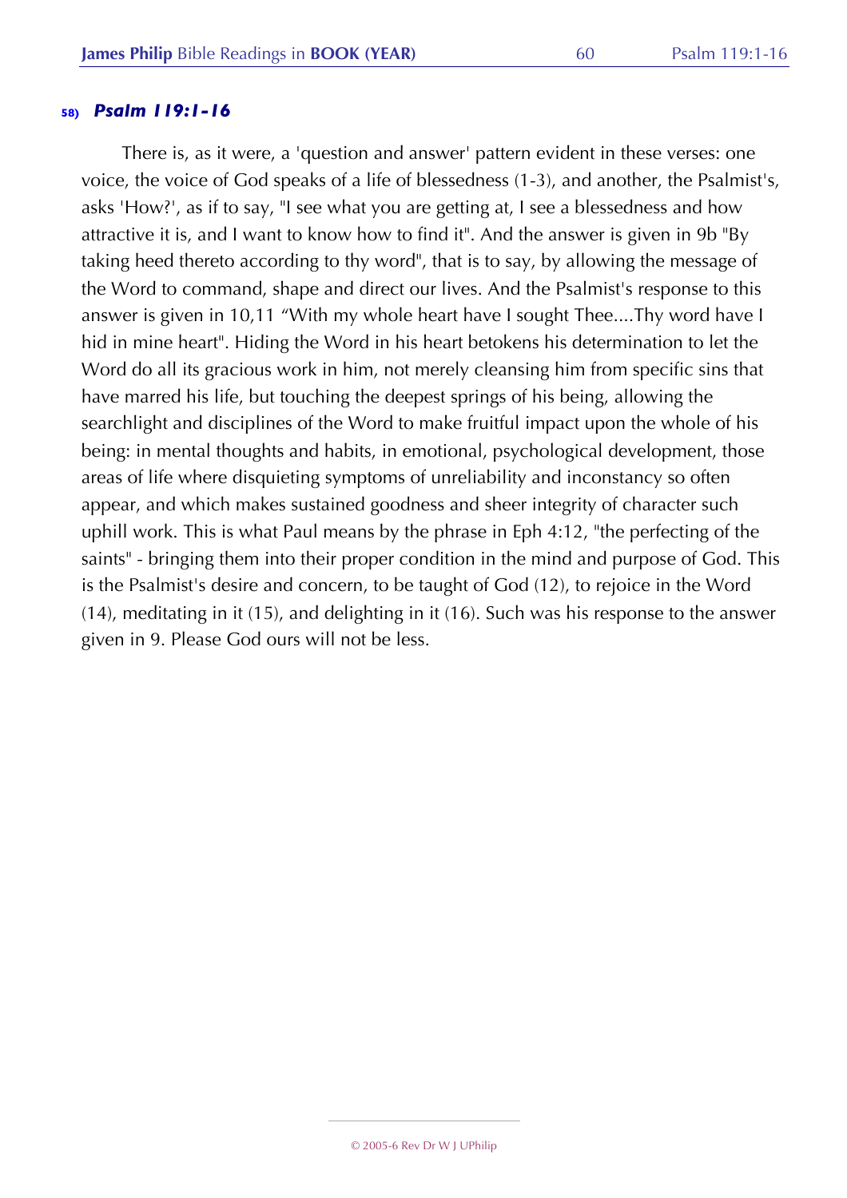## 58) *Psalm 119:1-16*

There is, as it were, a 'question and answer' pattern evident in these verses: one voice, the voice of God speaks of a life of blessedness (1-3), and another, the Psalmist's, asks 'How?', as if to say, "I see what you are getting at, I see a blessedness and how attractive it is, and I want to know how to find it". And the answer is given in 9b "By taking heed thereto according to thy word", that is to say, by allowing the message of the Word to command, shape and direct our lives. And the Psalmist's response to this answer is given in 10,11 "With my whole heart have I sought Thee....Thy word have I hid in mine heart". Hiding the Word in his heart betokens his determination to let the Word do all its gracious work in him, not merely cleansing him from specific sins that have marred his life, but touching the deepest springs of his being, allowing the searchlight and disciplines of the Word to make fruitful impact upon the whole of his being: in mental thoughts and habits, in emotional, psychological development, those areas of life where disquieting symptoms of unreliability and inconstancy so often appear, and which makes sustained goodness and sheer integrity of character such uphill work. This is what Paul means by the phrase in Eph 4:12, "the perfecting of the saints" - bringing them into their proper condition in the mind and purpose of God. This is the Psalmist's desire and concern, to be taught of God (12), to rejoice in the Word (14), meditating in it (15), and delighting in it (16). Such was his response to the answer given in 9. Please God ours will not be less.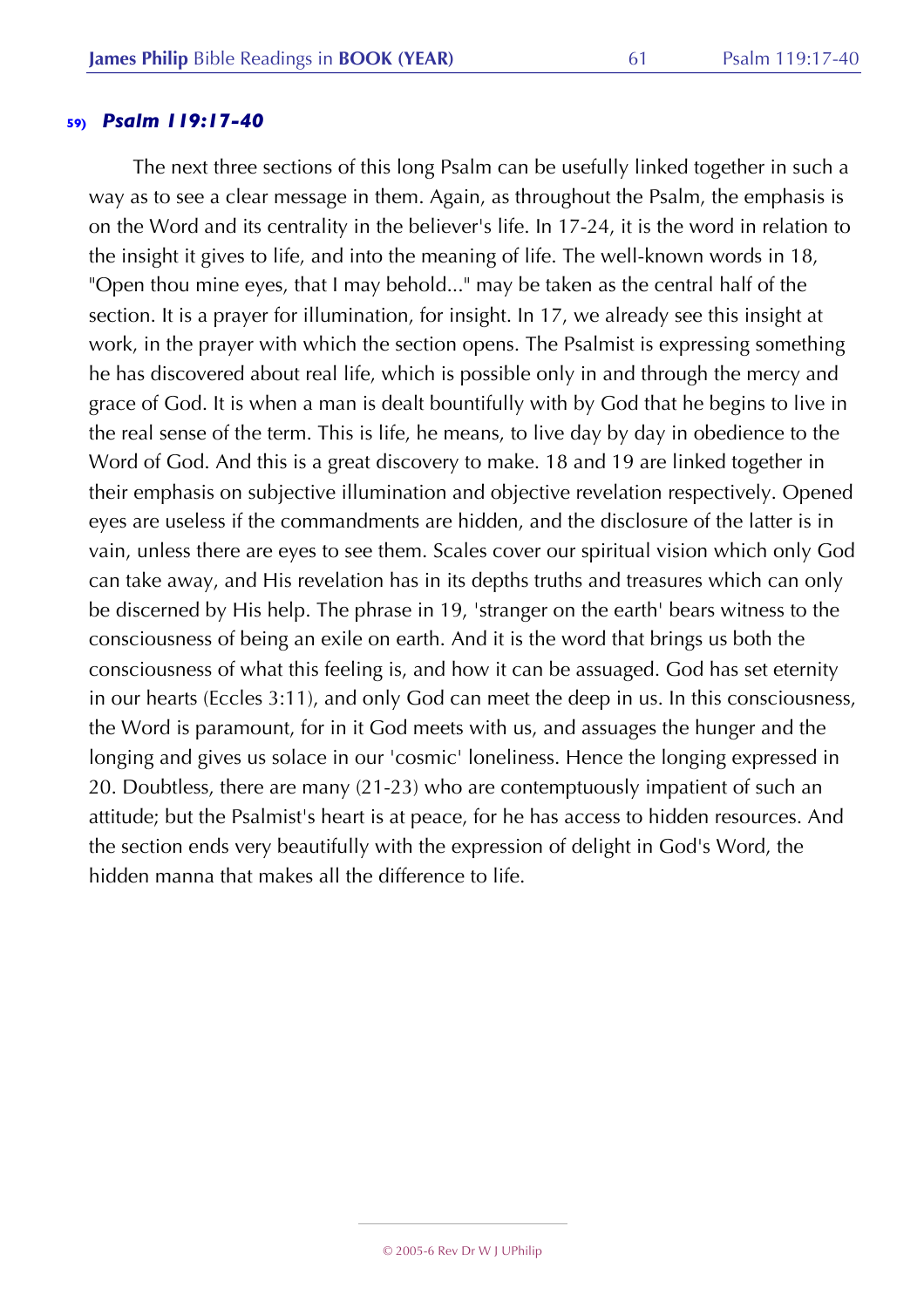### 59) *Psalm 119:17-40*

The next three sections of this long Psalm can be usefully linked together in such a way as to see a clear message in them. Again, as throughout the Psalm, the emphasis is on the Word and its centrality in the believer's life. In 17-24, it is the word in relation to the insight it gives to life, and into the meaning of life. The well-known words in 18, "Open thou mine eyes, that I may behold..." may be taken as the central half of the section. It is a prayer for illumination, for insight. In 17, we already see this insight at work, in the prayer with which the section opens. The Psalmist is expressing something he has discovered about real life, which is possible only in and through the mercy and grace of God. It is when a man is dealt bountifully with by God that he begins to live in the real sense of the term. This is life, he means, to live day by day in obedience to the Word of God. And this is a great discovery to make. 18 and 19 are linked together in their emphasis on subjective illumination and objective revelation respectively. Opened eyes are useless if the commandments are hidden, and the disclosure of the latter is in vain, unless there are eyes to see them. Scales cover our spiritual vision which only God can take away, and His revelation has in its depths truths and treasures which can only be discerned by His help. The phrase in 19, 'stranger on the earth' bears witness to the consciousness of being an exile on earth. And it is the word that brings us both the consciousness of what this feeling is, and how it can be assuaged. God has set eternity in our hearts (Eccles 3:11), and only God can meet the deep in us. In this consciousness, the Word is paramount, for in it God meets with us, and assuages the hunger and the longing and gives us solace in our 'cosmic' loneliness. Hence the longing expressed in 20. Doubtless, there are many (21-23) who are contemptuously impatient of such an attitude; but the Psalmist's heart is at peace, for he has access to hidden resources. And the section ends very beautifully with the expression of delight in God's Word, the hidden manna that makes all the difference to life.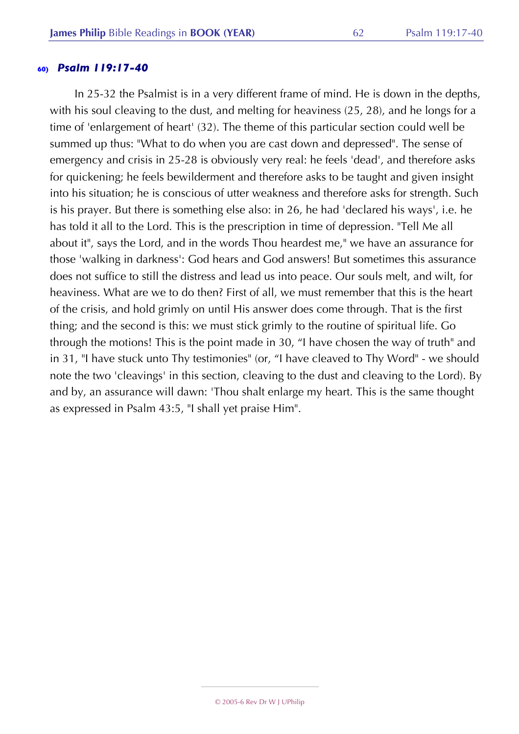### 60) *Psalm 119:17-40*

In 25-32 the Psalmist is in a very different frame of mind. He is down in the depths, with his soul cleaving to the dust, and melting for heaviness (25, 28), and he longs for a time of 'enlargement of heart' (32). The theme of this particular section could well be summed up thus: "What to do when you are cast down and depressed". The sense of emergency and crisis in 25-28 is obviously very real: he feels 'dead', and therefore asks for quickening; he feels bewilderment and therefore asks to be taught and given insight into his situation; he is conscious of utter weakness and therefore asks for strength. Such is his prayer. But there is something else also: in 26, he had 'declared his ways', i.e. he has told it all to the Lord. This is the prescription in time of depression. "Tell Me all about it", says the Lord, and in the words Thou heardest me," we have an assurance for those 'walking in darkness': God hears and God answers! But sometimes this assurance does not suffice to still the distress and lead us into peace. Our souls melt, and wilt, for heaviness. What are we to do then? First of all, we must remember that this is the heart of the crisis, and hold grimly on until His answer does come through. That is the first thing; and the second is this: we must stick grimly to the routine of spiritual life. Go through the motions! This is the point made in 30, "I have chosen the way of truth" and in 31, "I have stuck unto Thy testimonies" (or, "I have cleaved to Thy Word" - we should note the two 'cleavings' in this section, cleaving to the dust and cleaving to the Lord). By and by, an assurance will dawn: 'Thou shalt enlarge my heart. This is the same thought as expressed in Psalm 43:5, "I shall yet praise Him".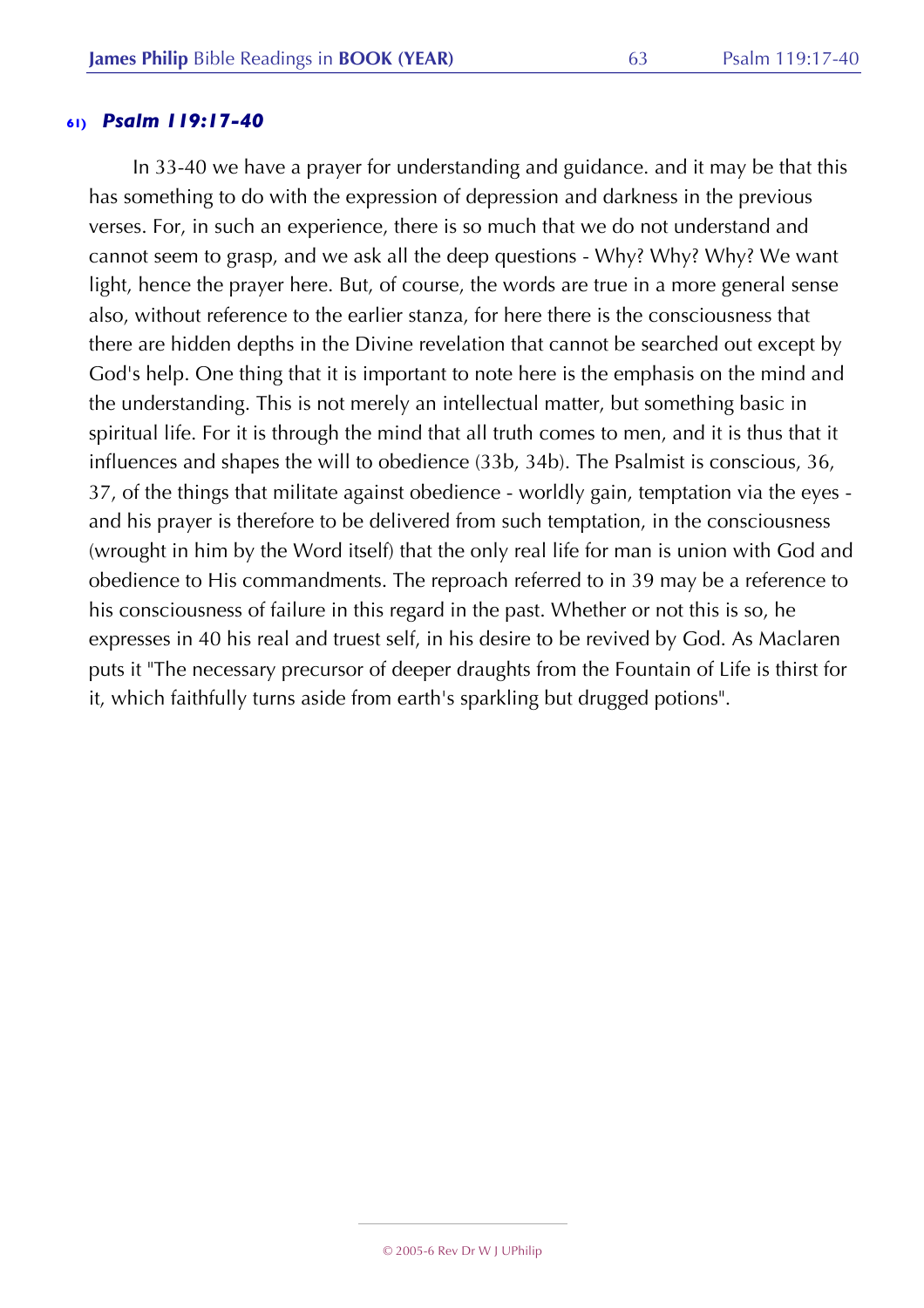### 61) *Psalm 119:17-40*

In 33-40 we have a prayer for understanding and guidance. and it may be that this has something to do with the expression of depression and darkness in the previous verses. For, in such an experience, there is so much that we do not understand and cannot seem to grasp, and we ask all the deep questions - Why? Why? Why? We want light, hence the prayer here. But, of course, the words are true in a more general sense also, without reference to the earlier stanza, for here there is the consciousness that there are hidden depths in the Divine revelation that cannot be searched out except by God's help. One thing that it is important to note here is the emphasis on the mind and the understanding. This is not merely an intellectual matter, but something basic in spiritual life. For it is through the mind that all truth comes to men, and it is thus that it influences and shapes the will to obedience (33b, 34b). The Psalmist is conscious, 36, 37, of the things that militate against obedience - worldly gain, temptation via the eyes - and his prayer is therefore to be delivered from such temptation, in the consciousness (wrought in him by the Word itself) that the only real life for man is union with God and obedience to His commandments. The reproach referred to in 39 may be a reference to his consciousness of failure in this regard in the past. Whether or not this is so, he expresses in 40 his real and truest self, in his desire to be revived by God. As Maclaren puts it "The necessary precursor of deeper draughts from the Fountain of Life is thirst for it, which faithfully turns aside from earth's sparkling but drugged potions".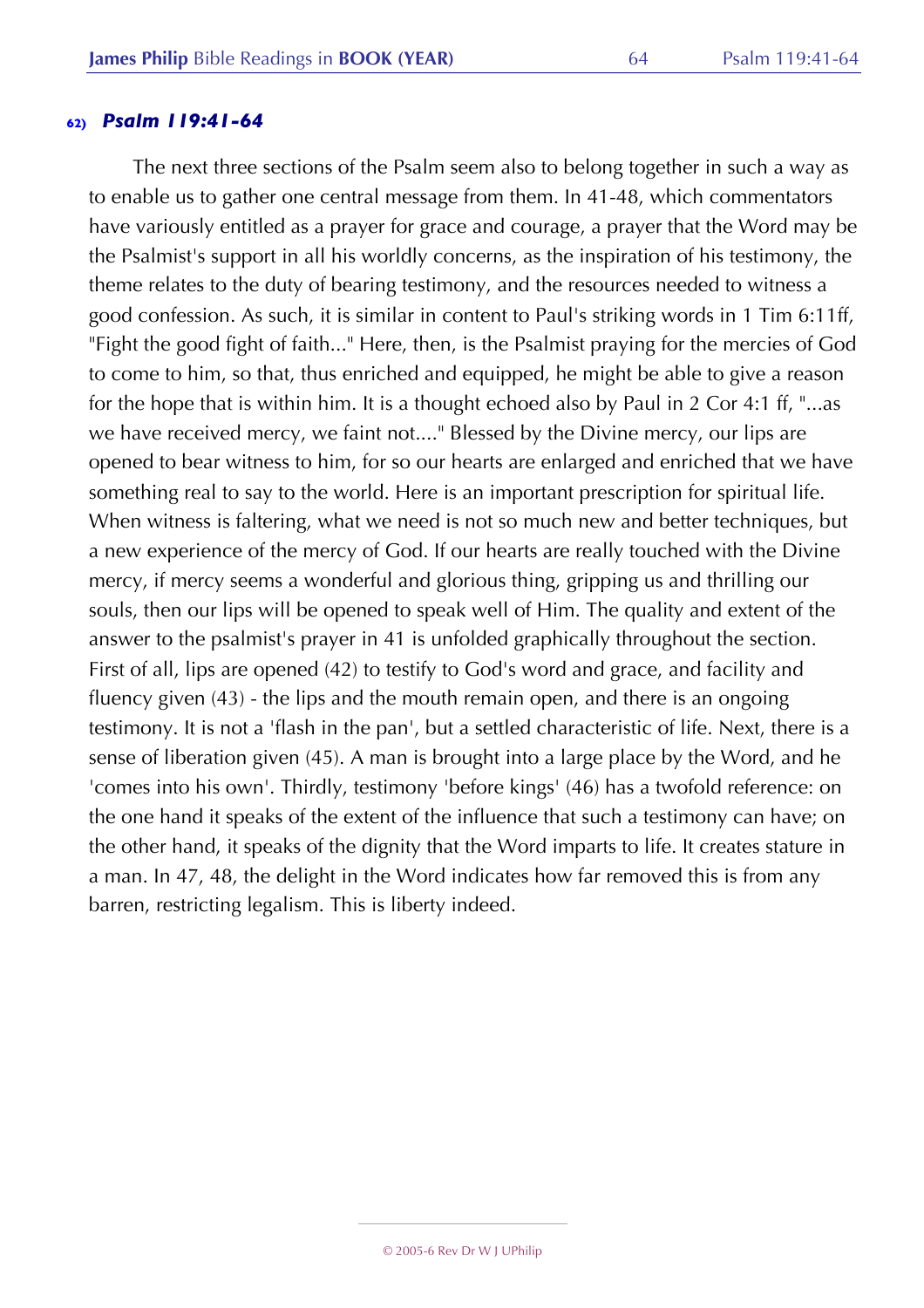#### 62) *Psalm 119:41-64*

The next three sections of the Psalm seem also to belong together in such a way as to enable us to gather one central message from them. In 41-48, which commentators have variously entitled as a prayer for grace and courage, a prayer that the Word may be the Psalmist's support in all his worldly concerns, as the inspiration of his testimony, the theme relates to the duty of bearing testimony, and the resources needed to witness a good confession. As such, it is similar in content to Paul's striking words in 1 Tim 6:11ff, "Fight the good fight of faith..." Here, then, is the Psalmist praying for the mercies of God to come to him, so that, thus enriched and equipped, he might be able to give a reason for the hope that is within him. It is a thought echoed also by Paul in 2 Cor 4:1 ff, "...as we have received mercy, we faint not...." Blessed by the Divine mercy, our lips are opened to bear witness to him, for so our hearts are enlarged and enriched that we have something real to say to the world. Here is an important prescription for spiritual life. When witness is faltering, what we need is not so much new and better techniques, but a new experience of the mercy of God. If our hearts are really touched with the Divine mercy, if mercy seems a wonderful and glorious thing, gripping us and thrilling our souls, then our lips will be opened to speak well of Him. The quality and extent of the answer to the psalmist's prayer in 41 is unfolded graphically throughout the section. First of all, lips are opened (42) to testify to God's word and grace, and facility and fluency given (43) - the lips and the mouth remain open, and there is an ongoing testimony. It is not a 'flash in the pan', but a settled characteristic of life. Next, there is a sense of liberation given (45). A man is brought into a large place by the Word, and he 'comes into his own'. Thirdly, testimony 'before kings' (46) has a twofold reference: on the one hand it speaks of the extent of the influence that such a testimony can have; on the other hand, it speaks of the dignity that the Word imparts to life. It creates stature in a man. In 47, 48, the delight in the Word indicates how far removed this is from any barren, restricting legalism. This is liberty indeed.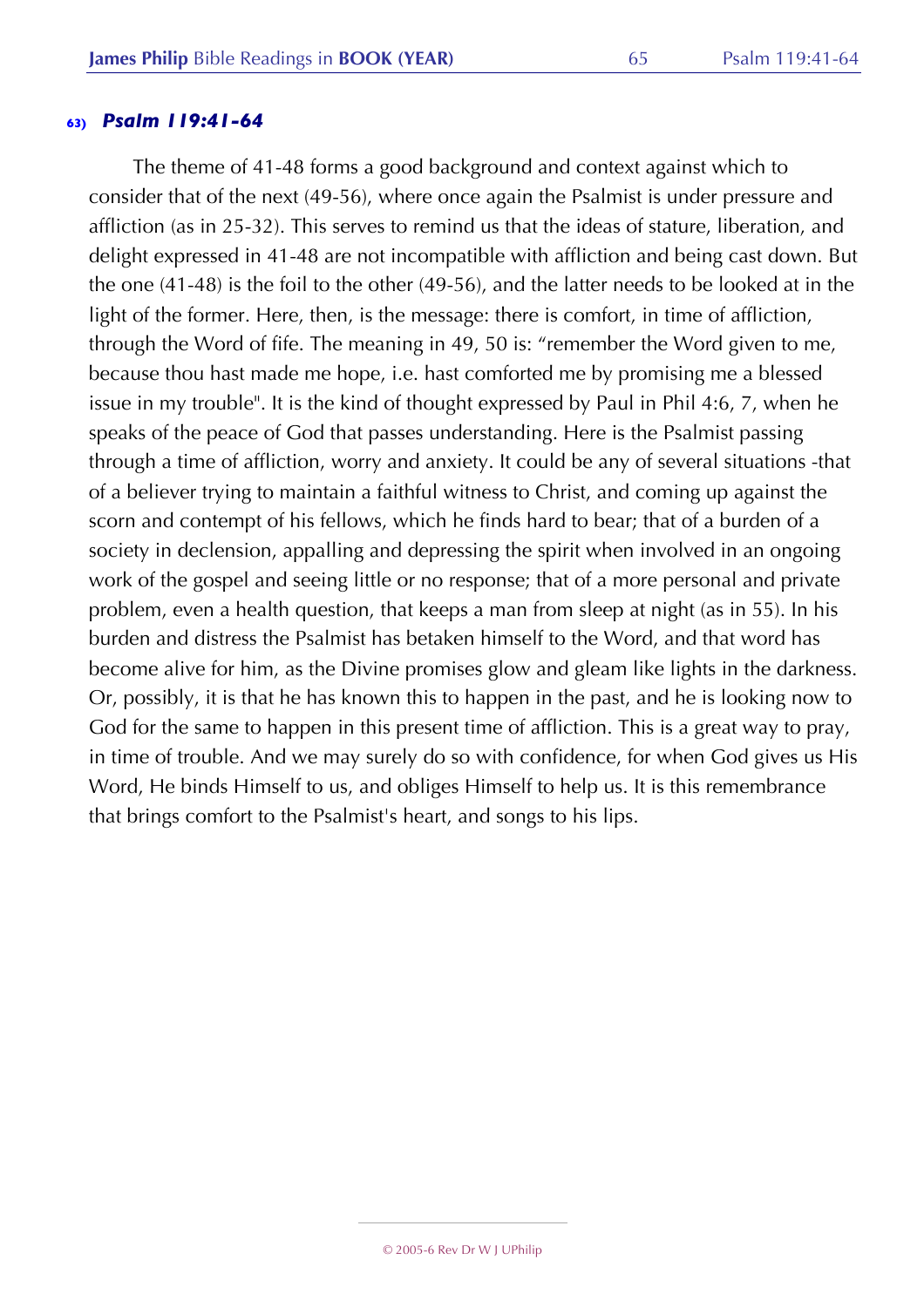### 63) *Psalm 119:41-64*

The theme of 41-48 forms a good background and context against which to consider that of the next (49-56), where once again the Psalmist is under pressure and affliction (as in 25-32). This serves to remind us that the ideas of stature, liberation, and delight expressed in 41-48 are not incompatible with affliction and being cast down. But the one (41-48) is the foil to the other (49-56), and the latter needs to be looked at in the light of the former. Here, then, is the message: there is comfort, in time of affliction, through the Word of fife. The meaning in 49, 50 is: "remember the Word given to me, because thou hast made me hope, i.e. hast comforted me by promising me a blessed issue in my trouble". It is the kind of thought expressed by Paul in Phil 4:6, 7, when he speaks of the peace of God that passes understanding. Here is the Psalmist passing through a time of affliction, worry and anxiety. It could be any of several situations -that of a believer trying to maintain a faithful witness to Christ, and coming up against the scorn and contempt of his fellows, which he finds hard to bear; that of a burden of a society in declension, appalling and depressing the spirit when involved in an ongoing work of the gospel and seeing little or no response; that of a more personal and private problem, even a health question, that keeps a man from sleep at night (as in 55). In his burden and distress the Psalmist has betaken himself to the Word, and that word has become alive for him, as the Divine promises glow and gleam like lights in the darkness. Or, possibly, it is that he has known this to happen in the past, and he is looking now to God for the same to happen in this present time of affliction. This is a great way to pray, in time of trouble. And we may surely do so with confidence, for when God gives us His Word, He binds Himself to us, and obliges Himself to help us. It is this remembrance that brings comfort to the Psalmist's heart, and songs to his lips.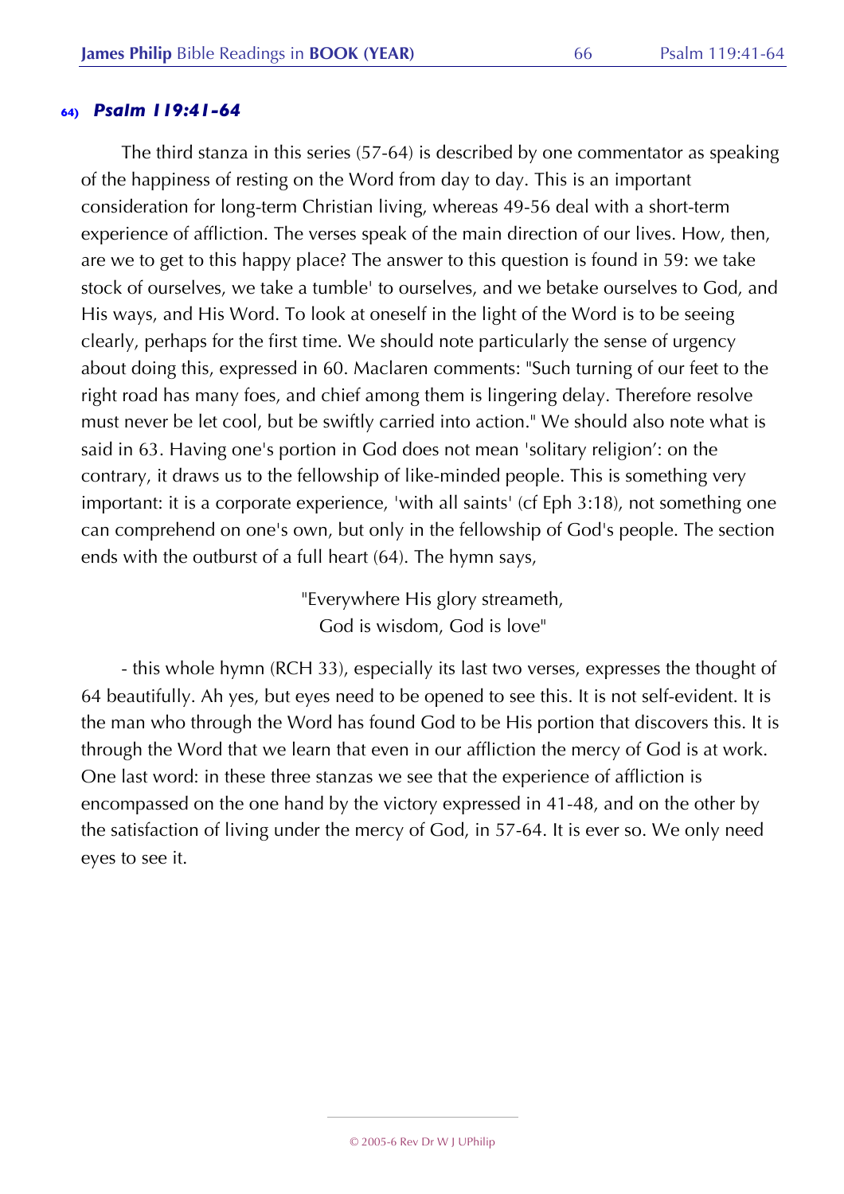### 64) *Psalm 119:41-64*

The third stanza in this series (57-64) is described by one commentator as speaking of the happiness of resting on the Word from day to day. This is an important consideration for long-term Christian living, whereas 49-56 deal with a short-term experience of affliction. The verses speak of the main direction of our lives. How, then, are we to get to this happy place? The answer to this question is found in 59: we take stock of ourselves, we take a tumble' to ourselves, and we betake ourselves to God, and His ways, and His Word. To look at oneself in the light of the Word is to be seeing clearly, perhaps for the first time. We should note particularly the sense of urgency about doing this, expressed in 60. Maclaren comments: "Such turning of our feet to the right road has many foes, and chief among them is lingering delay. Therefore resolve must never be let cool, but be swiftly carried into action." We should also note what is said in 63. Having one's portion in God does not mean 'solitary religion': on the contrary, it draws us to the fellowship of like-minded people. This is something very important: it is a corporate experience, 'with all saints' (cf Eph 3:18), not something one can comprehend on one's own, but only in the fellowship of God's people. The section ends with the outburst of a full heart (64). The hymn says,

> "Everywhere His glory streameth,
> God is wisdom, God is love"

- this whole hymn (RCH 33), especially its last two verses, expresses the thought of 64 beautifully. Ah yes, but eyes need to be opened to see this. It is not self-evident. It is the man who through the Word has found God to be His portion that discovers this. It is through the Word that we learn that even in our affliction the mercy of God is at work. One last word: in these three stanzas we see that the experience of affliction is encompassed on the one hand by the victory expressed in 41-48, and on the other by the satisfaction of living under the mercy of God, in 57-64. It is ever so. We only need eyes to see it.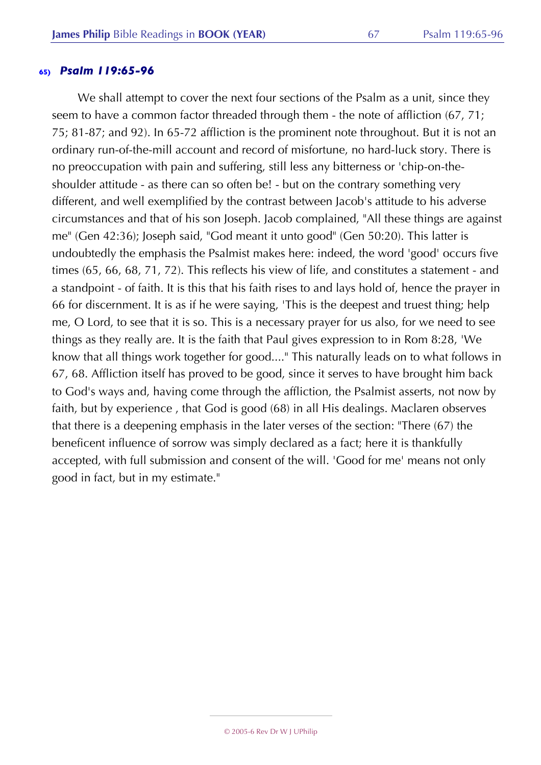### 65) *Psalm 119:65-96*

We shall attempt to cover the next four sections of the Psalm as a unit, since they seem to have a common factor threaded through them - the note of affliction (67, 71; 75; 81-87; and 92). In 65-72 affliction is the prominent note throughout. But it is not an ordinary run-of-the-mill account and record of misfortune, no hard-luck story. There is no preoccupation with pain and suffering, still less any bitterness or 'chip-on-the-shoulder attitude - as there can so often be! - but on the contrary something very different, and well exemplified by the contrast between Jacob's attitude to his adverse circumstances and that of his son Joseph. Jacob complained, "All these things are against me" (Gen 42:36); Joseph said, "God meant it unto good" (Gen 50:20). This latter is undoubtedly the emphasis the Psalmist makes here: indeed, the word 'good' occurs five times (65, 66, 68, 71, 72). This reflects his view of life, and constitutes a statement - and a standpoint - of faith. It is this that his faith rises to and lays hold of, hence the prayer in 66 for discernment. It is as if he were saying, 'This is the deepest and truest thing; help me, O Lord, to see that it is so. This is a necessary prayer for us also, for we need to see things as they really are. It is the faith that Paul gives expression to in Rom 8:28, 'We know that all things work together for good...." This naturally leads on to what follows in 67, 68. Affliction itself has proved to be good, since it serves to have brought him back to God's ways and, having come through the affliction, the Psalmist asserts, not now by faith, but by experience , that God is good (68) in all His dealings. Maclaren observes that there is a deepening emphasis in the later verses of the section: "There (67) the beneficent influence of sorrow was simply declared as a fact; here it is thankfully accepted, with full submission and consent of the will. 'Good for me' means not only good in fact, but in my estimate."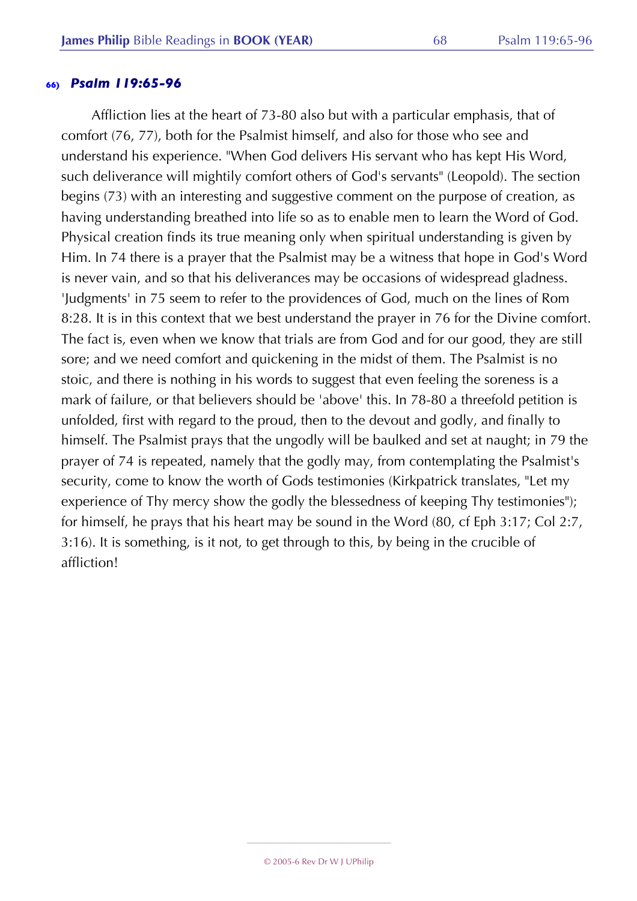### 66) *Psalm 119:65-96*

Affliction lies at the heart of 73-80 also but with a particular emphasis, that of comfort (76, 77), both for the Psalmist himself, and also for those who see and understand his experience. "When God delivers His servant who has kept His Word, such deliverance will mightily comfort others of God's servants" (Leopold). The section begins (73) with an interesting and suggestive comment on the purpose of creation, as having understanding breathed into life so as to enable men to learn the Word of God. Physical creation finds its true meaning only when spiritual understanding is given by Him. In 74 there is a prayer that the Psalmist may be a witness that hope in God's Word is never vain, and so that his deliverances may be occasions of widespread gladness. 'Judgments' in 75 seem to refer to the providences of God, much on the lines of Rom 8:28. It is in this context that we best understand the prayer in 76 for the Divine comfort. The fact is, even when we know that trials are from God and for our good, they are still sore; and we need comfort and quickening in the midst of them. The Psalmist is no stoic, and there is nothing in his words to suggest that even feeling the soreness is a mark of failure, or that believers should be 'above' this. In 78-80 a threefold petition is unfolded, first with regard to the proud, then to the devout and godly, and finally to himself. The Psalmist prays that the ungodly will be baulked and set at naught; in 79 the prayer of 74 is repeated, namely that the godly may, from contemplating the Psalmist's security, come to know the worth of Gods testimonies (Kirkpatrick translates, "Let my experience of Thy mercy show the godly the blessedness of keeping Thy testimonies"); for himself, he prays that his heart may be sound in the Word (80, cf Eph 3:17; Col 2:7, 3:16). It is something, is it not, to get through to this, by being in the crucible of affliction!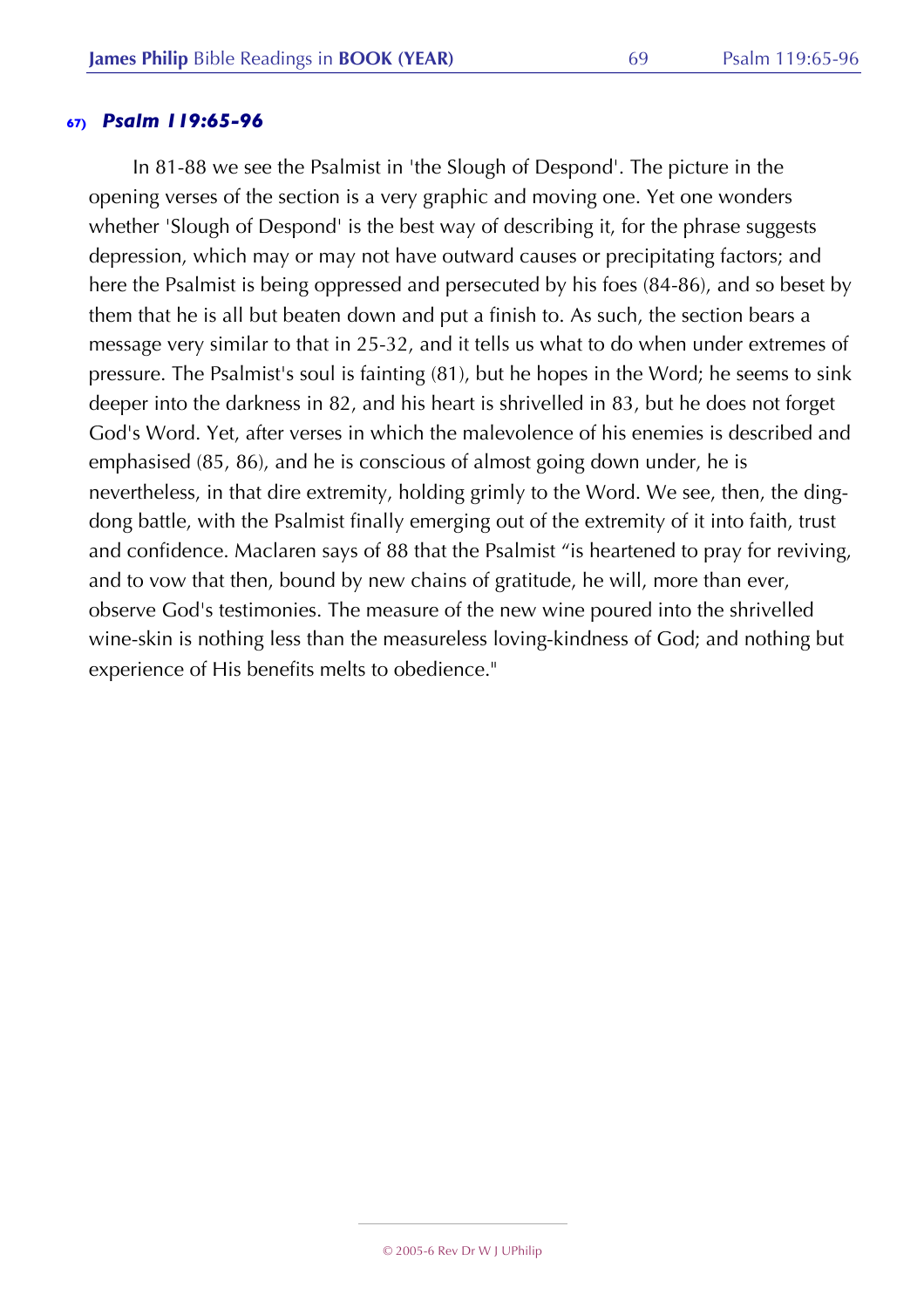### 67) *Psalm 119:65-96*

In 81-88 we see the Psalmist in 'the Slough of Despond'. The picture in the opening verses of the section is a very graphic and moving one. Yet one wonders whether 'Slough of Despond' is the best way of describing it, for the phrase suggests depression, which may or may not have outward causes or precipitating factors; and here the Psalmist is being oppressed and persecuted by his foes (84-86), and so beset by them that he is all but beaten down and put a finish to. As such, the section bears a message very similar to that in 25-32, and it tells us what to do when under extremes of pressure. The Psalmist's soul is fainting (81), but he hopes in the Word; he seems to sink deeper into the darkness in 82, and his heart is shrivelled in 83, but he does not forget God's Word. Yet, after verses in which the malevolence of his enemies is described and emphasised (85, 86), and he is conscious of almost going down under, he is nevertheless, in that dire extremity, holding grimly to the Word. We see, then, the ding-dong battle, with the Psalmist finally emerging out of the extremity of it into faith, trust and confidence. Maclaren says of 88 that the Psalmist "is heartened to pray for reviving, and to vow that then, bound by new chains of gratitude, he will, more than ever, observe God's testimonies. The measure of the new wine poured into the shrivelled wine-skin is nothing less than the measureless loving-kindness of God; and nothing but experience of His benefits melts to obedience."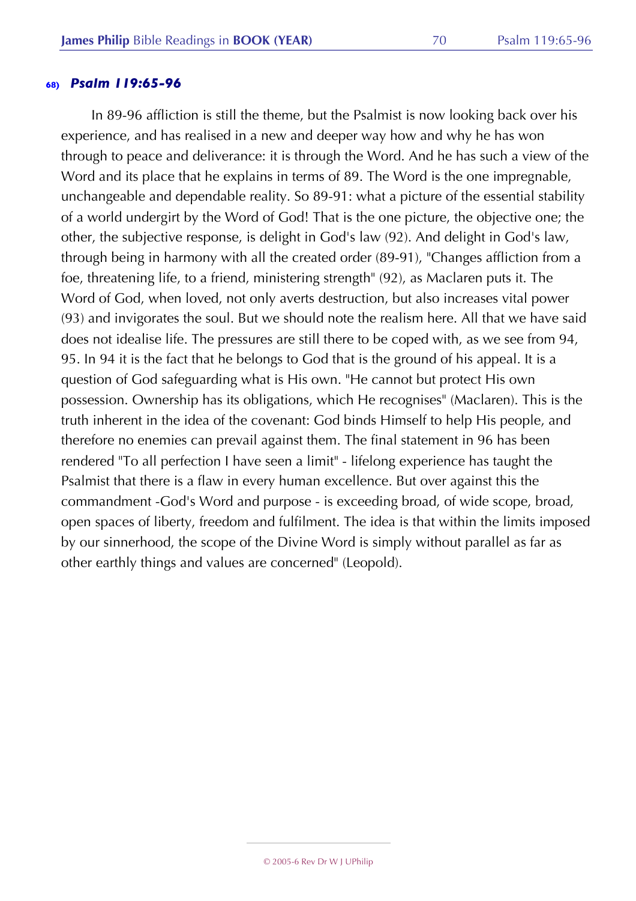### 68) *Psalm 119:65-96*

In 89-96 affliction is still the theme, but the Psalmist is now looking back over his experience, and has realised in a new and deeper way how and why he has won through to peace and deliverance: it is through the Word. And he has such a view of the Word and its place that he explains in terms of 89. The Word is the one impregnable, unchangeable and dependable reality. So 89-91: what a picture of the essential stability of a world undergirt by the Word of God! That is the one picture, the objective one; the other, the subjective response, is delight in God's law (92). And delight in God's law, through being in harmony with all the created order (89-91), "Changes affliction from a foe, threatening life, to a friend, ministering strength" (92), as Maclaren puts it. The Word of God, when loved, not only averts destruction, but also increases vital power (93) and invigorates the soul. But we should note the realism here. All that we have said does not idealise life. The pressures are still there to be coped with, as we see from 94, 95. In 94 it is the fact that he belongs to God that is the ground of his appeal. It is a question of God safeguarding what is His own. "He cannot but protect His own possession. Ownership has its obligations, which He recognises" (Maclaren). This is the truth inherent in the idea of the covenant: God binds Himself to help His people, and therefore no enemies can prevail against them. The final statement in 96 has been rendered "To all perfection I have seen a limit" - lifelong experience has taught the Psalmist that there is a flaw in every human excellence. But over against this the commandment -God's Word and purpose - is exceeding broad, of wide scope, broad, open spaces of liberty, freedom and fulfilment. The idea is that within the limits imposed by our sinnerhood, the scope of the Divine Word is simply without parallel as far as other earthly things and values are concerned" (Leopold).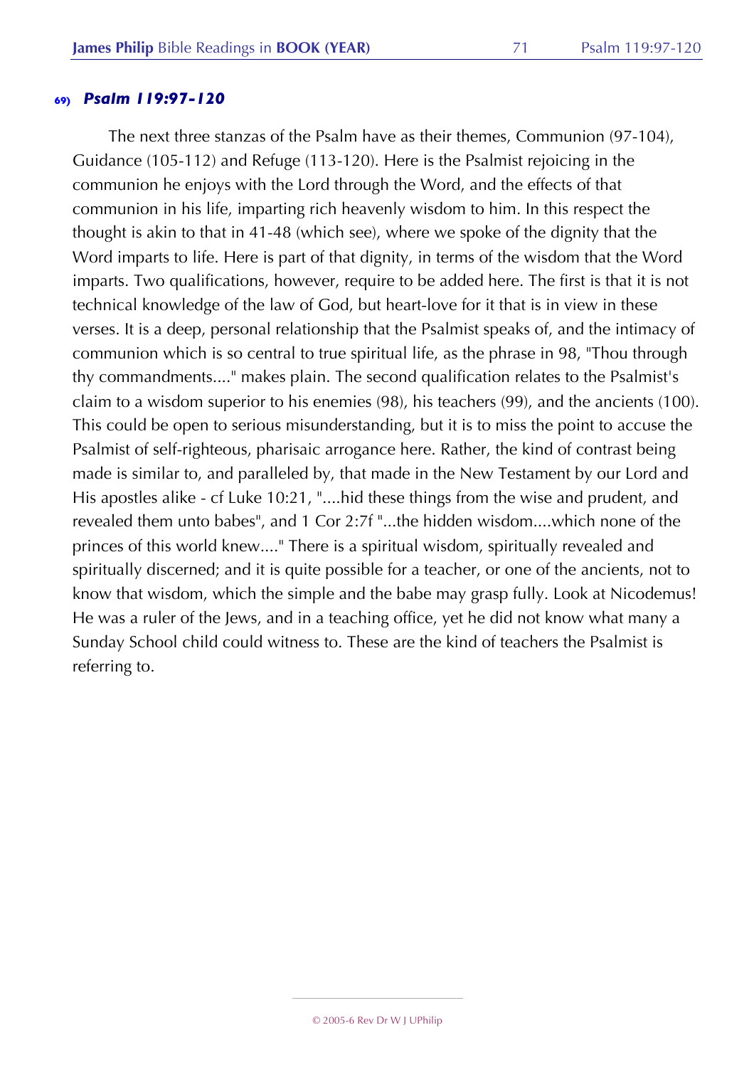## 69) *Psalm 119:97-120*

The next three stanzas of the Psalm have as their themes, Communion (97-104), Guidance (105-112) and Refuge (113-120). Here is the Psalmist rejoicing in the communion he enjoys with the Lord through the Word, and the effects of that communion in his life, imparting rich heavenly wisdom to him. In this respect the thought is akin to that in 41-48 (which see), where we spoke of the dignity that the Word imparts to life. Here is part of that dignity, in terms of the wisdom that the Word imparts. Two qualifications, however, require to be added here. The first is that it is not technical knowledge of the law of God, but heart-love for it that is in view in these verses. It is a deep, personal relationship that the Psalmist speaks of, and the intimacy of communion which is so central to true spiritual life, as the phrase in 98, "Thou through thy commandments...." makes plain. The second qualification relates to the Psalmist's claim to a wisdom superior to his enemies (98), his teachers (99), and the ancients (100). This could be open to serious misunderstanding, but it is to miss the point to accuse the Psalmist of self-righteous, pharisaic arrogance here. Rather, the kind of contrast being made is similar to, and paralleled by, that made in the New Testament by our Lord and His apostles alike - cf Luke 10:21, "....hid these things from the wise and prudent, and revealed them unto babes", and 1 Cor 2:7f "...the hidden wisdom....which none of the princes of this world knew...." There is a spiritual wisdom, spiritually revealed and spiritually discerned; and it is quite possible for a teacher, or one of the ancients, not to know that wisdom, which the simple and the babe may grasp fully. Look at Nicodemus! He was a ruler of the Jews, and in a teaching office, yet he did not know what many a Sunday School child could witness to. These are the kind of teachers the Psalmist is referring to.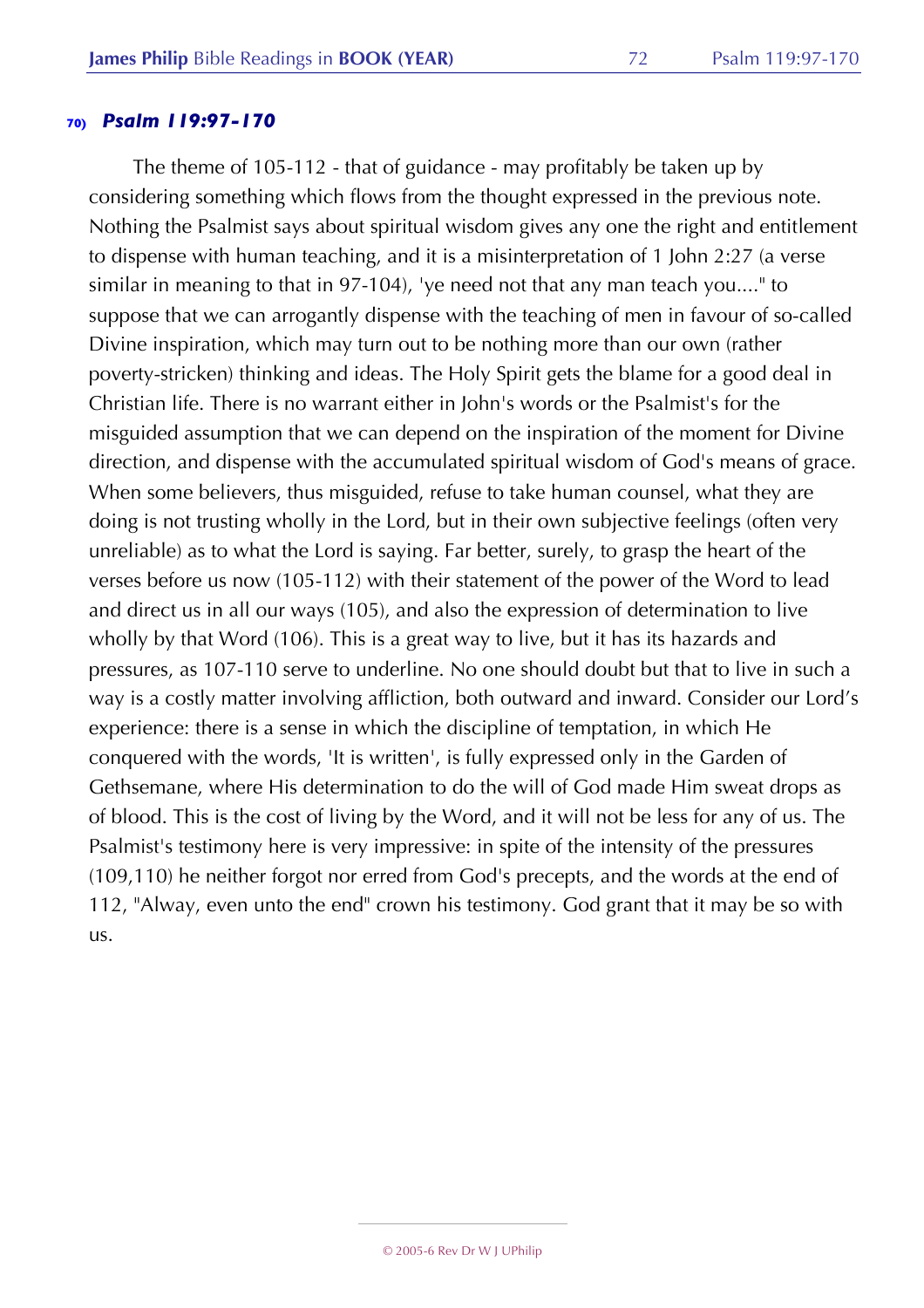## 70) *Psalm 119:97-170*

The theme of 105-112 - that of guidance - may profitably be taken up by considering something which flows from the thought expressed in the previous note. Nothing the Psalmist says about spiritual wisdom gives any one the right and entitlement to dispense with human teaching, and it is a misinterpretation of 1 John 2:27 (a verse similar in meaning to that in 97-104), 'ye need not that any man teach you...." to suppose that we can arrogantly dispense with the teaching of men in favour of so-called Divine inspiration, which may turn out to be nothing more than our own (rather poverty-stricken) thinking and ideas. The Holy Spirit gets the blame for a good deal in Christian life. There is no warrant either in John's words or the Psalmist's for the misguided assumption that we can depend on the inspiration of the moment for Divine direction, and dispense with the accumulated spiritual wisdom of God's means of grace. When some believers, thus misguided, refuse to take human counsel, what they are doing is not trusting wholly in the Lord, but in their own subjective feelings (often very unreliable) as to what the Lord is saying. Far better, surely, to grasp the heart of the verses before us now (105-112) with their statement of the power of the Word to lead and direct us in all our ways (105), and also the expression of determination to live wholly by that Word (106). This is a great way to live, but it has its hazards and pressures, as 107-110 serve to underline. No one should doubt but that to live in such a way is a costly matter involving affliction, both outward and inward. Consider our Lord's experience: there is a sense in which the discipline of temptation, in which He conquered with the words, 'It is written', is fully expressed only in the Garden of Gethsemane, where His determination to do the will of God made Him sweat drops as of blood. This is the cost of living by the Word, and it will not be less for any of us. The Psalmist's testimony here is very impressive: in spite of the intensity of the pressures (109,110) he neither forgot nor erred from God's precepts, and the words at the end of 112, "Alway, even unto the end" crown his testimony. God grant that it may be so with us.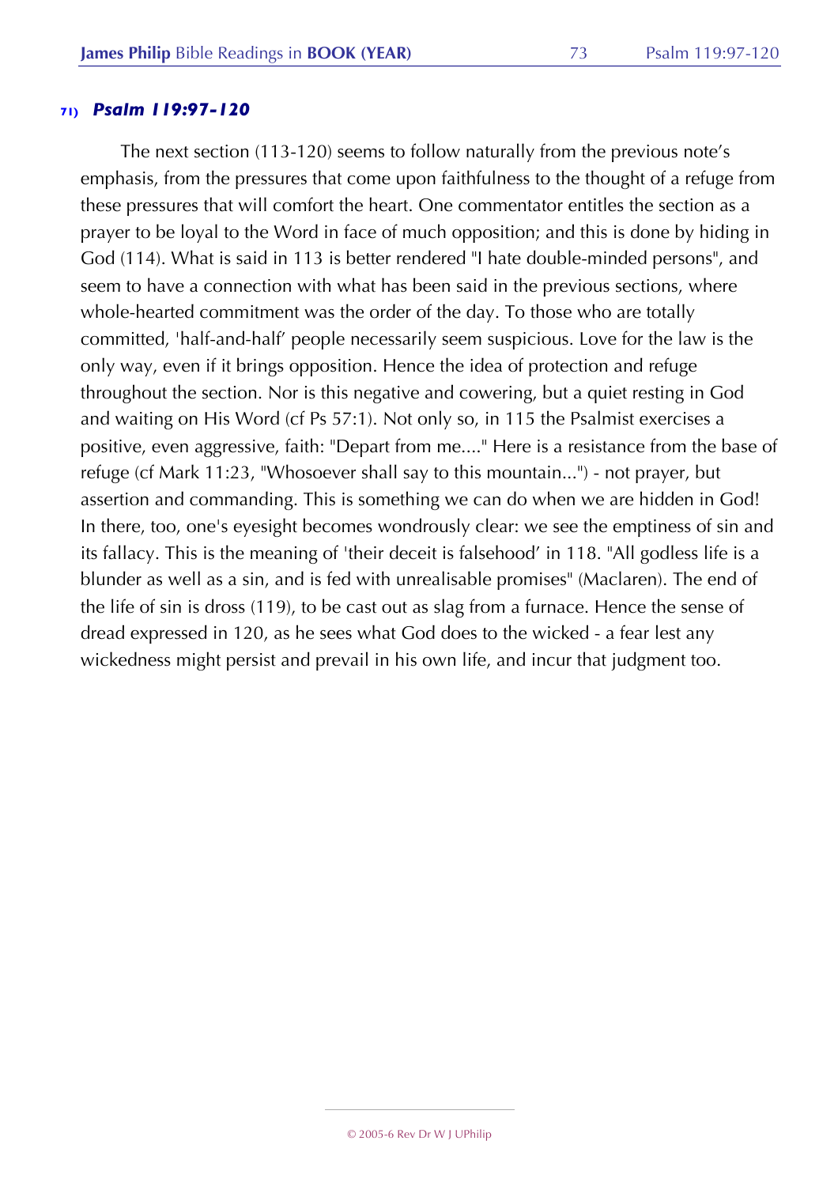### 71) *Psalm 119:97-120*

The next section (113-120) seems to follow naturally from the previous note's emphasis, from the pressures that come upon faithfulness to the thought of a refuge from these pressures that will comfort the heart. One commentator entitles the section as a prayer to be loyal to the Word in face of much opposition; and this is done by hiding in God (114). What is said in 113 is better rendered "I hate double-minded persons", and seem to have a connection with what has been said in the previous sections, where whole-hearted commitment was the order of the day. To those who are totally committed, 'half-and-half' people necessarily seem suspicious. Love for the law is the only way, even if it brings opposition. Hence the idea of protection and refuge throughout the section. Nor is this negative and cowering, but a quiet resting in God and waiting on His Word (cf Ps 57:1). Not only so, in 115 the Psalmist exercises a positive, even aggressive, faith: "Depart from me...." Here is a resistance from the base of refuge (cf Mark 11:23, "Whosoever shall say to this mountain...") - not prayer, but assertion and commanding. This is something we can do when we are hidden in God! In there, too, one's eyesight becomes wondrously clear: we see the emptiness of sin and its fallacy. This is the meaning of 'their deceit is falsehood' in 118. "All godless life is a blunder as well as a sin, and is fed with unrealisable promises" (Maclaren). The end of the life of sin is dross (119), to be cast out as slag from a furnace. Hence the sense of dread expressed in 120, as he sees what God does to the wicked - a fear lest any wickedness might persist and prevail in his own life, and incur that judgment too.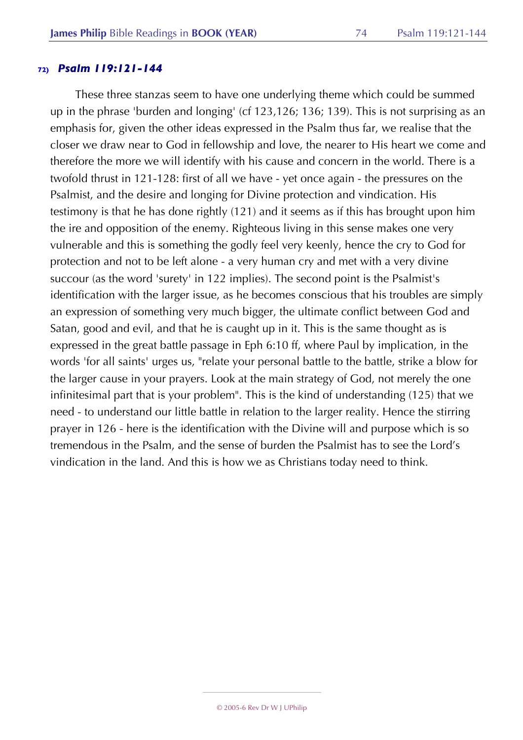### 72) *Psalm 119:121-144*

These three stanzas seem to have one underlying theme which could be summed up in the phrase 'burden and longing' (cf 123,126; 136; 139). This is not surprising as an emphasis for, given the other ideas expressed in the Psalm thus far, we realise that the closer we draw near to God in fellowship and love, the nearer to His heart we come and therefore the more we will identify with his cause and concern in the world. There is a twofold thrust in 121-128: first of all we have - yet once again - the pressures on the Psalmist, and the desire and longing for Divine protection and vindication. His testimony is that he has done rightly (121) and it seems as if this has brought upon him the ire and opposition of the enemy. Righteous living in this sense makes one very vulnerable and this is something the godly feel very keenly, hence the cry to God for protection and not to be left alone - a very human cry and met with a very divine succour (as the word 'surety' in 122 implies). The second point is the Psalmist's identification with the larger issue, as he becomes conscious that his troubles are simply an expression of something very much bigger, the ultimate conflict between God and Satan, good and evil, and that he is caught up in it. This is the same thought as is expressed in the great battle passage in Eph 6:10 ff, where Paul by implication, in the words 'for all saints' urges us, "relate your personal battle to the battle, strike a blow for the larger cause in your prayers. Look at the main strategy of God, not merely the one infinitesimal part that is your problem". This is the kind of understanding (125) that we need - to understand our little battle in relation to the larger reality. Hence the stirring prayer in 126 - here is the identification with the Divine will and purpose which is so tremendous in the Psalm, and the sense of burden the Psalmist has to see the Lord's vindication in the land. And this is how we as Christians today need to think.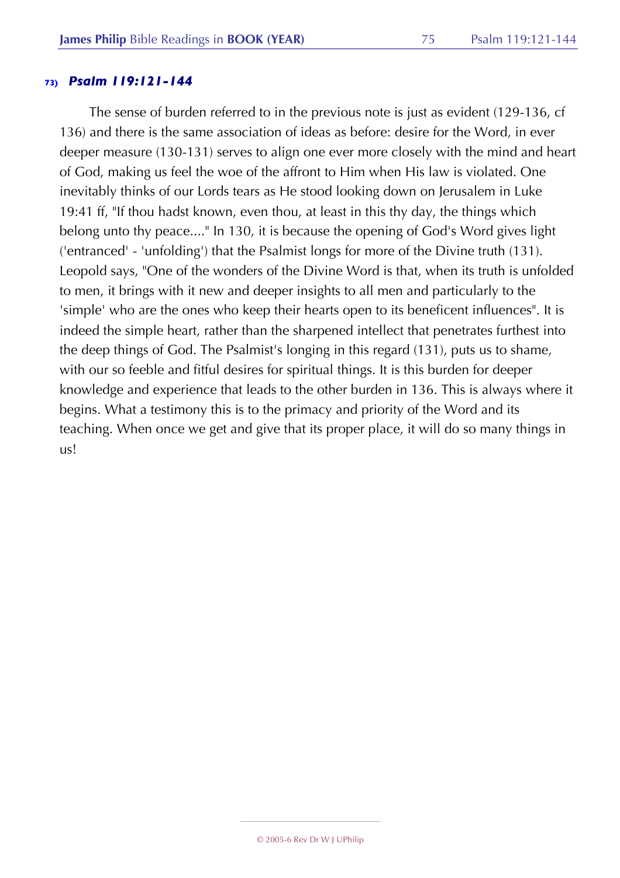### 73) *Psalm 119:121-144*

The sense of burden referred to in the previous note is just as evident (129-136, cf 136) and there is the same association of ideas as before: desire for the Word, in ever deeper measure (130-131) serves to align one ever more closely with the mind and heart of God, making us feel the woe of the affront to Him when His law is violated. One inevitably thinks of our Lords tears as He stood looking down on Jerusalem in Luke 19:41 ff, "If thou hadst known, even thou, at least in this thy day, the things which belong unto thy peace...." In 130, it is because the opening of God's Word gives light ('entranced' - 'unfolding') that the Psalmist longs for more of the Divine truth (131). Leopold says, "One of the wonders of the Divine Word is that, when its truth is unfolded to men, it brings with it new and deeper insights to all men and particularly to the 'simple' who are the ones who keep their hearts open to its beneficent influences". It is indeed the simple heart, rather than the sharpened intellect that penetrates furthest into the deep things of God. The Psalmist's longing in this regard (131), puts us to shame, with our so feeble and fitful desires for spiritual things. It is this burden for deeper knowledge and experience that leads to the other burden in 136. This is always where it begins. What a testimony this is to the primacy and priority of the Word and its teaching. When once we get and give that its proper place, it will do so many things in us!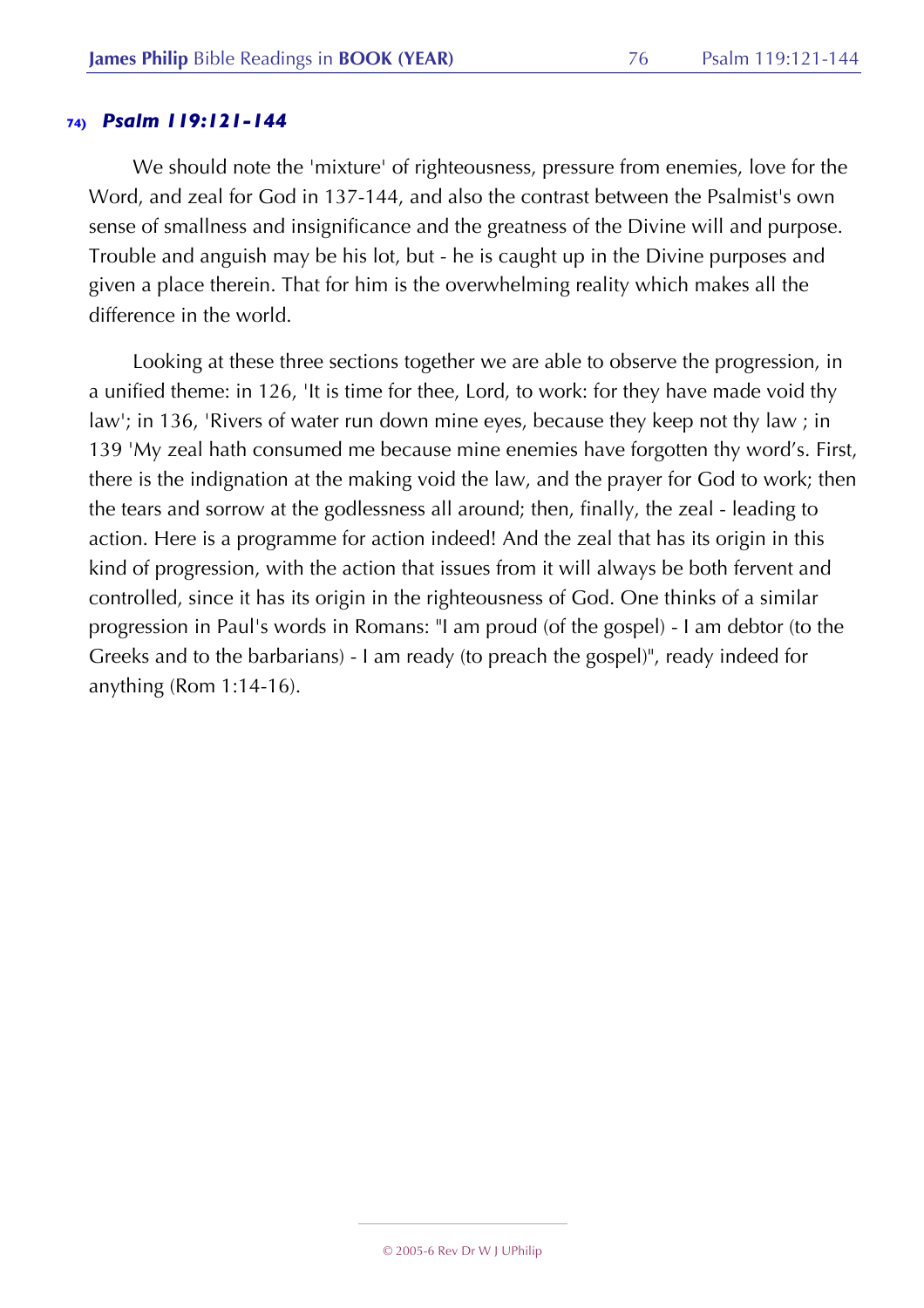### 74) *Psalm 119:121-144*

We should note the 'mixture' of righteousness, pressure from enemies, love for the Word, and zeal for God in 137-144, and also the contrast between the Psalmist's own sense of smallness and insignificance and the greatness of the Divine will and purpose. Trouble and anguish may be his lot, but - he is caught up in the Divine purposes and given a place therein. That for him is the overwhelming reality which makes all the difference in the world.

Looking at these three sections together we are able to observe the progression, in a unified theme: in 126, 'It is time for thee, Lord, to work: for they have made void thy law'; in 136, 'Rivers of water run down mine eyes, because they keep not thy law ; in 139 'My zeal hath consumed me because mine enemies have forgotten thy word's. First, there is the indignation at the making void the law, and the prayer for God to work; then the tears and sorrow at the godlessness all around; then, finally, the zeal - leading to action. Here is a programme for action indeed! And the zeal that has its origin in this kind of progression, with the action that issues from it will always be both fervent and controlled, since it has its origin in the righteousness of God. One thinks of a similar progression in Paul's words in Romans: "I am proud (of the gospel) - I am debtor (to the Greeks and to the barbarians) - I am ready (to preach the gospel)", ready indeed for anything (Rom 1:14-16).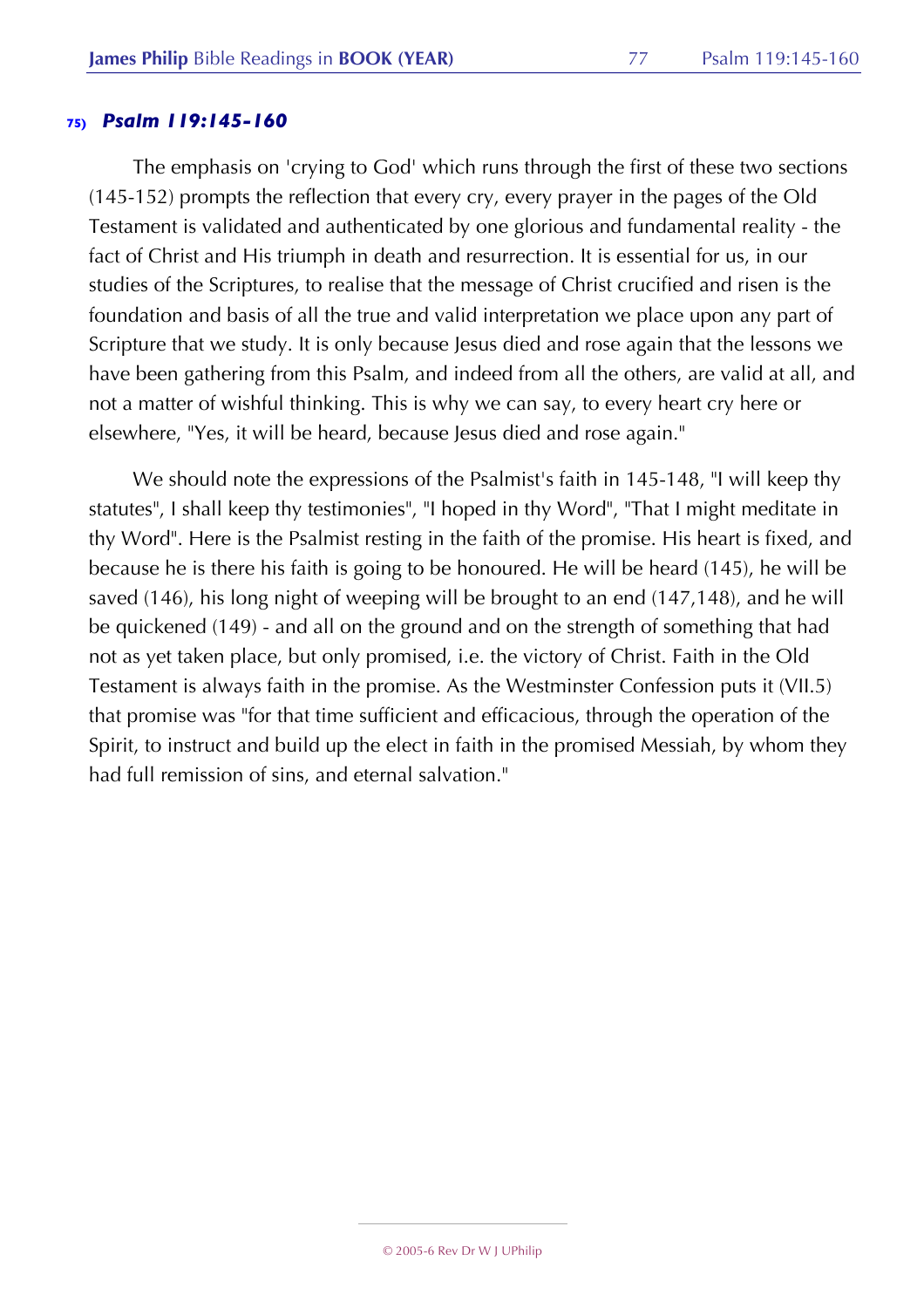## 75) *Psalm 119:145-160*

The emphasis on 'crying to God' which runs through the first of these two sections (145-152) prompts the reflection that every cry, every prayer in the pages of the Old Testament is validated and authenticated by one glorious and fundamental reality - the fact of Christ and His triumph in death and resurrection. It is essential for us, in our studies of the Scriptures, to realise that the message of Christ crucified and risen is the foundation and basis of all the true and valid interpretation we place upon any part of Scripture that we study. It is only because Jesus died and rose again that the lessons we have been gathering from this Psalm, and indeed from all the others, are valid at all, and not a matter of wishful thinking. This is why we can say, to every heart cry here or elsewhere, "Yes, it will be heard, because Jesus died and rose again."

We should note the expressions of the Psalmist's faith in 145-148, "I will keep thy statutes", I shall keep thy testimonies", "I hoped in thy Word", "That I might meditate in thy Word". Here is the Psalmist resting in the faith of the promise. His heart is fixed, and because he is there his faith is going to be honoured. He will be heard (145), he will be saved (146), his long night of weeping will be brought to an end (147,148), and he will be quickened (149) - and all on the ground and on the strength of something that had not as yet taken place, but only promised, i.e. the victory of Christ. Faith in the Old Testament is always faith in the promise. As the Westminster Confession puts it (VII.5) that promise was "for that time sufficient and efficacious, through the operation of the Spirit, to instruct and build up the elect in faith in the promised Messiah, by whom they had full remission of sins, and eternal salvation."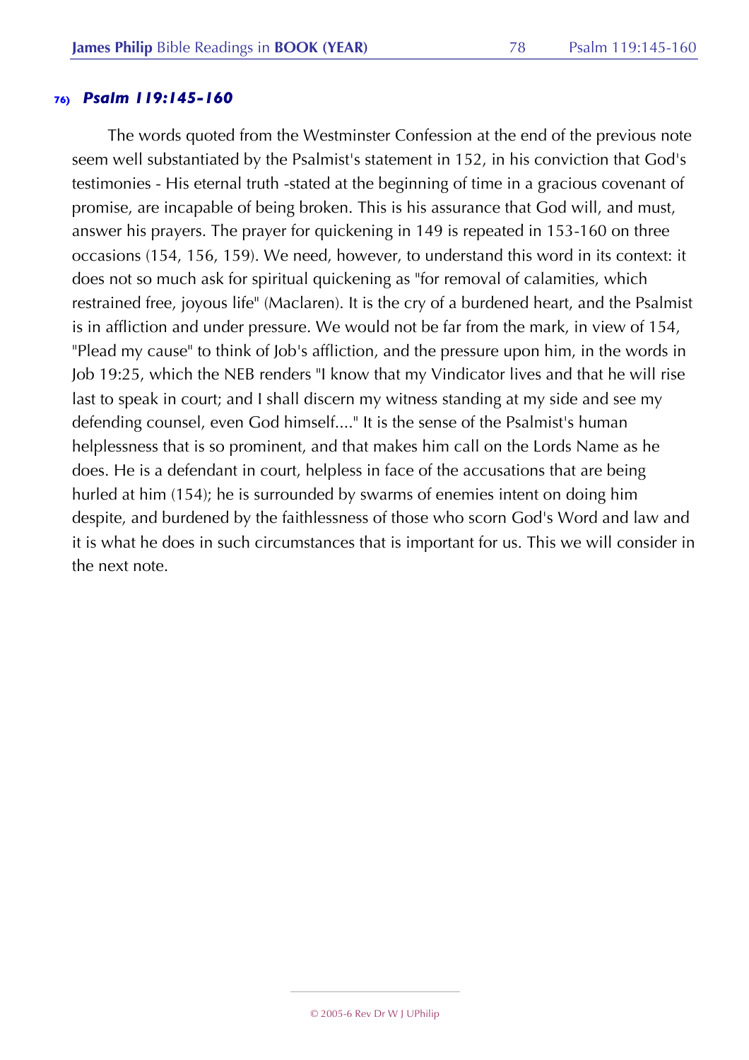### 76) *Psalm 119:145-160*

The words quoted from the Westminster Confession at the end of the previous note seem well substantiated by the Psalmist's statement in 152, in his conviction that God's testimonies - His eternal truth -stated at the beginning of time in a gracious covenant of promise, are incapable of being broken. This is his assurance that God will, and must, answer his prayers. The prayer for quickening in 149 is repeated in 153-160 on three occasions (154, 156, 159). We need, however, to understand this word in its context: it does not so much ask for spiritual quickening as "for removal of calamities, which restrained free, joyous life" (Maclaren). It is the cry of a burdened heart, and the Psalmist is in affliction and under pressure. We would not be far from the mark, in view of 154, "Plead my cause" to think of Job's affliction, and the pressure upon him, in the words in Job 19:25, which the NEB renders "I know that my Vindicator lives and that he will rise last to speak in court; and I shall discern my witness standing at my side and see my defending counsel, even God himself...." It is the sense of the Psalmist's human helplessness that is so prominent, and that makes him call on the Lords Name as he does. He is a defendant in court, helpless in face of the accusations that are being hurled at him (154); he is surrounded by swarms of enemies intent on doing him despite, and burdened by the faithlessness of those who scorn God's Word and law and it is what he does in such circumstances that is important for us. This we will consider in the next note.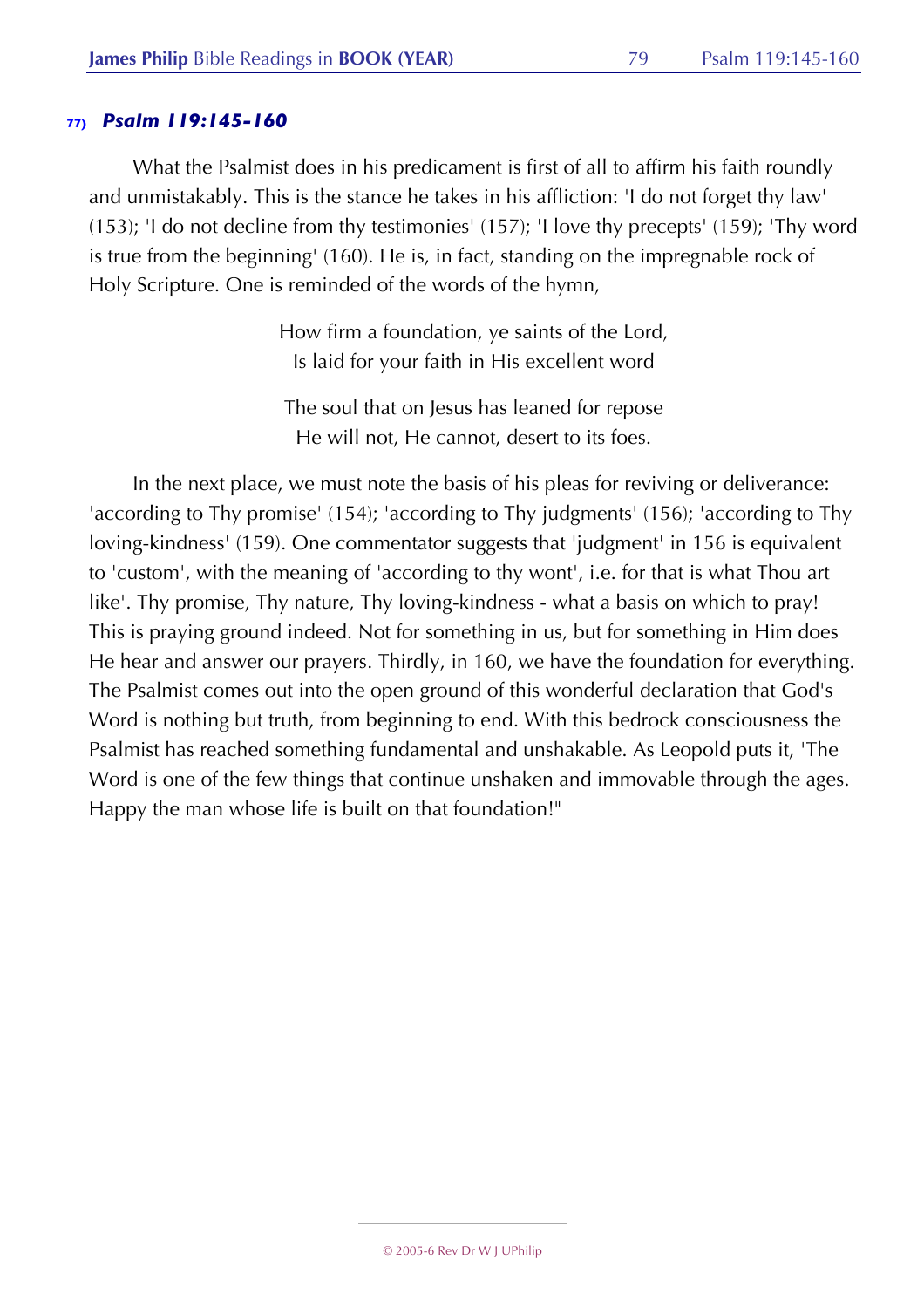### 77) *Psalm 119:145-160*

What the Psalmist does in his predicament is first of all to affirm his faith roundly and unmistakably. This is the stance he takes in his affliction: 'I do not forget thy law' (153); 'I do not decline from thy testimonies' (157); 'I love thy precepts' (159); 'Thy word is true from the beginning' (160). He is, in fact, standing on the impregnable rock of Holy Scripture. One is reminded of the words of the hymn,

> How firm a foundation, ye saints of the Lord,
> Is laid for your faith in His excellent word
>
> The soul that on Jesus has leaned for repose
> He will not, He cannot, desert to its foes.

In the next place, we must note the basis of his pleas for reviving or deliverance: 'according to Thy promise' (154); 'according to Thy judgments' (156); 'according to Thy loving-kindness' (159). One commentator suggests that 'judgment' in 156 is equivalent to 'custom', with the meaning of 'according to thy wont', i.e. for that is what Thou art like'. Thy promise, Thy nature, Thy loving-kindness - what a basis on which to pray! This is praying ground indeed. Not for something in us, but for something in Him does He hear and answer our prayers. Thirdly, in 160, we have the foundation for everything. The Psalmist comes out into the open ground of this wonderful declaration that God's Word is nothing but truth, from beginning to end. With this bedrock consciousness the Psalmist has reached something fundamental and unshakable. As Leopold puts it, 'The Word is one of the few things that continue unshaken and immovable through the ages. Happy the man whose life is built on that foundation!"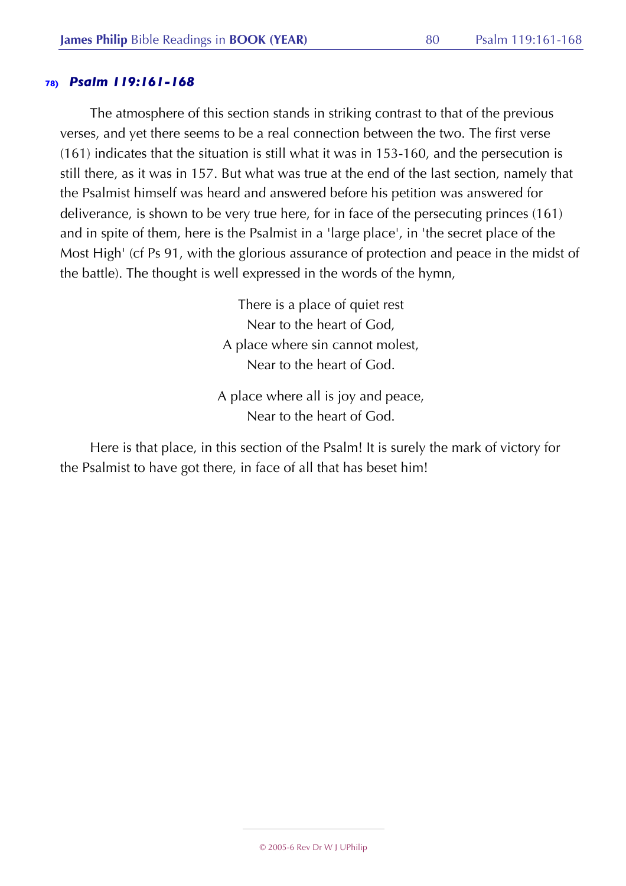### 78) *Psalm 119:161-168*

The atmosphere of this section stands in striking contrast to that of the previous verses, and yet there seems to be a real connection between the two. The first verse (161) indicates that the situation is still what it was in 153-160, and the persecution is still there, as it was in 157. But what was true at the end of the last section, namely that the Psalmist himself was heard and answered before his petition was answered for deliverance, is shown to be very true here, for in face of the persecuting princes (161) and in spite of them, here is the Psalmist in a 'large place', in 'the secret place of the Most High' (cf Ps 91, with the glorious assurance of protection and peace in the midst of the battle). The thought is well expressed in the words of the hymn,

There is a place of quiet rest  
Near to the heart of God,  
A place where sin cannot molest,  
Near to the heart of God.

A place where all is joy and peace,  
Near to the heart of God.

Here is that place, in this section of the Psalm! It is surely the mark of victory for the Psalmist to have got there, in face of all that has beset him!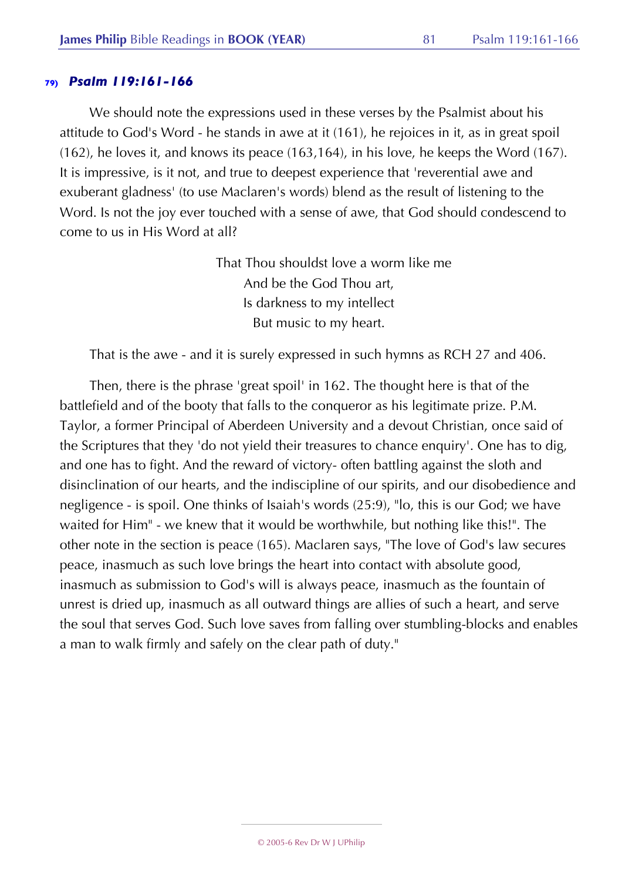## 79) *Psalm 119:161-166*

We should note the expressions used in these verses by the Psalmist about his attitude to God's Word - he stands in awe at it (161), he rejoices in it, as in great spoil (162), he loves it, and knows its peace (163,164), in his love, he keeps the Word (167). It is impressive, is it not, and true to deepest experience that 'reverential awe and exuberant gladness' (to use Maclaren's words) blend as the result of listening to the Word. Is not the joy ever touched with a sense of awe, that God should condescend to come to us in His Word at all?

> That Thou shouldst love a worm like me
> And be the God Thou art,
> Is darkness to my intellect
> But music to my heart.

That is the awe - and it is surely expressed in such hymns as RCH 27 and 406.

Then, there is the phrase 'great spoil' in 162. The thought here is that of the battlefield and of the booty that falls to the conqueror as his legitimate prize. P.M. Taylor, a former Principal of Aberdeen University and a devout Christian, once said of the Scriptures that they 'do not yield their treasures to chance enquiry'. One has to dig, and one has to fight. And the reward of victory- often battling against the sloth and disinclination of our hearts, and the indiscipline of our spirits, and our disobedience and negligence - is spoil. One thinks of Isaiah's words (25:9), "lo, this is our God; we have waited for Him" - we knew that it would be worthwhile, but nothing like this!". The other note in the section is peace (165). Maclaren says, "The love of God's law secures peace, inasmuch as such love brings the heart into contact with absolute good, inasmuch as submission to God's will is always peace, inasmuch as the fountain of unrest is dried up, inasmuch as all outward things are allies of such a heart, and serve the soul that serves God. Such love saves from falling over stumbling-blocks and enables a man to walk firmly and safely on the clear path of duty."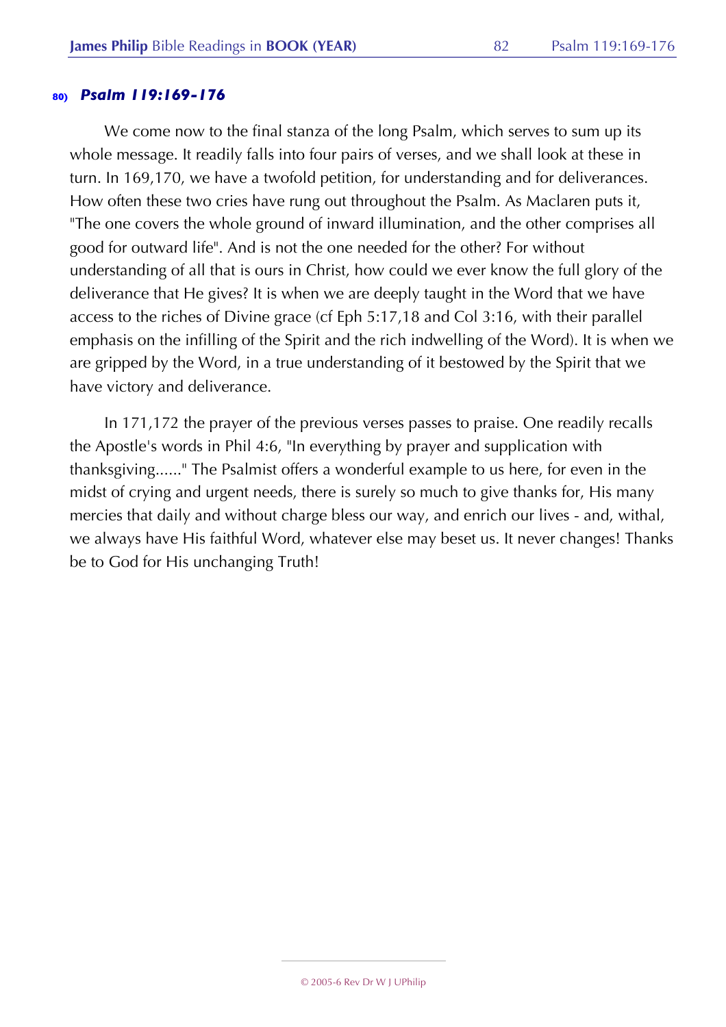### 80) *Psalm 119:169-176*

We come now to the final stanza of the long Psalm, which serves to sum up its whole message. It readily falls into four pairs of verses, and we shall look at these in turn. In 169,170, we have a twofold petition, for understanding and for deliverances. How often these two cries have rung out throughout the Psalm. As Maclaren puts it, "The one covers the whole ground of inward illumination, and the other comprises all good for outward life". And is not the one needed for the other? For without understanding of all that is ours in Christ, how could we ever know the full glory of the deliverance that He gives? It is when we are deeply taught in the Word that we have access to the riches of Divine grace (cf Eph 5:17,18 and Col 3:16, with their parallel emphasis on the infilling of the Spirit and the rich indwelling of the Word). It is when we are gripped by the Word, in a true understanding of it bestowed by the Spirit that we have victory and deliverance.

In 171,172 the prayer of the previous verses passes to praise. One readily recalls the Apostle's words in Phil 4:6, "In everything by prayer and supplication with thanksgiving......" The Psalmist offers a wonderful example to us here, for even in the midst of crying and urgent needs, there is surely so much to give thanks for, His many mercies that daily and without charge bless our way, and enrich our lives - and, withal, we always have His faithful Word, whatever else may beset us. It never changes! Thanks be to God for His unchanging Truth!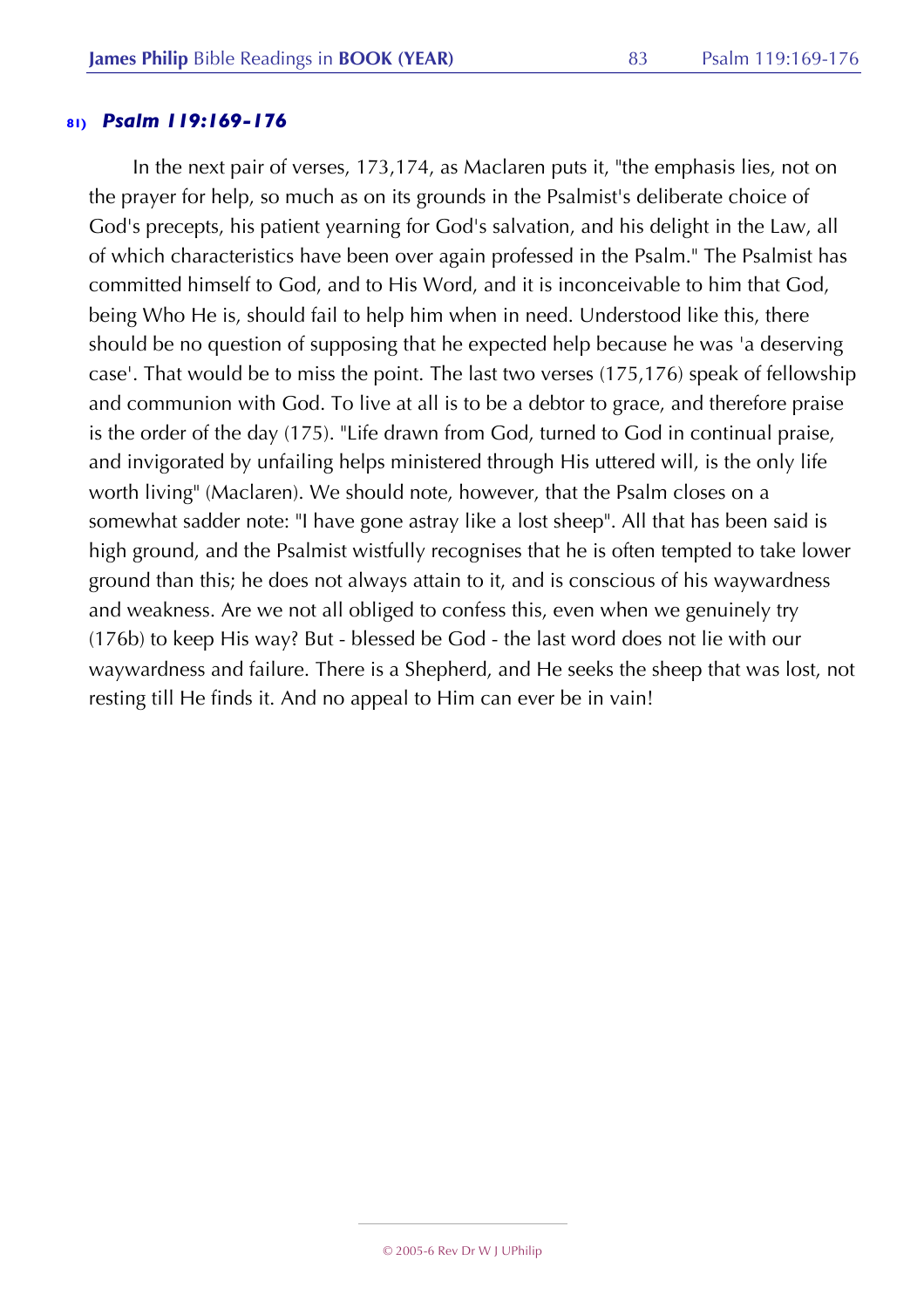### 81) *Psalm 119:169-176*

In the next pair of verses, 173,174, as Maclaren puts it, "the emphasis lies, not on the prayer for help, so much as on its grounds in the Psalmist's deliberate choice of God's precepts, his patient yearning for God's salvation, and his delight in the Law, all of which characteristics have been over again professed in the Psalm." The Psalmist has committed himself to God, and to His Word, and it is inconceivable to him that God, being Who He is, should fail to help him when in need. Understood like this, there should be no question of supposing that he expected help because he was 'a deserving case'. That would be to miss the point. The last two verses (175,176) speak of fellowship and communion with God. To live at all is to be a debtor to grace, and therefore praise is the order of the day (175). "Life drawn from God, turned to God in continual praise, and invigorated by unfailing helps ministered through His uttered will, is the only life worth living" (Maclaren). We should note, however, that the Psalm closes on a somewhat sadder note: "I have gone astray like a lost sheep". All that has been said is high ground, and the Psalmist wistfully recognises that he is often tempted to take lower ground than this; he does not always attain to it, and is conscious of his waywardness and weakness. Are we not all obliged to confess this, even when we genuinely try (176b) to keep His way? But - blessed be God - the last word does not lie with our waywardness and failure. There is a Shepherd, and He seeks the sheep that was lost, not resting till He finds it. And no appeal to Him can ever be in vain!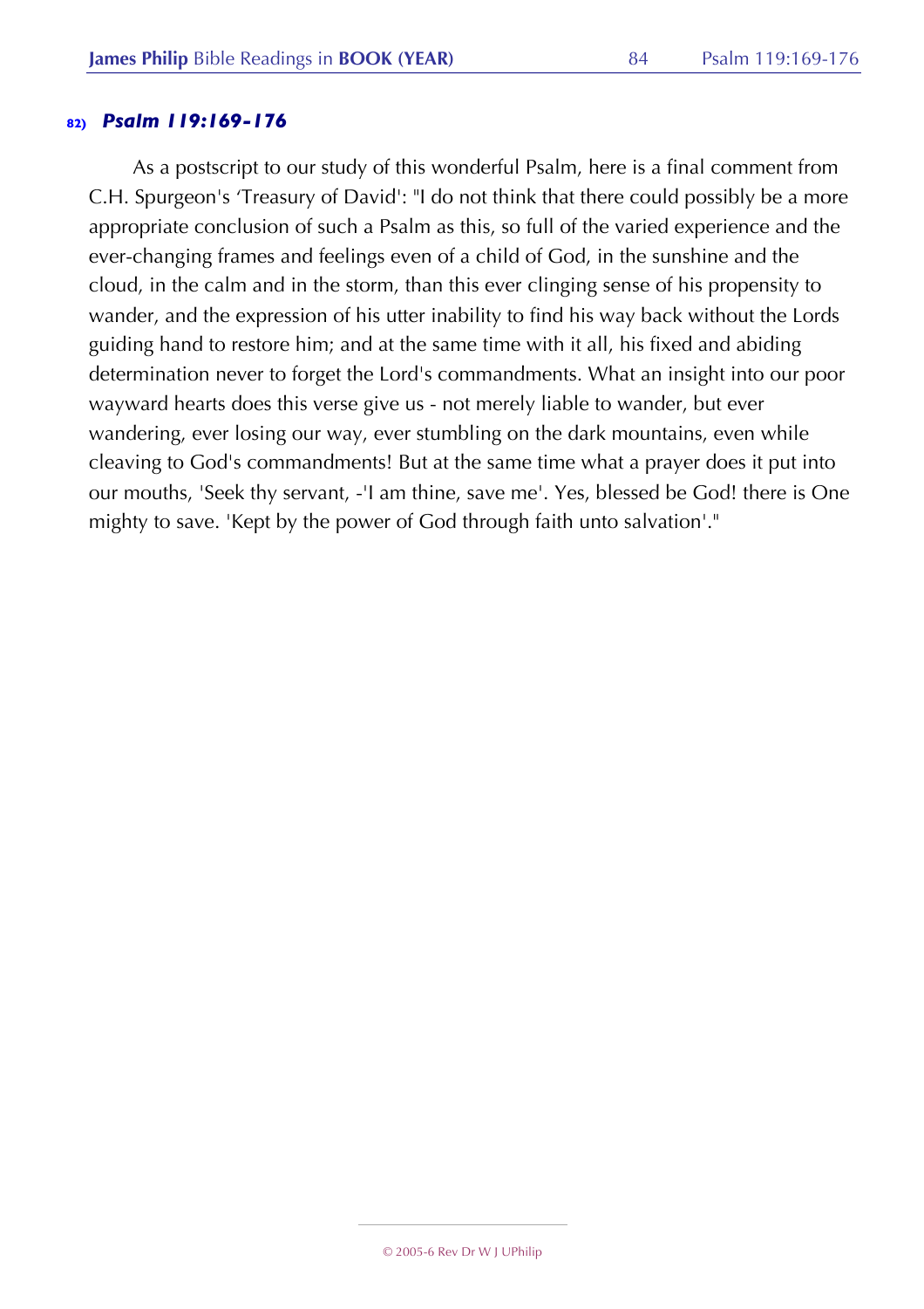#### 82) *Psalm 119:169-176*

As a postscript to our study of this wonderful Psalm, here is a final comment from C.H. Spurgeon's 'Treasury of David': "I do not think that there could possibly be a more appropriate conclusion of such a Psalm as this, so full of the varied experience and the ever-changing frames and feelings even of a child of God, in the sunshine and the cloud, in the calm and in the storm, than this ever clinging sense of his propensity to wander, and the expression of his utter inability to find his way back without the Lords guiding hand to restore him; and at the same time with it all, his fixed and abiding determination never to forget the Lord's commandments. What an insight into our poor wayward hearts does this verse give us - not merely liable to wander, but ever wandering, ever losing our way, ever stumbling on the dark mountains, even while cleaving to God's commandments! But at the same time what a prayer does it put into our mouths, 'Seek thy servant, -'I am thine, save me'. Yes, blessed be God! there is One mighty to save. 'Kept by the power of God through faith unto salvation'."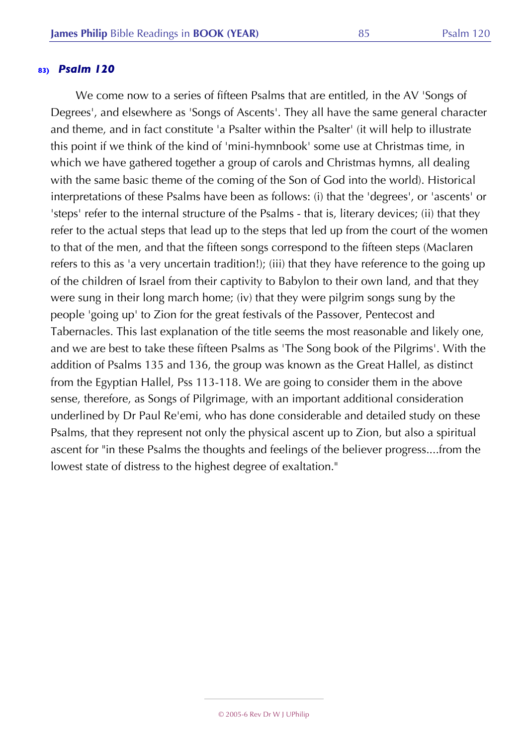### 83) *Psalm 120*

We come now to a series of fifteen Psalms that are entitled, in the AV 'Songs of Degrees', and elsewhere as 'Songs of Ascents'. They all have the same general character and theme, and in fact constitute 'a Psalter within the Psalter' (it will help to illustrate this point if we think of the kind of 'mini-hymnbook' some use at Christmas time, in which we have gathered together a group of carols and Christmas hymns, all dealing with the same basic theme of the coming of the Son of God into the world). Historical interpretations of these Psalms have been as follows: (i) that the 'degrees', or 'ascents' or 'steps' refer to the internal structure of the Psalms - that is, literary devices; (ii) that they refer to the actual steps that lead up to the steps that led up from the court of the women to that of the men, and that the fifteen songs correspond to the fifteen steps (Maclaren refers to this as 'a very uncertain tradition!); (iii) that they have reference to the going up of the children of Israel from their captivity to Babylon to their own land, and that they were sung in their long march home; (iv) that they were pilgrim songs sung by the people 'going up' to Zion for the great festivals of the Passover, Pentecost and Tabernacles. This last explanation of the title seems the most reasonable and likely one, and we are best to take these fifteen Psalms as 'The Song book of the Pilgrims'. With the addition of Psalms 135 and 136, the group was known as the Great Hallel, as distinct from the Egyptian Hallel, Pss 113-118. We are going to consider them in the above sense, therefore, as Songs of Pilgrimage, with an important additional consideration underlined by Dr Paul Re'emi, who has done considerable and detailed study on these Psalms, that they represent not only the physical ascent up to Zion, but also a spiritual ascent for "in these Psalms the thoughts and feelings of the believer progress....from the lowest state of distress to the highest degree of exaltation."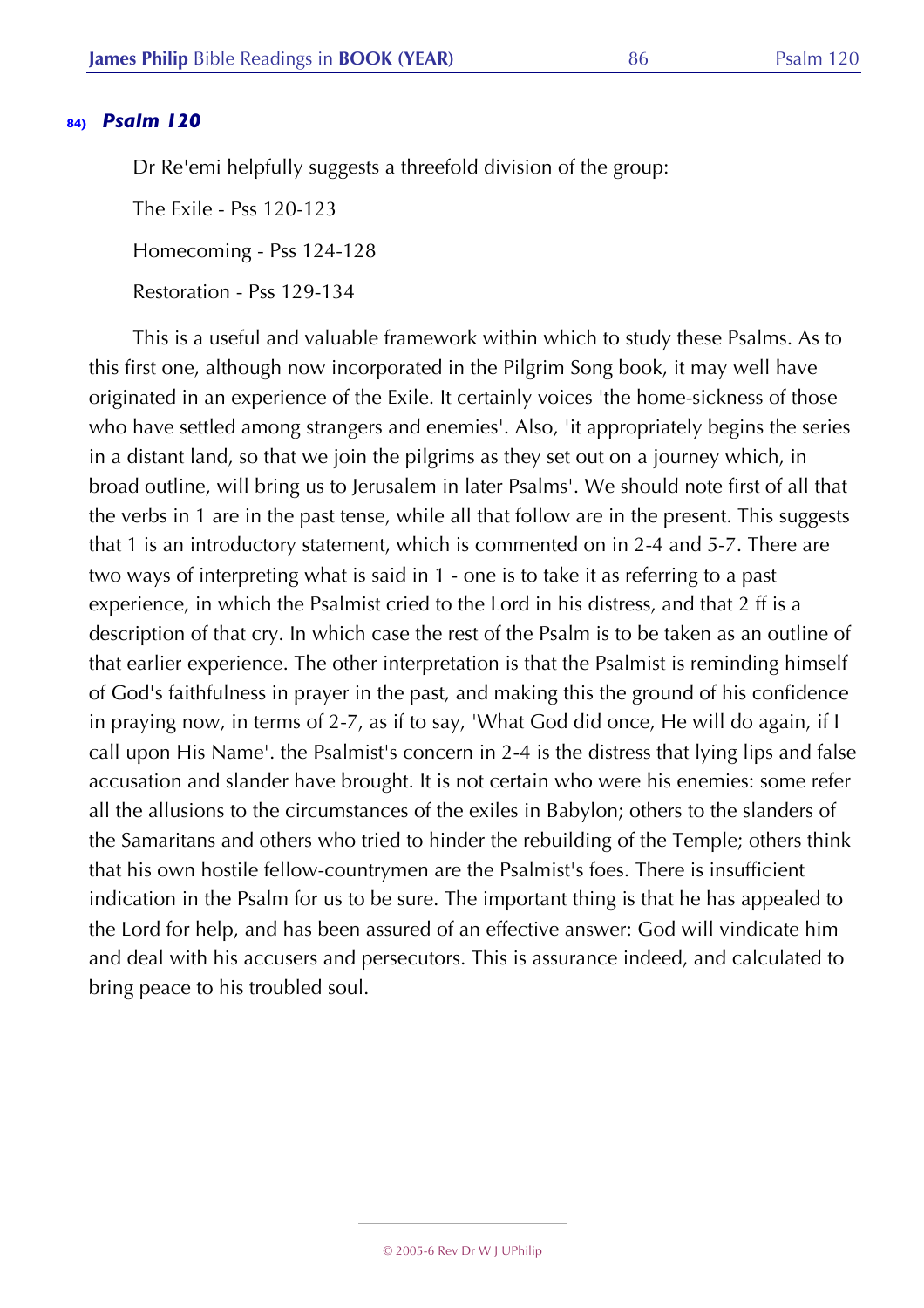## 84) *Psalm 120*

Dr Re'emi helpfully suggests a threefold division of the group:

The Exile - Pss 120-123

Homecoming - Pss 124-128

Restoration - Pss 129-134

This is a useful and valuable framework within which to study these Psalms. As to this first one, although now incorporated in the Pilgrim Song book, it may well have originated in an experience of the Exile. It certainly voices 'the home-sickness of those who have settled among strangers and enemies'. Also, 'it appropriately begins the series in a distant land, so that we join the pilgrims as they set out on a journey which, in broad outline, will bring us to Jerusalem in later Psalms'. We should note first of all that the verbs in 1 are in the past tense, while all that follow are in the present. This suggests that 1 is an introductory statement, which is commented on in 2-4 and 5-7. There are two ways of interpreting what is said in 1 - one is to take it as referring to a past experience, in which the Psalmist cried to the Lord in his distress, and that 2 ff is a description of that cry. In which case the rest of the Psalm is to be taken as an outline of that earlier experience. The other interpretation is that the Psalmist is reminding himself of God's faithfulness in prayer in the past, and making this the ground of his confidence in praying now, in terms of 2-7, as if to say, 'What God did once, He will do again, if I call upon His Name'. the Psalmist's concern in 2-4 is the distress that lying lips and false accusation and slander have brought. It is not certain who were his enemies: some refer all the allusions to the circumstances of the exiles in Babylon; others to the slanders of the Samaritans and others who tried to hinder the rebuilding of the Temple; others think that his own hostile fellow-countrymen are the Psalmist's foes. There is insufficient indication in the Psalm for us to be sure. The important thing is that he has appealed to the Lord for help, and has been assured of an effective answer: God will vindicate him and deal with his accusers and persecutors. This is assurance indeed, and calculated to bring peace to his troubled soul.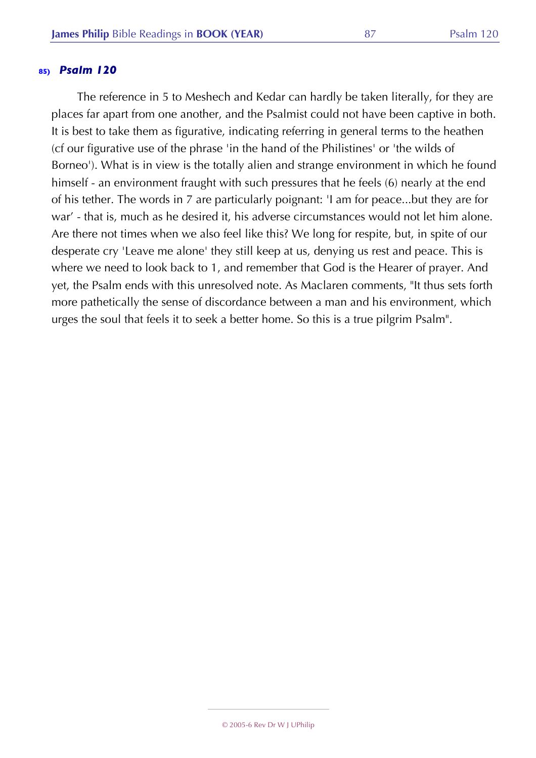## 85) *Psalm 120*

The reference in 5 to Meshech and Kedar can hardly be taken literally, for they are places far apart from one another, and the Psalmist could not have been captive in both. It is best to take them as figurative, indicating referring in general terms to the heathen (cf our figurative use of the phrase 'in the hand of the Philistines' or 'the wilds of Borneo'). What is in view is the totally alien and strange environment in which he found himself - an environment fraught with such pressures that he feels (6) nearly at the end of his tether. The words in 7 are particularly poignant: 'I am for peace...but they are for war' - that is, much as he desired it, his adverse circumstances would not let him alone. Are there not times when we also feel like this? We long for respite, but, in spite of our desperate cry 'Leave me alone' they still keep at us, denying us rest and peace. This is where we need to look back to 1, and remember that God is the Hearer of prayer. And yet, the Psalm ends with this unresolved note. As Maclaren comments, "It thus sets forth more pathetically the sense of discordance between a man and his environment, which urges the soul that feels it to seek a better home. So this is a true pilgrim Psalm".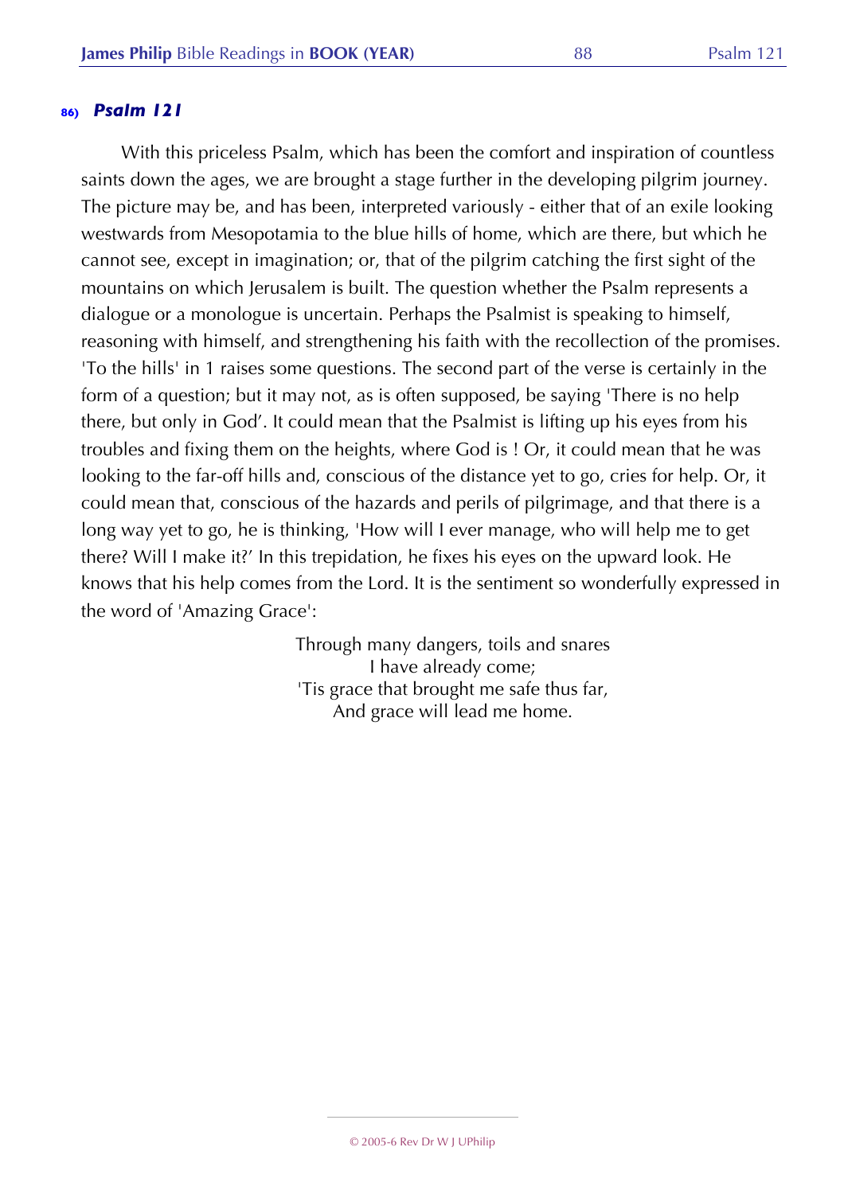### 86) *Psalm 121*

With this priceless Psalm, which has been the comfort and inspiration of countless saints down the ages, we are brought a stage further in the developing pilgrim journey. The picture may be, and has been, interpreted variously - either that of an exile looking westwards from Mesopotamia to the blue hills of home, which are there, but which he cannot see, except in imagination; or, that of the pilgrim catching the first sight of the mountains on which Jerusalem is built. The question whether the Psalm represents a dialogue or a monologue is uncertain. Perhaps the Psalmist is speaking to himself, reasoning with himself, and strengthening his faith with the recollection of the promises. 'To the hills' in 1 raises some questions. The second part of the verse is certainly in the form of a question; but it may not, as is often supposed, be saying 'There is no help there, but only in God'. It could mean that the Psalmist is lifting up his eyes from his troubles and fixing them on the heights, where God is ! Or, it could mean that he was looking to the far-off hills and, conscious of the distance yet to go, cries for help. Or, it could mean that, conscious of the hazards and perils of pilgrimage, and that there is a long way yet to go, he is thinking, 'How will I ever manage, who will help me to get there? Will I make it?' In this trepidation, he fixes his eyes on the upward look. He knows that his help comes from the Lord. It is the sentiment so wonderfully expressed in the word of 'Amazing Grace':

Through many dangers, toils and snares  
I have already come;  
'Tis grace that brought me safe thus far,  
And grace will lead me home.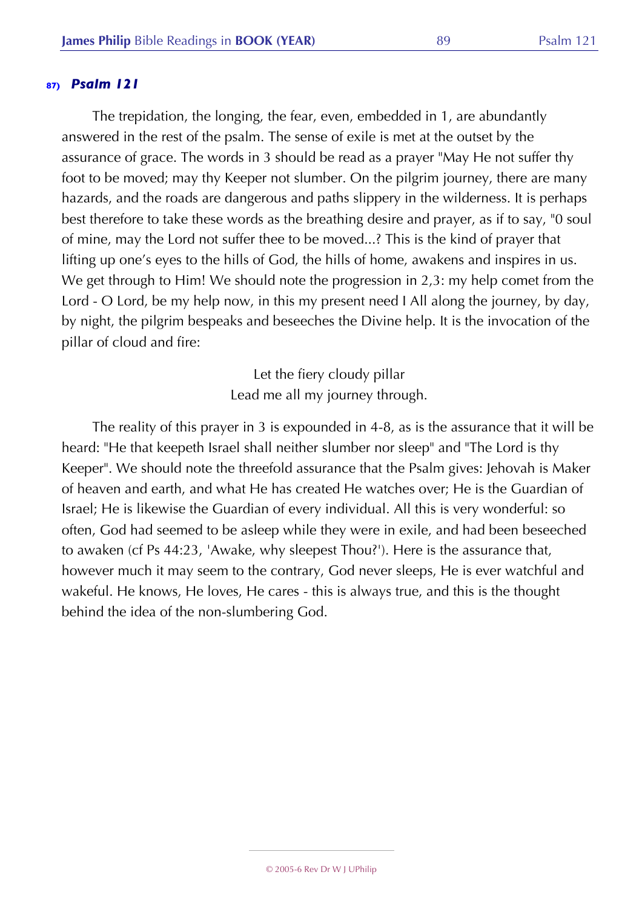### 87) *Psalm 121*

The trepidation, the longing, the fear, even, embedded in 1, are abundantly answered in the rest of the psalm. The sense of exile is met at the outset by the assurance of grace. The words in 3 should be read as a prayer "May He not suffer thy foot to be moved; may thy Keeper not slumber. On the pilgrim journey, there are many hazards, and the roads are dangerous and paths slippery in the wilderness. It is perhaps best therefore to take these words as the breathing desire and prayer, as if to say, "0 soul of mine, may the Lord not suffer thee to be moved...? This is the kind of prayer that lifting up one's eyes to the hills of God, the hills of home, awakens and inspires in us. We get through to Him! We should note the progression in 2,3: my help comet from the Lord - O Lord, be my help now, in this my present need I All along the journey, by day, by night, the pilgrim bespeaks and beseeches the Divine help. It is the invocation of the pillar of cloud and fire:

> Let the fiery cloudy pillar
> Lead me all my journey through.

The reality of this prayer in 3 is expounded in 4-8, as is the assurance that it will be heard: "He that keepeth Israel shall neither slumber nor sleep" and "The Lord is thy Keeper". We should note the threefold assurance that the Psalm gives: Jehovah is Maker of heaven and earth, and what He has created He watches over; He is the Guardian of Israel; He is likewise the Guardian of every individual. All this is very wonderful: so often, God had seemed to be asleep while they were in exile, and had been beseeched to awaken (cf Ps 44:23, 'Awake, why sleepest Thou?'). Here is the assurance that, however much it may seem to the contrary, God never sleeps, He is ever watchful and wakeful. He knows, He loves, He cares - this is always true, and this is the thought behind the idea of the non-slumbering God.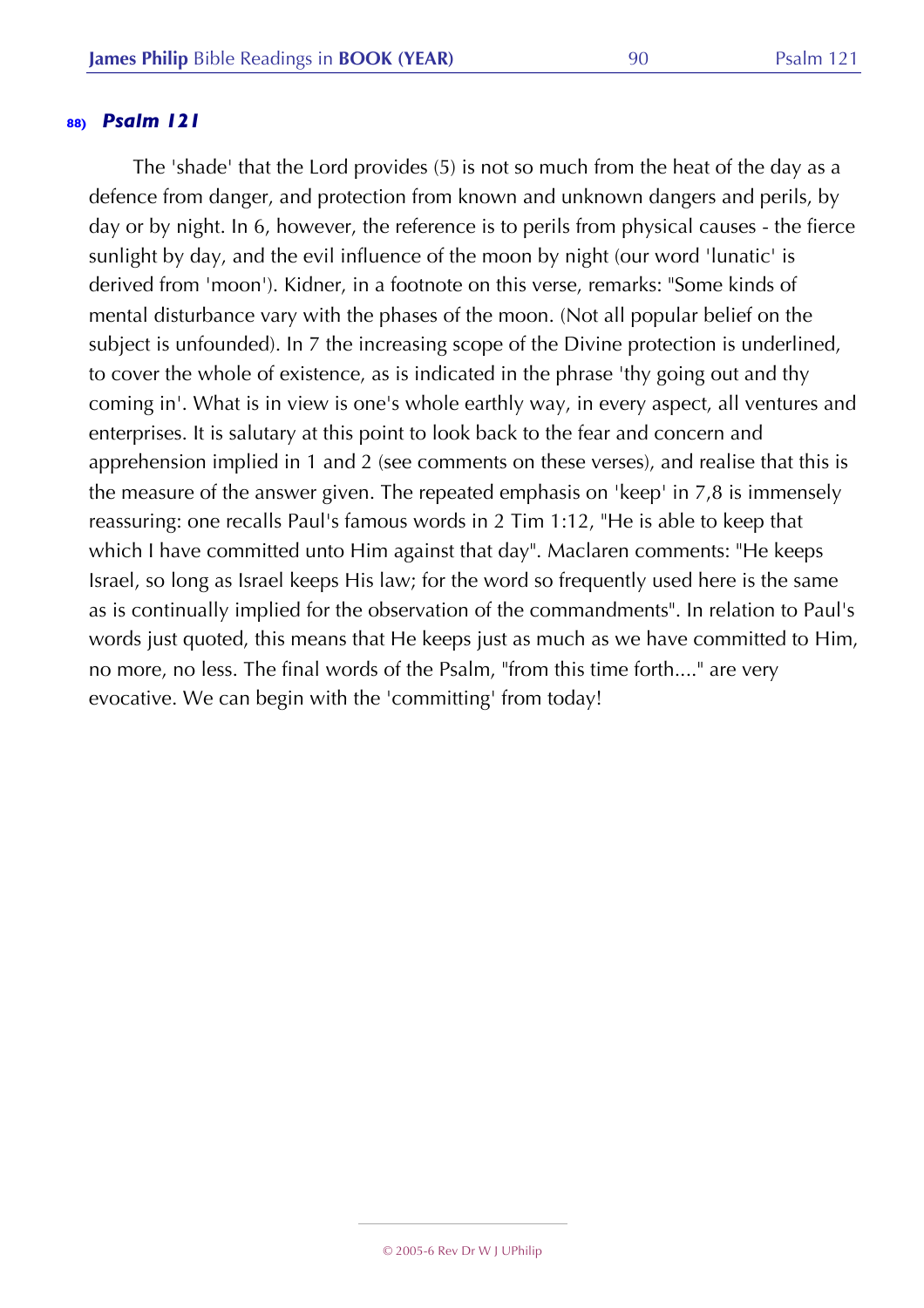### 88) *Psalm 121*

The 'shade' that the Lord provides (5) is not so much from the heat of the day as a defence from danger, and protection from known and unknown dangers and perils, by day or by night. In 6, however, the reference is to perils from physical causes - the fierce sunlight by day, and the evil influence of the moon by night (our word 'lunatic' is derived from 'moon'). Kidner, in a footnote on this verse, remarks: "Some kinds of mental disturbance vary with the phases of the moon. (Not all popular belief on the subject is unfounded). In 7 the increasing scope of the Divine protection is underlined, to cover the whole of existence, as is indicated in the phrase 'thy going out and thy coming in'. What is in view is one's whole earthly way, in every aspect, all ventures and enterprises. It is salutary at this point to look back to the fear and concern and apprehension implied in 1 and 2 (see comments on these verses), and realise that this is the measure of the answer given. The repeated emphasis on 'keep' in 7,8 is immensely reassuring: one recalls Paul's famous words in 2 Tim 1:12, "He is able to keep that which I have committed unto Him against that day". Maclaren comments: "He keeps Israel, so long as Israel keeps His law; for the word so frequently used here is the same as is continually implied for the observation of the commandments". In relation to Paul's words just quoted, this means that He keeps just as much as we have committed to Him, no more, no less. The final words of the Psalm, "from this time forth...." are very evocative. We can begin with the 'committing' from today!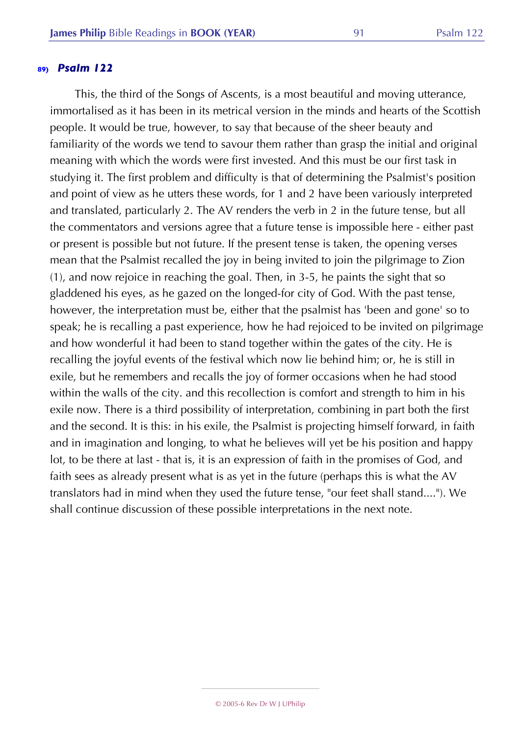## 89) *Psalm 122*

This, the third of the Songs of Ascents, is a most beautiful and moving utterance, immortalised as it has been in its metrical version in the minds and hearts of the Scottish people. It would be true, however, to say that because of the sheer beauty and familiarity of the words we tend to savour them rather than grasp the initial and original meaning with which the words were first invested. And this must be our first task in studying it. The first problem and difficulty is that of determining the Psalmist's position and point of view as he utters these words, for 1 and 2 have been variously interpreted and translated, particularly 2. The AV renders the verb in 2 in the future tense, but all the commentators and versions agree that a future tense is impossible here - either past or present is possible but not future. If the present tense is taken, the opening verses mean that the Psalmist recalled the joy in being invited to join the pilgrimage to Zion (1), and now rejoice in reaching the goal. Then, in 3-5, he paints the sight that so gladdened his eyes, as he gazed on the longed-for city of God. With the past tense, however, the interpretation must be, either that the psalmist has 'been and gone' so to speak; he is recalling a past experience, how he had rejoiced to be invited on pilgrimage and how wonderful it had been to stand together within the gates of the city. He is recalling the joyful events of the festival which now lie behind him; or, he is still in exile, but he remembers and recalls the joy of former occasions when he had stood within the walls of the city. and this recollection is comfort and strength to him in his exile now. There is a third possibility of interpretation, combining in part both the first and the second. It is this: in his exile, the Psalmist is projecting himself forward, in faith and in imagination and longing, to what he believes will yet be his position and happy lot, to be there at last - that is, it is an expression of faith in the promises of God, and faith sees as already present what is as yet in the future (perhaps this is what the AV translators had in mind when they used the future tense, "our feet shall stand...."). We shall continue discussion of these possible interpretations in the next note.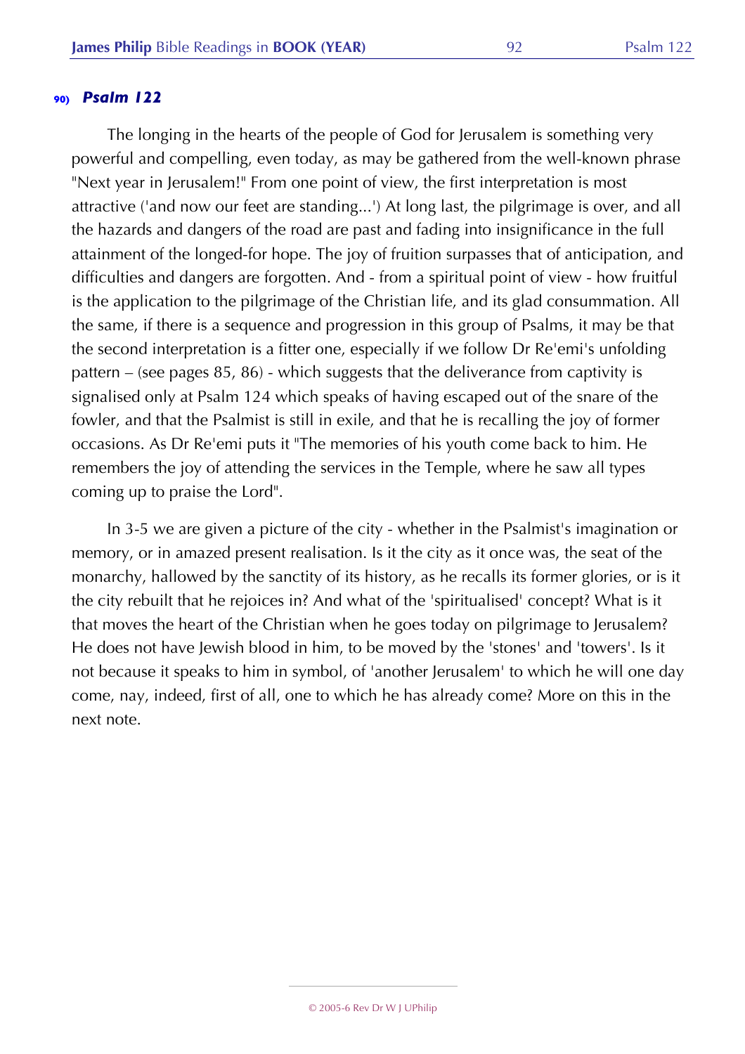## 90) *Psalm 122*

The longing in the hearts of the people of God for Jerusalem is something very powerful and compelling, even today, as may be gathered from the well-known phrase "Next year in Jerusalem!" From one point of view, the first interpretation is most attractive ('and now our feet are standing...') At long last, the pilgrimage is over, and all the hazards and dangers of the road are past and fading into insignificance in the full attainment of the longed-for hope. The joy of fruition surpasses that of anticipation, and difficulties and dangers are forgotten. And - from a spiritual point of view - how fruitful is the application to the pilgrimage of the Christian life, and its glad consummation. All the same, if there is a sequence and progression in this group of Psalms, it may be that the second interpretation is a fitter one, especially if we follow Dr Re'emi's unfolding pattern – (see pages 85, 86) - which suggests that the deliverance from captivity is signalised only at Psalm 124 which speaks of having escaped out of the snare of the fowler, and that the Psalmist is still in exile, and that he is recalling the joy of former occasions. As Dr Re'emi puts it "The memories of his youth come back to him. He remembers the joy of attending the services in the Temple, where he saw all types coming up to praise the Lord".

In 3-5 we are given a picture of the city - whether in the Psalmist's imagination or memory, or in amazed present realisation. Is it the city as it once was, the seat of the monarchy, hallowed by the sanctity of its history, as he recalls its former glories, or is it the city rebuilt that he rejoices in? And what of the 'spiritualised' concept? What is it that moves the heart of the Christian when he goes today on pilgrimage to Jerusalem? He does not have Jewish blood in him, to be moved by the 'stones' and 'towers'. Is it not because it speaks to him in symbol, of 'another Jerusalem' to which he will one day come, nay, indeed, first of all, one to which he has already come? More on this in the next note.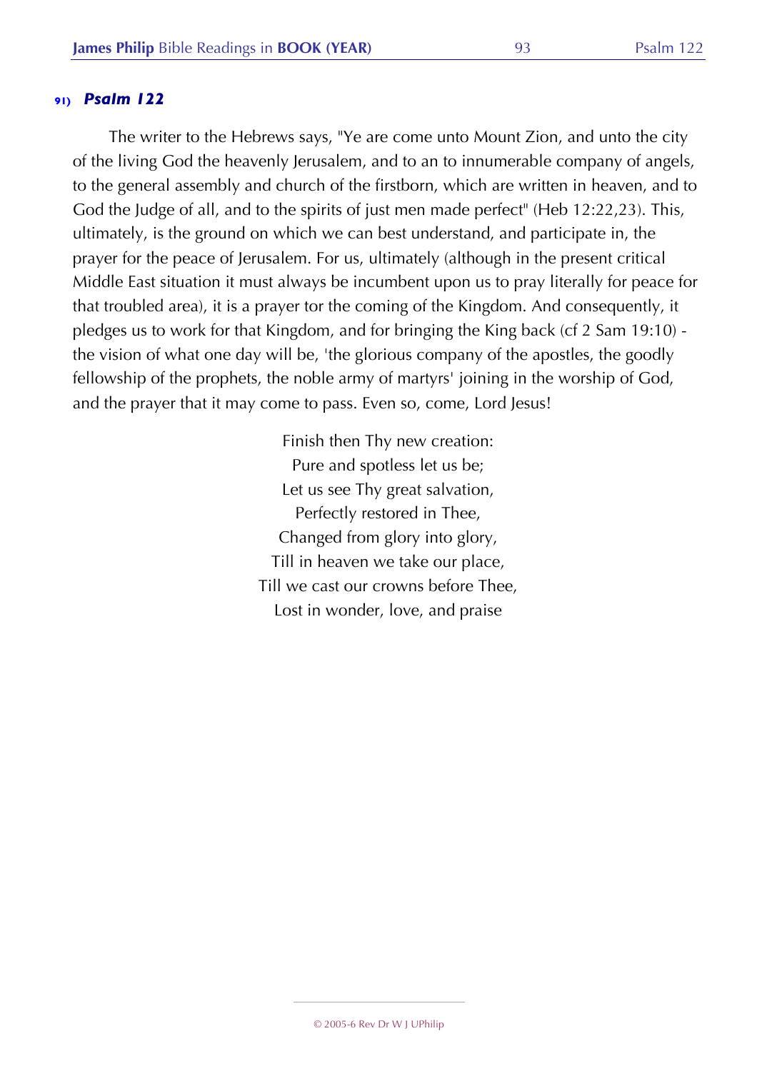### 91) *Psalm 122*

The writer to the Hebrews says, "Ye are come unto Mount Zion, and unto the city of the living God the heavenly Jerusalem, and to an to innumerable company of angels, to the general assembly and church of the firstborn, which are written in heaven, and to God the Judge of all, and to the spirits of just men made perfect" (Heb 12:22,23). This, ultimately, is the ground on which we can best understand, and participate in, the prayer for the peace of Jerusalem. For us, ultimately (although in the present critical Middle East situation it must always be incumbent upon us to pray literally for peace for that troubled area), it is a prayer tor the coming of the Kingdom. And consequently, it pledges us to work for that Kingdom, and for bringing the King back (cf 2 Sam 19:10) - the vision of what one day will be, 'the glorious company of the apostles, the goodly fellowship of the prophets, the noble army of martyrs' joining in the worship of God, and the prayer that it may come to pass. Even so, come, Lord Jesus!

Finish then Thy new creation:
Pure and spotless let us be;
Let us see Thy great salvation,
Perfectly restored in Thee,
Changed from glory into glory,
Till in heaven we take our place,
Till we cast our crowns before Thee,
Lost in wonder, love, and praise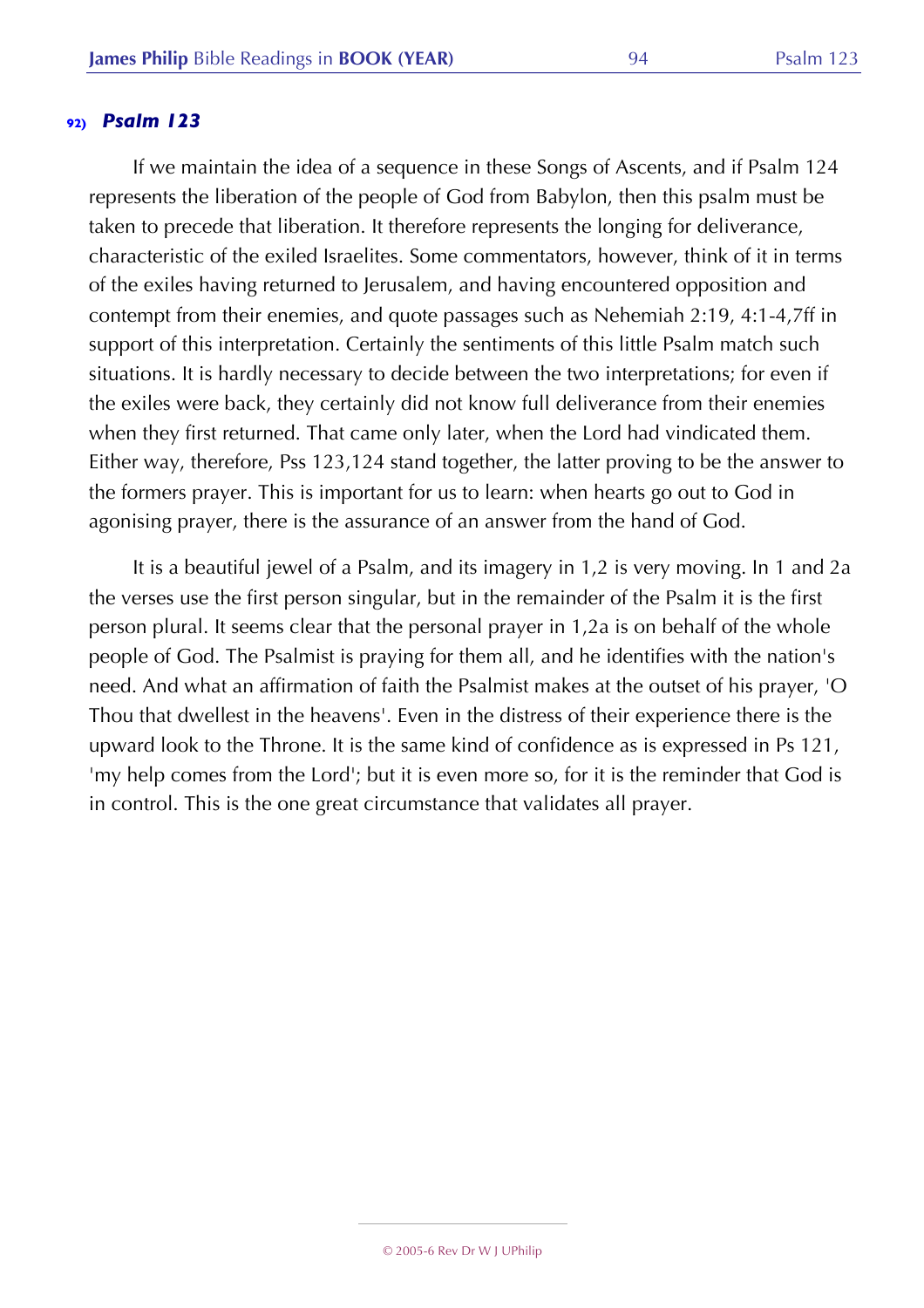### 92) *Psalm 123*

If we maintain the idea of a sequence in these Songs of Ascents, and if Psalm 124 represents the liberation of the people of God from Babylon, then this psalm must be taken to precede that liberation. It therefore represents the longing for deliverance, characteristic of the exiled Israelites. Some commentators, however, think of it in terms of the exiles having returned to Jerusalem, and having encountered opposition and contempt from their enemies, and quote passages such as Nehemiah 2:19, 4:1-4,7ff in support of this interpretation. Certainly the sentiments of this little Psalm match such situations. It is hardly necessary to decide between the two interpretations; for even if the exiles were back, they certainly did not know full deliverance from their enemies when they first returned. That came only later, when the Lord had vindicated them. Either way, therefore, Pss 123,124 stand together, the latter proving to be the answer to the formers prayer. This is important for us to learn: when hearts go out to God in agonising prayer, there is the assurance of an answer from the hand of God.

It is a beautiful jewel of a Psalm, and its imagery in 1,2 is very moving. In 1 and 2a the verses use the first person singular, but in the remainder of the Psalm it is the first person plural. It seems clear that the personal prayer in 1,2a is on behalf of the whole people of God. The Psalmist is praying for them all, and he identifies with the nation's need. And what an affirmation of faith the Psalmist makes at the outset of his prayer, 'O Thou that dwellest in the heavens'. Even in the distress of their experience there is the upward look to the Throne. It is the same kind of confidence as is expressed in Ps 121, 'my help comes from the Lord'; but it is even more so, for it is the reminder that God is in control. This is the one great circumstance that validates all prayer.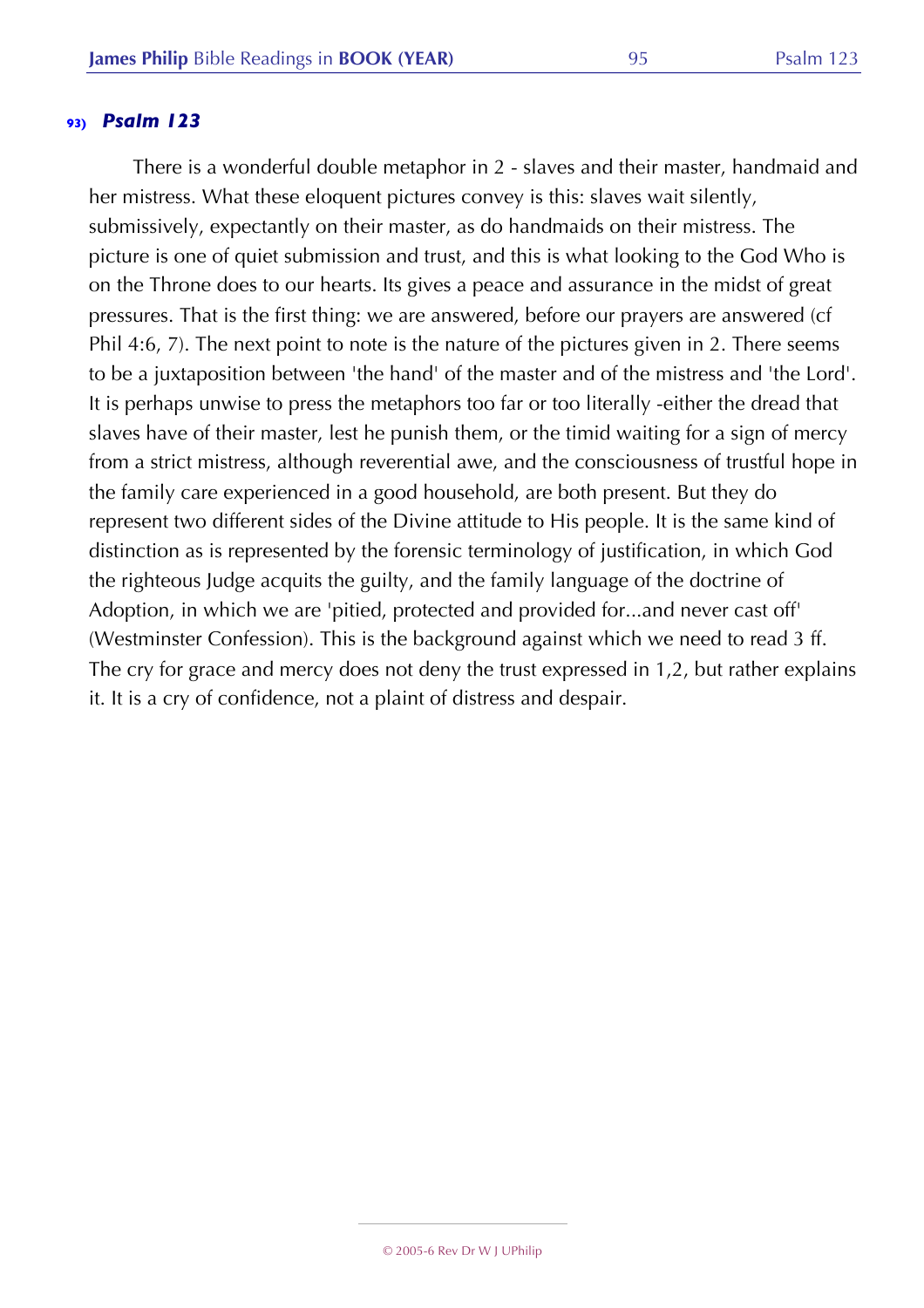### 93) *Psalm 123*

There is a wonderful double metaphor in 2 - slaves and their master, handmaid and her mistress. What these eloquent pictures convey is this: slaves wait silently, submissively, expectantly on their master, as do handmaids on their mistress. The picture is one of quiet submission and trust, and this is what looking to the God Who is on the Throne does to our hearts. Its gives a peace and assurance in the midst of great pressures. That is the first thing: we are answered, before our prayers are answered (cf Phil 4:6, 7). The next point to note is the nature of the pictures given in 2. There seems to be a juxtaposition between 'the hand' of the master and of the mistress and 'the Lord'. It is perhaps unwise to press the metaphors too far or too literally -either the dread that slaves have of their master, lest he punish them, or the timid waiting for a sign of mercy from a strict mistress, although reverential awe, and the consciousness of trustful hope in the family care experienced in a good household, are both present. But they do represent two different sides of the Divine attitude to His people. It is the same kind of distinction as is represented by the forensic terminology of justification, in which God the righteous Judge acquits the guilty, and the family language of the doctrine of Adoption, in which we are 'pitied, protected and provided for...and never cast off' (Westminster Confession). This is the background against which we need to read 3 ff. The cry for grace and mercy does not deny the trust expressed in 1,2, but rather explains it. It is a cry of confidence, not a plaint of distress and despair.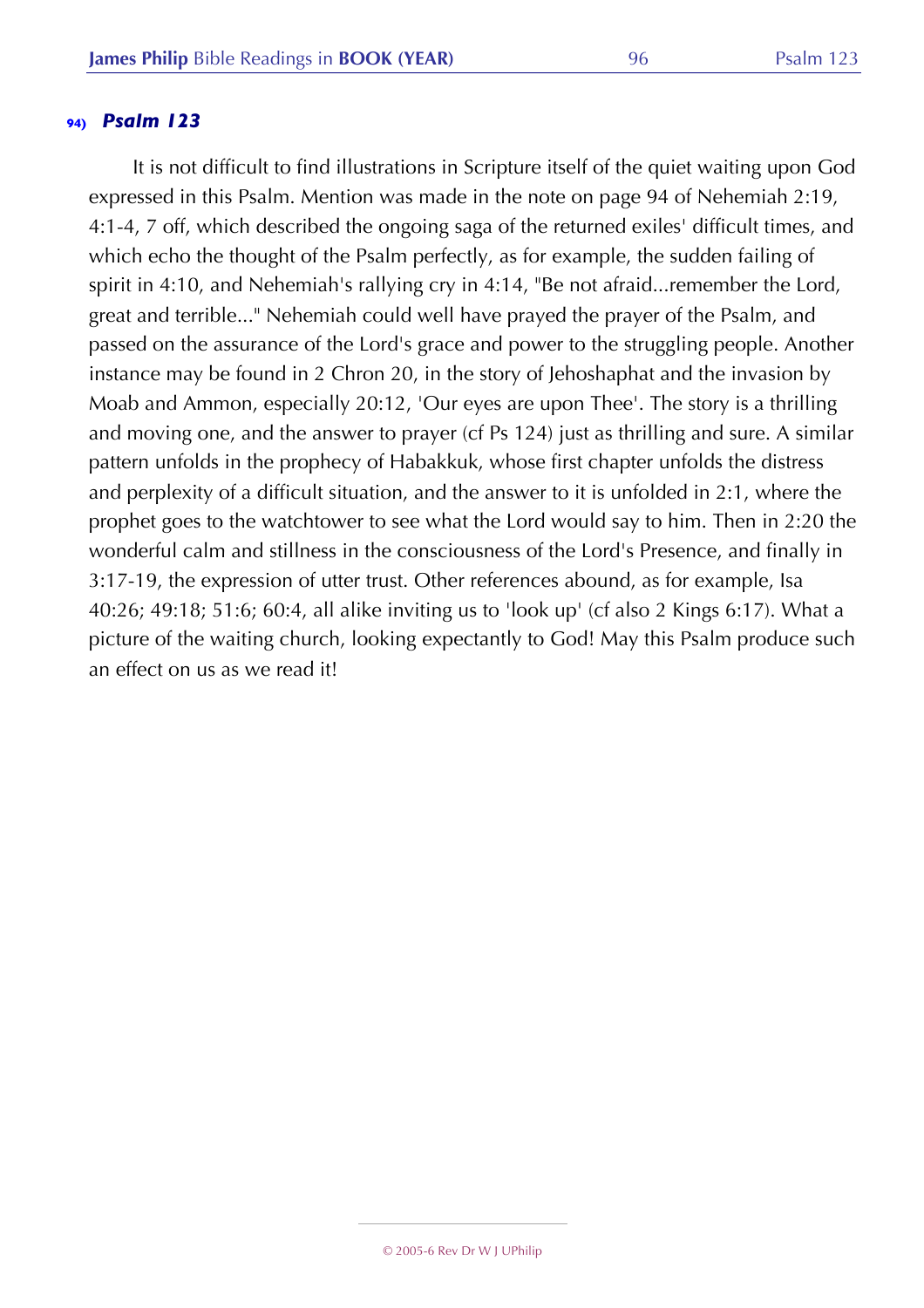### 94) *Psalm 123*

It is not difficult to find illustrations in Scripture itself of the quiet waiting upon God expressed in this Psalm. Mention was made in the note on page 94 of Nehemiah 2:19, 4:1-4, 7 off, which described the ongoing saga of the returned exiles' difficult times, and which echo the thought of the Psalm perfectly, as for example, the sudden failing of spirit in 4:10, and Nehemiah's rallying cry in 4:14, "Be not afraid...remember the Lord, great and terrible..." Nehemiah could well have prayed the prayer of the Psalm, and passed on the assurance of the Lord's grace and power to the struggling people. Another instance may be found in 2 Chron 20, in the story of Jehoshaphat and the invasion by Moab and Ammon, especially 20:12, 'Our eyes are upon Thee'. The story is a thrilling and moving one, and the answer to prayer (cf Ps 124) just as thrilling and sure. A similar pattern unfolds in the prophecy of Habakkuk, whose first chapter unfolds the distress and perplexity of a difficult situation, and the answer to it is unfolded in 2:1, where the prophet goes to the watchtower to see what the Lord would say to him. Then in 2:20 the wonderful calm and stillness in the consciousness of the Lord's Presence, and finally in 3:17-19, the expression of utter trust. Other references abound, as for example, Isa 40:26; 49:18; 51:6; 60:4, all alike inviting us to 'look up' (cf also 2 Kings 6:17). What a picture of the waiting church, looking expectantly to God! May this Psalm produce such an effect on us as we read it!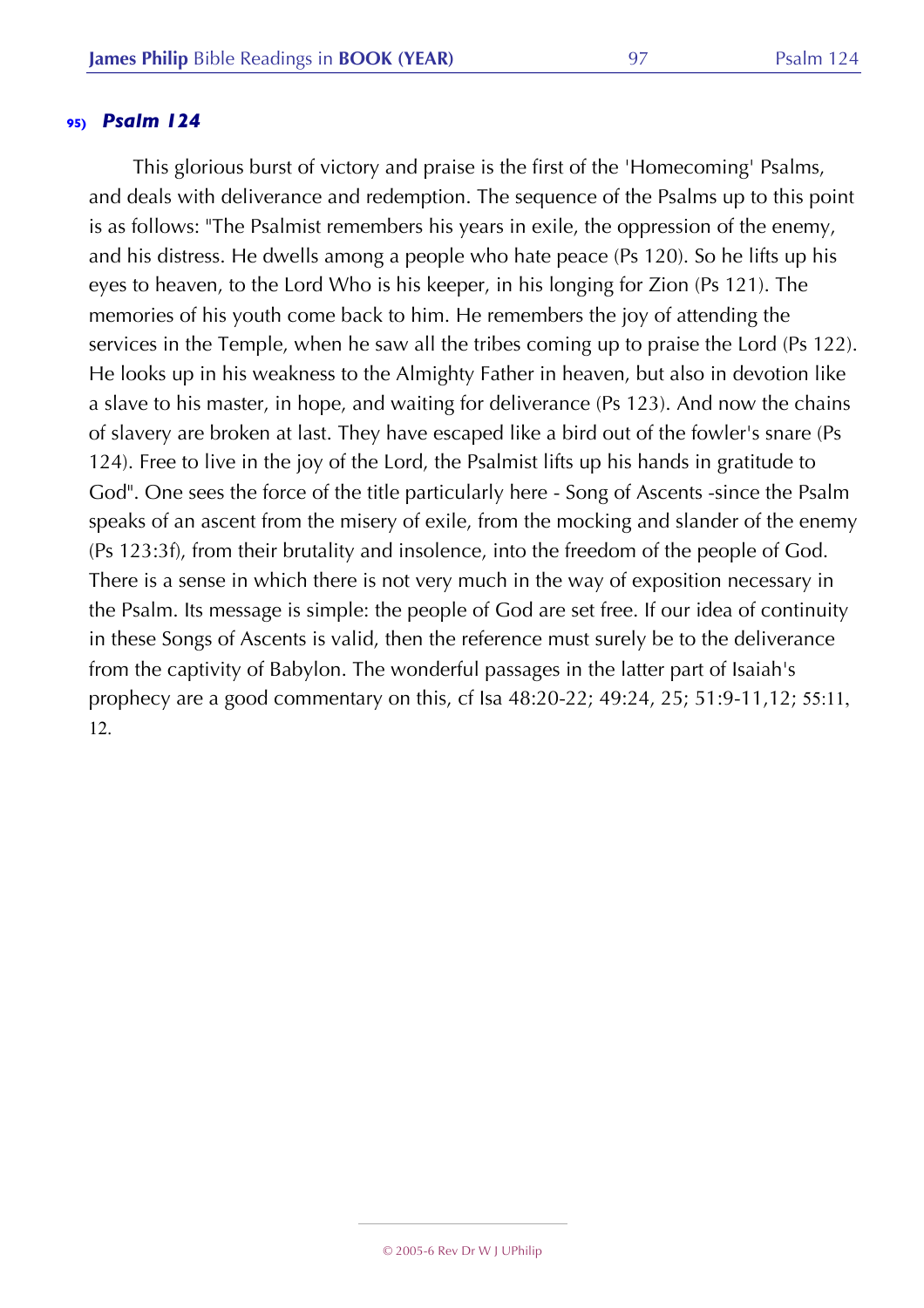## 95) *Psalm 124*

This glorious burst of victory and praise is the first of the 'Homecoming' Psalms, and deals with deliverance and redemption. The sequence of the Psalms up to this point is as follows: "The Psalmist remembers his years in exile, the oppression of the enemy, and his distress. He dwells among a people who hate peace (Ps 120). So he lifts up his eyes to heaven, to the Lord Who is his keeper, in his longing for Zion (Ps 121). The memories of his youth come back to him. He remembers the joy of attending the services in the Temple, when he saw all the tribes coming up to praise the Lord (Ps 122). He looks up in his weakness to the Almighty Father in heaven, but also in devotion like a slave to his master, in hope, and waiting for deliverance (Ps 123). And now the chains of slavery are broken at last. They have escaped like a bird out of the fowler's snare (Ps 124). Free to live in the joy of the Lord, the Psalmist lifts up his hands in gratitude to God". One sees the force of the title particularly here - Song of Ascents -since the Psalm speaks of an ascent from the misery of exile, from the mocking and slander of the enemy (Ps 123:3f), from their brutality and insolence, into the freedom of the people of God. There is a sense in which there is not very much in the way of exposition necessary in the Psalm. Its message is simple: the people of God are set free. If our idea of continuity in these Songs of Ascents is valid, then the reference must surely be to the deliverance from the captivity of Babylon. The wonderful passages in the latter part of Isaiah's prophecy are a good commentary on this, cf Isa 48:20-22; 49:24, 25; 51:9-11,12; 55:11, 12.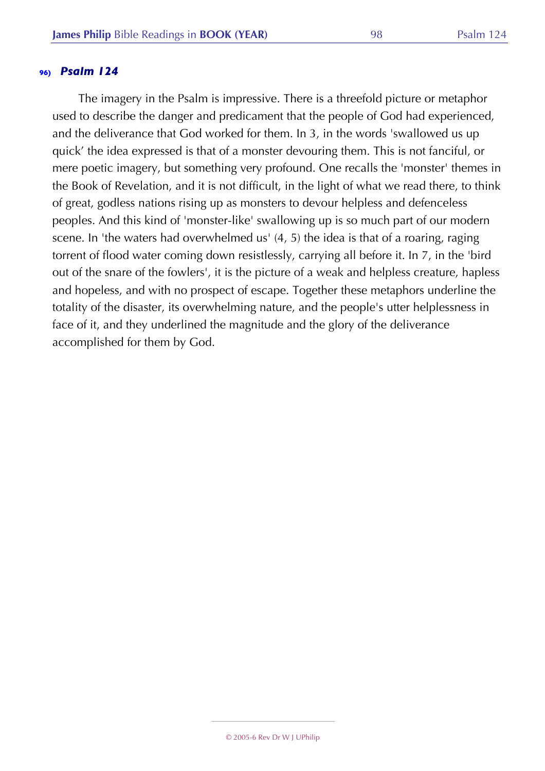## 96) *Psalm 124*

The imagery in the Psalm is impressive. There is a threefold picture or metaphor used to describe the danger and predicament that the people of God had experienced, and the deliverance that God worked for them. In 3, in the words 'swallowed us up quick' the idea expressed is that of a monster devouring them. This is not fanciful, or mere poetic imagery, but something very profound. One recalls the 'monster' themes in the Book of Revelation, and it is not difficult, in the light of what we read there, to think of great, godless nations rising up as monsters to devour helpless and defenceless peoples. And this kind of 'monster-like' swallowing up is so much part of our modern scene. In 'the waters had overwhelmed us' (4, 5) the idea is that of a roaring, raging torrent of flood water coming down resistlessly, carrying all before it. In 7, in the 'bird out of the snare of the fowlers', it is the picture of a weak and helpless creature, hapless and hopeless, and with no prospect of escape. Together these metaphors underline the totality of the disaster, its overwhelming nature, and the people's utter helplessness in face of it, and they underlined the magnitude and the glory of the deliverance accomplished for them by God.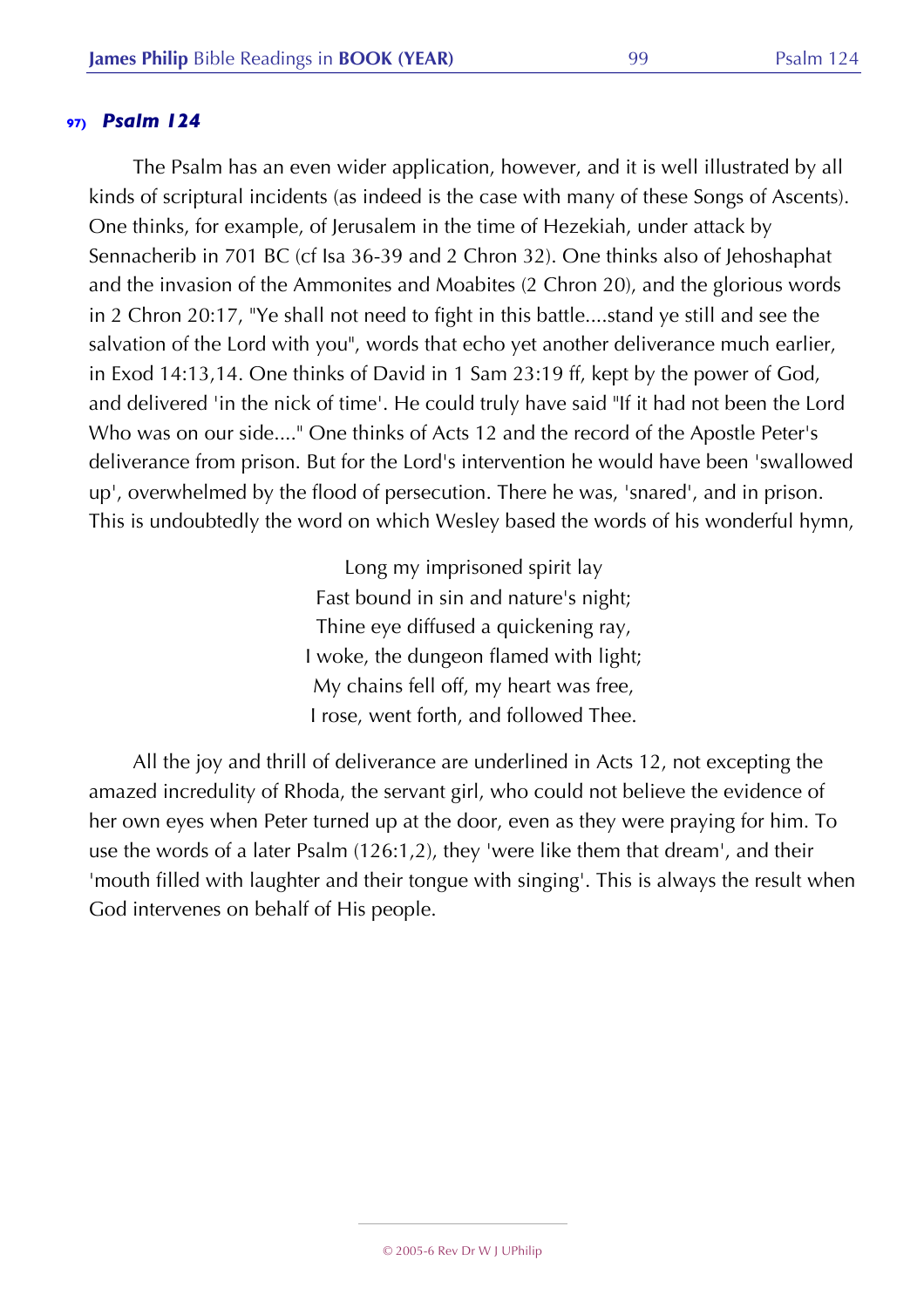### 97) *Psalm 124*

The Psalm has an even wider application, however, and it is well illustrated by all kinds of scriptural incidents (as indeed is the case with many of these Songs of Ascents). One thinks, for example, of Jerusalem in the time of Hezekiah, under attack by Sennacherib in 701 BC (cf Isa 36-39 and 2 Chron 32). One thinks also of Jehoshaphat and the invasion of the Ammonites and Moabites (2 Chron 20), and the glorious words in 2 Chron 20:17, "Ye shall not need to fight in this battle....stand ye still and see the salvation of the Lord with you", words that echo yet another deliverance much earlier, in Exod 14:13,14. One thinks of David in 1 Sam 23:19 ff, kept by the power of God, and delivered 'in the nick of time'. He could truly have said "If it had not been the Lord Who was on our side...." One thinks of Acts 12 and the record of the Apostle Peter's deliverance from prison. But for the Lord's intervention he would have been 'swallowed up', overwhelmed by the flood of persecution. There he was, 'snared', and in prison. This is undoubtedly the word on which Wesley based the words of his wonderful hymn,

> Long my imprisoned spirit lay
> Fast bound in sin and nature's night;
> Thine eye diffused a quickening ray,
> I woke, the dungeon flamed with light;
> My chains fell off, my heart was free,
> I rose, went forth, and followed Thee.

All the joy and thrill of deliverance are underlined in Acts 12, not excepting the amazed incredulity of Rhoda, the servant girl, who could not believe the evidence of her own eyes when Peter turned up at the door, even as they were praying for him. To use the words of a later Psalm (126:1,2), they 'were like them that dream', and their 'mouth filled with laughter and their tongue with singing'. This is always the result when God intervenes on behalf of His people.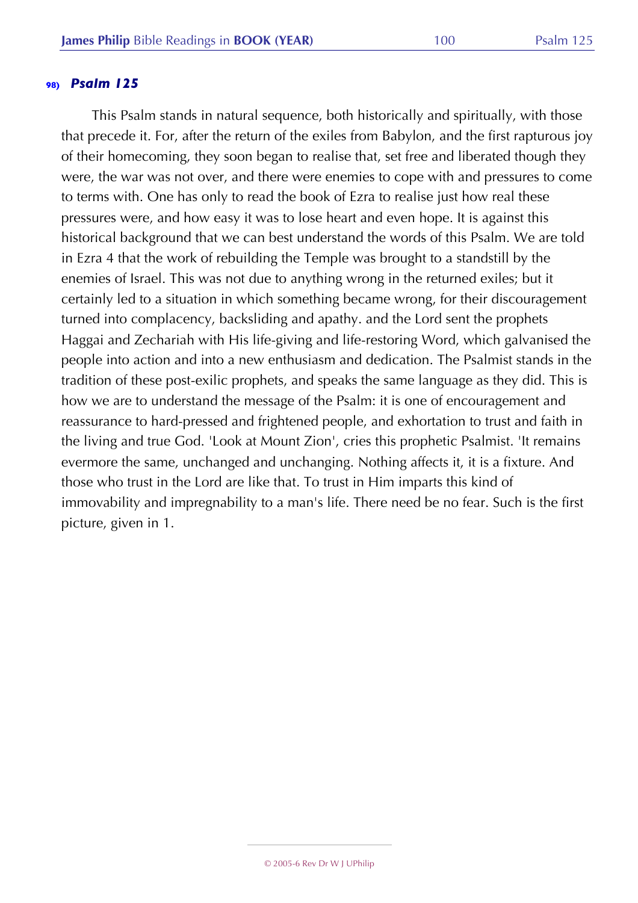## 98) *Psalm 125*

This Psalm stands in natural sequence, both historically and spiritually, with those that precede it. For, after the return of the exiles from Babylon, and the first rapturous joy of their homecoming, they soon began to realise that, set free and liberated though they were, the war was not over, and there were enemies to cope with and pressures to come to terms with. One has only to read the book of Ezra to realise just how real these pressures were, and how easy it was to lose heart and even hope. It is against this historical background that we can best understand the words of this Psalm. We are told in Ezra 4 that the work of rebuilding the Temple was brought to a standstill by the enemies of Israel. This was not due to anything wrong in the returned exiles; but it certainly led to a situation in which something became wrong, for their discouragement turned into complacency, backsliding and apathy. and the Lord sent the prophets Haggai and Zechariah with His life-giving and life-restoring Word, which galvanised the people into action and into a new enthusiasm and dedication. The Psalmist stands in the tradition of these post-exilic prophets, and speaks the same language as they did. This is how we are to understand the message of the Psalm: it is one of encouragement and reassurance to hard-pressed and frightened people, and exhortation to trust and faith in the living and true God. 'Look at Mount Zion', cries this prophetic Psalmist. 'It remains evermore the same, unchanged and unchanging. Nothing affects it, it is a fixture. And those who trust in the Lord are like that. To trust in Him imparts this kind of immovability and impregnability to a man's life. There need be no fear. Such is the first picture, given in 1.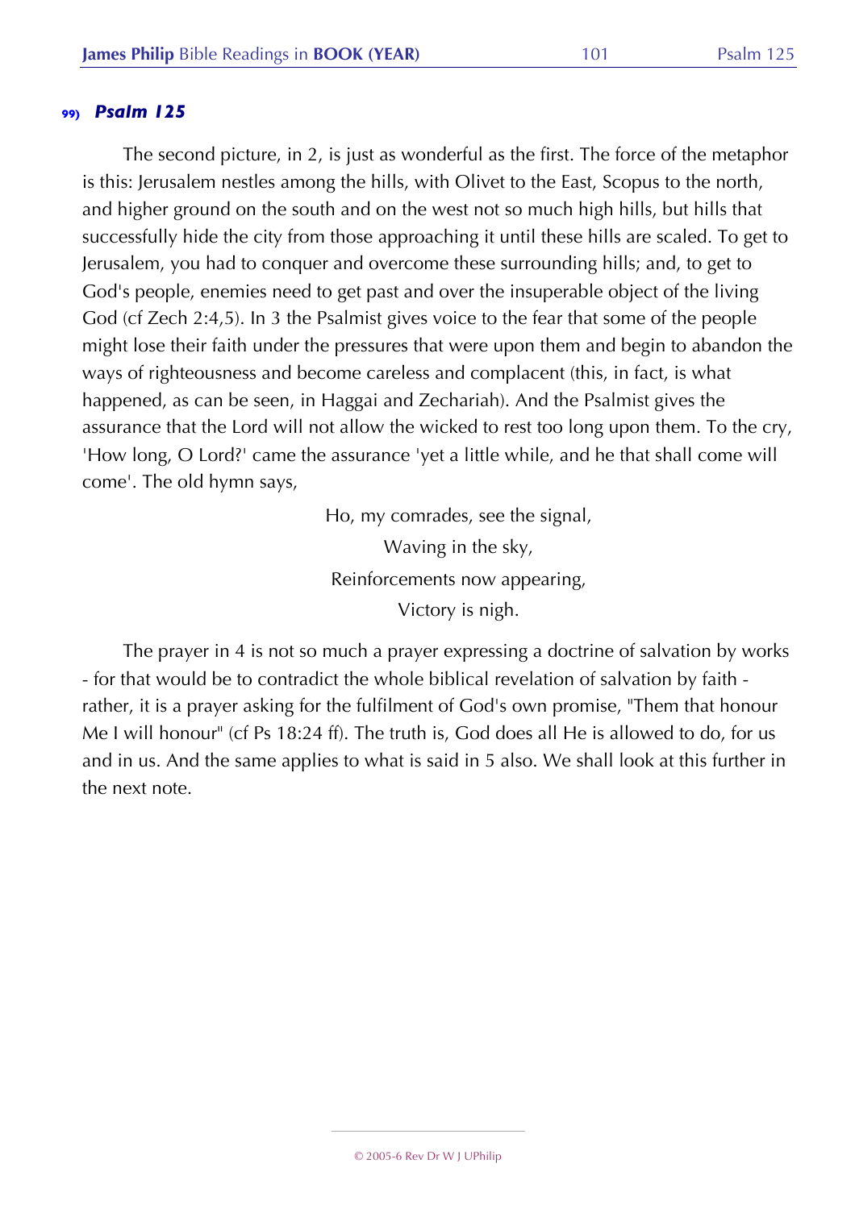### 99) *Psalm 125*

The second picture, in 2, is just as wonderful as the first. The force of the metaphor is this: Jerusalem nestles among the hills, with Olivet to the East, Scopus to the north, and higher ground on the south and on the west not so much high hills, but hills that successfully hide the city from those approaching it until these hills are scaled. To get to Jerusalem, you had to conquer and overcome these surrounding hills; and, to get to God's people, enemies need to get past and over the insuperable object of the living God (cf Zech 2:4,5). In 3 the Psalmist gives voice to the fear that some of the people might lose their faith under the pressures that were upon them and begin to abandon the ways of righteousness and become careless and complacent (this, in fact, is what happened, as can be seen, in Haggai and Zechariah). And the Psalmist gives the assurance that the Lord will not allow the wicked to rest too long upon them. To the cry, 'How long, O Lord?' came the assurance 'yet a little while, and he that shall come will come'. The old hymn says,

> Ho, my comrades, see the signal,
> Waving in the sky,
> Reinforcements now appearing,
> Victory is nigh.

The prayer in 4 is not so much a prayer expressing a doctrine of salvation by works - for that would be to contradict the whole biblical revelation of salvation by faith - rather, it is a prayer asking for the fulfilment of God's own promise, "Them that honour Me I will honour" (cf Ps 18:24 ff). The truth is, God does all He is allowed to do, for us and in us. And the same applies to what is said in 5 also. We shall look at this further in the next note.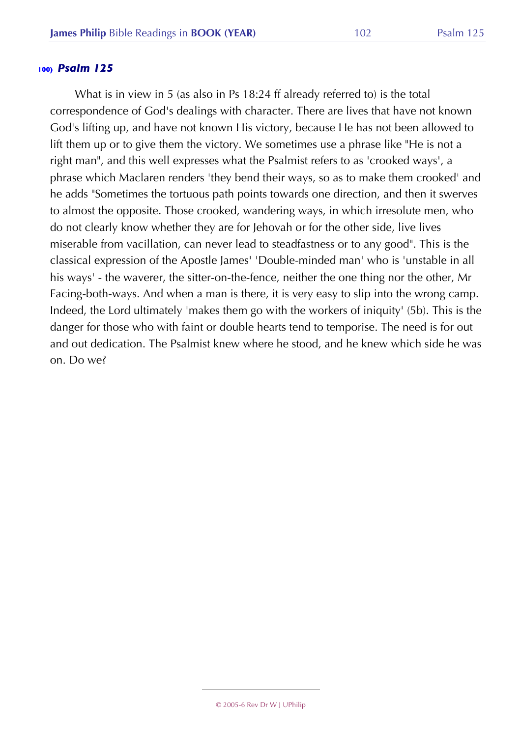### 100) *Psalm 125*

What is in view in 5 (as also in Ps 18:24 ff already referred to) is the total correspondence of God's dealings with character. There are lives that have not known God's lifting up, and have not known His victory, because He has not been allowed to lift them up or to give them the victory. We sometimes use a phrase like "He is not a right man", and this well expresses what the Psalmist refers to as 'crooked ways', a phrase which Maclaren renders 'they bend their ways, so as to make them crooked' and he adds "Sometimes the tortuous path points towards one direction, and then it swerves to almost the opposite. Those crooked, wandering ways, in which irresolute men, who do not clearly know whether they are for Jehovah or for the other side, live lives miserable from vacillation, can never lead to steadfastness or to any good". This is the classical expression of the Apostle James' 'Double-minded man' who is 'unstable in all his ways' - the waverer, the sitter-on-the-fence, neither the one thing nor the other, Mr Facing-both-ways. And when a man is there, it is very easy to slip into the wrong camp. Indeed, the Lord ultimately 'makes them go with the workers of iniquity' (5b). This is the danger for those who with faint or double hearts tend to temporise. The need is for out and out dedication. The Psalmist knew where he stood, and he knew which side he was on. Do we?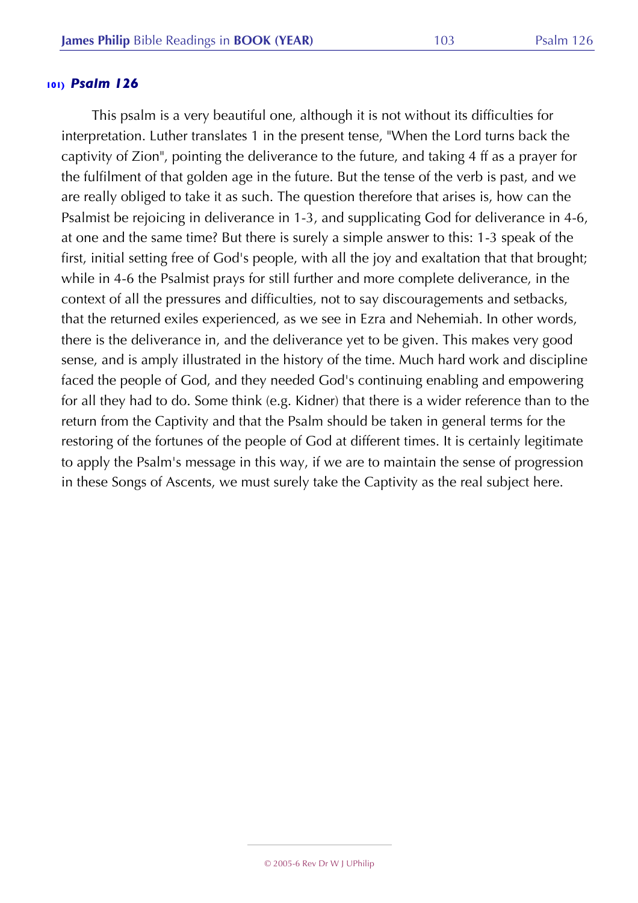### 101) *Psalm 126*

This psalm is a very beautiful one, although it is not without its difficulties for interpretation. Luther translates 1 in the present tense, "When the Lord turns back the captivity of Zion", pointing the deliverance to the future, and taking 4 ff as a prayer for the fulfilment of that golden age in the future. But the tense of the verb is past, and we are really obliged to take it as such. The question therefore that arises is, how can the Psalmist be rejoicing in deliverance in 1-3, and supplicating God for deliverance in 4-6, at one and the same time? But there is surely a simple answer to this: 1-3 speak of the first, initial setting free of God's people, with all the joy and exaltation that that brought; while in 4-6 the Psalmist prays for still further and more complete deliverance, in the context of all the pressures and difficulties, not to say discouragements and setbacks, that the returned exiles experienced, as we see in Ezra and Nehemiah. In other words, there is the deliverance in, and the deliverance yet to be given. This makes very good sense, and is amply illustrated in the history of the time. Much hard work and discipline faced the people of God, and they needed God's continuing enabling and empowering for all they had to do. Some think (e.g. Kidner) that there is a wider reference than to the return from the Captivity and that the Psalm should be taken in general terms for the restoring of the fortunes of the people of God at different times. It is certainly legitimate to apply the Psalm's message in this way, if we are to maintain the sense of progression in these Songs of Ascents, we must surely take the Captivity as the real subject here.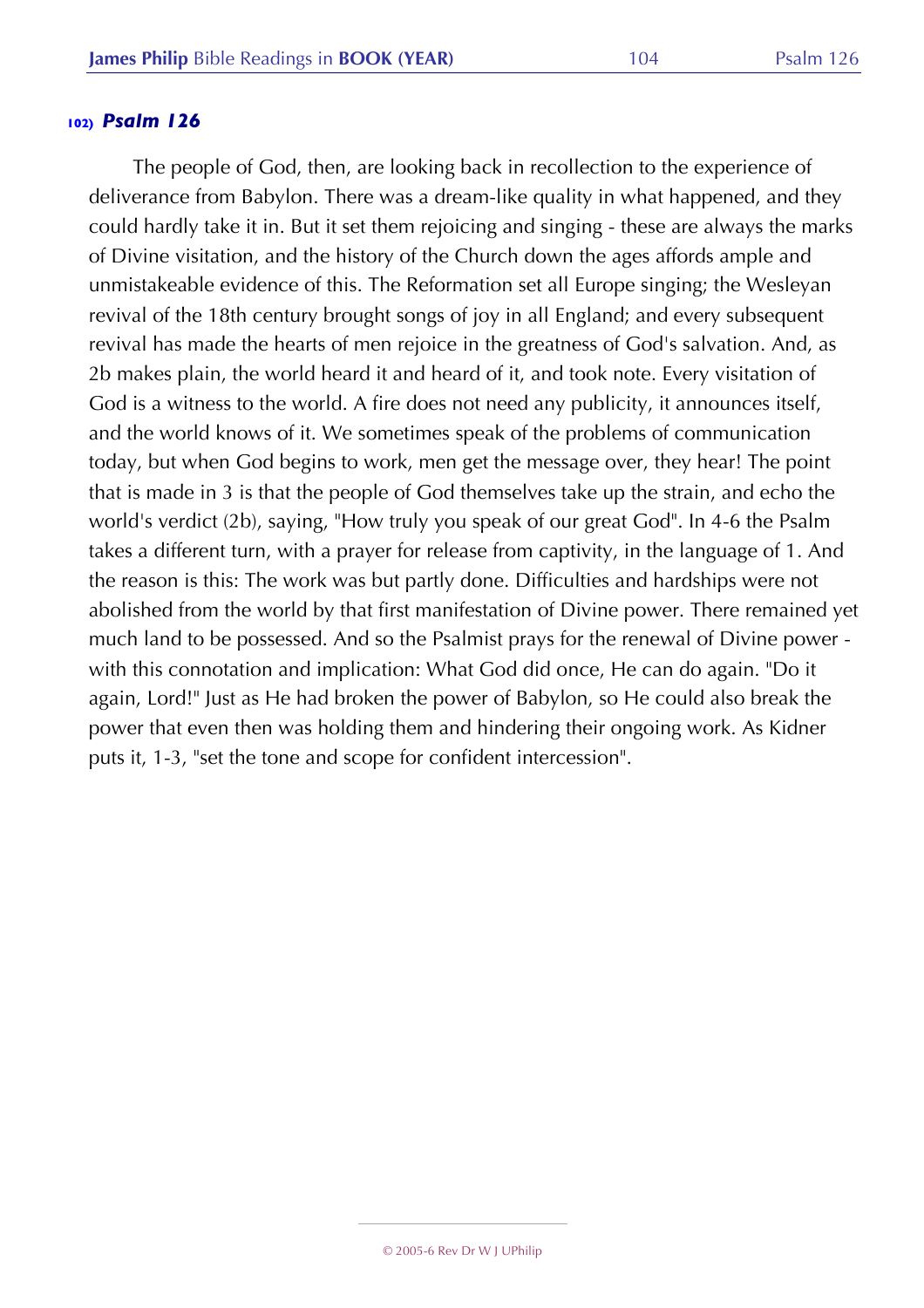## 102) *Psalm 126*

The people of God, then, are looking back in recollection to the experience of deliverance from Babylon. There was a dream-like quality in what happened, and they could hardly take it in. But it set them rejoicing and singing - these are always the marks of Divine visitation, and the history of the Church down the ages affords ample and unmistakeable evidence of this. The Reformation set all Europe singing; the Wesleyan revival of the 18th century brought songs of joy in all England; and every subsequent revival has made the hearts of men rejoice in the greatness of God's salvation. And, as 2b makes plain, the world heard it and heard of it, and took note. Every visitation of God is a witness to the world. A fire does not need any publicity, it announces itself, and the world knows of it. We sometimes speak of the problems of communication today, but when God begins to work, men get the message over, they hear! The point that is made in 3 is that the people of God themselves take up the strain, and echo the world's verdict (2b), saying, "How truly you speak of our great God". In 4-6 the Psalm takes a different turn, with a prayer for release from captivity, in the language of 1. And the reason is this: The work was but partly done. Difficulties and hardships were not abolished from the world by that first manifestation of Divine power. There remained yet much land to be possessed. And so the Psalmist prays for the renewal of Divine power - with this connotation and implication: What God did once, He can do again. "Do it again, Lord!" Just as He had broken the power of Babylon, so He could also break the power that even then was holding them and hindering their ongoing work. As Kidner puts it, 1-3, "set the tone and scope for confident intercession".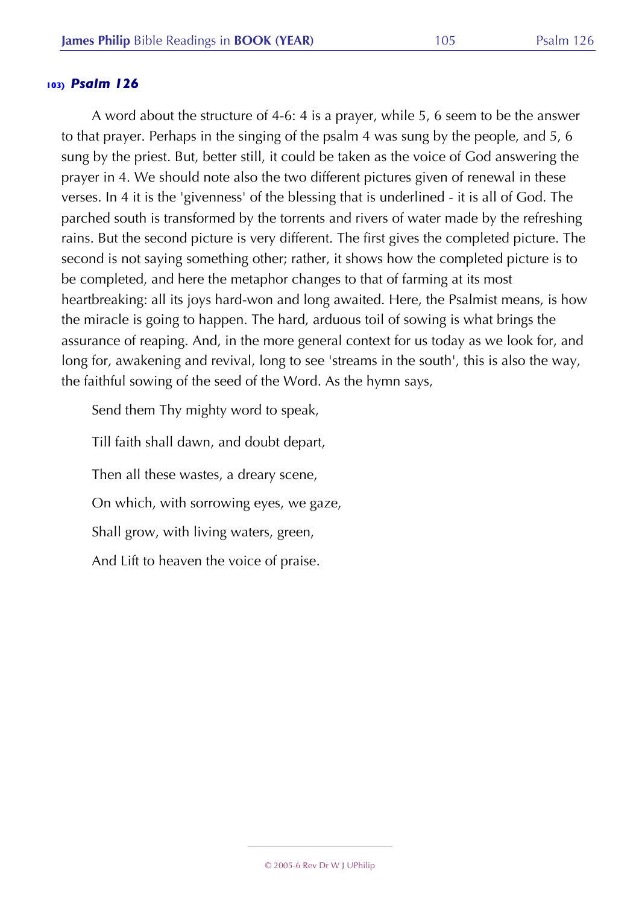## 103) *Psalm 126*

A word about the structure of 4-6: 4 is a prayer, while 5, 6 seem to be the answer to that prayer. Perhaps in the singing of the psalm 4 was sung by the people, and 5, 6 sung by the priest. But, better still, it could be taken as the voice of God answering the prayer in 4. We should note also the two different pictures given of renewal in these verses. In 4 it is the 'givenness' of the blessing that is underlined - it is all of God. The parched south is transformed by the torrents and rivers of water made by the refreshing rains. But the second picture is very different. The first gives the completed picture. The second is not saying something other; rather, it shows how the completed picture is to be completed, and here the metaphor changes to that of farming at its most heartbreaking: all its joys hard-won and long awaited. Here, the Psalmist means, is how the miracle is going to happen. The hard, arduous toil of sowing is what brings the assurance of reaping. And, in the more general context for us today as we look for, and long for, awakening and revival, long to see 'streams in the south', this is also the way, the faithful sowing of the seed of the Word. As the hymn says,

Send them Thy mighty word to speak,

Till faith shall dawn, and doubt depart,

Then all these wastes, a dreary scene,

On which, with sorrowing eyes, we gaze,

Shall grow, with living waters, green,

And Lift to heaven the voice of praise.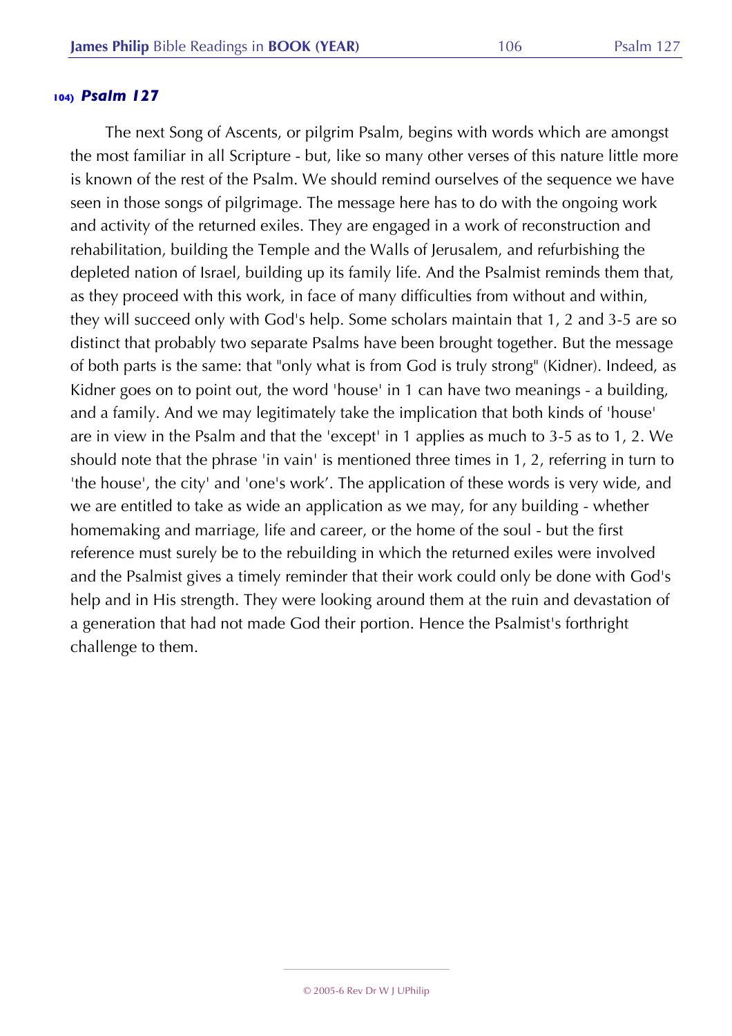## 104) *Psalm 127*

The next Song of Ascents, or pilgrim Psalm, begins with words which are amongst the most familiar in all Scripture - but, like so many other verses of this nature little more is known of the rest of the Psalm. We should remind ourselves of the sequence we have seen in those songs of pilgrimage. The message here has to do with the ongoing work and activity of the returned exiles. They are engaged in a work of reconstruction and rehabilitation, building the Temple and the Walls of Jerusalem, and refurbishing the depleted nation of Israel, building up its family life. And the Psalmist reminds them that, as they proceed with this work, in face of many difficulties from without and within, they will succeed only with God's help. Some scholars maintain that 1, 2 and 3-5 are so distinct that probably two separate Psalms have been brought together. But the message of both parts is the same: that "only what is from God is truly strong" (Kidner). Indeed, as Kidner goes on to point out, the word 'house' in 1 can have two meanings - a building, and a family. And we may legitimately take the implication that both kinds of 'house' are in view in the Psalm and that the 'except' in 1 applies as much to 3-5 as to 1, 2. We should note that the phrase 'in vain' is mentioned three times in 1, 2, referring in turn to 'the house', the city' and 'one's work'. The application of these words is very wide, and we are entitled to take as wide an application as we may, for any building - whether homemaking and marriage, life and career, or the home of the soul - but the first reference must surely be to the rebuilding in which the returned exiles were involved and the Psalmist gives a timely reminder that their work could only be done with God's help and in His strength. They were looking around them at the ruin and devastation of a generation that had not made God their portion. Hence the Psalmist's forthright challenge to them.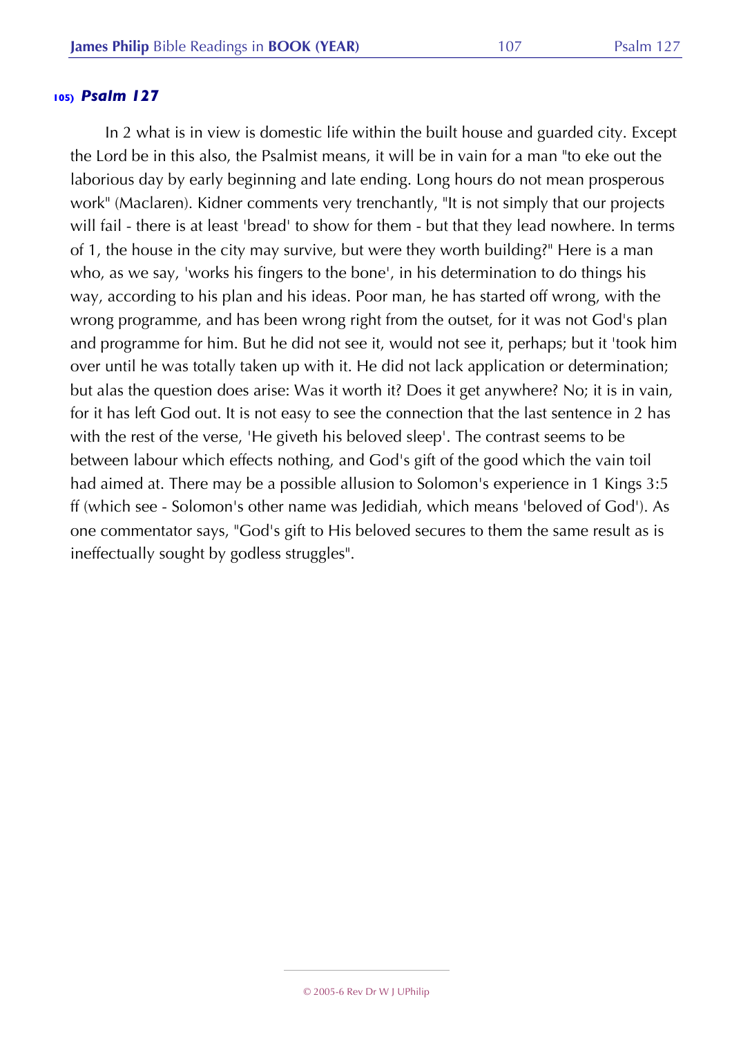### 105) *Psalm 127*

In 2 what is in view is domestic life within the built house and guarded city. Except the Lord be in this also, the Psalmist means, it will be in vain for a man "to eke out the laborious day by early beginning and late ending. Long hours do not mean prosperous work" (Maclaren). Kidner comments very trenchantly, "It is not simply that our projects will fail - there is at least 'bread' to show for them - but that they lead nowhere. In terms of 1, the house in the city may survive, but were they worth building?" Here is a man who, as we say, 'works his fingers to the bone', in his determination to do things his way, according to his plan and his ideas. Poor man, he has started off wrong, with the wrong programme, and has been wrong right from the outset, for it was not God's plan and programme for him. But he did not see it, would not see it, perhaps; but it 'took him over until he was totally taken up with it. He did not lack application or determination; but alas the question does arise: Was it worth it? Does it get anywhere? No; it is in vain, for it has left God out. It is not easy to see the connection that the last sentence in 2 has with the rest of the verse, 'He giveth his beloved sleep'. The contrast seems to be between labour which effects nothing, and God's gift of the good which the vain toil had aimed at. There may be a possible allusion to Solomon's experience in 1 Kings 3:5 ff (which see - Solomon's other name was Jedidiah, which means 'beloved of God'). As one commentator says, "God's gift to His beloved secures to them the same result as is ineffectually sought by godless struggles".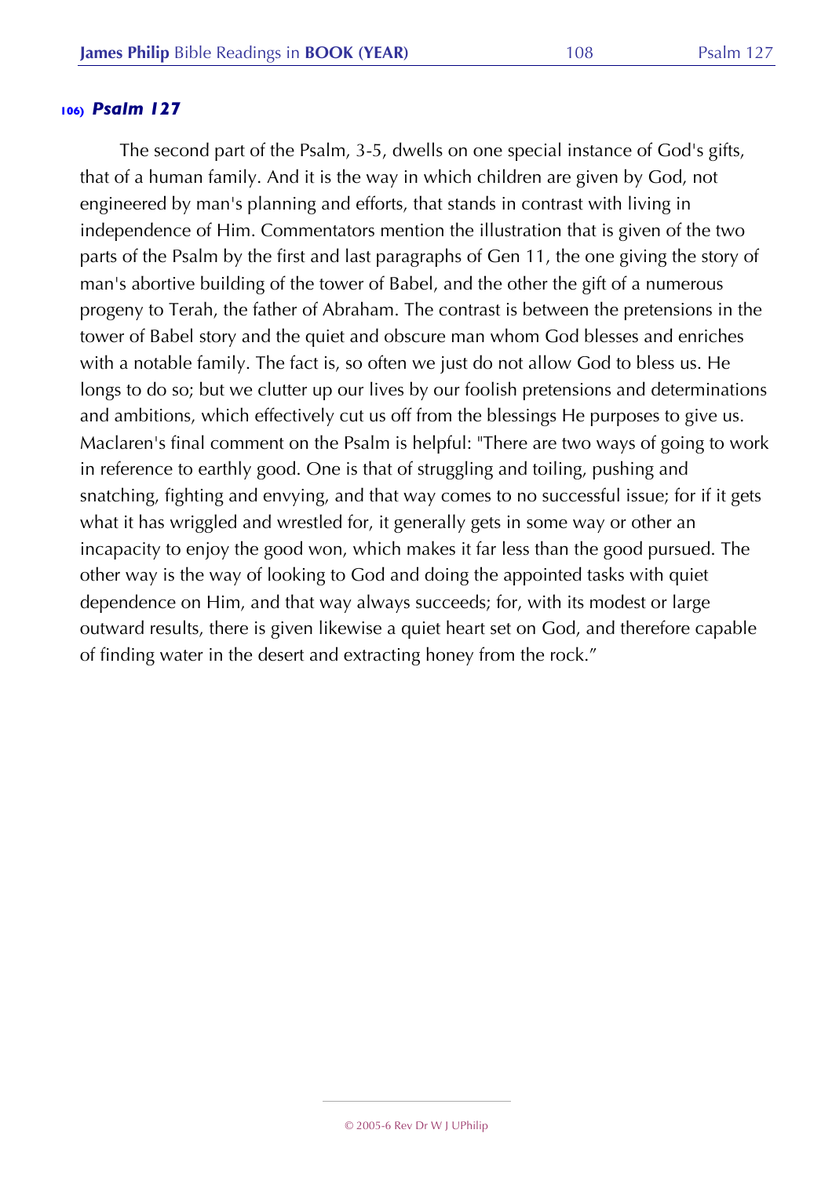## 106) *Psalm 127*

The second part of the Psalm, 3-5, dwells on one special instance of God's gifts, that of a human family. And it is the way in which children are given by God, not engineered by man's planning and efforts, that stands in contrast with living in independence of Him. Commentators mention the illustration that is given of the two parts of the Psalm by the first and last paragraphs of Gen 11, the one giving the story of man's abortive building of the tower of Babel, and the other the gift of a numerous progeny to Terah, the father of Abraham. The contrast is between the pretensions in the tower of Babel story and the quiet and obscure man whom God blesses and enriches with a notable family. The fact is, so often we just do not allow God to bless us. He longs to do so; but we clutter up our lives by our foolish pretensions and determinations and ambitions, which effectively cut us off from the blessings He purposes to give us. Maclaren's final comment on the Psalm is helpful: "There are two ways of going to work in reference to earthly good. One is that of struggling and toiling, pushing and snatching, fighting and envying, and that way comes to no successful issue; for if it gets what it has wriggled and wrestled for, it generally gets in some way or other an incapacity to enjoy the good won, which makes it far less than the good pursued. The other way is the way of looking to God and doing the appointed tasks with quiet dependence on Him, and that way always succeeds; for, with its modest or large outward results, there is given likewise a quiet heart set on God, and therefore capable of finding water in the desert and extracting honey from the rock."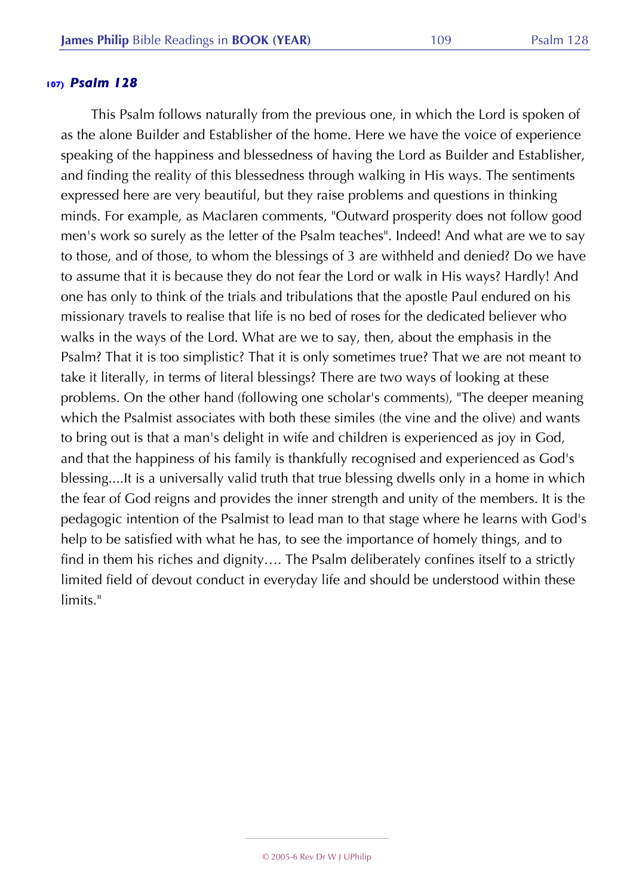### 107) *Psalm 128*

This Psalm follows naturally from the previous one, in which the Lord is spoken of as the alone Builder and Establisher of the home. Here we have the voice of experience speaking of the happiness and blessedness of having the Lord as Builder and Establisher, and finding the reality of this blessedness through walking in His ways. The sentiments expressed here are very beautiful, but they raise problems and questions in thinking minds. For example, as Maclaren comments, "Outward prosperity does not follow good men's work so surely as the letter of the Psalm teaches". Indeed! And what are we to say to those, and of those, to whom the blessings of 3 are withheld and denied? Do we have to assume that it is because they do not fear the Lord or walk in His ways? Hardly! And one has only to think of the trials and tribulations that the apostle Paul endured on his missionary travels to realise that life is no bed of roses for the dedicated believer who walks in the ways of the Lord. What are we to say, then, about the emphasis in the Psalm? That it is too simplistic? That it is only sometimes true? That we are not meant to take it literally, in terms of literal blessings? There are two ways of looking at these problems. On the other hand (following one scholar's comments), "The deeper meaning which the Psalmist associates with both these similes (the vine and the olive) and wants to bring out is that a man's delight in wife and children is experienced as joy in God, and that the happiness of his family is thankfully recognised and experienced as God's blessing....It is a universally valid truth that true blessing dwells only in a home in which the fear of God reigns and provides the inner strength and unity of the members. It is the pedagogic intention of the Psalmist to lead man to that stage where he learns with God's help to be satisfied with what he has, to see the importance of homely things, and to find in them his riches and dignity…. The Psalm deliberately confines itself to a strictly limited field of devout conduct in everyday life and should be understood within these limits."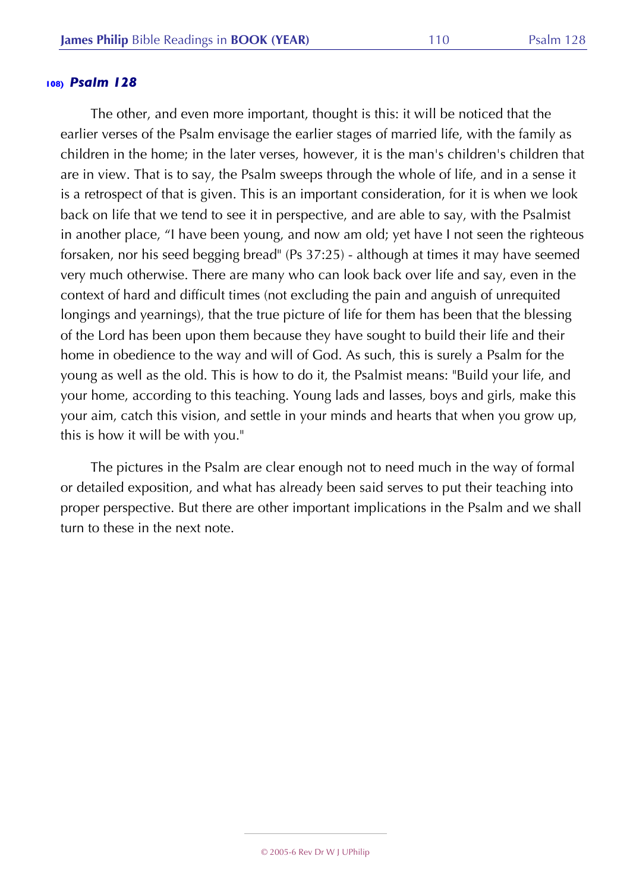## 108) *Psalm 128*

The other, and even more important, thought is this: it will be noticed that the earlier verses of the Psalm envisage the earlier stages of married life, with the family as children in the home; in the later verses, however, it is the man's children's children that are in view. That is to say, the Psalm sweeps through the whole of life, and in a sense it is a retrospect of that is given. This is an important consideration, for it is when we look back on life that we tend to see it in perspective, and are able to say, with the Psalmist in another place, "I have been young, and now am old; yet have I not seen the righteous forsaken, nor his seed begging bread" (Ps 37:25) - although at times it may have seemed very much otherwise. There are many who can look back over life and say, even in the context of hard and difficult times (not excluding the pain and anguish of unrequited longings and yearnings), that the true picture of life for them has been that the blessing of the Lord has been upon them because they have sought to build their life and their home in obedience to the way and will of God. As such, this is surely a Psalm for the young as well as the old. This is how to do it, the Psalmist means: "Build your life, and your home, according to this teaching. Young lads and lasses, boys and girls, make this your aim, catch this vision, and settle in your minds and hearts that when you grow up, this is how it will be with you."

The pictures in the Psalm are clear enough not to need much in the way of formal or detailed exposition, and what has already been said serves to put their teaching into proper perspective. But there are other important implications in the Psalm and we shall turn to these in the next note.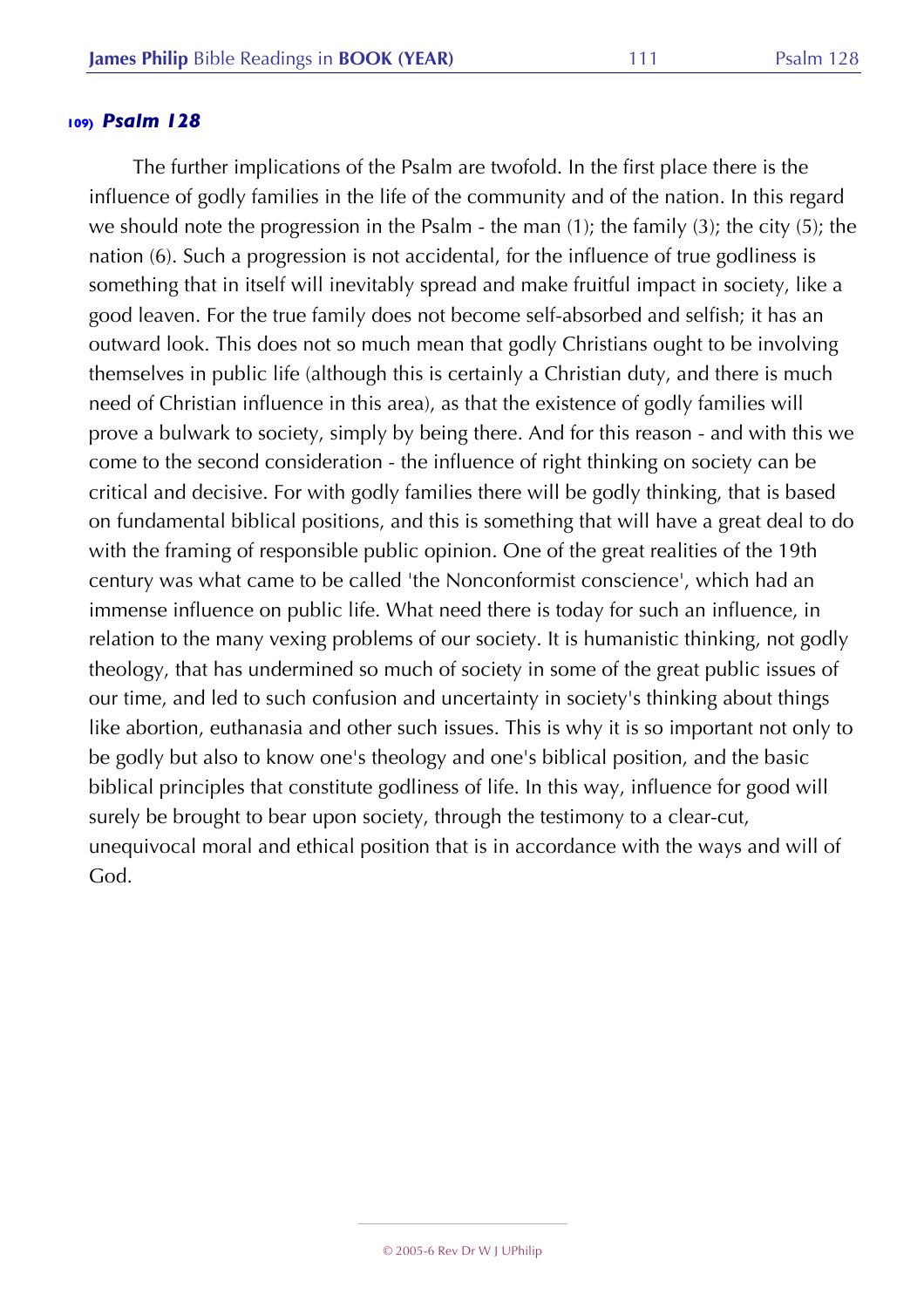## 109) *Psalm 128*

The further implications of the Psalm are twofold. In the first place there is the influence of godly families in the life of the community and of the nation. In this regard we should note the progression in the Psalm - the man (1); the family (3); the city (5); the nation (6). Such a progression is not accidental, for the influence of true godliness is something that in itself will inevitably spread and make fruitful impact in society, like a good leaven. For the true family does not become self-absorbed and selfish; it has an outward look. This does not so much mean that godly Christians ought to be involving themselves in public life (although this is certainly a Christian duty, and there is much need of Christian influence in this area), as that the existence of godly families will prove a bulwark to society, simply by being there. And for this reason - and with this we come to the second consideration - the influence of right thinking on society can be critical and decisive. For with godly families there will be godly thinking, that is based on fundamental biblical positions, and this is something that will have a great deal to do with the framing of responsible public opinion. One of the great realities of the 19th century was what came to be called 'the Nonconformist conscience', which had an immense influence on public life. What need there is today for such an influence, in relation to the many vexing problems of our society. It is humanistic thinking, not godly theology, that has undermined so much of society in some of the great public issues of our time, and led to such confusion and uncertainty in society's thinking about things like abortion, euthanasia and other such issues. This is why it is so important not only to be godly but also to know one's theology and one's biblical position, and the basic biblical principles that constitute godliness of life. In this way, influence for good will surely be brought to bear upon society, through the testimony to a clear-cut, unequivocal moral and ethical position that is in accordance with the ways and will of God.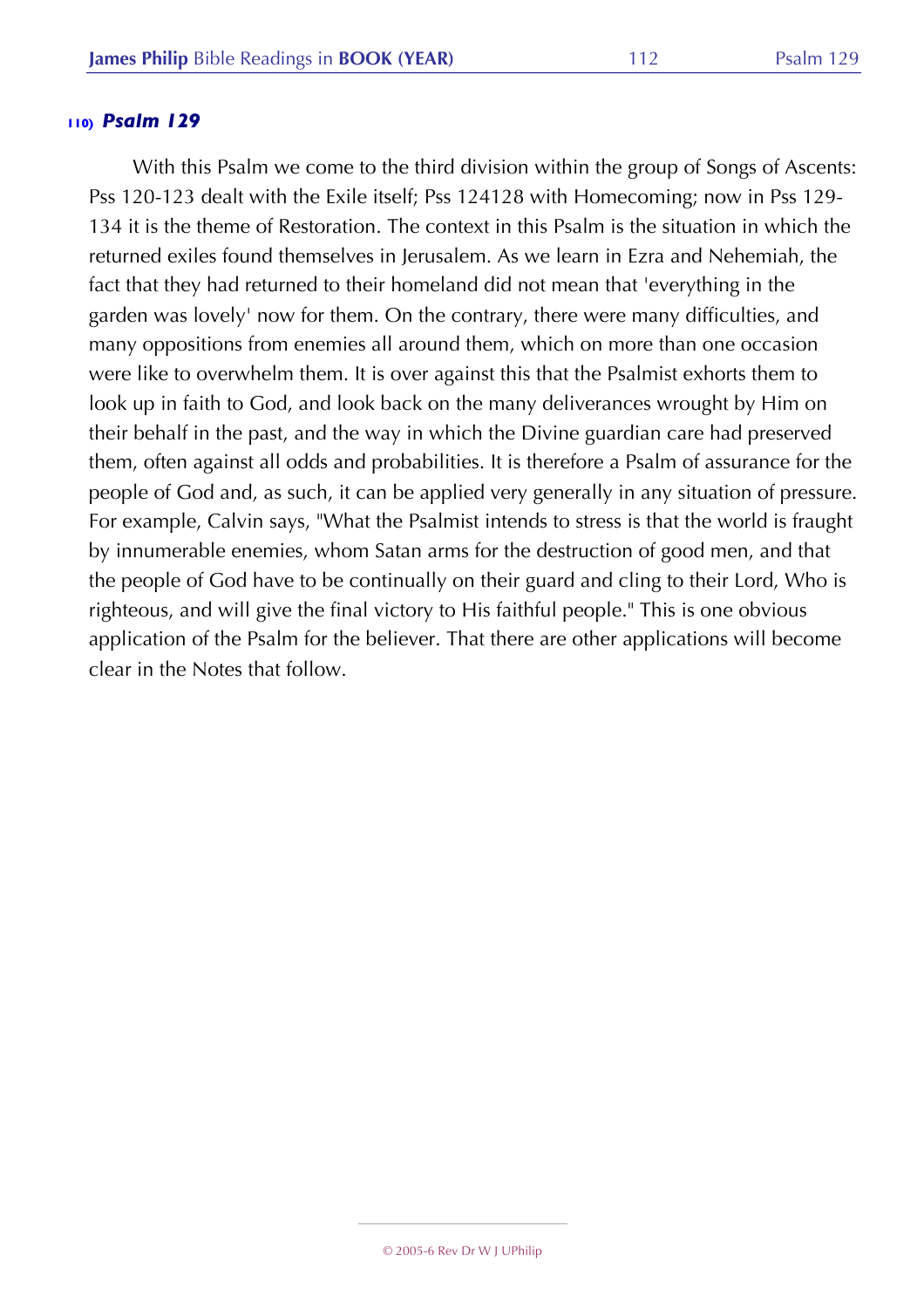## 110) *Psalm 129*

With this Psalm we come to the third division within the group of Songs of Ascents: Pss 120-123 dealt with the Exile itself; Pss 124128 with Homecoming; now in Pss 129-134 it is the theme of Restoration. The context in this Psalm is the situation in which the returned exiles found themselves in Jerusalem. As we learn in Ezra and Nehemiah, the fact that they had returned to their homeland did not mean that 'everything in the garden was lovely' now for them. On the contrary, there were many difficulties, and many oppositions from enemies all around them, which on more than one occasion were like to overwhelm them. It is over against this that the Psalmist exhorts them to look up in faith to God, and look back on the many deliverances wrought by Him on their behalf in the past, and the way in which the Divine guardian care had preserved them, often against all odds and probabilities. It is therefore a Psalm of assurance for the people of God and, as such, it can be applied very generally in any situation of pressure. For example, Calvin says, "What the Psalmist intends to stress is that the world is fraught by innumerable enemies, whom Satan arms for the destruction of good men, and that the people of God have to be continually on their guard and cling to their Lord, Who is righteous, and will give the final victory to His faithful people." This is one obvious application of the Psalm for the believer. That there are other applications will become clear in the Notes that follow.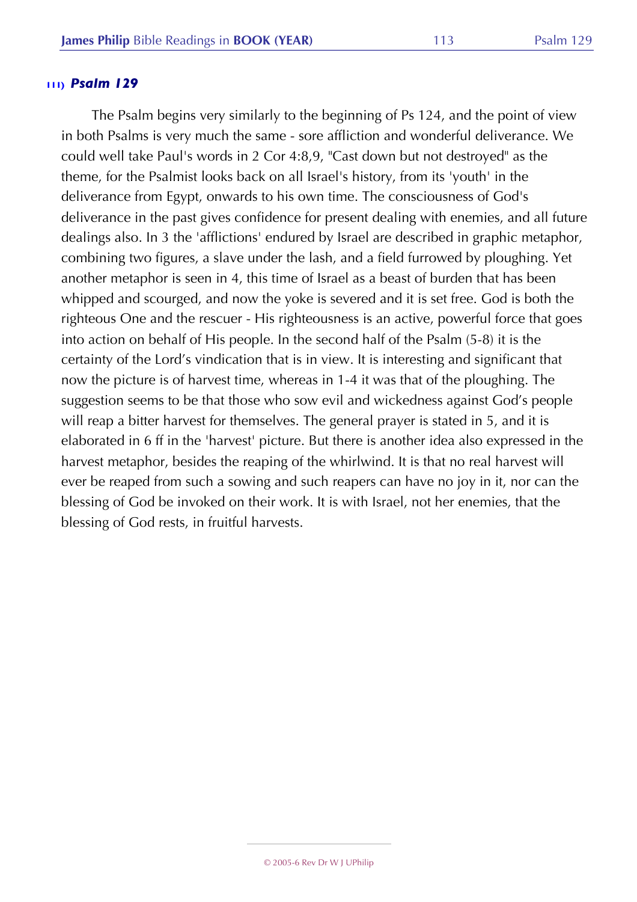### 111) *Psalm 129*

The Psalm begins very similarly to the beginning of Ps 124, and the point of view in both Psalms is very much the same - sore affliction and wonderful deliverance. We could well take Paul's words in 2 Cor 4:8,9, "Cast down but not destroyed" as the theme, for the Psalmist looks back on all Israel's history, from its 'youth' in the deliverance from Egypt, onwards to his own time. The consciousness of God's deliverance in the past gives confidence for present dealing with enemies, and all future dealings also. In 3 the 'afflictions' endured by Israel are described in graphic metaphor, combining two figures, a slave under the lash, and a field furrowed by ploughing. Yet another metaphor is seen in 4, this time of Israel as a beast of burden that has been whipped and scourged, and now the yoke is severed and it is set free. God is both the righteous One and the rescuer - His righteousness is an active, powerful force that goes into action on behalf of His people. In the second half of the Psalm (5-8) it is the certainty of the Lord's vindication that is in view. It is interesting and significant that now the picture is of harvest time, whereas in 1-4 it was that of the ploughing. The suggestion seems to be that those who sow evil and wickedness against God's people will reap a bitter harvest for themselves. The general prayer is stated in 5, and it is elaborated in 6 ff in the 'harvest' picture. But there is another idea also expressed in the harvest metaphor, besides the reaping of the whirlwind. It is that no real harvest will ever be reaped from such a sowing and such reapers can have no joy in it, nor can the blessing of God be invoked on their work. It is with Israel, not her enemies, that the blessing of God rests, in fruitful harvests.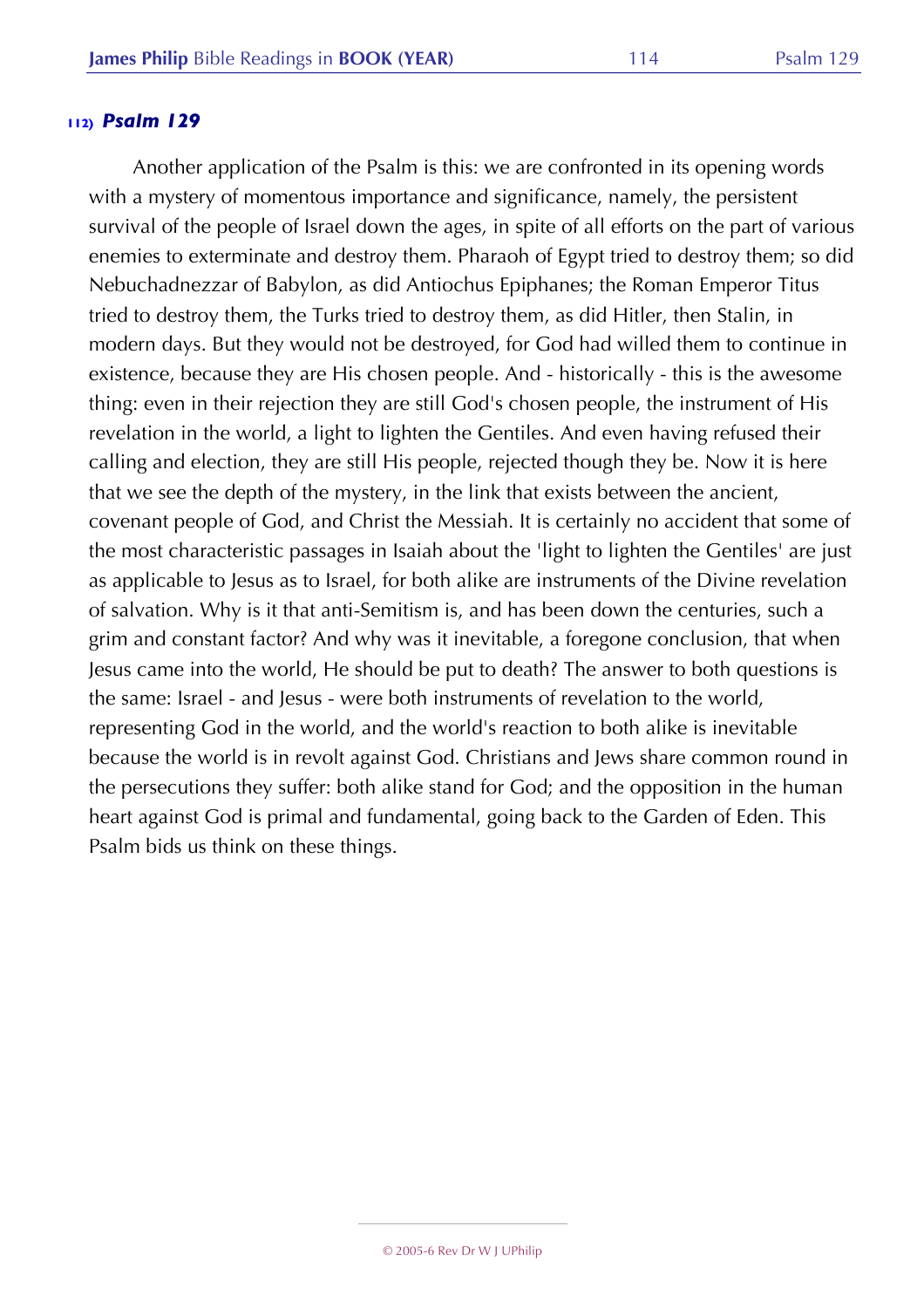## 112) *Psalm 129*

Another application of the Psalm is this: we are confronted in its opening words with a mystery of momentous importance and significance, namely, the persistent survival of the people of Israel down the ages, in spite of all efforts on the part of various enemies to exterminate and destroy them. Pharaoh of Egypt tried to destroy them; so did Nebuchadnezzar of Babylon, as did Antiochus Epiphanes; the Roman Emperor Titus tried to destroy them, the Turks tried to destroy them, as did Hitler, then Stalin, in modern days. But they would not be destroyed, for God had willed them to continue in existence, because they are His chosen people. And - historically - this is the awesome thing: even in their rejection they are still God's chosen people, the instrument of His revelation in the world, a light to lighten the Gentiles. And even having refused their calling and election, they are still His people, rejected though they be. Now it is here that we see the depth of the mystery, in the link that exists between the ancient, covenant people of God, and Christ the Messiah. It is certainly no accident that some of the most characteristic passages in Isaiah about the 'light to lighten the Gentiles' are just as applicable to Jesus as to Israel, for both alike are instruments of the Divine revelation of salvation. Why is it that anti-Semitism is, and has been down the centuries, such a grim and constant factor? And why was it inevitable, a foregone conclusion, that when Jesus came into the world, He should be put to death? The answer to both questions is the same: Israel - and Jesus - were both instruments of revelation to the world, representing God in the world, and the world's reaction to both alike is inevitable because the world is in revolt against God. Christians and Jews share common round in the persecutions they suffer: both alike stand for God; and the opposition in the human heart against God is primal and fundamental, going back to the Garden of Eden. This Psalm bids us think on these things.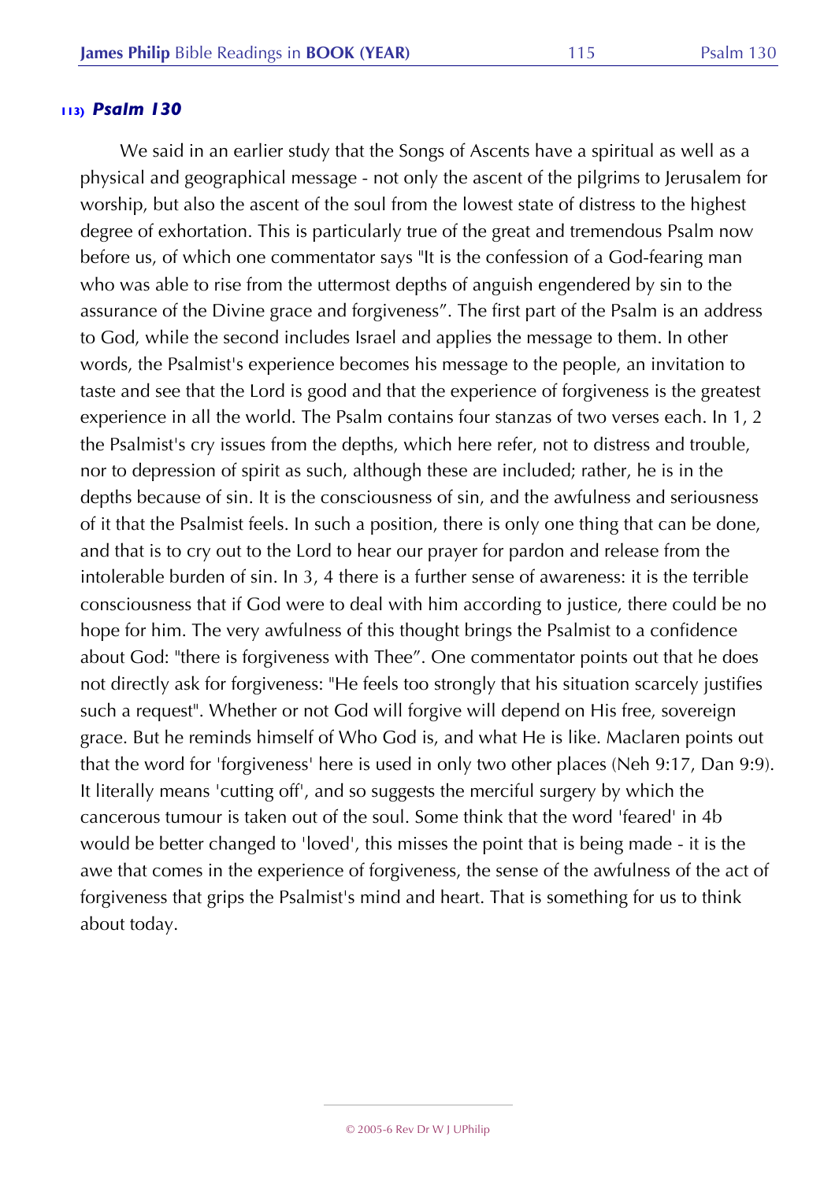### 113) *Psalm 130*

We said in an earlier study that the Songs of Ascents have a spiritual as well as a physical and geographical message - not only the ascent of the pilgrims to Jerusalem for worship, but also the ascent of the soul from the lowest state of distress to the highest degree of exhortation. This is particularly true of the great and tremendous Psalm now before us, of which one commentator says "It is the confession of a God-fearing man who was able to rise from the uttermost depths of anguish engendered by sin to the assurance of the Divine grace and forgiveness". The first part of the Psalm is an address to God, while the second includes Israel and applies the message to them. In other words, the Psalmist's experience becomes his message to the people, an invitation to taste and see that the Lord is good and that the experience of forgiveness is the greatest experience in all the world. The Psalm contains four stanzas of two verses each. In 1, 2 the Psalmist's cry issues from the depths, which here refer, not to distress and trouble, nor to depression of spirit as such, although these are included; rather, he is in the depths because of sin. It is the consciousness of sin, and the awfulness and seriousness of it that the Psalmist feels. In such a position, there is only one thing that can be done, and that is to cry out to the Lord to hear our prayer for pardon and release from the intolerable burden of sin. In 3, 4 there is a further sense of awareness: it is the terrible consciousness that if God were to deal with him according to justice, there could be no hope for him. The very awfulness of this thought brings the Psalmist to a confidence about God: "there is forgiveness with Thee". One commentator points out that he does not directly ask for forgiveness: "He feels too strongly that his situation scarcely justifies such a request". Whether or not God will forgive will depend on His free, sovereign grace. But he reminds himself of Who God is, and what He is like. Maclaren points out that the word for 'forgiveness' here is used in only two other places (Neh 9:17, Dan 9:9). It literally means 'cutting off', and so suggests the merciful surgery by which the cancerous tumour is taken out of the soul. Some think that the word 'feared' in 4b would be better changed to 'loved', this misses the point that is being made - it is the awe that comes in the experience of forgiveness, the sense of the awfulness of the act of forgiveness that grips the Psalmist's mind and heart. That is something for us to think about today.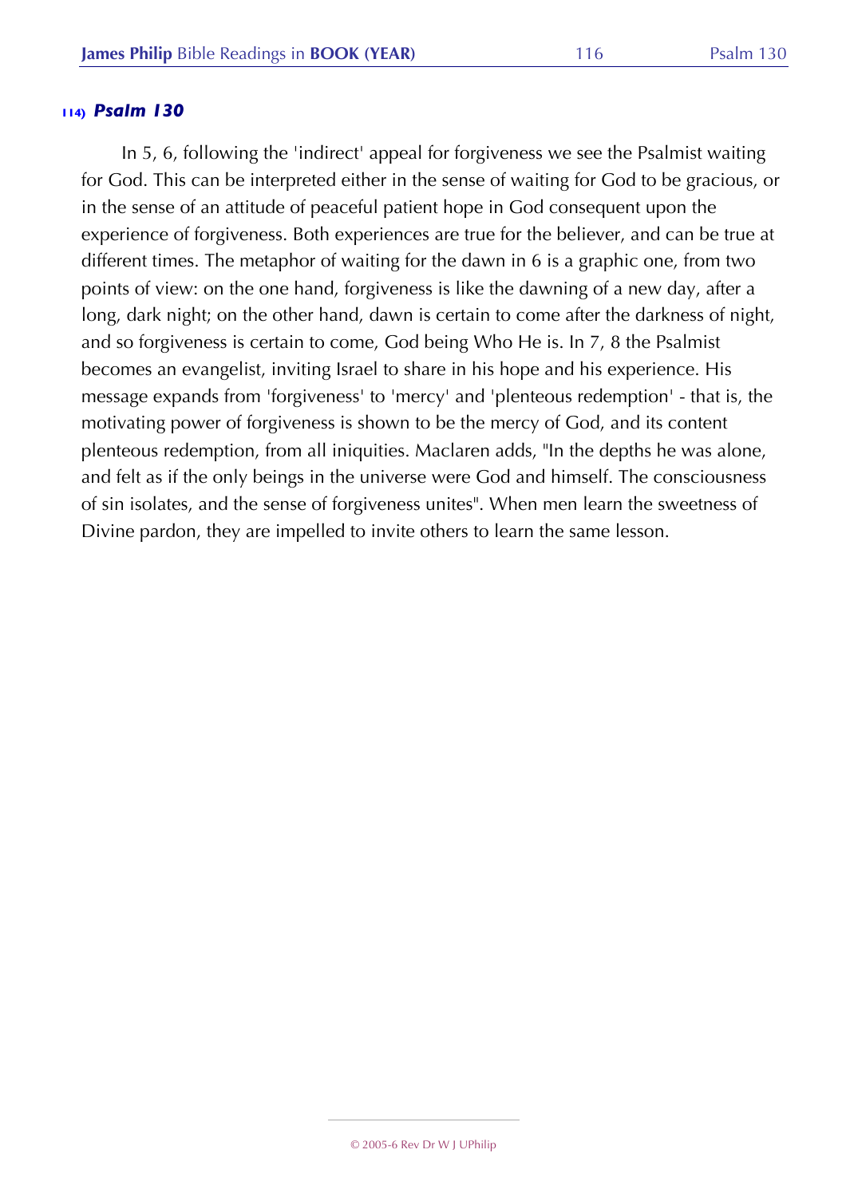### 114) *Psalm 130*

In 5, 6, following the 'indirect' appeal for forgiveness we see the Psalmist waiting for God. This can be interpreted either in the sense of waiting for God to be gracious, or in the sense of an attitude of peaceful patient hope in God consequent upon the experience of forgiveness. Both experiences are true for the believer, and can be true at different times. The metaphor of waiting for the dawn in 6 is a graphic one, from two points of view: on the one hand, forgiveness is like the dawning of a new day, after a long, dark night; on the other hand, dawn is certain to come after the darkness of night, and so forgiveness is certain to come, God being Who He is. In 7, 8 the Psalmist becomes an evangelist, inviting Israel to share in his hope and his experience. His message expands from 'forgiveness' to 'mercy' and 'plenteous redemption' - that is, the motivating power of forgiveness is shown to be the mercy of God, and its content plenteous redemption, from all iniquities. Maclaren adds, "In the depths he was alone, and felt as if the only beings in the universe were God and himself. The consciousness of sin isolates, and the sense of forgiveness unites". When men learn the sweetness of Divine pardon, they are impelled to invite others to learn the same lesson.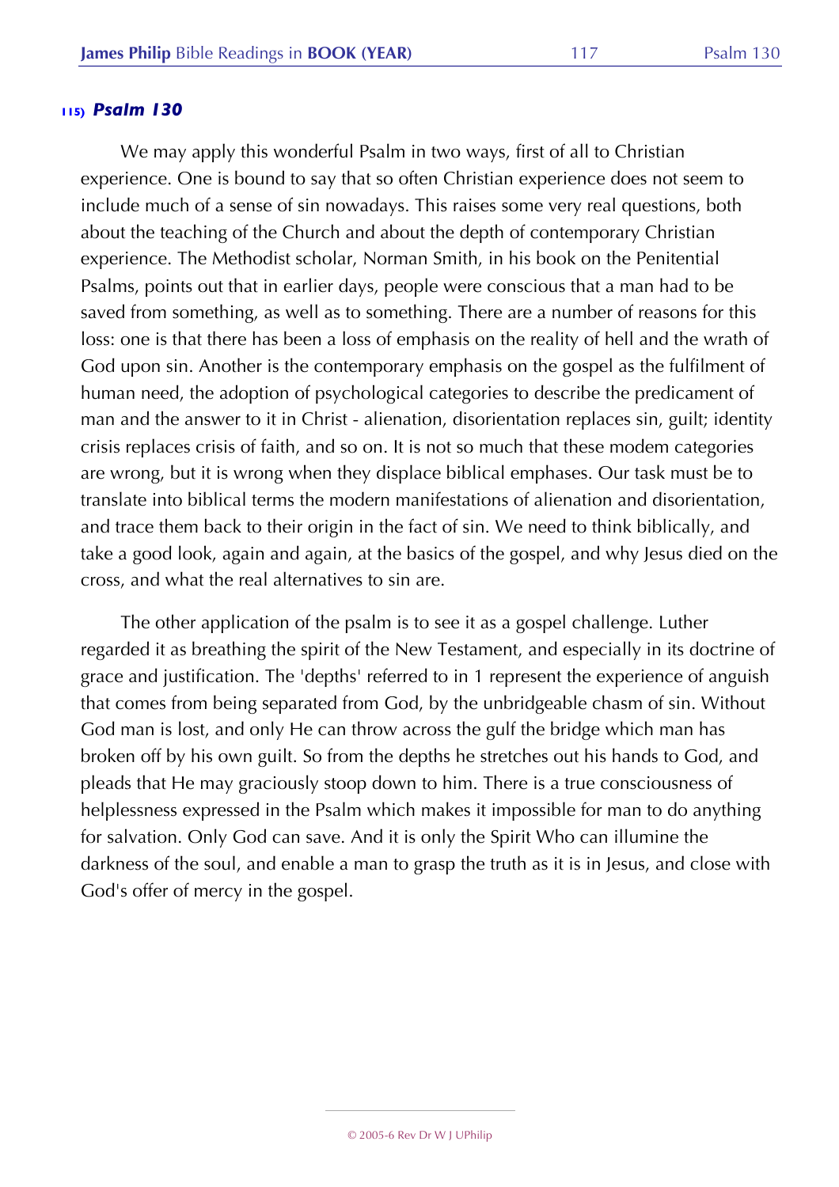### 115) *Psalm 130*

We may apply this wonderful Psalm in two ways, first of all to Christian experience. One is bound to say that so often Christian experience does not seem to include much of a sense of sin nowadays. This raises some very real questions, both about the teaching of the Church and about the depth of contemporary Christian experience. The Methodist scholar, Norman Smith, in his book on the Penitential Psalms, points out that in earlier days, people were conscious that a man had to be saved from something, as well as to something. There are a number of reasons for this loss: one is that there has been a loss of emphasis on the reality of hell and the wrath of God upon sin. Another is the contemporary emphasis on the gospel as the fulfilment of human need, the adoption of psychological categories to describe the predicament of man and the answer to it in Christ - alienation, disorientation replaces sin, guilt; identity crisis replaces crisis of faith, and so on. It is not so much that these modem categories are wrong, but it is wrong when they displace biblical emphases. Our task must be to translate into biblical terms the modern manifestations of alienation and disorientation, and trace them back to their origin in the fact of sin. We need to think biblically, and take a good look, again and again, at the basics of the gospel, and why Jesus died on the cross, and what the real alternatives to sin are.

The other application of the psalm is to see it as a gospel challenge. Luther regarded it as breathing the spirit of the New Testament, and especially in its doctrine of grace and justification. The 'depths' referred to in 1 represent the experience of anguish that comes from being separated from God, by the unbridgeable chasm of sin. Without God man is lost, and only He can throw across the gulf the bridge which man has broken off by his own guilt. So from the depths he stretches out his hands to God, and pleads that He may graciously stoop down to him. There is a true consciousness of helplessness expressed in the Psalm which makes it impossible for man to do anything for salvation. Only God can save. And it is only the Spirit Who can illumine the darkness of the soul, and enable a man to grasp the truth as it is in Jesus, and close with God's offer of mercy in the gospel.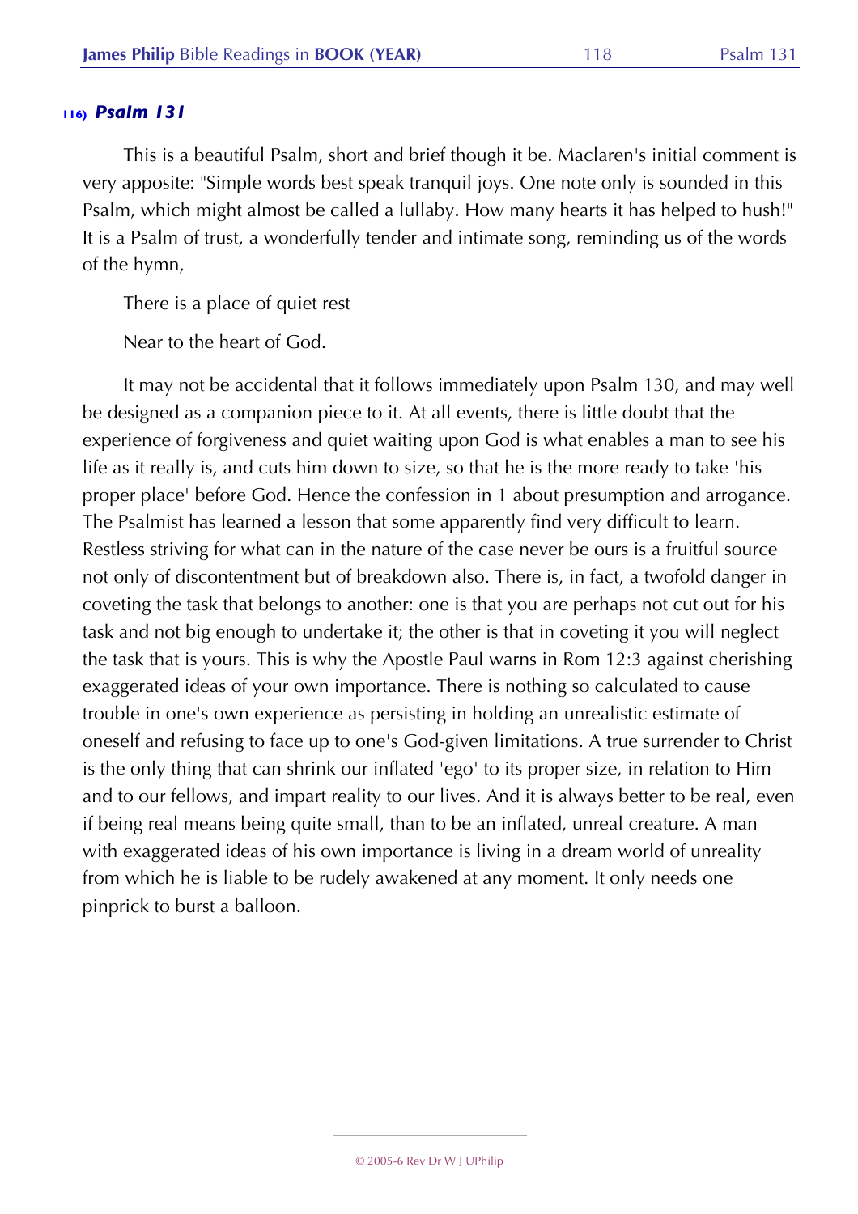### 116) *Psalm 131*

This is a beautiful Psalm, short and brief though it be. Maclaren's initial comment is very apposite: "Simple words best speak tranquil joys. One note only is sounded in this Psalm, which might almost be called a lullaby. How many hearts it has helped to hush!" It is a Psalm of trust, a wonderfully tender and intimate song, reminding us of the words of the hymn,

There is a place of quiet rest

Near to the heart of God.

It may not be accidental that it follows immediately upon Psalm 130, and may well be designed as a companion piece to it. At all events, there is little doubt that the experience of forgiveness and quiet waiting upon God is what enables a man to see his life as it really is, and cuts him down to size, so that he is the more ready to take 'his proper place' before God. Hence the confession in 1 about presumption and arrogance. The Psalmist has learned a lesson that some apparently find very difficult to learn. Restless striving for what can in the nature of the case never be ours is a fruitful source not only of discontentment but of breakdown also. There is, in fact, a twofold danger in coveting the task that belongs to another: one is that you are perhaps not cut out for his task and not big enough to undertake it; the other is that in coveting it you will neglect the task that is yours. This is why the Apostle Paul warns in Rom 12:3 against cherishing exaggerated ideas of your own importance. There is nothing so calculated to cause trouble in one's own experience as persisting in holding an unrealistic estimate of oneself and refusing to face up to one's God-given limitations. A true surrender to Christ is the only thing that can shrink our inflated 'ego' to its proper size, in relation to Him and to our fellows, and impart reality to our lives. And it is always better to be real, even if being real means being quite small, than to be an inflated, unreal creature. A man with exaggerated ideas of his own importance is living in a dream world of unreality from which he is liable to be rudely awakened at any moment. It only needs one pinprick to burst a balloon.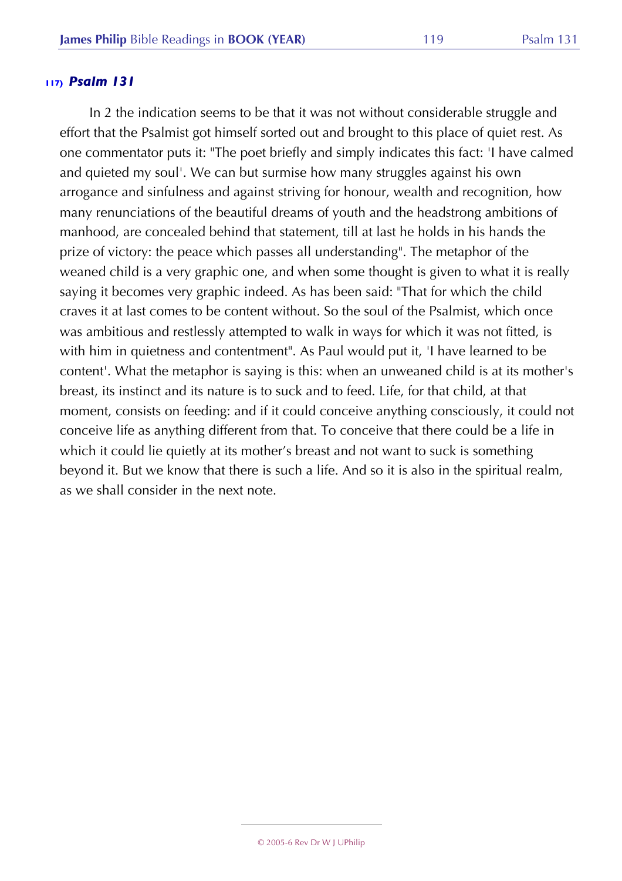## 117) *Psalm 131*

In 2 the indication seems to be that it was not without considerable struggle and effort that the Psalmist got himself sorted out and brought to this place of quiet rest. As one commentator puts it: "The poet briefly and simply indicates this fact: 'I have calmed and quieted my soul'. We can but surmise how many struggles against his own arrogance and sinfulness and against striving for honour, wealth and recognition, how many renunciations of the beautiful dreams of youth and the headstrong ambitions of manhood, are concealed behind that statement, till at last he holds in his hands the prize of victory: the peace which passes all understanding". The metaphor of the weaned child is a very graphic one, and when some thought is given to what it is really saying it becomes very graphic indeed. As has been said: "That for which the child craves it at last comes to be content without. So the soul of the Psalmist, which once was ambitious and restlessly attempted to walk in ways for which it was not fitted, is with him in quietness and contentment". As Paul would put it, 'I have learned to be content'. What the metaphor is saying is this: when an unweaned child is at its mother's breast, its instinct and its nature is to suck and to feed. Life, for that child, at that moment, consists on feeding: and if it could conceive anything consciously, it could not conceive life as anything different from that. To conceive that there could be a life in which it could lie quietly at its mother's breast and not want to suck is something beyond it. But we know that there is such a life. And so it is also in the spiritual realm, as we shall consider in the next note.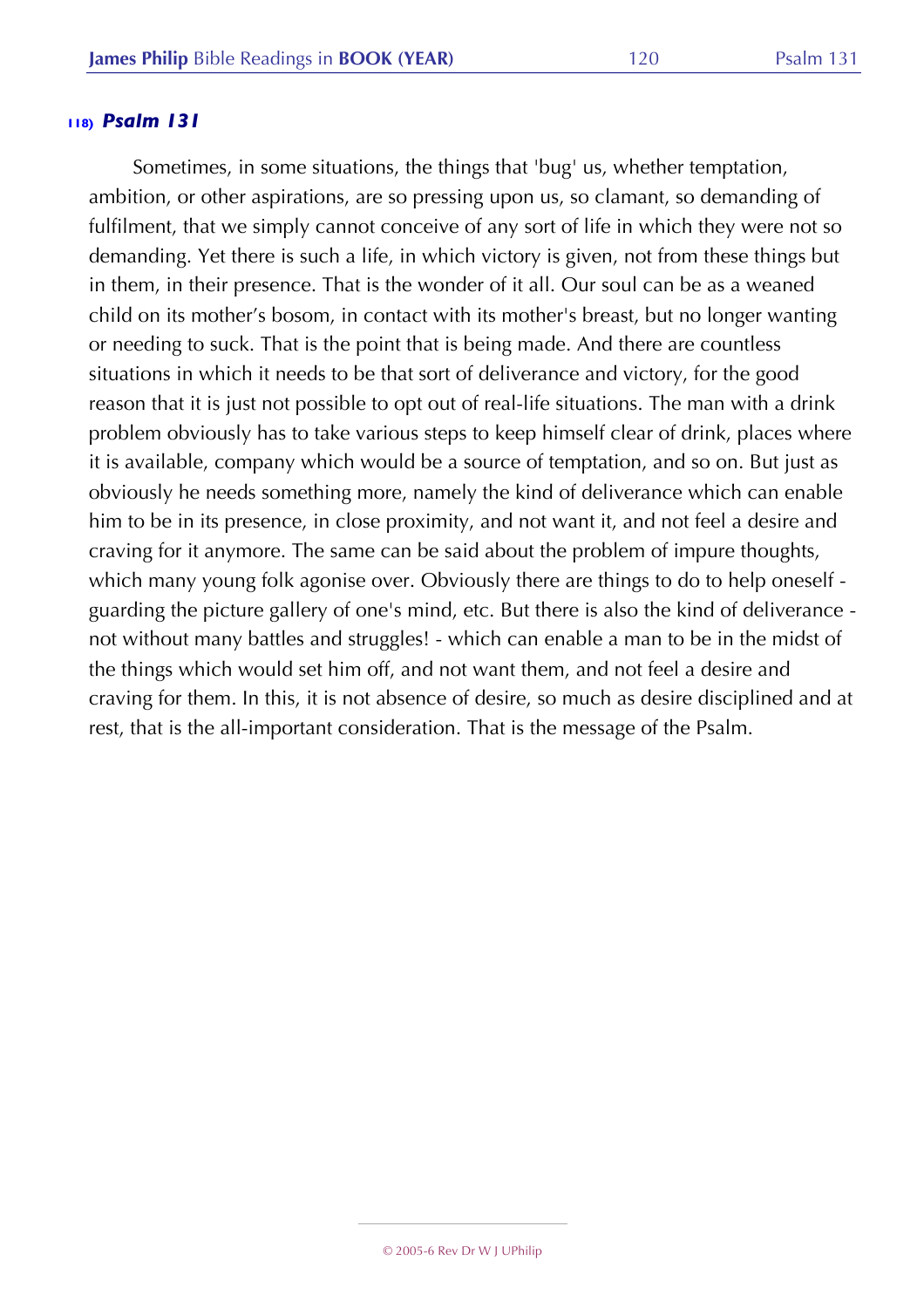### 118) *Psalm 131*

Sometimes, in some situations, the things that 'bug' us, whether temptation, ambition, or other aspirations, are so pressing upon us, so clamant, so demanding of fulfilment, that we simply cannot conceive of any sort of life in which they were not so demanding. Yet there is such a life, in which victory is given, not from these things but in them, in their presence. That is the wonder of it all. Our soul can be as a weaned child on its mother's bosom, in contact with its mother's breast, but no longer wanting or needing to suck. That is the point that is being made. And there are countless situations in which it needs to be that sort of deliverance and victory, for the good reason that it is just not possible to opt out of real-life situations. The man with a drink problem obviously has to take various steps to keep himself clear of drink, places where it is available, company which would be a source of temptation, and so on. But just as obviously he needs something more, namely the kind of deliverance which can enable him to be in its presence, in close proximity, and not want it, and not feel a desire and craving for it anymore. The same can be said about the problem of impure thoughts, which many young folk agonise over. Obviously there are things to do to help oneself - guarding the picture gallery of one's mind, etc. But there is also the kind of deliverance - not without many battles and struggles! - which can enable a man to be in the midst of the things which would set him off, and not want them, and not feel a desire and craving for them. In this, it is not absence of desire, so much as desire disciplined and at rest, that is the all-important consideration. That is the message of the Psalm.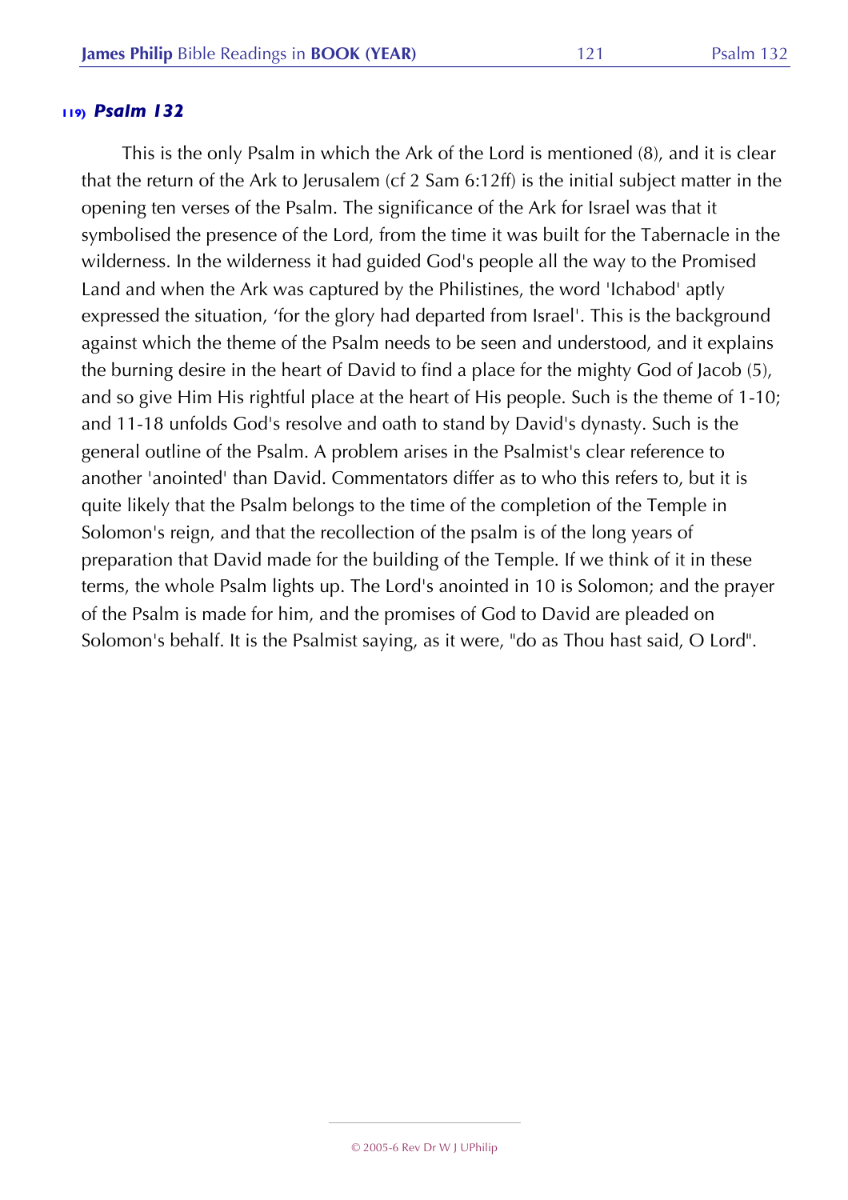### 119) *Psalm 132*

This is the only Psalm in which the Ark of the Lord is mentioned (8), and it is clear that the return of the Ark to Jerusalem (cf 2 Sam 6:12ff) is the initial subject matter in the opening ten verses of the Psalm. The significance of the Ark for Israel was that it symbolised the presence of the Lord, from the time it was built for the Tabernacle in the wilderness. In the wilderness it had guided God's people all the way to the Promised Land and when the Ark was captured by the Philistines, the word 'Ichabod' aptly expressed the situation, 'for the glory had departed from Israel'. This is the background against which the theme of the Psalm needs to be seen and understood, and it explains the burning desire in the heart of David to find a place for the mighty God of Jacob (5), and so give Him His rightful place at the heart of His people. Such is the theme of 1-10; and 11-18 unfolds God's resolve and oath to stand by David's dynasty. Such is the general outline of the Psalm. A problem arises in the Psalmist's clear reference to another 'anointed' than David. Commentators differ as to who this refers to, but it is quite likely that the Psalm belongs to the time of the completion of the Temple in Solomon's reign, and that the recollection of the psalm is of the long years of preparation that David made for the building of the Temple. If we think of it in these terms, the whole Psalm lights up. The Lord's anointed in 10 is Solomon; and the prayer of the Psalm is made for him, and the promises of God to David are pleaded on Solomon's behalf. It is the Psalmist saying, as it were, "do as Thou hast said, O Lord".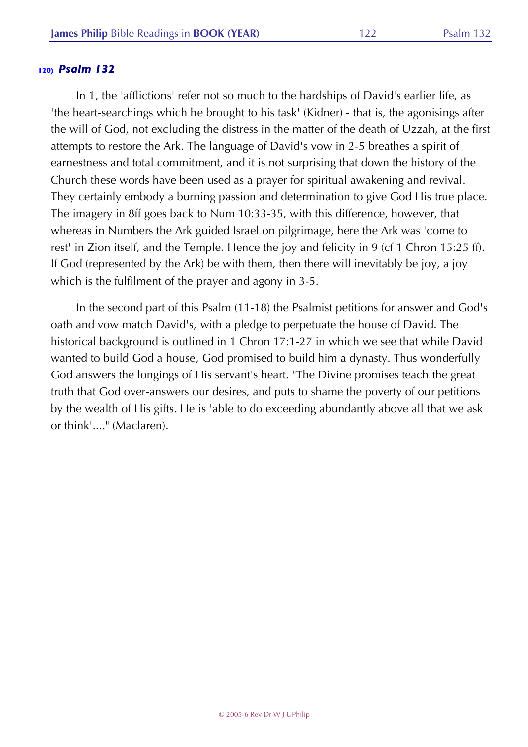### 120) *Psalm 132*

In 1, the 'afflictions' refer not so much to the hardships of David's earlier life, as 'the heart-searchings which he brought to his task' (Kidner) - that is, the agonisings after the will of God, not excluding the distress in the matter of the death of Uzzah, at the first attempts to restore the Ark. The language of David's vow in 2-5 breathes a spirit of earnestness and total commitment, and it is not surprising that down the history of the Church these words have been used as a prayer for spiritual awakening and revival. They certainly embody a burning passion and determination to give God His true place. The imagery in 8ff goes back to Num 10:33-35, with this difference, however, that whereas in Numbers the Ark guided Israel on pilgrimage, here the Ark was 'come to rest' in Zion itself, and the Temple. Hence the joy and felicity in 9 (cf 1 Chron 15:25 ff). If God (represented by the Ark) be with them, then there will inevitably be joy, a joy which is the fulfilment of the prayer and agony in 3-5.

In the second part of this Psalm (11-18) the Psalmist petitions for answer and God's oath and vow match David's, with a pledge to perpetuate the house of David. The historical background is outlined in 1 Chron 17:1-27 in which we see that while David wanted to build God a house, God promised to build him a dynasty. Thus wonderfully God answers the longings of His servant's heart. "The Divine promises teach the great truth that God over-answers our desires, and puts to shame the poverty of our petitions by the wealth of His gifts. He is 'able to do exceeding abundantly above all that we ask or think'...." (Maclaren).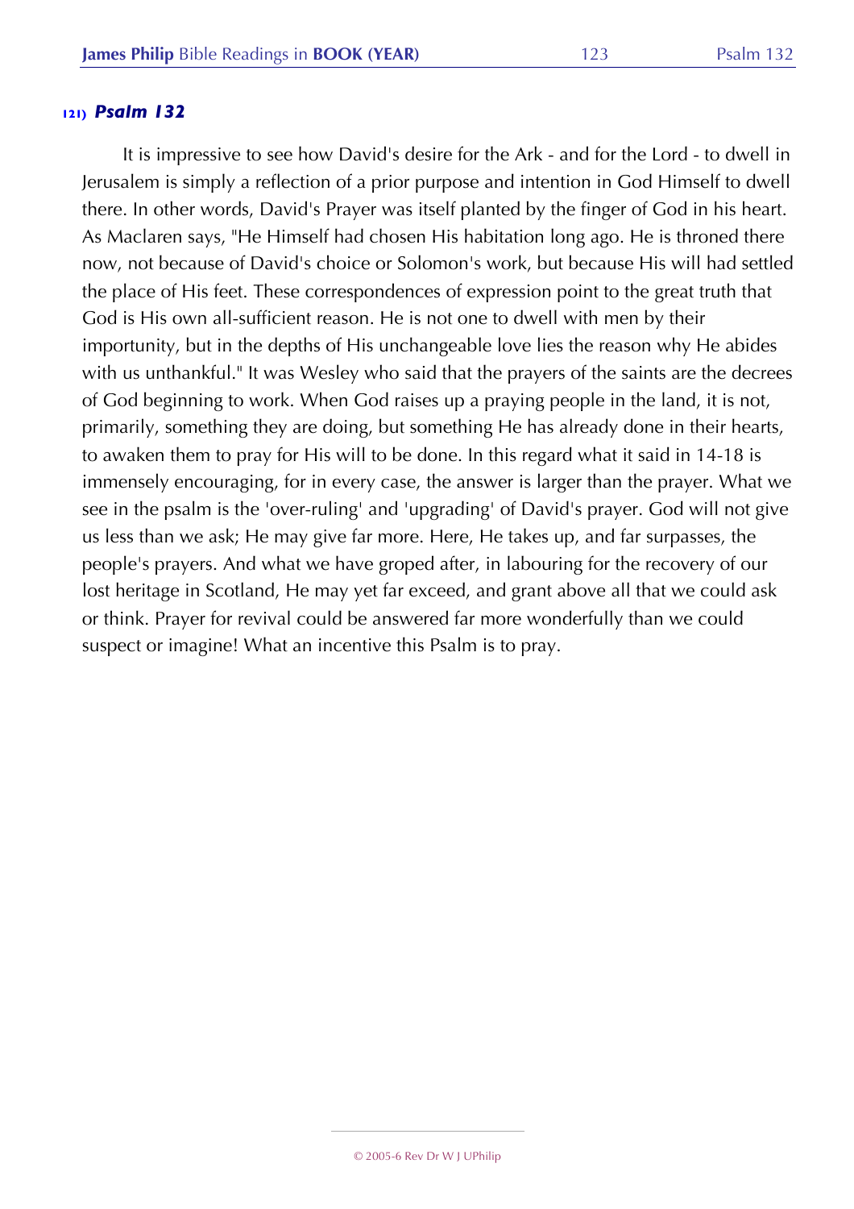## 121) *Psalm 132*

It is impressive to see how David's desire for the Ark - and for the Lord - to dwell in Jerusalem is simply a reflection of a prior purpose and intention in God Himself to dwell there. In other words, David's Prayer was itself planted by the finger of God in his heart. As Maclaren says, "He Himself had chosen His habitation long ago. He is throned there now, not because of David's choice or Solomon's work, but because His will had settled the place of His feet. These correspondences of expression point to the great truth that God is His own all-sufficient reason. He is not one to dwell with men by their importunity, but in the depths of His unchangeable love lies the reason why He abides with us unthankful." It was Wesley who said that the prayers of the saints are the decrees of God beginning to work. When God raises up a praying people in the land, it is not, primarily, something they are doing, but something He has already done in their hearts, to awaken them to pray for His will to be done. In this regard what it said in 14-18 is immensely encouraging, for in every case, the answer is larger than the prayer. What we see in the psalm is the 'over-ruling' and 'upgrading' of David's prayer. God will not give us less than we ask; He may give far more. Here, He takes up, and far surpasses, the people's prayers. And what we have groped after, in labouring for the recovery of our lost heritage in Scotland, He may yet far exceed, and grant above all that we could ask or think. Prayer for revival could be answered far more wonderfully than we could suspect or imagine! What an incentive this Psalm is to pray.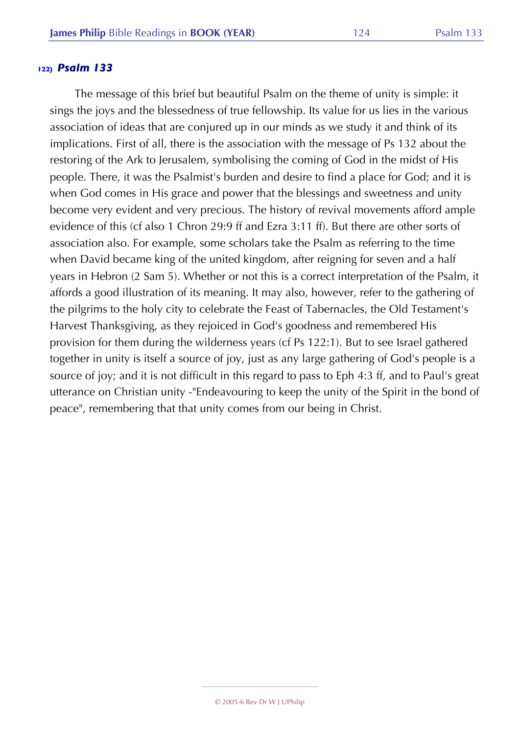## 122) *Psalm 133*

The message of this brief but beautiful Psalm on the theme of unity is simple: it sings the joys and the blessedness of true fellowship. Its value for us lies in the various association of ideas that are conjured up in our minds as we study it and think of its implications. First of all, there is the association with the message of Ps 132 about the restoring of the Ark to Jerusalem, symbolising the coming of God in the midst of His people. There, it was the Psalmist's burden and desire to find a place for God; and it is when God comes in His grace and power that the blessings and sweetness and unity become very evident and very precious. The history of revival movements afford ample evidence of this (cf also 1 Chron 29:9 ff and Ezra 3:11 ff). But there are other sorts of association also. For example, some scholars take the Psalm as referring to the time when David became king of the united kingdom, after reigning for seven and a half years in Hebron (2 Sam 5). Whether or not this is a correct interpretation of the Psalm, it affords a good illustration of its meaning. It may also, however, refer to the gathering of the pilgrims to the holy city to celebrate the Feast of Tabernacles, the Old Testament's Harvest Thanksgiving, as they rejoiced in God's goodness and remembered His provision for them during the wilderness years (cf Ps 122:1). But to see Israel gathered together in unity is itself a source of joy, just as any large gathering of God's people is a source of joy; and it is not difficult in this regard to pass to Eph 4:3 ff, and to Paul's great utterance on Christian unity -"Endeavouring to keep the unity of the Spirit in the bond of peace", remembering that that unity comes from our being in Christ.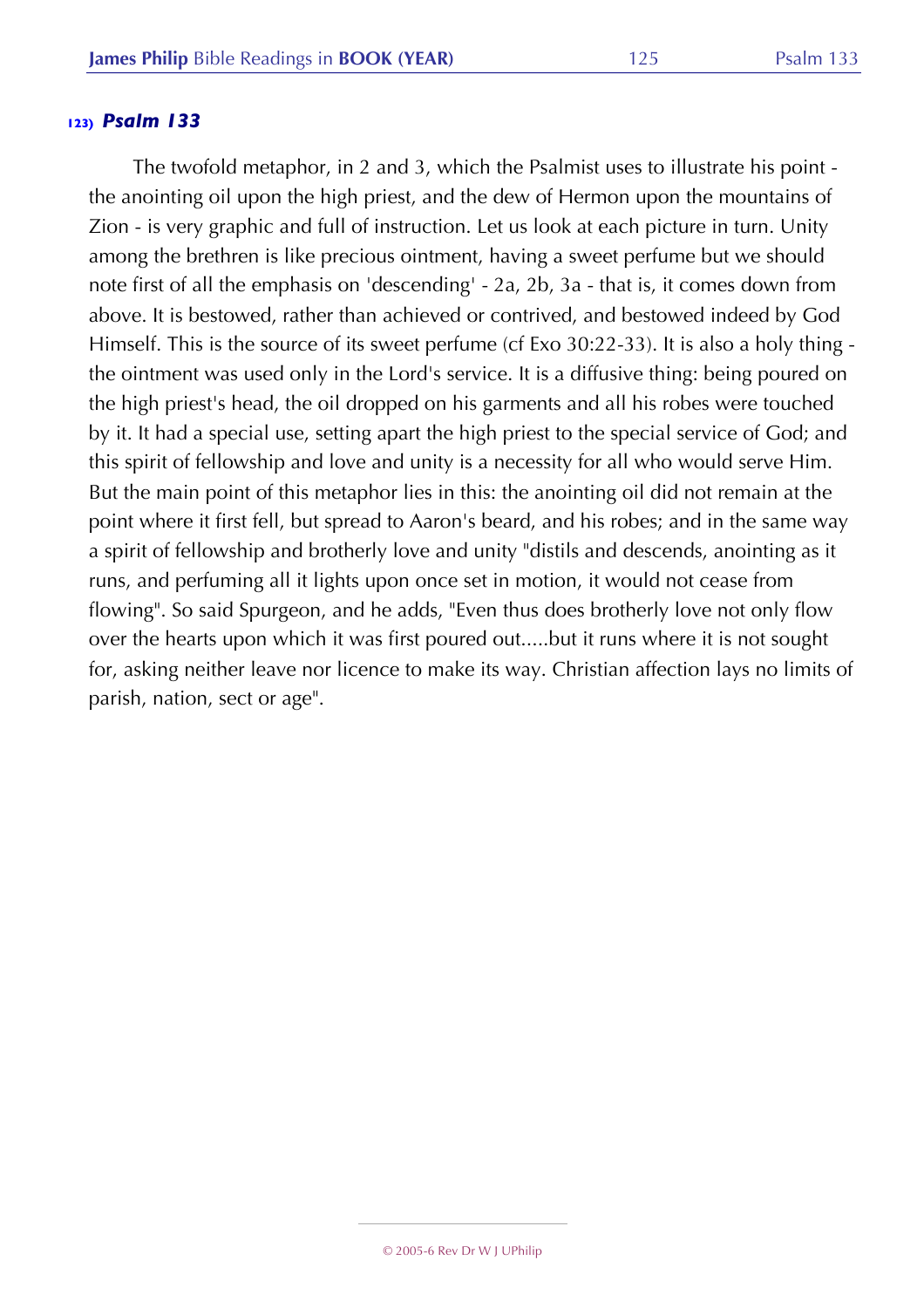## 123) *Psalm 133*

The twofold metaphor, in 2 and 3, which the Psalmist uses to illustrate his point - the anointing oil upon the high priest, and the dew of Hermon upon the mountains of Zion - is very graphic and full of instruction. Let us look at each picture in turn. Unity among the brethren is like precious ointment, having a sweet perfume but we should note first of all the emphasis on 'descending' - 2a, 2b, 3a - that is, it comes down from above. It is bestowed, rather than achieved or contrived, and bestowed indeed by God Himself. This is the source of its sweet perfume (cf Exo 30:22-33). It is also a holy thing - the ointment was used only in the Lord's service. It is a diffusive thing: being poured on the high priest's head, the oil dropped on his garments and all his robes were touched by it. It had a special use, setting apart the high priest to the special service of God; and this spirit of fellowship and love and unity is a necessity for all who would serve Him. But the main point of this metaphor lies in this: the anointing oil did not remain at the point where it first fell, but spread to Aaron's beard, and his robes; and in the same way a spirit of fellowship and brotherly love and unity "distils and descends, anointing as it runs, and perfuming all it lights upon once set in motion, it would not cease from flowing". So said Spurgeon, and he adds, "Even thus does brotherly love not only flow over the hearts upon which it was first poured out.....but it runs where it is not sought for, asking neither leave nor licence to make its way. Christian affection lays no limits of parish, nation, sect or age".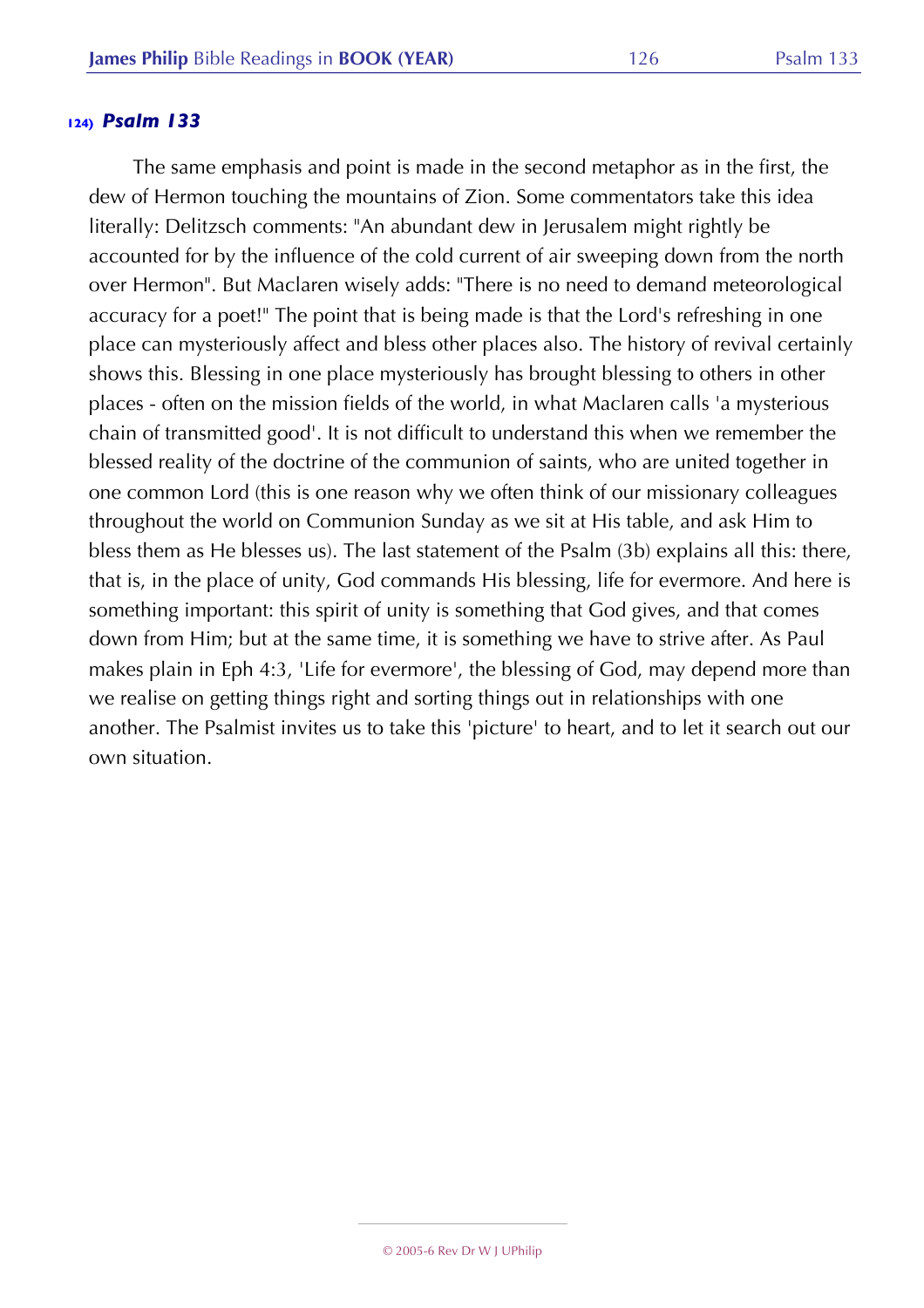### 124) *Psalm 133*

The same emphasis and point is made in the second metaphor as in the first, the dew of Hermon touching the mountains of Zion. Some commentators take this idea literally: Delitzsch comments: "An abundant dew in Jerusalem might rightly be accounted for by the influence of the cold current of air sweeping down from the north over Hermon". But Maclaren wisely adds: "There is no need to demand meteorological accuracy for a poet!" The point that is being made is that the Lord's refreshing in one place can mysteriously affect and bless other places also. The history of revival certainly shows this. Blessing in one place mysteriously has brought blessing to others in other places - often on the mission fields of the world, in what Maclaren calls 'a mysterious chain of transmitted good'. It is not difficult to understand this when we remember the blessed reality of the doctrine of the communion of saints, who are united together in one common Lord (this is one reason why we often think of our missionary colleagues throughout the world on Communion Sunday as we sit at His table, and ask Him to bless them as He blesses us). The last statement of the Psalm (3b) explains all this: there, that is, in the place of unity, God commands His blessing, life for evermore. And here is something important: this spirit of unity is something that God gives, and that comes down from Him; but at the same time, it is something we have to strive after. As Paul makes plain in Eph 4:3, 'Life for evermore', the blessing of God, may depend more than we realise on getting things right and sorting things out in relationships with one another. The Psalmist invites us to take this 'picture' to heart, and to let it search out our own situation.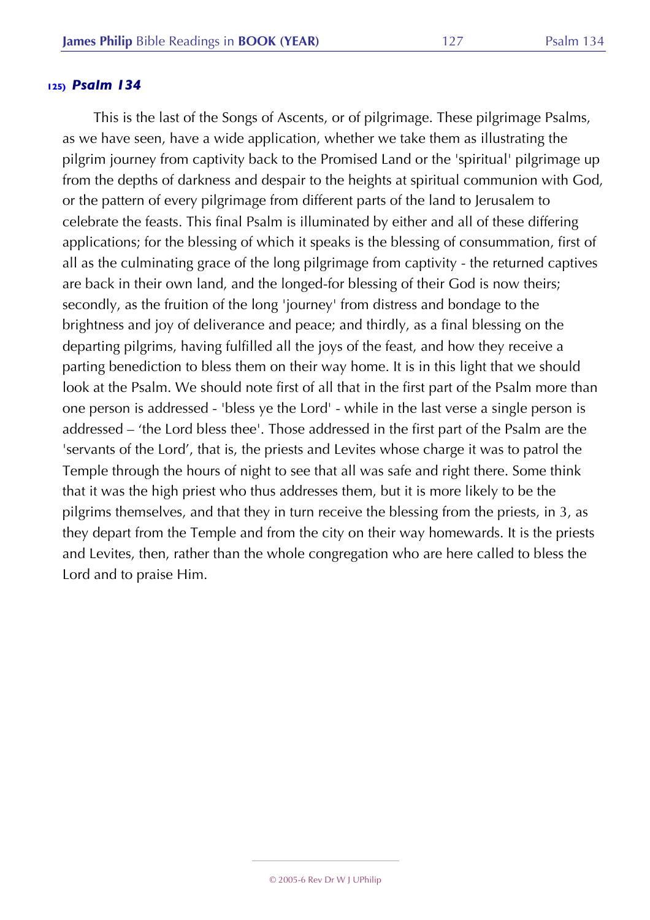### 125) *Psalm 134*

This is the last of the Songs of Ascents, or of pilgrimage. These pilgrimage Psalms, as we have seen, have a wide application, whether we take them as illustrating the pilgrim journey from captivity back to the Promised Land or the 'spiritual' pilgrimage up from the depths of darkness and despair to the heights at spiritual communion with God, or the pattern of every pilgrimage from different parts of the land to Jerusalem to celebrate the feasts. This final Psalm is illuminated by either and all of these differing applications; for the blessing of which it speaks is the blessing of consummation, first of all as the culminating grace of the long pilgrimage from captivity - the returned captives are back in their own land, and the longed-for blessing of their God is now theirs; secondly, as the fruition of the long 'journey' from distress and bondage to the brightness and joy of deliverance and peace; and thirdly, as a final blessing on the departing pilgrims, having fulfilled all the joys of the feast, and how they receive a parting benediction to bless them on their way home. It is in this light that we should look at the Psalm. We should note first of all that in the first part of the Psalm more than one person is addressed - 'bless ye the Lord' - while in the last verse a single person is addressed – 'the Lord bless thee'. Those addressed in the first part of the Psalm are the 'servants of the Lord', that is, the priests and Levites whose charge it was to patrol the Temple through the hours of night to see that all was safe and right there. Some think that it was the high priest who thus addresses them, but it is more likely to be the pilgrims themselves, and that they in turn receive the blessing from the priests, in 3, as they depart from the Temple and from the city on their way homewards. It is the priests and Levites, then, rather than the whole congregation who are here called to bless the Lord and to praise Him.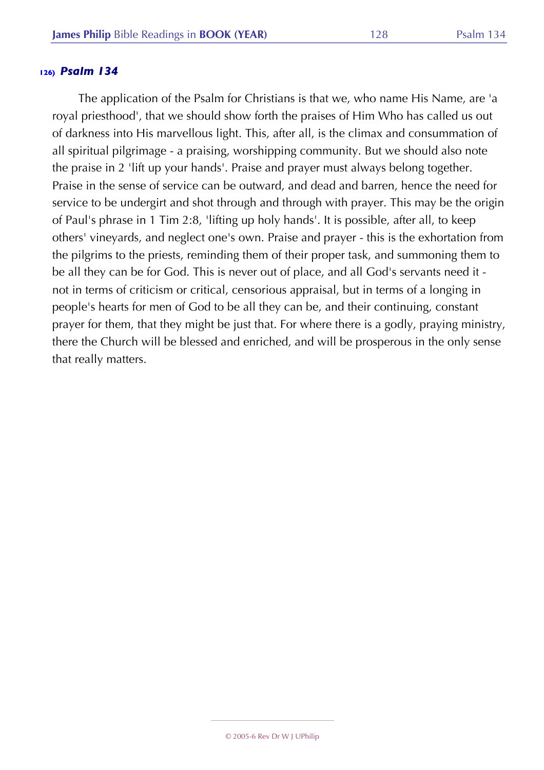## 126) *Psalm 134*

The application of the Psalm for Christians is that we, who name His Name, are 'a royal priesthood', that we should show forth the praises of Him Who has called us out of darkness into His marvellous light. This, after all, is the climax and consummation of all spiritual pilgrimage - a praising, worshipping community. But we should also note the praise in 2 'lift up your hands'. Praise and prayer must always belong together. Praise in the sense of service can be outward, and dead and barren, hence the need for service to be undergirt and shot through and through with prayer. This may be the origin of Paul's phrase in 1 Tim 2:8, 'lifting up holy hands'. It is possible, after all, to keep others' vineyards, and neglect one's own. Praise and prayer - this is the exhortation from the pilgrims to the priests, reminding them of their proper task, and summoning them to be all they can be for God. This is never out of place, and all God's servants need it - not in terms of criticism or critical, censorious appraisal, but in terms of a longing in people's hearts for men of God to be all they can be, and their continuing, constant prayer for them, that they might be just that. For where there is a godly, praying ministry, there the Church will be blessed and enriched, and will be prosperous in the only sense that really matters.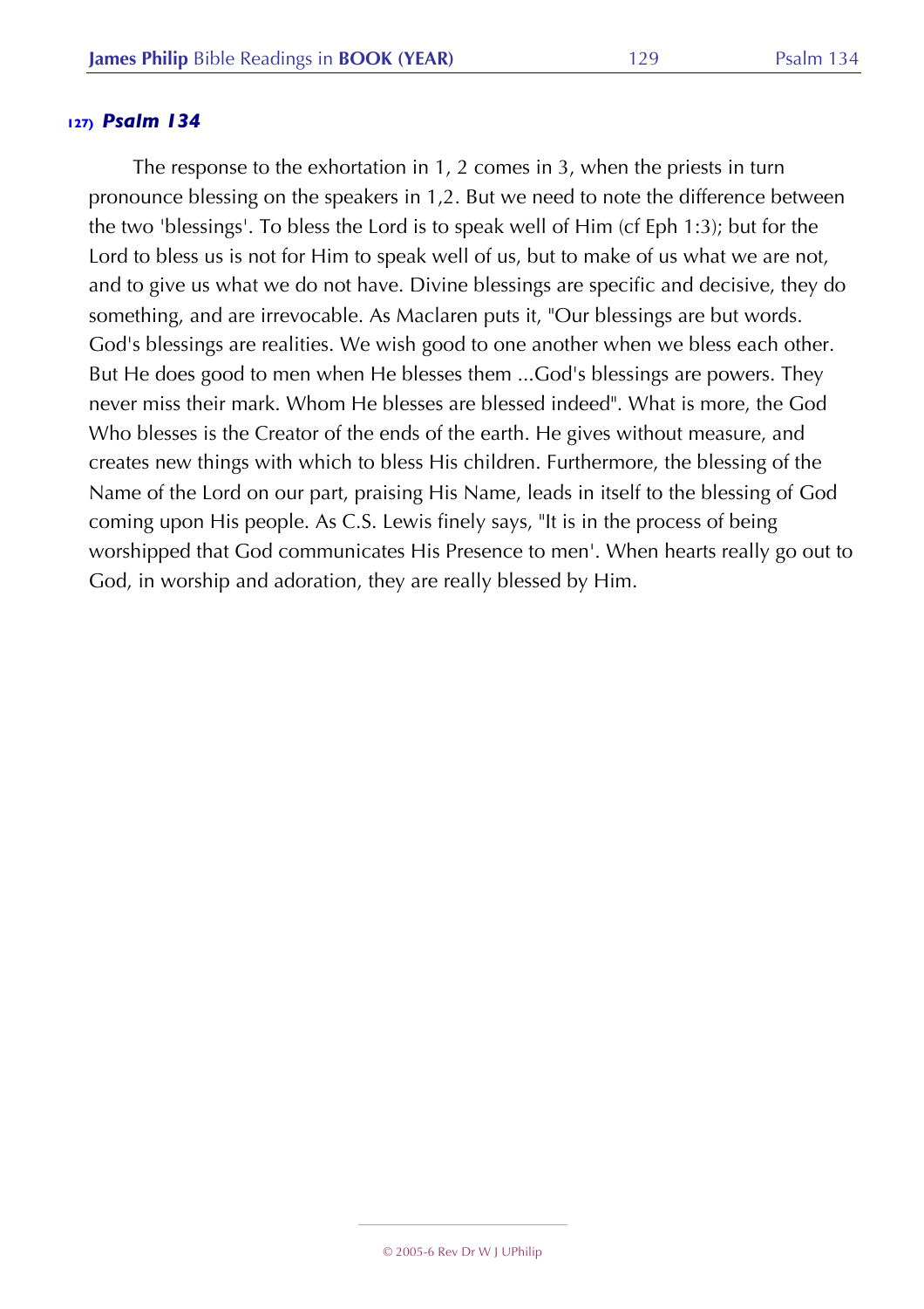## 127) *Psalm 134*

The response to the exhortation in 1, 2 comes in 3, when the priests in turn pronounce blessing on the speakers in 1,2. But we need to note the difference between the two 'blessings'. To bless the Lord is to speak well of Him (cf Eph 1:3); but for the Lord to bless us is not for Him to speak well of us, but to make of us what we are not, and to give us what we do not have. Divine blessings are specific and decisive, they do something, and are irrevocable. As Maclaren puts it, "Our blessings are but words. God's blessings are realities. We wish good to one another when we bless each other. But He does good to men when He blesses them ...God's blessings are powers. They never miss their mark. Whom He blesses are blessed indeed". What is more, the God Who blesses is the Creator of the ends of the earth. He gives without measure, and creates new things with which to bless His children. Furthermore, the blessing of the Name of the Lord on our part, praising His Name, leads in itself to the blessing of God coming upon His people. As C.S. Lewis finely says, "It is in the process of being worshipped that God communicates His Presence to men'. When hearts really go out to God, in worship and adoration, they are really blessed by Him.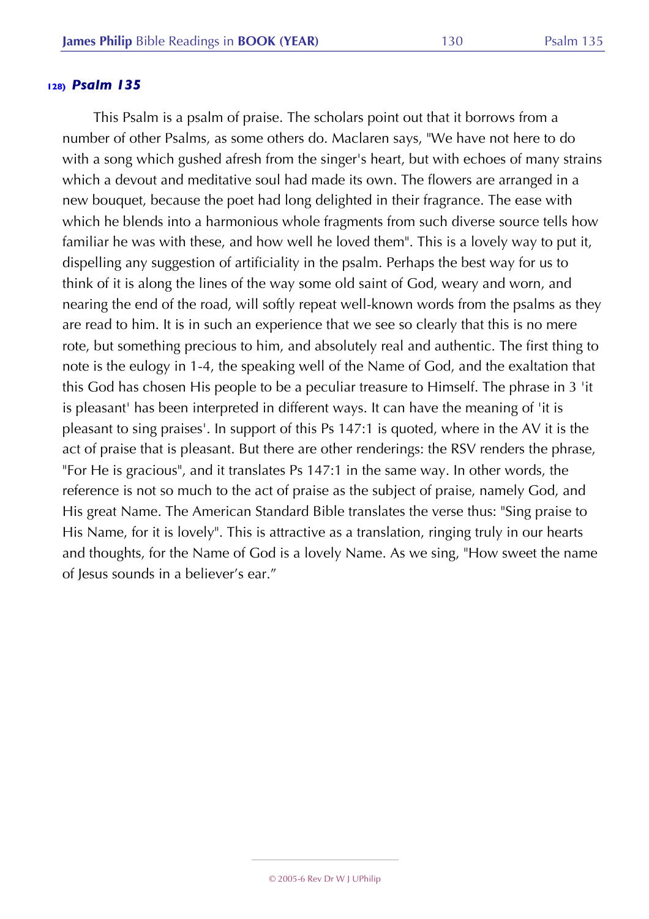## 128) *Psalm 135*

This Psalm is a psalm of praise. The scholars point out that it borrows from a number of other Psalms, as some others do. Maclaren says, "We have not here to do with a song which gushed afresh from the singer's heart, but with echoes of many strains which a devout and meditative soul had made its own. The flowers are arranged in a new bouquet, because the poet had long delighted in their fragrance. The ease with which he blends into a harmonious whole fragments from such diverse source tells how familiar he was with these, and how well he loved them". This is a lovely way to put it, dispelling any suggestion of artificiality in the psalm. Perhaps the best way for us to think of it is along the lines of the way some old saint of God, weary and worn, and nearing the end of the road, will softly repeat well-known words from the psalms as they are read to him. It is in such an experience that we see so clearly that this is no mere rote, but something precious to him, and absolutely real and authentic. The first thing to note is the eulogy in 1-4, the speaking well of the Name of God, and the exaltation that this God has chosen His people to be a peculiar treasure to Himself. The phrase in 3 'it is pleasant' has been interpreted in different ways. It can have the meaning of 'it is pleasant to sing praises'. In support of this Ps 147:1 is quoted, where in the AV it is the act of praise that is pleasant. But there are other renderings: the RSV renders the phrase, "For He is gracious", and it translates Ps 147:1 in the same way. In other words, the reference is not so much to the act of praise as the subject of praise, namely God, and His great Name. The American Standard Bible translates the verse thus: "Sing praise to His Name, for it is lovely". This is attractive as a translation, ringing truly in our hearts and thoughts, for the Name of God is a lovely Name. As we sing, "How sweet the name of Jesus sounds in a believer's ear."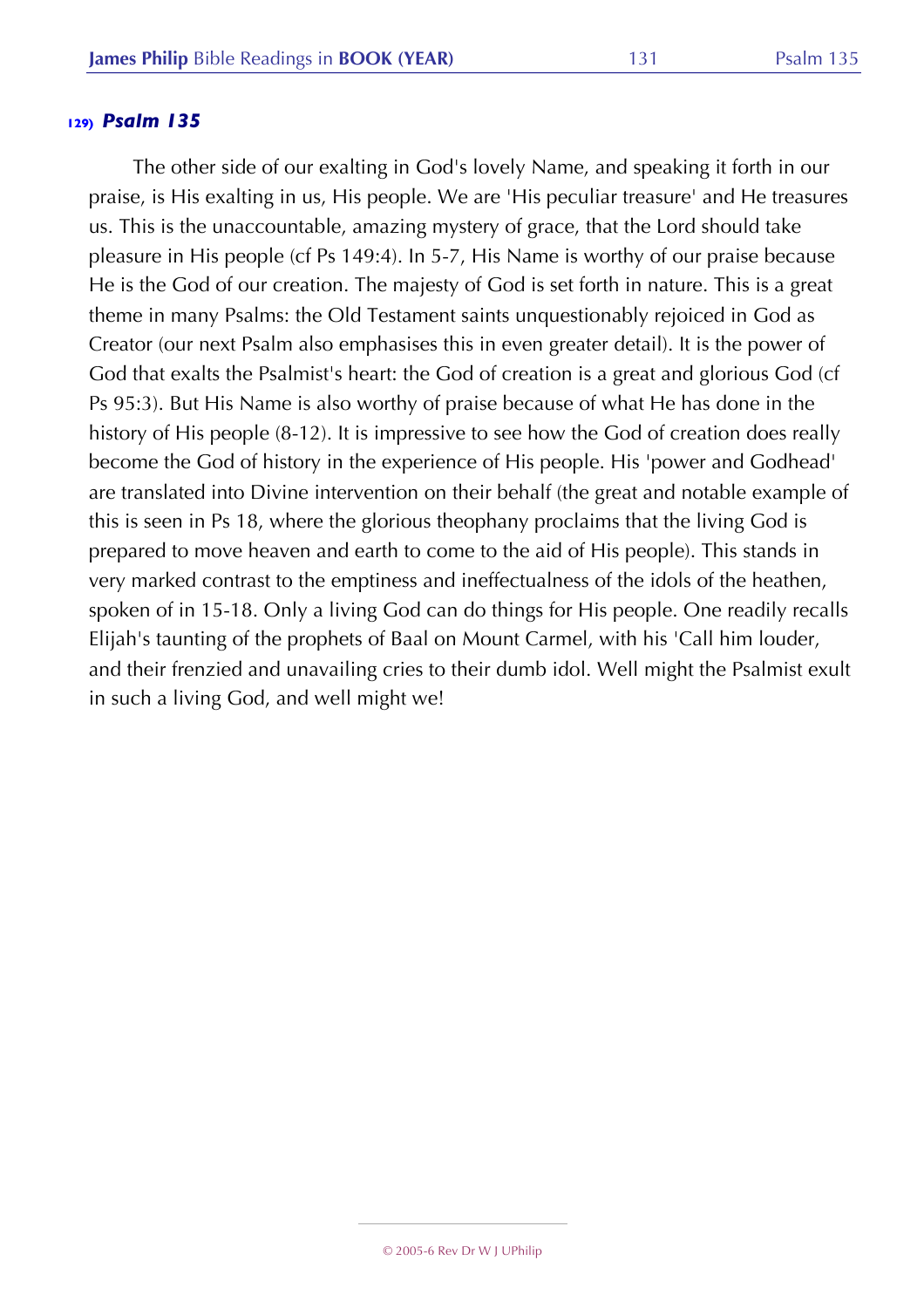### 129) *Psalm 135*

The other side of our exalting in God's lovely Name, and speaking it forth in our praise, is His exalting in us, His people. We are 'His peculiar treasure' and He treasures us. This is the unaccountable, amazing mystery of grace, that the Lord should take pleasure in His people (cf Ps 149:4). In 5-7, His Name is worthy of our praise because He is the God of our creation. The majesty of God is set forth in nature. This is a great theme in many Psalms: the Old Testament saints unquestionably rejoiced in God as Creator (our next Psalm also emphasises this in even greater detail). It is the power of God that exalts the Psalmist's heart: the God of creation is a great and glorious God (cf Ps 95:3). But His Name is also worthy of praise because of what He has done in the history of His people (8-12). It is impressive to see how the God of creation does really become the God of history in the experience of His people. His 'power and Godhead' are translated into Divine intervention on their behalf (the great and notable example of this is seen in Ps 18, where the glorious theophany proclaims that the living God is prepared to move heaven and earth to come to the aid of His people). This stands in very marked contrast to the emptiness and ineffectualness of the idols of the heathen, spoken of in 15-18. Only a living God can do things for His people. One readily recalls Elijah's taunting of the prophets of Baal on Mount Carmel, with his 'Call him louder, and their frenzied and unavailing cries to their dumb idol. Well might the Psalmist exult in such a living God, and well might we!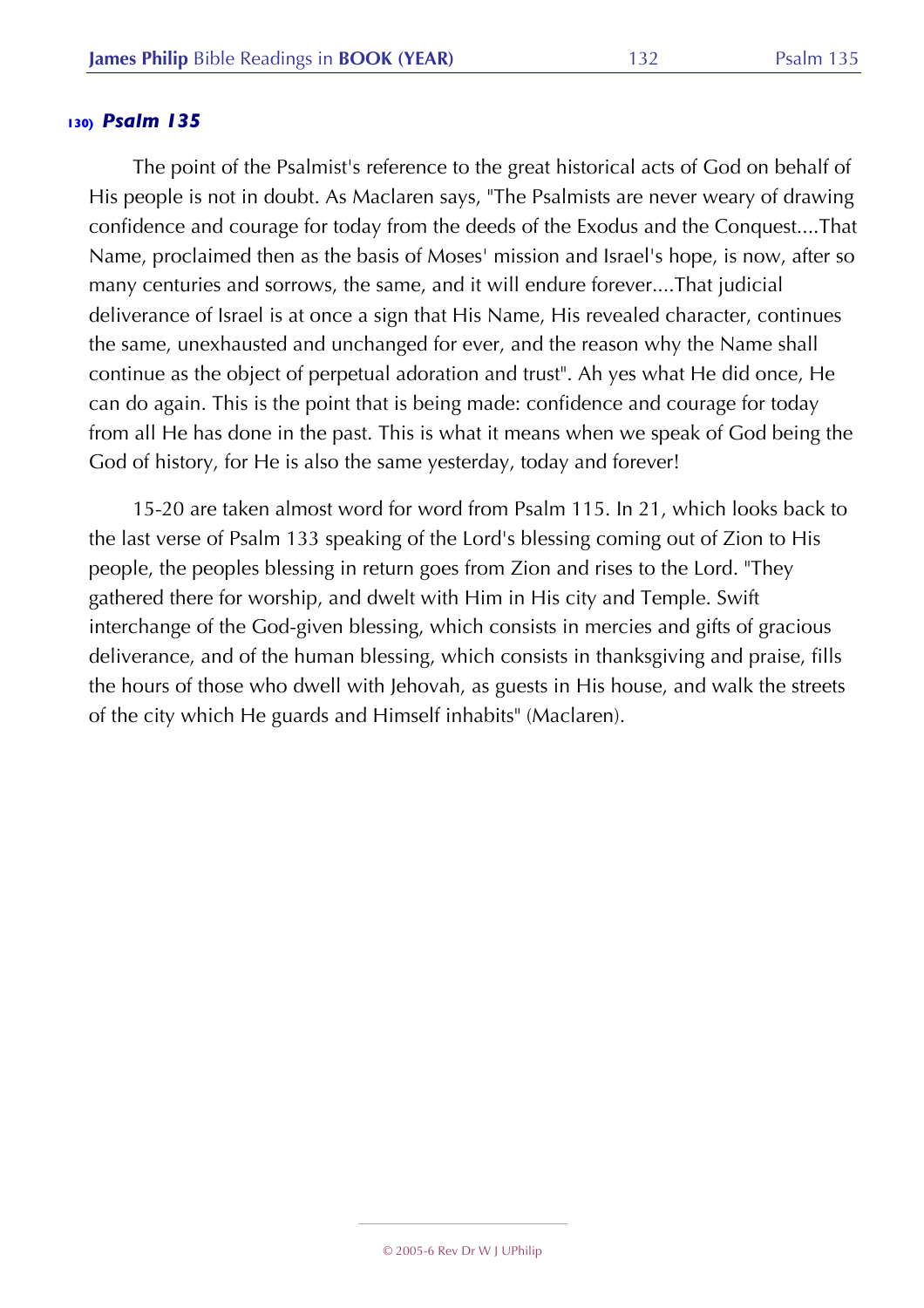## 130) *Psalm 135*

The point of the Psalmist's reference to the great historical acts of God on behalf of His people is not in doubt. As Maclaren says, "The Psalmists are never weary of drawing confidence and courage for today from the deeds of the Exodus and the Conquest....That Name, proclaimed then as the basis of Moses' mission and Israel's hope, is now, after so many centuries and sorrows, the same, and it will endure forever....That judicial deliverance of Israel is at once a sign that His Name, His revealed character, continues the same, unexhausted and unchanged for ever, and the reason why the Name shall continue as the object of perpetual adoration and trust". Ah yes what He did once, He can do again. This is the point that is being made: confidence and courage for today from all He has done in the past. This is what it means when we speak of God being the God of history, for He is also the same yesterday, today and forever!

15-20 are taken almost word for word from Psalm 115. In 21, which looks back to the last verse of Psalm 133 speaking of the Lord's blessing coming out of Zion to His people, the peoples blessing in return goes from Zion and rises to the Lord. "They gathered there for worship, and dwelt with Him in His city and Temple. Swift interchange of the God-given blessing, which consists in mercies and gifts of gracious deliverance, and of the human blessing, which consists in thanksgiving and praise, fills the hours of those who dwell with Jehovah, as guests in His house, and walk the streets of the city which He guards and Himself inhabits" (Maclaren).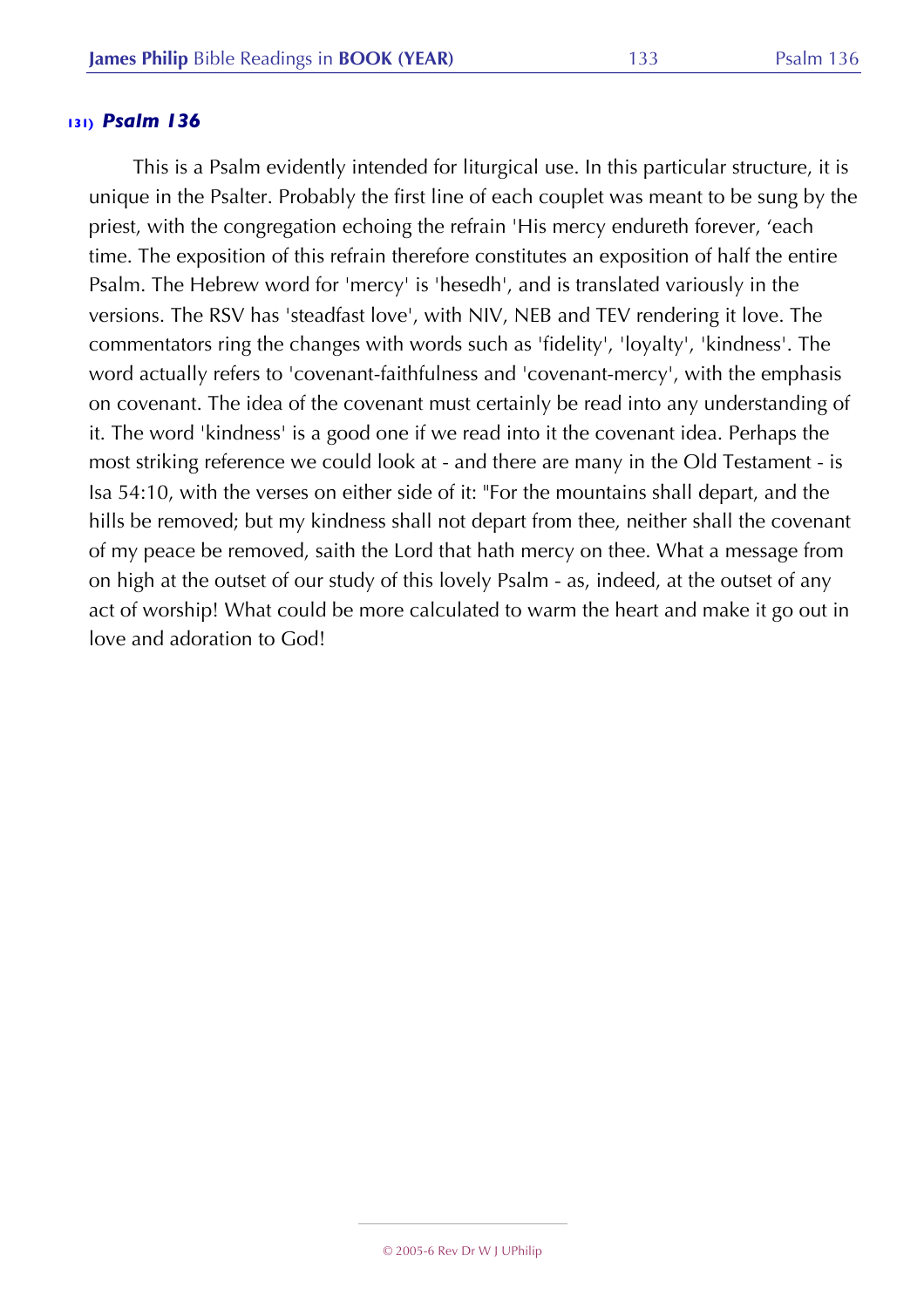## 131) *Psalm 136*

This is a Psalm evidently intended for liturgical use. In this particular structure, it is unique in the Psalter. Probably the first line of each couplet was meant to be sung by the priest, with the congregation echoing the refrain 'His mercy endureth forever, 'each time. The exposition of this refrain therefore constitutes an exposition of half the entire Psalm. The Hebrew word for 'mercy' is 'hesedh', and is translated variously in the versions. The RSV has 'steadfast love', with NIV, NEB and TEV rendering it love. The commentators ring the changes with words such as 'fidelity', 'loyalty', 'kindness'. The word actually refers to 'covenant-faithfulness and 'covenant-mercy', with the emphasis on covenant. The idea of the covenant must certainly be read into any understanding of it. The word 'kindness' is a good one if we read into it the covenant idea. Perhaps the most striking reference we could look at - and there are many in the Old Testament - is Isa 54:10, with the verses on either side of it: "For the mountains shall depart, and the hills be removed; but my kindness shall not depart from thee, neither shall the covenant of my peace be removed, saith the Lord that hath mercy on thee. What a message from on high at the outset of our study of this lovely Psalm - as, indeed, at the outset of any act of worship! What could be more calculated to warm the heart and make it go out in love and adoration to God!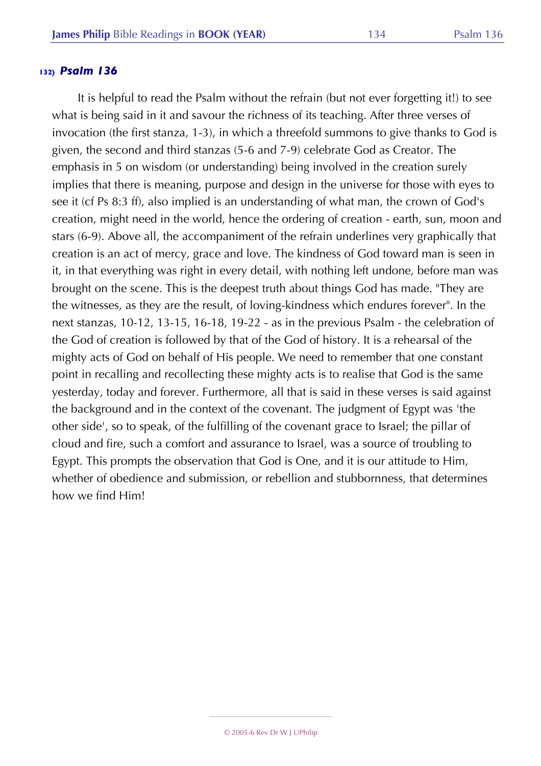### 132) *Psalm 136*

It is helpful to read the Psalm without the refrain (but not ever forgetting it!) to see what is being said in it and savour the richness of its teaching. After three verses of invocation (the first stanza, 1-3), in which a threefold summons to give thanks to God is given, the second and third stanzas (5-6 and 7-9) celebrate God as Creator. The emphasis in 5 on wisdom (or understanding) being involved in the creation surely implies that there is meaning, purpose and design in the universe for those with eyes to see it (cf Ps 8:3 ff), also implied is an understanding of what man, the crown of God's creation, might need in the world, hence the ordering of creation - earth, sun, moon and stars (6-9). Above all, the accompaniment of the refrain underlines very graphically that creation is an act of mercy, grace and love. The kindness of God toward man is seen in it, in that everything was right in every detail, with nothing left undone, before man was brought on the scene. This is the deepest truth about things God has made. "They are the witnesses, as they are the result, of loving-kindness which endures forever". In the next stanzas, 10-12, 13-15, 16-18, 19-22 - as in the previous Psalm - the celebration of the God of creation is followed by that of the God of history. It is a rehearsal of the mighty acts of God on behalf of His people. We need to remember that one constant point in recalling and recollecting these mighty acts is to realise that God is the same yesterday, today and forever. Furthermore, all that is said in these verses is said against the background and in the context of the covenant. The judgment of Egypt was 'the other side', so to speak, of the fulfilling of the covenant grace to Israel; the pillar of cloud and fire, such a comfort and assurance to Israel, was a source of troubling to Egypt. This prompts the observation that God is One, and it is our attitude to Him, whether of obedience and submission, or rebellion and stubbornness, that determines how we find Him!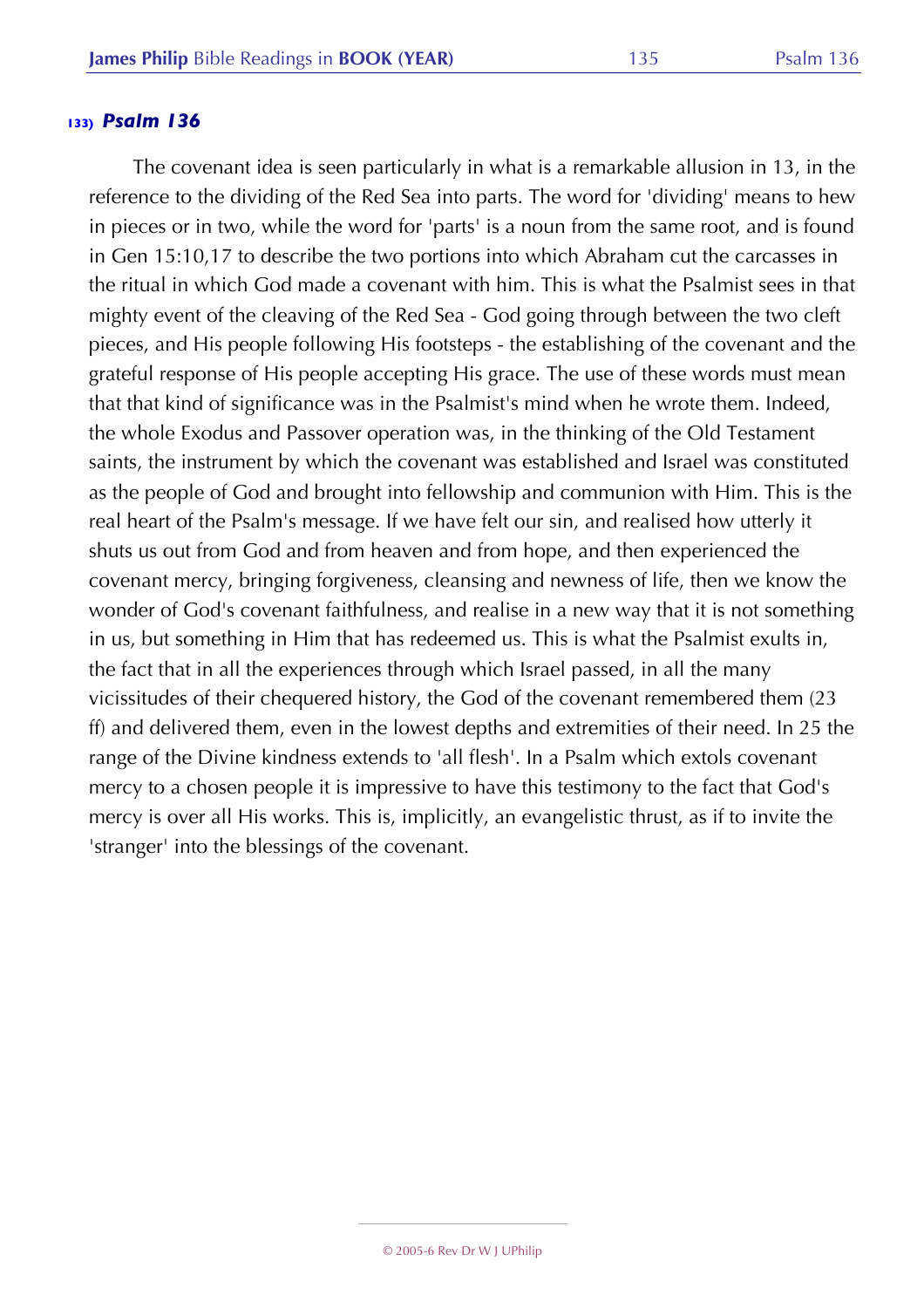### 133) *Psalm 136*

The covenant idea is seen particularly in what is a remarkable allusion in 13, in the reference to the dividing of the Red Sea into parts. The word for 'dividing' means to hew in pieces or in two, while the word for 'parts' is a noun from the same root, and is found in Gen 15:10,17 to describe the two portions into which Abraham cut the carcasses in the ritual in which God made a covenant with him. This is what the Psalmist sees in that mighty event of the cleaving of the Red Sea - God going through between the two cleft pieces, and His people following His footsteps - the establishing of the covenant and the grateful response of His people accepting His grace. The use of these words must mean that that kind of significance was in the Psalmist's mind when he wrote them. Indeed, the whole Exodus and Passover operation was, in the thinking of the Old Testament saints, the instrument by which the covenant was established and Israel was constituted as the people of God and brought into fellowship and communion with Him. This is the real heart of the Psalm's message. If we have felt our sin, and realised how utterly it shuts us out from God and from heaven and from hope, and then experienced the covenant mercy, bringing forgiveness, cleansing and newness of life, then we know the wonder of God's covenant faithfulness, and realise in a new way that it is not something in us, but something in Him that has redeemed us. This is what the Psalmist exults in, the fact that in all the experiences through which Israel passed, in all the many vicissitudes of their chequered history, the God of the covenant remembered them (23 ff) and delivered them, even in the lowest depths and extremities of their need. In 25 the range of the Divine kindness extends to 'all flesh'. In a Psalm which extols covenant mercy to a chosen people it is impressive to have this testimony to the fact that God's mercy is over all His works. This is, implicitly, an evangelistic thrust, as if to invite the 'stranger' into the blessings of the covenant.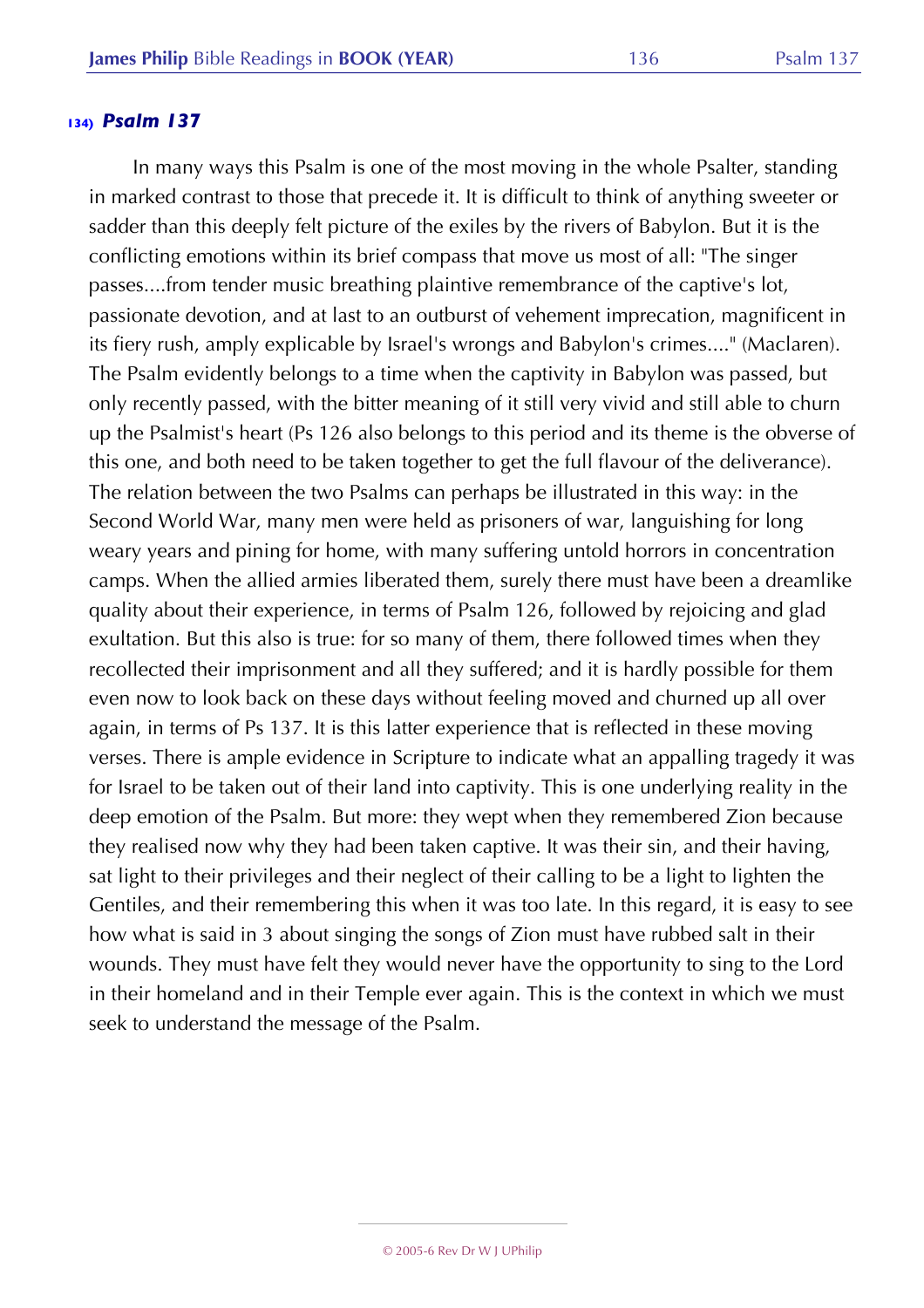### 134) *Psalm 137*

In many ways this Psalm is one of the most moving in the whole Psalter, standing in marked contrast to those that precede it. It is difficult to think of anything sweeter or sadder than this deeply felt picture of the exiles by the rivers of Babylon. But it is the conflicting emotions within its brief compass that move us most of all: "The singer passes....from tender music breathing plaintive remembrance of the captive's lot, passionate devotion, and at last to an outburst of vehement imprecation, magnificent in its fiery rush, amply explicable by Israel's wrongs and Babylon's crimes...." (Maclaren). The Psalm evidently belongs to a time when the captivity in Babylon was passed, but only recently passed, with the bitter meaning of it still very vivid and still able to churn up the Psalmist's heart (Ps 126 also belongs to this period and its theme is the obverse of this one, and both need to be taken together to get the full flavour of the deliverance). The relation between the two Psalms can perhaps be illustrated in this way: in the Second World War, many men were held as prisoners of war, languishing for long weary years and pining for home, with many suffering untold horrors in concentration camps. When the allied armies liberated them, surely there must have been a dreamlike quality about their experience, in terms of Psalm 126, followed by rejoicing and glad exultation. But this also is true: for so many of them, there followed times when they recollected their imprisonment and all they suffered; and it is hardly possible for them even now to look back on these days without feeling moved and churned up all over again, in terms of Ps 137. It is this latter experience that is reflected in these moving verses. There is ample evidence in Scripture to indicate what an appalling tragedy it was for Israel to be taken out of their land into captivity. This is one underlying reality in the deep emotion of the Psalm. But more: they wept when they remembered Zion because they realised now why they had been taken captive. It was their sin, and their having, sat light to their privileges and their neglect of their calling to be a light to lighten the Gentiles, and their remembering this when it was too late. In this regard, it is easy to see how what is said in 3 about singing the songs of Zion must have rubbed salt in their wounds. They must have felt they would never have the opportunity to sing to the Lord in their homeland and in their Temple ever again. This is the context in which we must seek to understand the message of the Psalm.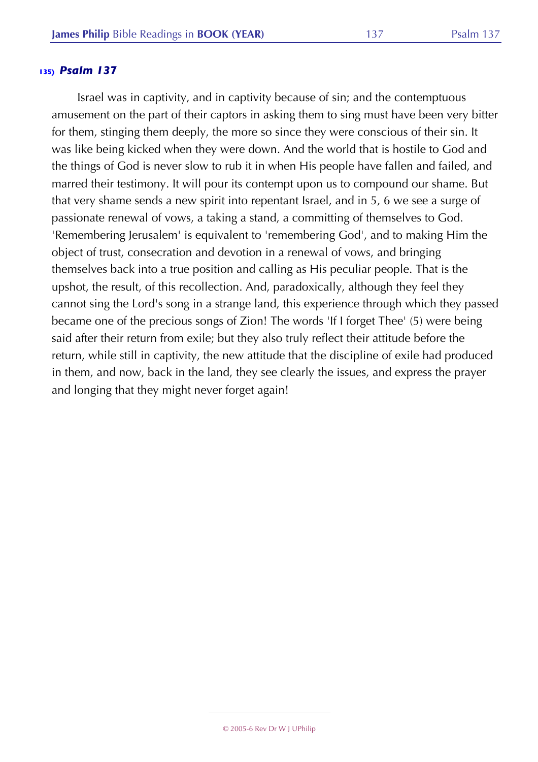### 135) *Psalm 137*

Israel was in captivity, and in captivity because of sin; and the contemptuous amusement on the part of their captors in asking them to sing must have been very bitter for them, stinging them deeply, the more so since they were conscious of their sin. It was like being kicked when they were down. And the world that is hostile to God and the things of God is never slow to rub it in when His people have fallen and failed, and marred their testimony. It will pour its contempt upon us to compound our shame. But that very shame sends a new spirit into repentant Israel, and in 5, 6 we see a surge of passionate renewal of vows, a taking a stand, a committing of themselves to God. 'Remembering Jerusalem' is equivalent to 'remembering God', and to making Him the object of trust, consecration and devotion in a renewal of vows, and bringing themselves back into a true position and calling as His peculiar people. That is the upshot, the result, of this recollection. And, paradoxically, although they feel they cannot sing the Lord's song in a strange land, this experience through which they passed became one of the precious songs of Zion! The words 'If I forget Thee' (5) were being said after their return from exile; but they also truly reflect their attitude before the return, while still in captivity, the new attitude that the discipline of exile had produced in them, and now, back in the land, they see clearly the issues, and express the prayer and longing that they might never forget again!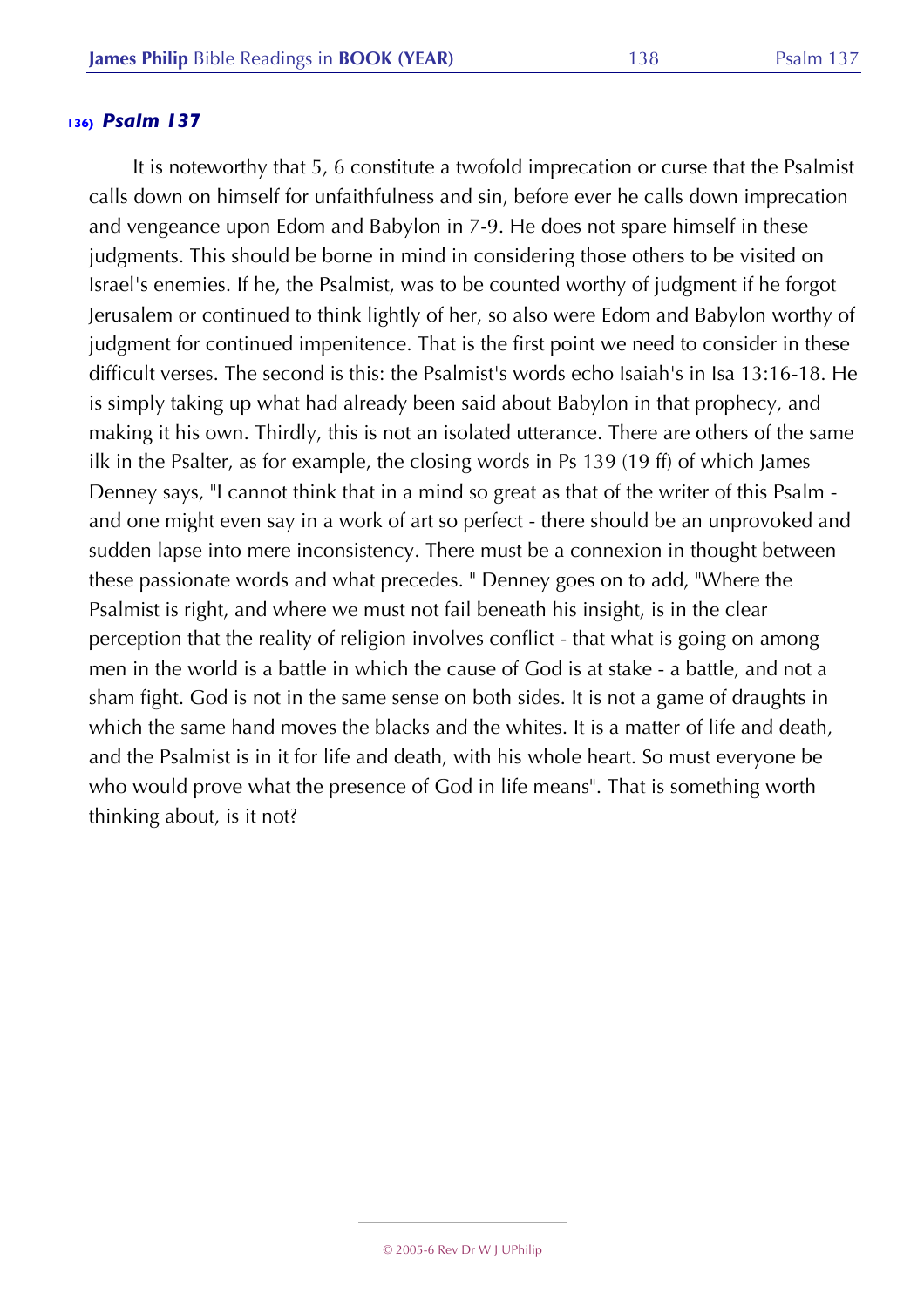### 136) *Psalm 137*

It is noteworthy that 5, 6 constitute a twofold imprecation or curse that the Psalmist calls down on himself for unfaithfulness and sin, before ever he calls down imprecation and vengeance upon Edom and Babylon in 7-9. He does not spare himself in these judgments. This should be borne in mind in considering those others to be visited on Israel's enemies. If he, the Psalmist, was to be counted worthy of judgment if he forgot Jerusalem or continued to think lightly of her, so also were Edom and Babylon worthy of judgment for continued impenitence. That is the first point we need to consider in these difficult verses. The second is this: the Psalmist's words echo Isaiah's in Isa 13:16-18. He is simply taking up what had already been said about Babylon in that prophecy, and making it his own. Thirdly, this is not an isolated utterance. There are others of the same ilk in the Psalter, as for example, the closing words in Ps 139 (19 ff) of which James Denney says, "I cannot think that in a mind so great as that of the writer of this Psalm - and one might even say in a work of art so perfect - there should be an unprovoked and sudden lapse into mere inconsistency. There must be a connexion in thought between these passionate words and what precedes. " Denney goes on to add, "Where the Psalmist is right, and where we must not fail beneath his insight, is in the clear perception that the reality of religion involves conflict - that what is going on among men in the world is a battle in which the cause of God is at stake - a battle, and not a sham fight. God is not in the same sense on both sides. It is not a game of draughts in which the same hand moves the blacks and the whites. It is a matter of life and death, and the Psalmist is in it for life and death, with his whole heart. So must everyone be who would prove what the presence of God in life means". That is something worth thinking about, is it not?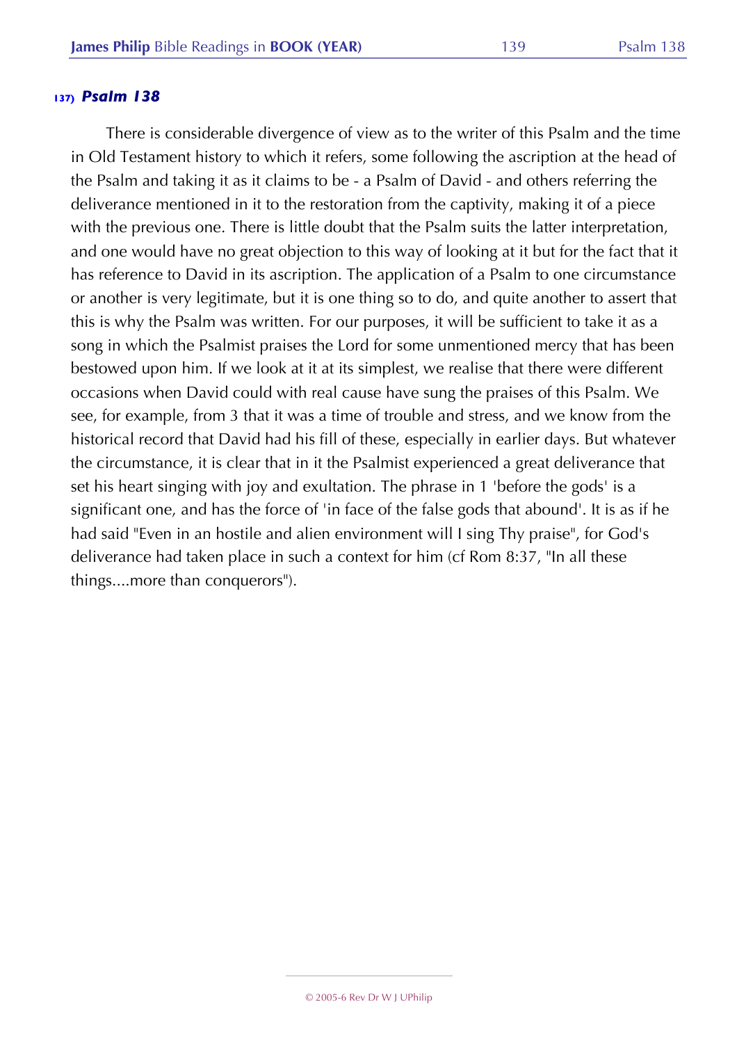## 137) *Psalm 138*

There is considerable divergence of view as to the writer of this Psalm and the time in Old Testament history to which it refers, some following the ascription at the head of the Psalm and taking it as it claims to be - a Psalm of David - and others referring the deliverance mentioned in it to the restoration from the captivity, making it of a piece with the previous one. There is little doubt that the Psalm suits the latter interpretation, and one would have no great objection to this way of looking at it but for the fact that it has reference to David in its ascription. The application of a Psalm to one circumstance or another is very legitimate, but it is one thing so to do, and quite another to assert that this is why the Psalm was written. For our purposes, it will be sufficient to take it as a song in which the Psalmist praises the Lord for some unmentioned mercy that has been bestowed upon him. If we look at it at its simplest, we realise that there were different occasions when David could with real cause have sung the praises of this Psalm. We see, for example, from 3 that it was a time of trouble and stress, and we know from the historical record that David had his fill of these, especially in earlier days. But whatever the circumstance, it is clear that in it the Psalmist experienced a great deliverance that set his heart singing with joy and exultation. The phrase in 1 'before the gods' is a significant one, and has the force of 'in face of the false gods that abound'. It is as if he had said "Even in an hostile and alien environment will I sing Thy praise", for God's deliverance had taken place in such a context for him (cf Rom 8:37, "In all these things....more than conquerors").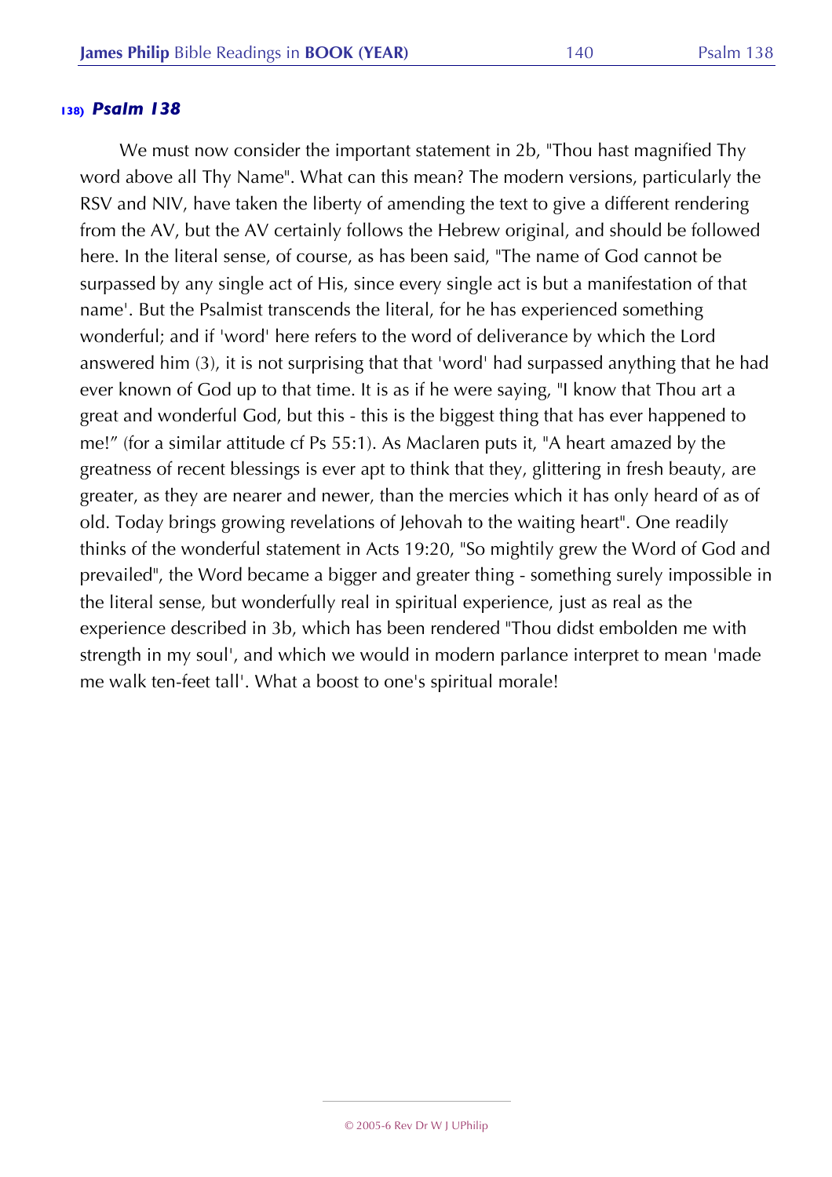## 138) *Psalm 138*

We must now consider the important statement in 2b, "Thou hast magnified Thy word above all Thy Name". What can this mean? The modern versions, particularly the RSV and NIV, have taken the liberty of amending the text to give a different rendering from the AV, but the AV certainly follows the Hebrew original, and should be followed here. In the literal sense, of course, as has been said, "The name of God cannot be surpassed by any single act of His, since every single act is but a manifestation of that name'. But the Psalmist transcends the literal, for he has experienced something wonderful; and if 'word' here refers to the word of deliverance by which the Lord answered him (3), it is not surprising that that 'word' had surpassed anything that he had ever known of God up to that time. It is as if he were saying, "I know that Thou art a great and wonderful God, but this - this is the biggest thing that has ever happened to me!" (for a similar attitude cf Ps 55:1). As Maclaren puts it, "A heart amazed by the greatness of recent blessings is ever apt to think that they, glittering in fresh beauty, are greater, as they are nearer and newer, than the mercies which it has only heard of as of old. Today brings growing revelations of Jehovah to the waiting heart". One readily thinks of the wonderful statement in Acts 19:20, "So mightily grew the Word of God and prevailed", the Word became a bigger and greater thing - something surely impossible in the literal sense, but wonderfully real in spiritual experience, just as real as the experience described in 3b, which has been rendered "Thou didst embolden me with strength in my soul', and which we would in modern parlance interpret to mean 'made me walk ten-feet tall'. What a boost to one's spiritual morale!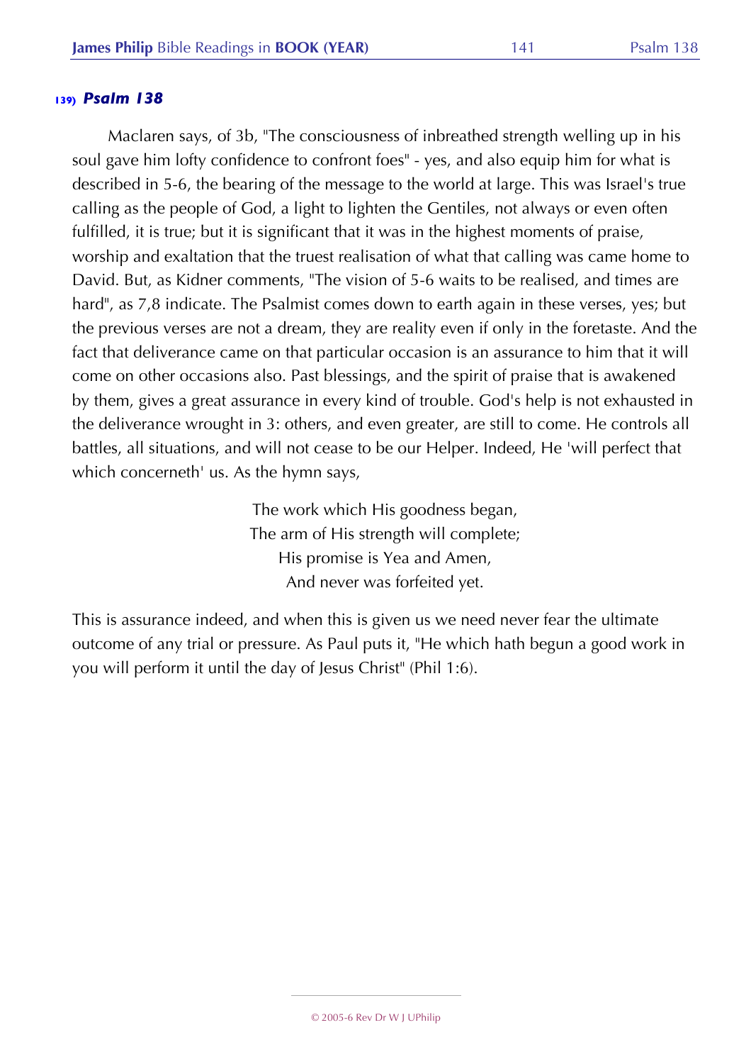### 139) *Psalm 138*

Maclaren says, of 3b, "The consciousness of inbreathed strength welling up in his soul gave him lofty confidence to confront foes" - yes, and also equip him for what is described in 5-6, the bearing of the message to the world at large. This was Israel's true calling as the people of God, a light to lighten the Gentiles, not always or even often fulfilled, it is true; but it is significant that it was in the highest moments of praise, worship and exaltation that the truest realisation of what that calling was came home to David. But, as Kidner comments, "The vision of 5-6 waits to be realised, and times are hard", as 7,8 indicate. The Psalmist comes down to earth again in these verses, yes; but the previous verses are not a dream, they are reality even if only in the foretaste. And the fact that deliverance came on that particular occasion is an assurance to him that it will come on other occasions also. Past blessings, and the spirit of praise that is awakened by them, gives a great assurance in every kind of trouble. God's help is not exhausted in the deliverance wrought in 3: others, and even greater, are still to come. He controls all battles, all situations, and will not cease to be our Helper. Indeed, He 'will perfect that which concerneth' us. As the hymn says,

> The work which His goodness began,
> The arm of His strength will complete;
> His promise is Yea and Amen,
> And never was forfeited yet.

This is assurance indeed, and when this is given us we need never fear the ultimate outcome of any trial or pressure. As Paul puts it, "He which hath begun a good work in you will perform it until the day of Jesus Christ" (Phil 1:6).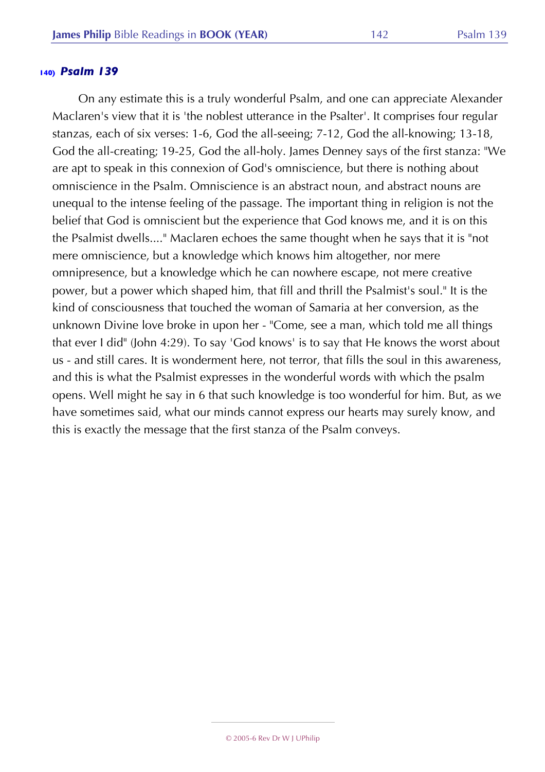### 140) *Psalm 139*

On any estimate this is a truly wonderful Psalm, and one can appreciate Alexander Maclaren's view that it is 'the noblest utterance in the Psalter'. It comprises four regular stanzas, each of six verses: 1-6, God the all-seeing; 7-12, God the all-knowing; 13-18, God the all-creating; 19-25, God the all-holy. James Denney says of the first stanza: "We are apt to speak in this connexion of God's omniscience, but there is nothing about omniscience in the Psalm. Omniscience is an abstract noun, and abstract nouns are unequal to the intense feeling of the passage. The important thing in religion is not the belief that God is omniscient but the experience that God knows me, and it is on this the Psalmist dwells...." Maclaren echoes the same thought when he says that it is "not mere omniscience, but a knowledge which knows him altogether, nor mere omnipresence, but a knowledge which he can nowhere escape, not mere creative power, but a power which shaped him, that fill and thrill the Psalmist's soul." It is the kind of consciousness that touched the woman of Samaria at her conversion, as the unknown Divine love broke in upon her - "Come, see a man, which told me all things that ever I did" (John 4:29). To say 'God knows' is to say that He knows the worst about us - and still cares. It is wonderment here, not terror, that fills the soul in this awareness, and this is what the Psalmist expresses in the wonderful words with which the psalm opens. Well might he say in 6 that such knowledge is too wonderful for him. But, as we have sometimes said, what our minds cannot express our hearts may surely know, and this is exactly the message that the first stanza of the Psalm conveys.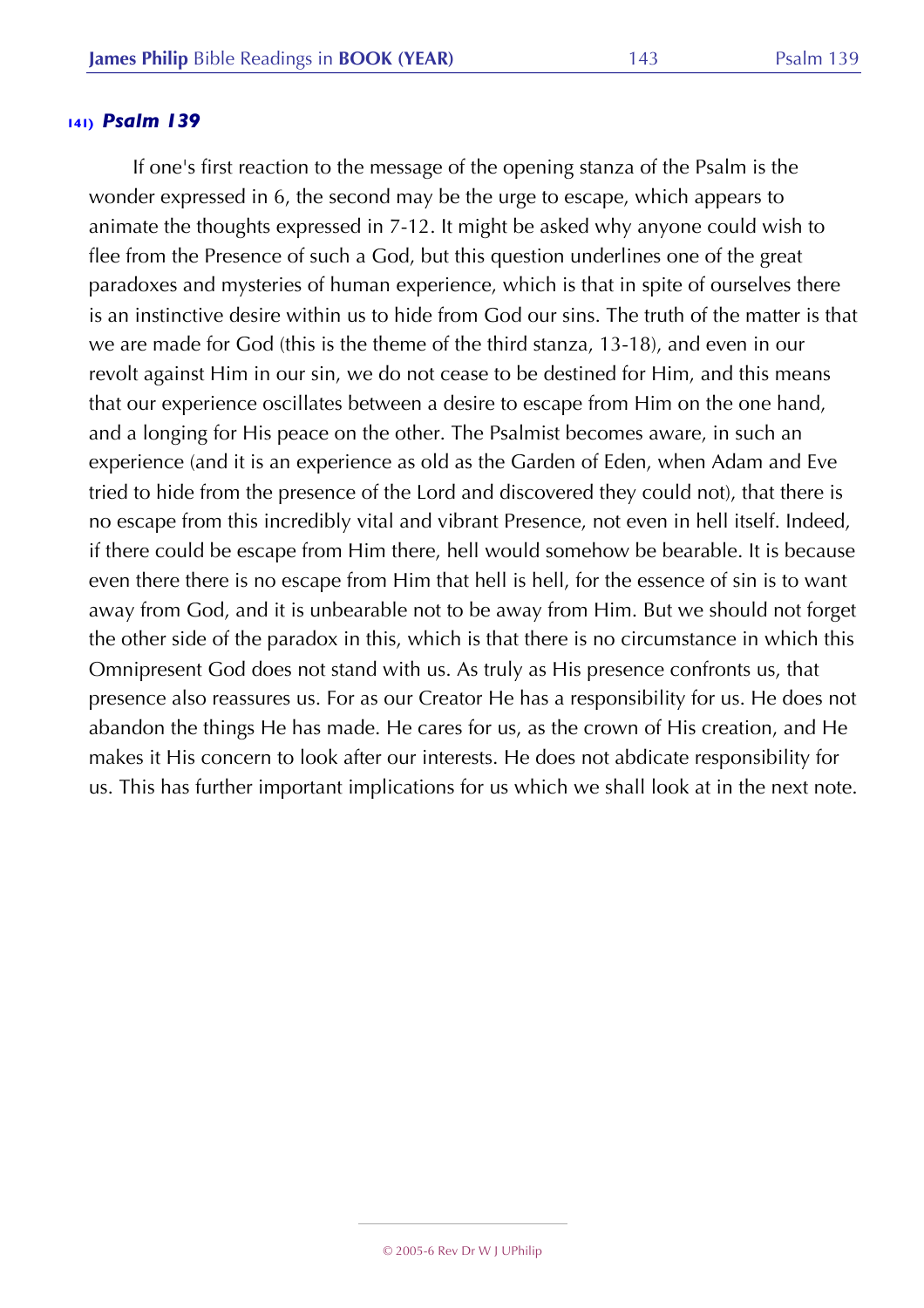### 141) *Psalm 139*

If one's first reaction to the message of the opening stanza of the Psalm is the wonder expressed in 6, the second may be the urge to escape, which appears to animate the thoughts expressed in 7-12. It might be asked why anyone could wish to flee from the Presence of such a God, but this question underlines one of the great paradoxes and mysteries of human experience, which is that in spite of ourselves there is an instinctive desire within us to hide from God our sins. The truth of the matter is that we are made for God (this is the theme of the third stanza, 13-18), and even in our revolt against Him in our sin, we do not cease to be destined for Him, and this means that our experience oscillates between a desire to escape from Him on the one hand, and a longing for His peace on the other. The Psalmist becomes aware, in such an experience (and it is an experience as old as the Garden of Eden, when Adam and Eve tried to hide from the presence of the Lord and discovered they could not), that there is no escape from this incredibly vital and vibrant Presence, not even in hell itself. Indeed, if there could be escape from Him there, hell would somehow be bearable. It is because even there there is no escape from Him that hell is hell, for the essence of sin is to want away from God, and it is unbearable not to be away from Him. But we should not forget the other side of the paradox in this, which is that there is no circumstance in which this Omnipresent God does not stand with us. As truly as His presence confronts us, that presence also reassures us. For as our Creator He has a responsibility for us. He does not abandon the things He has made. He cares for us, as the crown of His creation, and He makes it His concern to look after our interests. He does not abdicate responsibility for us. This has further important implications for us which we shall look at in the next note.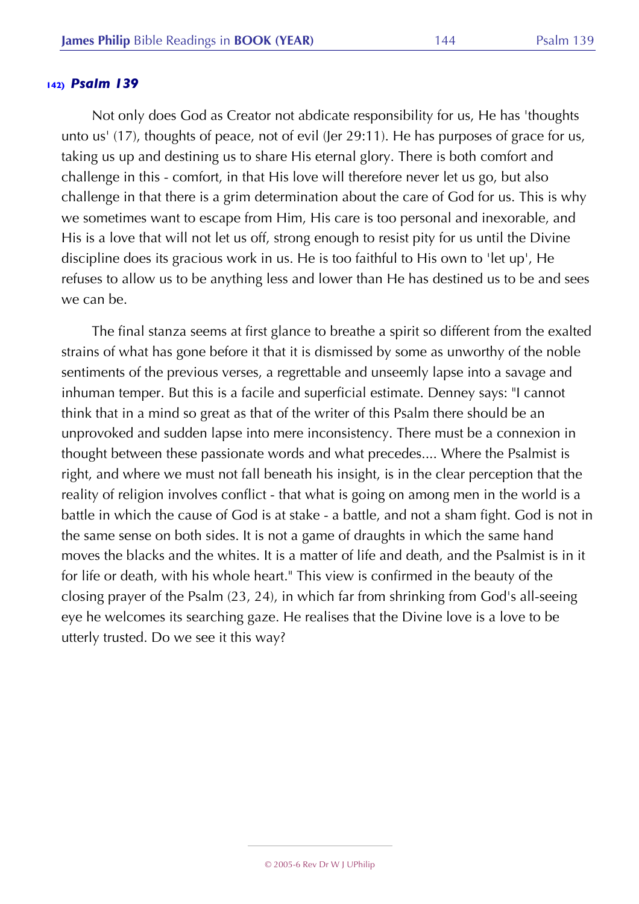### 142) *Psalm 139*

Not only does God as Creator not abdicate responsibility for us, He has 'thoughts unto us' (17), thoughts of peace, not of evil (Jer 29:11). He has purposes of grace for us, taking us up and destining us to share His eternal glory. There is both comfort and challenge in this - comfort, in that His love will therefore never let us go, but also challenge in that there is a grim determination about the care of God for us. This is why we sometimes want to escape from Him, His care is too personal and inexorable, and His is a love that will not let us off, strong enough to resist pity for us until the Divine discipline does its gracious work in us. He is too faithful to His own to 'let up', He refuses to allow us to be anything less and lower than He has destined us to be and sees we can be.

The final stanza seems at first glance to breathe a spirit so different from the exalted strains of what has gone before it that it is dismissed by some as unworthy of the noble sentiments of the previous verses, a regrettable and unseemly lapse into a savage and inhuman temper. But this is a facile and superficial estimate. Denney says: "I cannot think that in a mind so great as that of the writer of this Psalm there should be an unprovoked and sudden lapse into mere inconsistency. There must be a connexion in thought between these passionate words and what precedes.... Where the Psalmist is right, and where we must not fall beneath his insight, is in the clear perception that the reality of religion involves conflict - that what is going on among men in the world is a battle in which the cause of God is at stake - a battle, and not a sham fight. God is not in the same sense on both sides. It is not a game of draughts in which the same hand moves the blacks and the whites. It is a matter of life and death, and the Psalmist is in it for life or death, with his whole heart." This view is confirmed in the beauty of the closing prayer of the Psalm (23, 24), in which far from shrinking from God's all-seeing eye he welcomes its searching gaze. He realises that the Divine love is a love to be utterly trusted. Do we see it this way?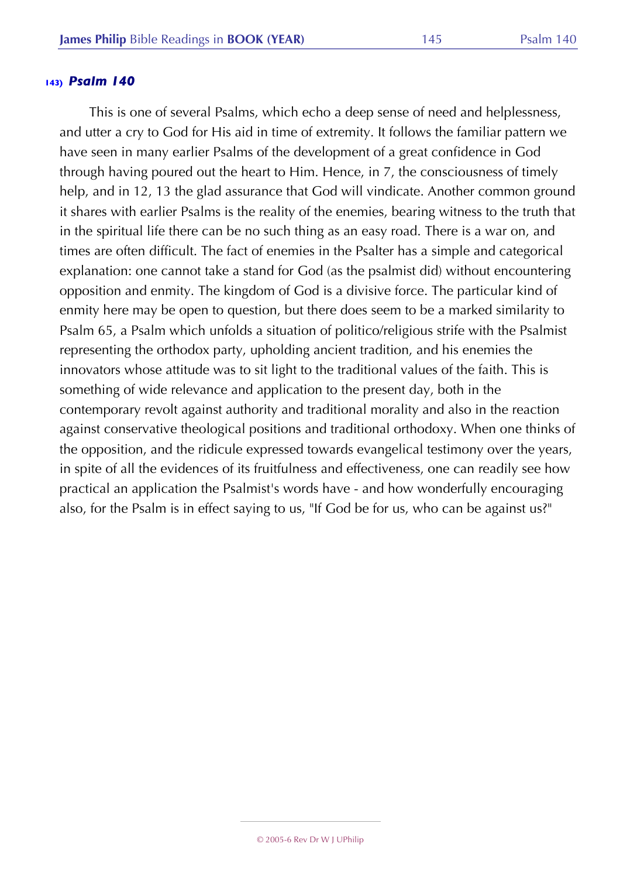## 143) *Psalm 140*

This is one of several Psalms, which echo a deep sense of need and helplessness, and utter a cry to God for His aid in time of extremity. It follows the familiar pattern we have seen in many earlier Psalms of the development of a great confidence in God through having poured out the heart to Him. Hence, in 7, the consciousness of timely help, and in 12, 13 the glad assurance that God will vindicate. Another common ground it shares with earlier Psalms is the reality of the enemies, bearing witness to the truth that in the spiritual life there can be no such thing as an easy road. There is a war on, and times are often difficult. The fact of enemies in the Psalter has a simple and categorical explanation: one cannot take a stand for God (as the psalmist did) without encountering opposition and enmity. The kingdom of God is a divisive force. The particular kind of enmity here may be open to question, but there does seem to be a marked similarity to Psalm 65, a Psalm which unfolds a situation of politico/religious strife with the Psalmist representing the orthodox party, upholding ancient tradition, and his enemies the innovators whose attitude was to sit light to the traditional values of the faith. This is something of wide relevance and application to the present day, both in the contemporary revolt against authority and traditional morality and also in the reaction against conservative theological positions and traditional orthodoxy. When one thinks of the opposition, and the ridicule expressed towards evangelical testimony over the years, in spite of all the evidences of its fruitfulness and effectiveness, one can readily see how practical an application the Psalmist's words have - and how wonderfully encouraging also, for the Psalm is in effect saying to us, "If God be for us, who can be against us?"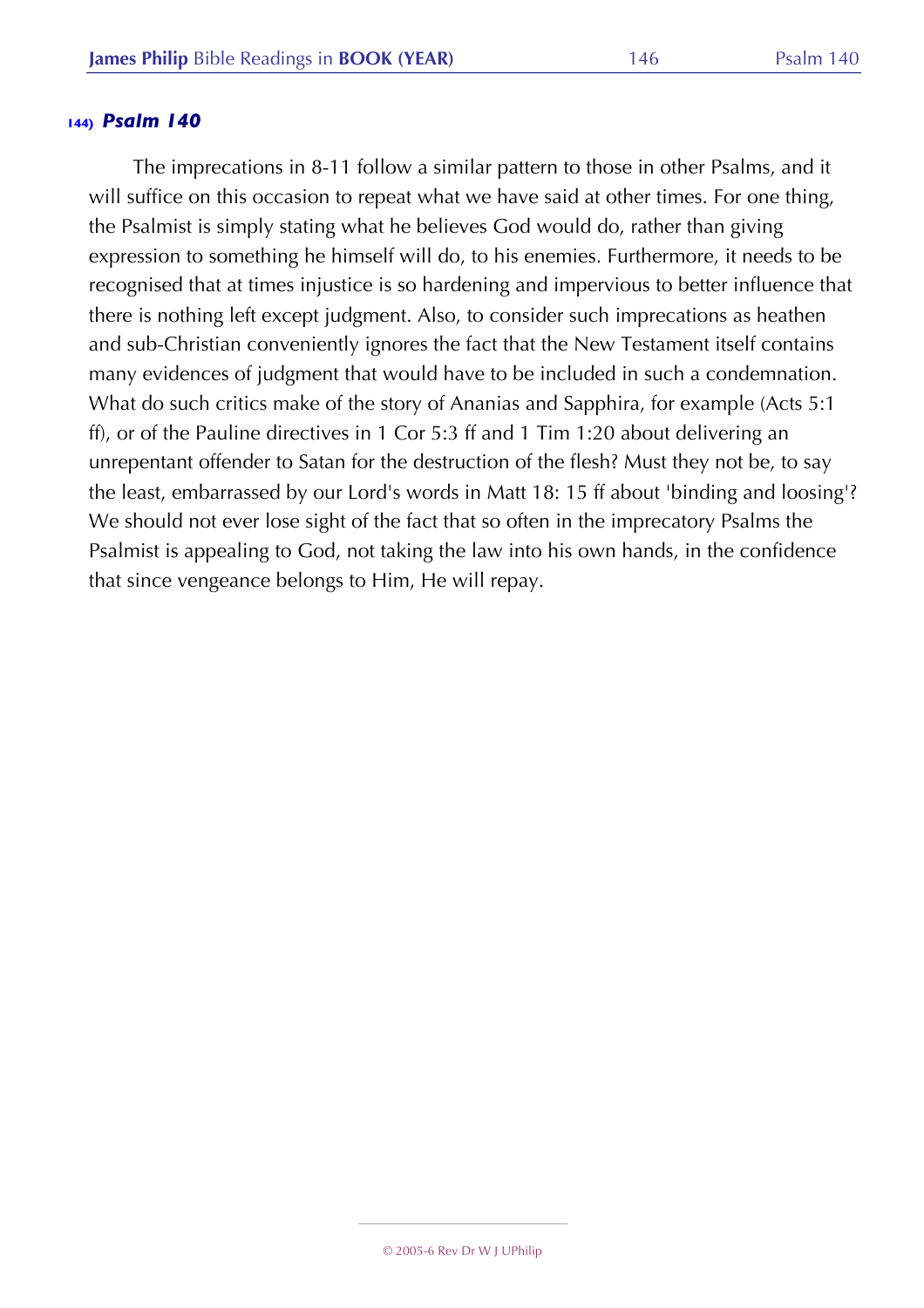### 144) *Psalm 140*

The imprecations in 8-11 follow a similar pattern to those in other Psalms, and it will suffice on this occasion to repeat what we have said at other times. For one thing, the Psalmist is simply stating what he believes God would do, rather than giving expression to something he himself will do, to his enemies. Furthermore, it needs to be recognised that at times injustice is so hardening and impervious to better influence that there is nothing left except judgment. Also, to consider such imprecations as heathen and sub-Christian conveniently ignores the fact that the New Testament itself contains many evidences of judgment that would have to be included in such a condemnation. What do such critics make of the story of Ananias and Sapphira, for example (Acts 5:1 ff), or of the Pauline directives in 1 Cor 5:3 ff and 1 Tim 1:20 about delivering an unrepentant offender to Satan for the destruction of the flesh? Must they not be, to say the least, embarrassed by our Lord's words in Matt 18: 15 ff about 'binding and loosing'? We should not ever lose sight of the fact that so often in the imprecatory Psalms the Psalmist is appealing to God, not taking the law into his own hands, in the confidence that since vengeance belongs to Him, He will repay.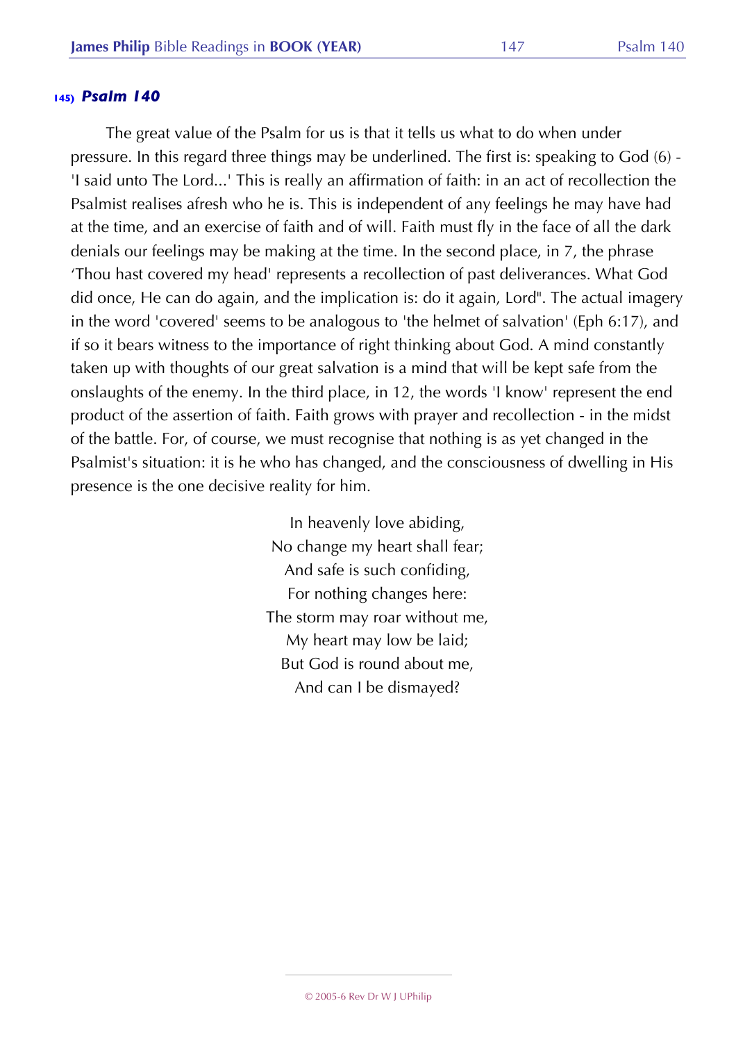### 145) *Psalm 140*

The great value of the Psalm for us is that it tells us what to do when under pressure. In this regard three things may be underlined. The first is: speaking to God (6) - 'I said unto The Lord...' This is really an affirmation of faith: in an act of recollection the Psalmist realises afresh who he is. This is independent of any feelings he may have had at the time, and an exercise of faith and of will. Faith must fly in the face of all the dark denials our feelings may be making at the time. In the second place, in 7, the phrase 'Thou hast covered my head' represents a recollection of past deliverances. What God did once, He can do again, and the implication is: do it again, Lord". The actual imagery in the word 'covered' seems to be analogous to 'the helmet of salvation' (Eph 6:17), and if so it bears witness to the importance of right thinking about God. A mind constantly taken up with thoughts of our great salvation is a mind that will be kept safe from the onslaughts of the enemy. In the third place, in 12, the words 'I know' represent the end product of the assertion of faith. Faith grows with prayer and recollection - in the midst of the battle. For, of course, we must recognise that nothing is as yet changed in the Psalmist's situation: it is he who has changed, and the consciousness of dwelling in His presence is the one decisive reality for him.

In heavenly love abiding,
No change my heart shall fear;
And safe is such confiding,
For nothing changes here:
The storm may roar without me,
My heart may low be laid;
But God is round about me,
And can I be dismayed?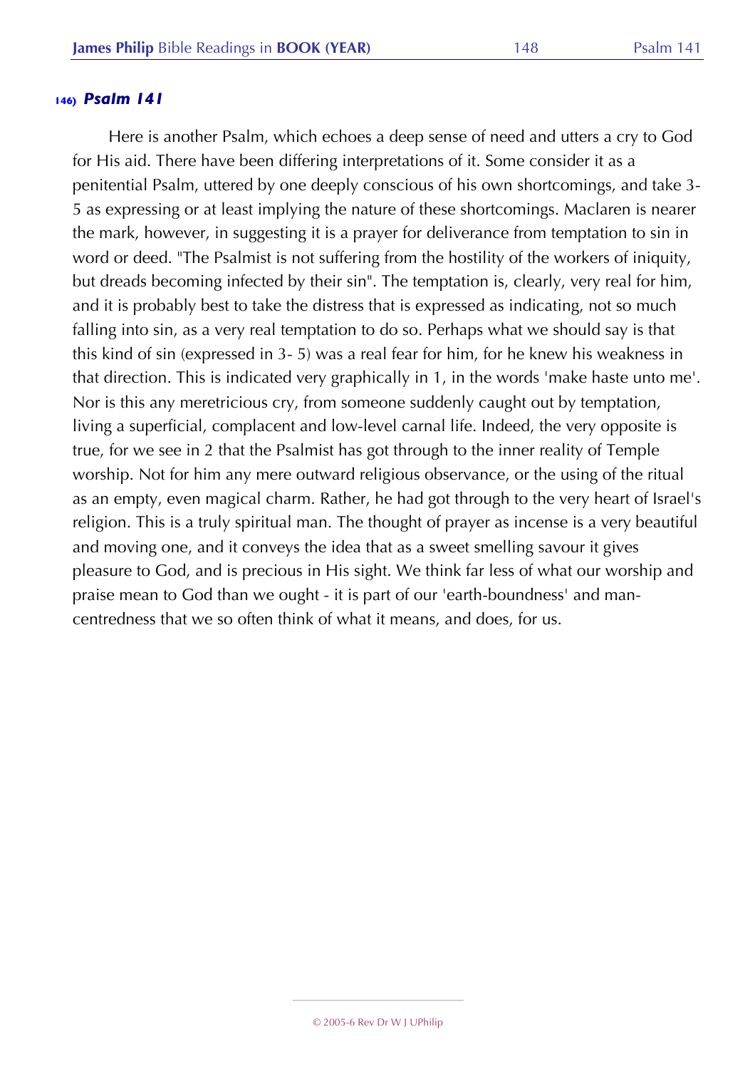### 146) *Psalm 141*

Here is another Psalm, which echoes a deep sense of need and utters a cry to God for His aid. There have been differing interpretations of it. Some consider it as a penitential Psalm, uttered by one deeply conscious of his own shortcomings, and take 3-5 as expressing or at least implying the nature of these shortcomings. Maclaren is nearer the mark, however, in suggesting it is a prayer for deliverance from temptation to sin in word or deed. "The Psalmist is not suffering from the hostility of the workers of iniquity, but dreads becoming infected by their sin". The temptation is, clearly, very real for him, and it is probably best to take the distress that is expressed as indicating, not so much falling into sin, as a very real temptation to do so. Perhaps what we should say is that this kind of sin (expressed in 3- 5) was a real fear for him, for he knew his weakness in that direction. This is indicated very graphically in 1, in the words 'make haste unto me'. Nor is this any meretricious cry, from someone suddenly caught out by temptation, living a superficial, complacent and low-level carnal life. Indeed, the very opposite is true, for we see in 2 that the Psalmist has got through to the inner reality of Temple worship. Not for him any mere outward religious observance, or the using of the ritual as an empty, even magical charm. Rather, he had got through to the very heart of Israel's religion. This is a truly spiritual man. The thought of prayer as incense is a very beautiful and moving one, and it conveys the idea that as a sweet smelling savour it gives pleasure to God, and is precious in His sight. We think far less of what our worship and praise mean to God than we ought - it is part of our 'earth-boundness' and man-centredness that we so often think of what it means, and does, for us.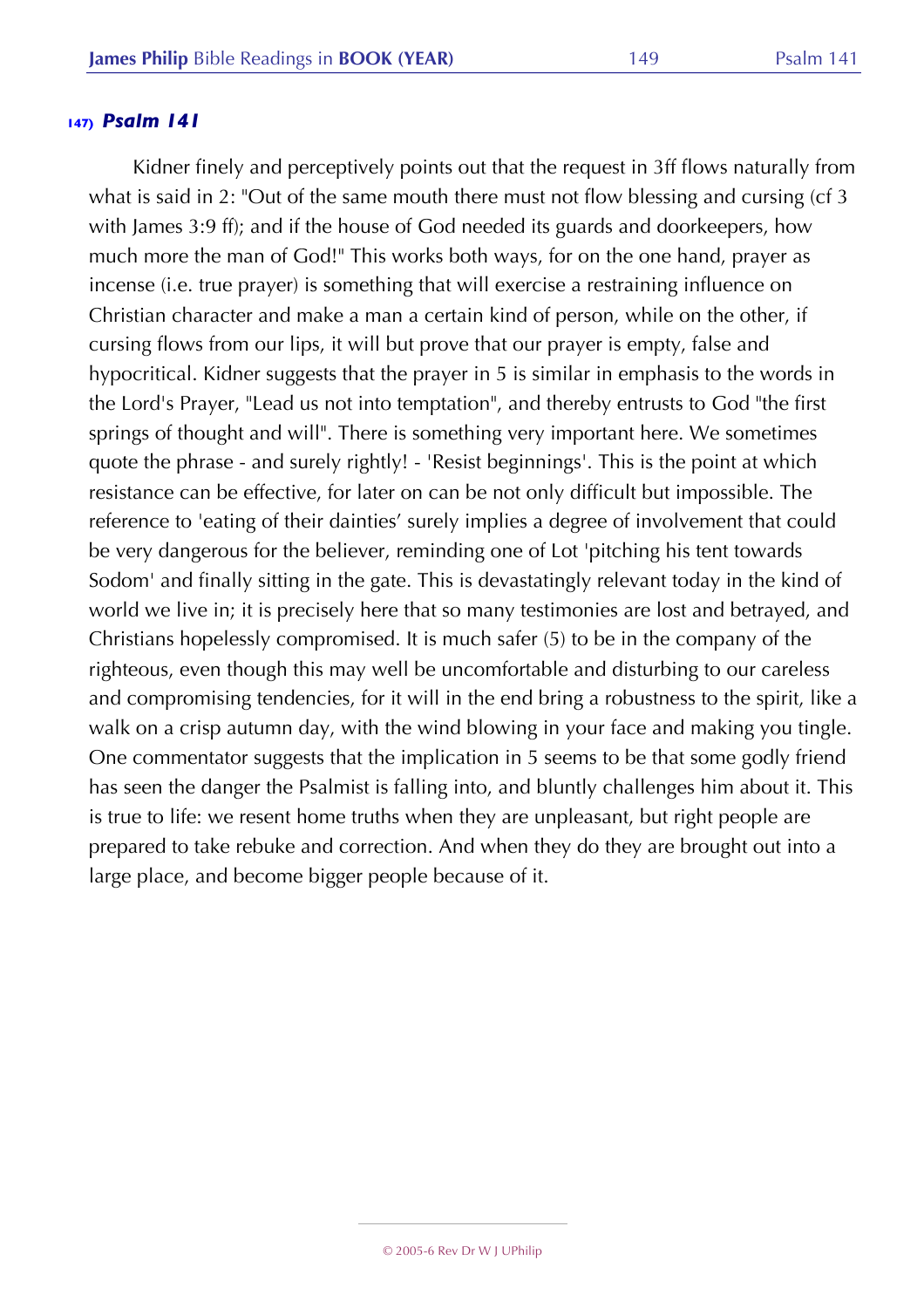### 147) *Psalm 141*

Kidner finely and perceptively points out that the request in 3ff flows naturally from what is said in 2: "Out of the same mouth there must not flow blessing and cursing (cf 3 with James 3:9 ff); and if the house of God needed its guards and doorkeepers, how much more the man of God!" This works both ways, for on the one hand, prayer as incense (i.e. true prayer) is something that will exercise a restraining influence on Christian character and make a man a certain kind of person, while on the other, if cursing flows from our lips, it will but prove that our prayer is empty, false and hypocritical. Kidner suggests that the prayer in 5 is similar in emphasis to the words in the Lord's Prayer, "Lead us not into temptation", and thereby entrusts to God "the first springs of thought and will". There is something very important here. We sometimes quote the phrase - and surely rightly! - 'Resist beginnings'. This is the point at which resistance can be effective, for later on can be not only difficult but impossible. The reference to 'eating of their dainties' surely implies a degree of involvement that could be very dangerous for the believer, reminding one of Lot 'pitching his tent towards Sodom' and finally sitting in the gate. This is devastatingly relevant today in the kind of world we live in; it is precisely here that so many testimonies are lost and betrayed, and Christians hopelessly compromised. It is much safer (5) to be in the company of the righteous, even though this may well be uncomfortable and disturbing to our careless and compromising tendencies, for it will in the end bring a robustness to the spirit, like a walk on a crisp autumn day, with the wind blowing in your face and making you tingle. One commentator suggests that the implication in 5 seems to be that some godly friend has seen the danger the Psalmist is falling into, and bluntly challenges him about it. This is true to life: we resent home truths when they are unpleasant, but right people are prepared to take rebuke and correction. And when they do they are brought out into a large place, and become bigger people because of it.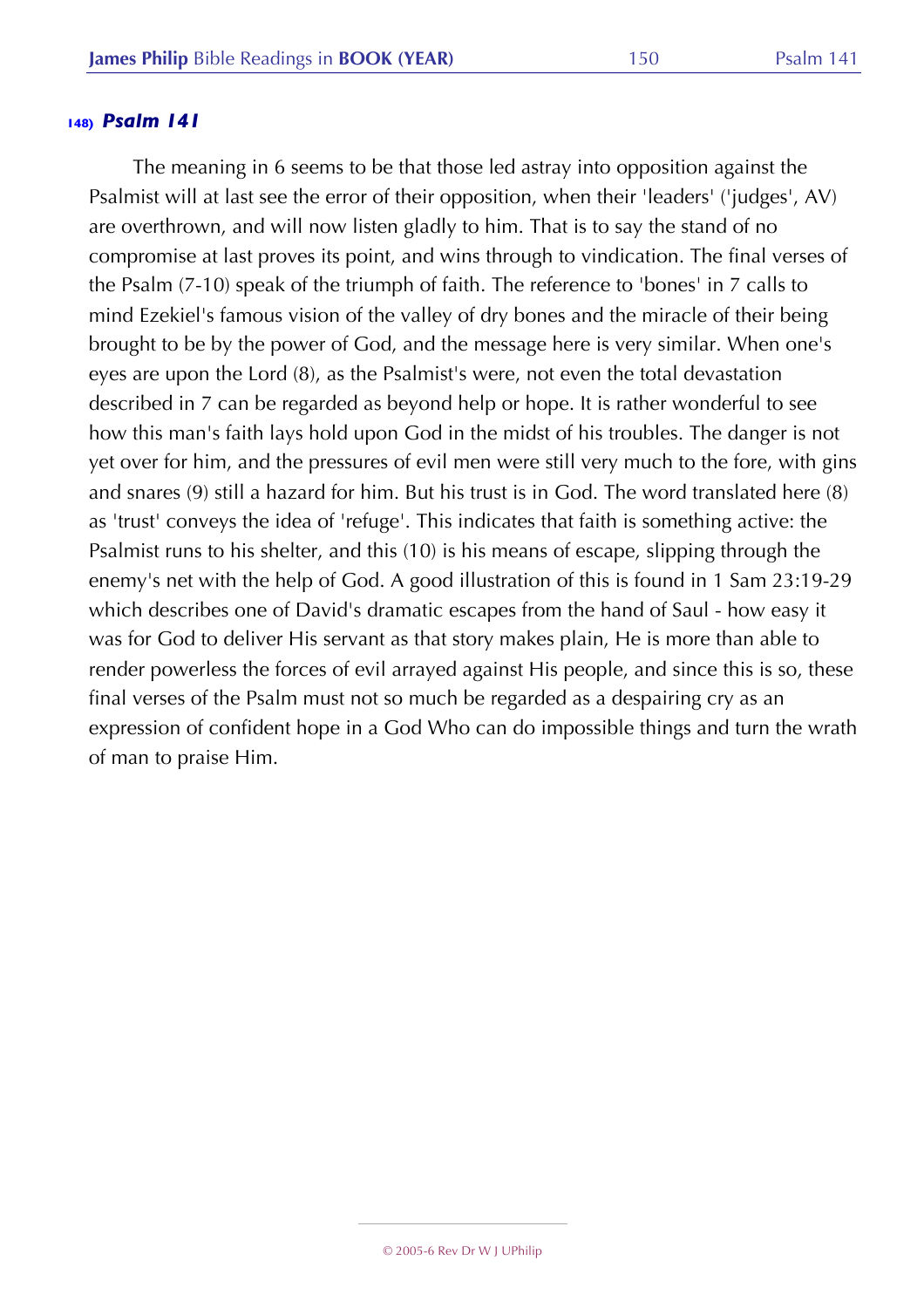### 148) *Psalm 141*

The meaning in 6 seems to be that those led astray into opposition against the Psalmist will at last see the error of their opposition, when their 'leaders' ('judges', AV) are overthrown, and will now listen gladly to him. That is to say the stand of no compromise at last proves its point, and wins through to vindication. The final verses of the Psalm (7-10) speak of the triumph of faith. The reference to 'bones' in 7 calls to mind Ezekiel's famous vision of the valley of dry bones and the miracle of their being brought to be by the power of God, and the message here is very similar. When one's eyes are upon the Lord (8), as the Psalmist's were, not even the total devastation described in 7 can be regarded as beyond help or hope. It is rather wonderful to see how this man's faith lays hold upon God in the midst of his troubles. The danger is not yet over for him, and the pressures of evil men were still very much to the fore, with gins and snares (9) still a hazard for him. But his trust is in God. The word translated here (8) as 'trust' conveys the idea of 'refuge'. This indicates that faith is something active: the Psalmist runs to his shelter, and this (10) is his means of escape, slipping through the enemy's net with the help of God. A good illustration of this is found in 1 Sam 23:19-29 which describes one of David's dramatic escapes from the hand of Saul - how easy it was for God to deliver His servant as that story makes plain, He is more than able to render powerless the forces of evil arrayed against His people, and since this is so, these final verses of the Psalm must not so much be regarded as a despairing cry as an expression of confident hope in a God Who can do impossible things and turn the wrath of man to praise Him.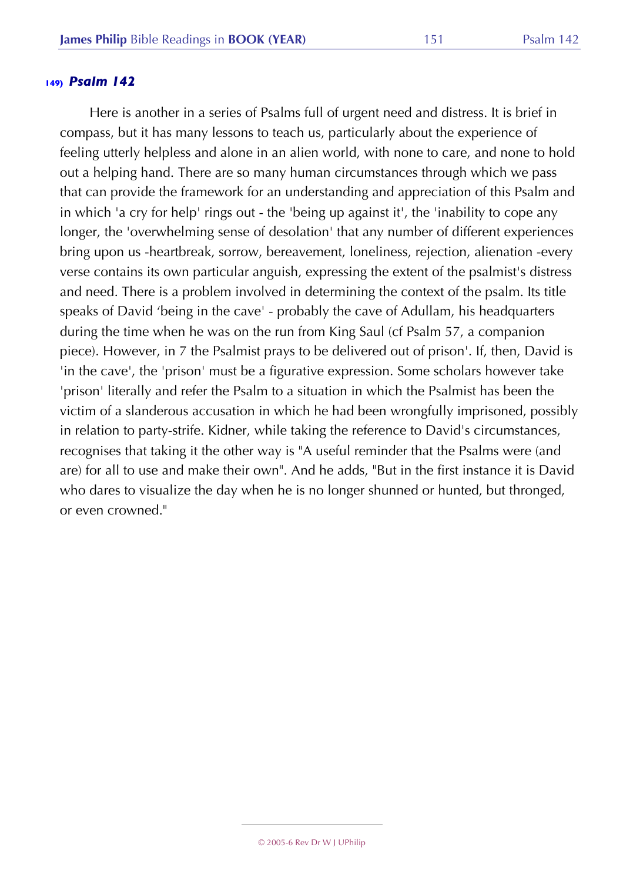## 149) *Psalm 142*

Here is another in a series of Psalms full of urgent need and distress. It is brief in compass, but it has many lessons to teach us, particularly about the experience of feeling utterly helpless and alone in an alien world, with none to care, and none to hold out a helping hand. There are so many human circumstances through which we pass that can provide the framework for an understanding and appreciation of this Psalm and in which 'a cry for help' rings out - the 'being up against it', the 'inability to cope any longer, the 'overwhelming sense of desolation' that any number of different experiences bring upon us -heartbreak, sorrow, bereavement, loneliness, rejection, alienation -every verse contains its own particular anguish, expressing the extent of the psalmist's distress and need. There is a problem involved in determining the context of the psalm. Its title speaks of David 'being in the cave' - probably the cave of Adullam, his headquarters during the time when he was on the run from King Saul (cf Psalm 57, a companion piece). However, in 7 the Psalmist prays to be delivered out of prison'. If, then, David is 'in the cave', the 'prison' must be a figurative expression. Some scholars however take 'prison' literally and refer the Psalm to a situation in which the Psalmist has been the victim of a slanderous accusation in which he had been wrongfully imprisoned, possibly in relation to party-strife. Kidner, while taking the reference to David's circumstances, recognises that taking it the other way is "A useful reminder that the Psalms were (and are) for all to use and make their own". And he adds, "But in the first instance it is David who dares to visualize the day when he is no longer shunned or hunted, but thronged, or even crowned."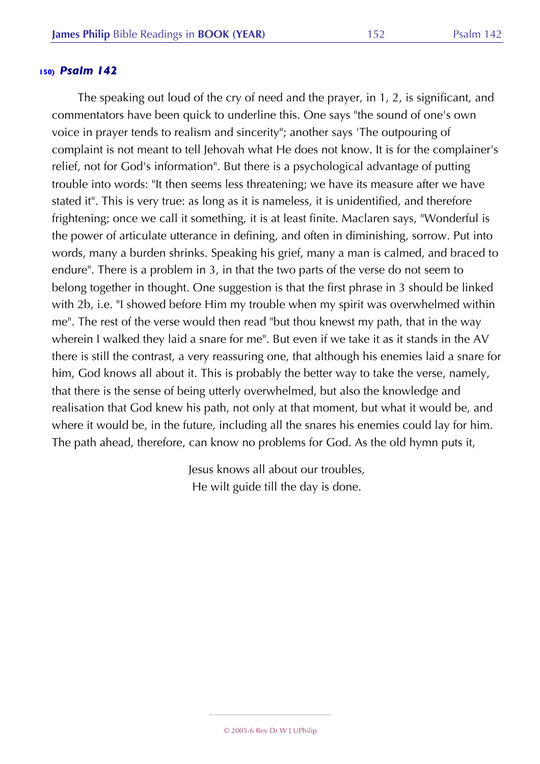## 150) *Psalm 142*

The speaking out loud of the cry of need and the prayer, in 1, 2, is significant, and commentators have been quick to underline this. One says "the sound of one's own voice in prayer tends to realism and sincerity"; another says 'The outpouring of complaint is not meant to tell Jehovah what He does not know. It is for the complainer's relief, not for God's information". But there is a psychological advantage of putting trouble into words: "It then seems less threatening; we have its measure after we have stated it". This is very true: as long as it is nameless, it is unidentified, and therefore frightening; once we call it something, it is at least finite. Maclaren says, "Wonderful is the power of articulate utterance in defining, and often in diminishing, sorrow. Put into words, many a burden shrinks. Speaking his grief, many a man is calmed, and braced to endure". There is a problem in 3, in that the two parts of the verse do not seem to belong together in thought. One suggestion is that the first phrase in 3 should be linked with 2b, i.e. "I showed before Him my trouble when my spirit was overwhelmed within me". The rest of the verse would then read "but thou knewst my path, that in the way wherein I walked they laid a snare for me". But even if we take it as it stands in the AV there is still the contrast, a very reassuring one, that although his enemies laid a snare for him, God knows all about it. This is probably the better way to take the verse, namely, that there is the sense of being utterly overwhelmed, but also the knowledge and realisation that God knew his path, not only at that moment, but what it would be, and where it would be, in the future, including all the snares his enemies could lay for him. The path ahead, therefore, can know no problems for God. As the old hymn puts it,

> Jesus knows all about our troubles,
> He wilt guide till the day is done.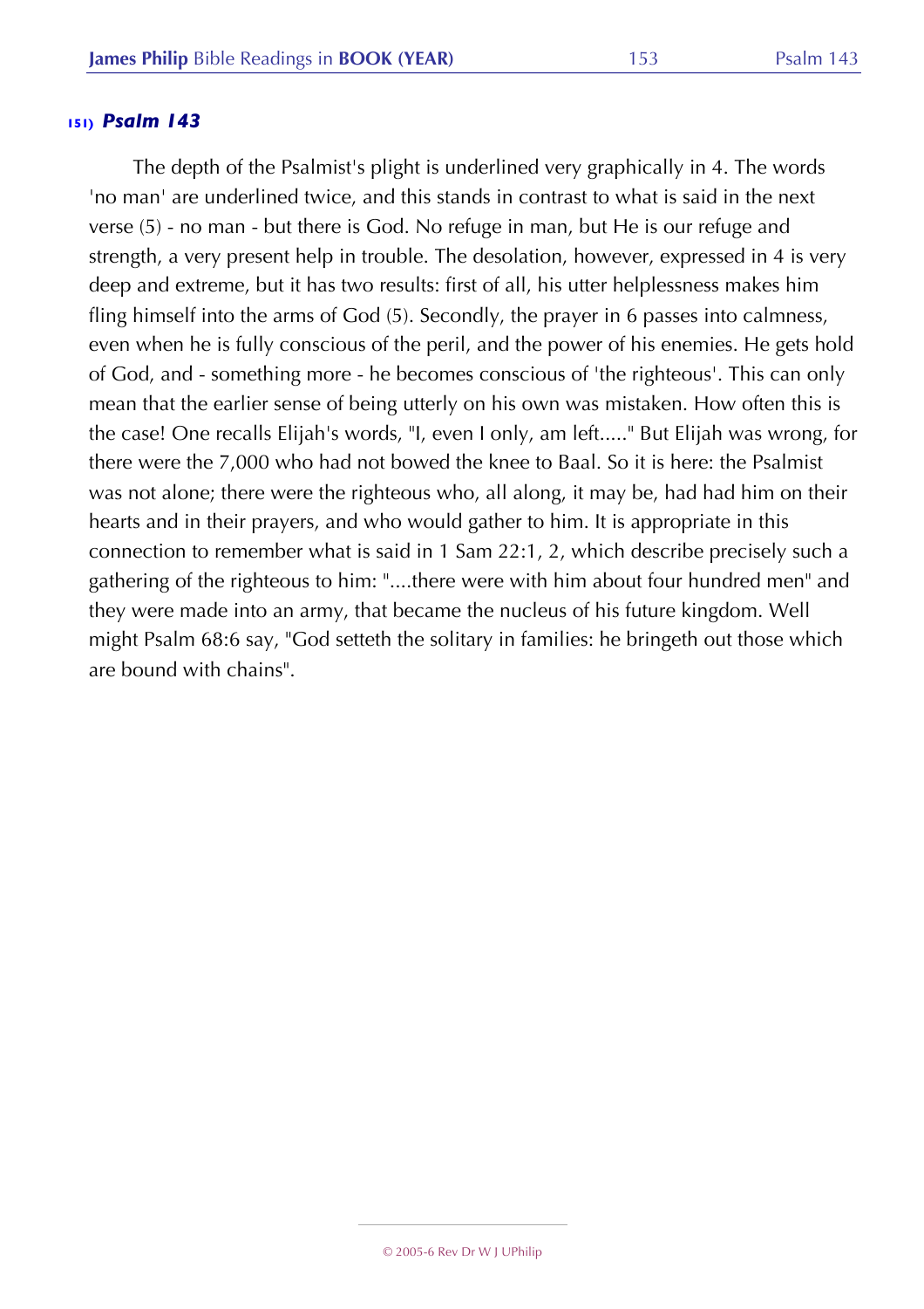## 151) *Psalm 143*

The depth of the Psalmist's plight is underlined very graphically in 4. The words 'no man' are underlined twice, and this stands in contrast to what is said in the next verse (5) - no man - but there is God. No refuge in man, but He is our refuge and strength, a very present help in trouble. The desolation, however, expressed in 4 is very deep and extreme, but it has two results: first of all, his utter helplessness makes him fling himself into the arms of God (5). Secondly, the prayer in 6 passes into calmness, even when he is fully conscious of the peril, and the power of his enemies. He gets hold of God, and - something more - he becomes conscious of 'the righteous'. This can only mean that the earlier sense of being utterly on his own was mistaken. How often this is the case! One recalls Elijah's words, "I, even I only, am left....." But Elijah was wrong, for there were the 7,000 who had not bowed the knee to Baal. So it is here: the Psalmist was not alone; there were the righteous who, all along, it may be, had had him on their hearts and in their prayers, and who would gather to him. It is appropriate in this connection to remember what is said in 1 Sam 22:1, 2, which describe precisely such a gathering of the righteous to him: "....there were with him about four hundred men" and they were made into an army, that became the nucleus of his future kingdom. Well might Psalm 68:6 say, "God setteth the solitary in families: he bringeth out those which are bound with chains".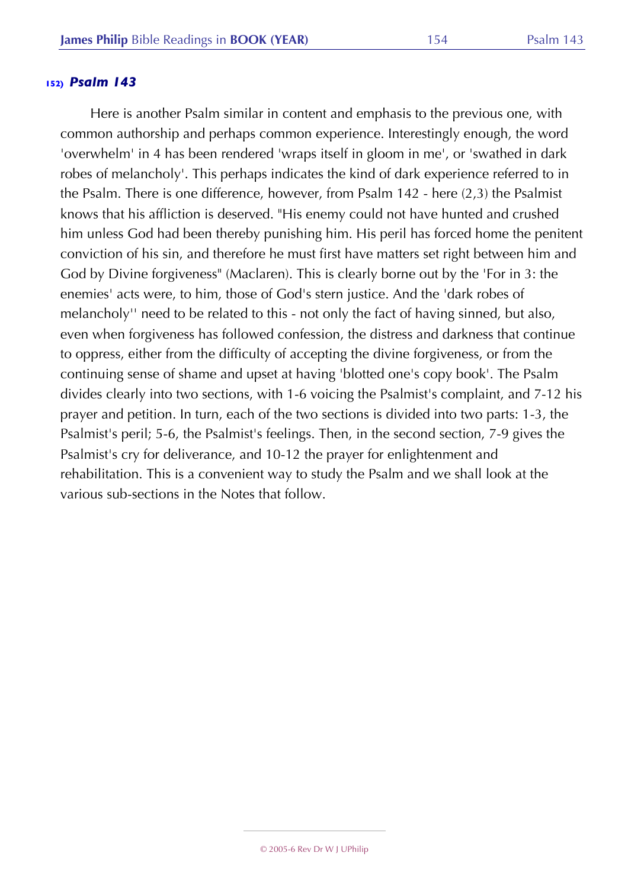## 152) *Psalm 143*

Here is another Psalm similar in content and emphasis to the previous one, with common authorship and perhaps common experience. Interestingly enough, the word 'overwhelm' in 4 has been rendered 'wraps itself in gloom in me', or 'swathed in dark robes of melancholy'. This perhaps indicates the kind of dark experience referred to in the Psalm. There is one difference, however, from Psalm 142 - here (2,3) the Psalmist knows that his affliction is deserved. "His enemy could not have hunted and crushed him unless God had been thereby punishing him. His peril has forced home the penitent conviction of his sin, and therefore he must first have matters set right between him and God by Divine forgiveness" (Maclaren). This is clearly borne out by the 'For in 3: the enemies' acts were, to him, those of God's stern justice. And the 'dark robes of melancholy'' need to be related to this - not only the fact of having sinned, but also, even when forgiveness has followed confession, the distress and darkness that continue to oppress, either from the difficulty of accepting the divine forgiveness, or from the continuing sense of shame and upset at having 'blotted one's copy book'. The Psalm divides clearly into two sections, with 1-6 voicing the Psalmist's complaint, and 7-12 his prayer and petition. In turn, each of the two sections is divided into two parts: 1-3, the Psalmist's peril; 5-6, the Psalmist's feelings. Then, in the second section, 7-9 gives the Psalmist's cry for deliverance, and 10-12 the prayer for enlightenment and rehabilitation. This is a convenient way to study the Psalm and we shall look at the various sub-sections in the Notes that follow.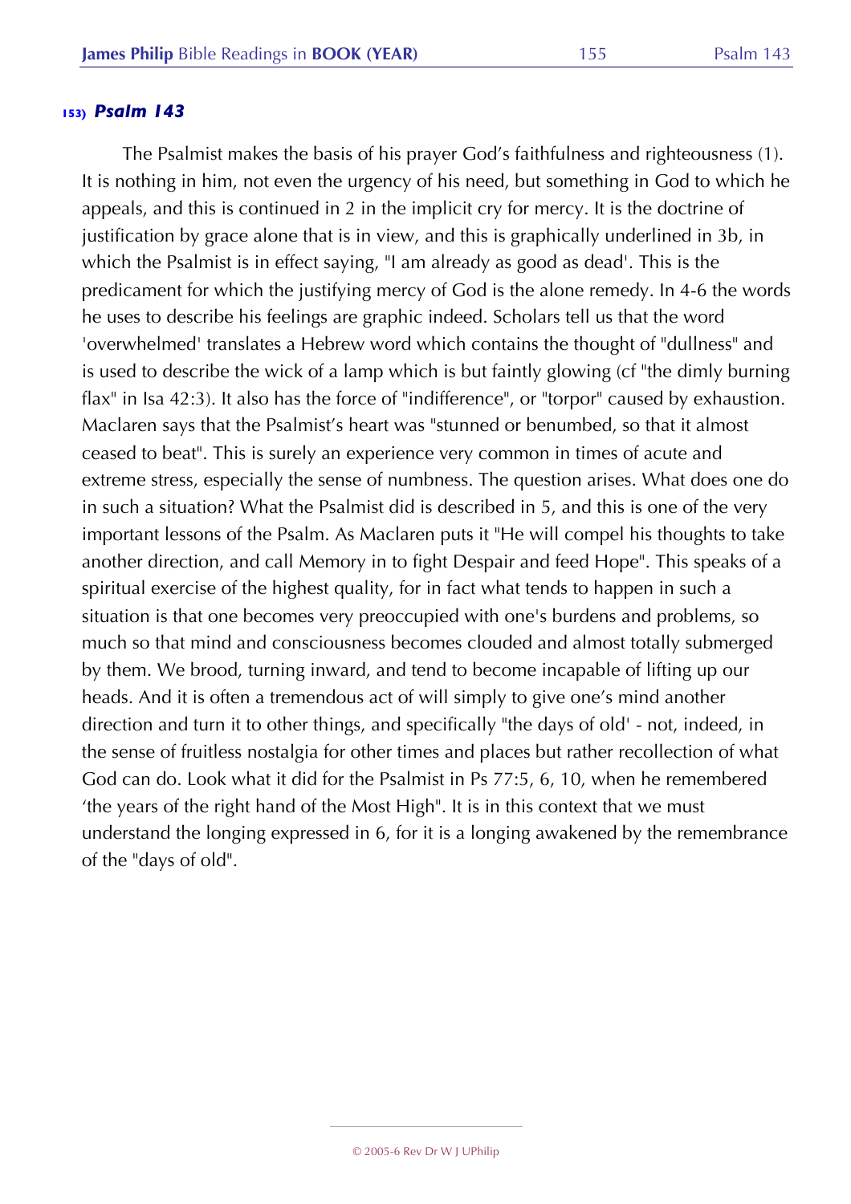### 153) *Psalm 143*

The Psalmist makes the basis of his prayer God's faithfulness and righteousness (1). It is nothing in him, not even the urgency of his need, but something in God to which he appeals, and this is continued in 2 in the implicit cry for mercy. It is the doctrine of justification by grace alone that is in view, and this is graphically underlined in 3b, in which the Psalmist is in effect saying, "I am already as good as dead'. This is the predicament for which the justifying mercy of God is the alone remedy. In 4-6 the words he uses to describe his feelings are graphic indeed. Scholars tell us that the word 'overwhelmed' translates a Hebrew word which contains the thought of "dullness" and is used to describe the wick of a lamp which is but faintly glowing (cf "the dimly burning flax" in Isa 42:3). It also has the force of "indifference", or "torpor" caused by exhaustion. Maclaren says that the Psalmist's heart was "stunned or benumbed, so that it almost ceased to beat". This is surely an experience very common in times of acute and extreme stress, especially the sense of numbness. The question arises. What does one do in such a situation? What the Psalmist did is described in 5, and this is one of the very important lessons of the Psalm. As Maclaren puts it "He will compel his thoughts to take another direction, and call Memory in to fight Despair and feed Hope". This speaks of a spiritual exercise of the highest quality, for in fact what tends to happen in such a situation is that one becomes very preoccupied with one's burdens and problems, so much so that mind and consciousness becomes clouded and almost totally submerged by them. We brood, turning inward, and tend to become incapable of lifting up our heads. And it is often a tremendous act of will simply to give one's mind another direction and turn it to other things, and specifically "the days of old' - not, indeed, in the sense of fruitless nostalgia for other times and places but rather recollection of what God can do. Look what it did for the Psalmist in Ps 77:5, 6, 10, when he remembered 'the years of the right hand of the Most High". It is in this context that we must understand the longing expressed in 6, for it is a longing awakened by the remembrance of the "days of old".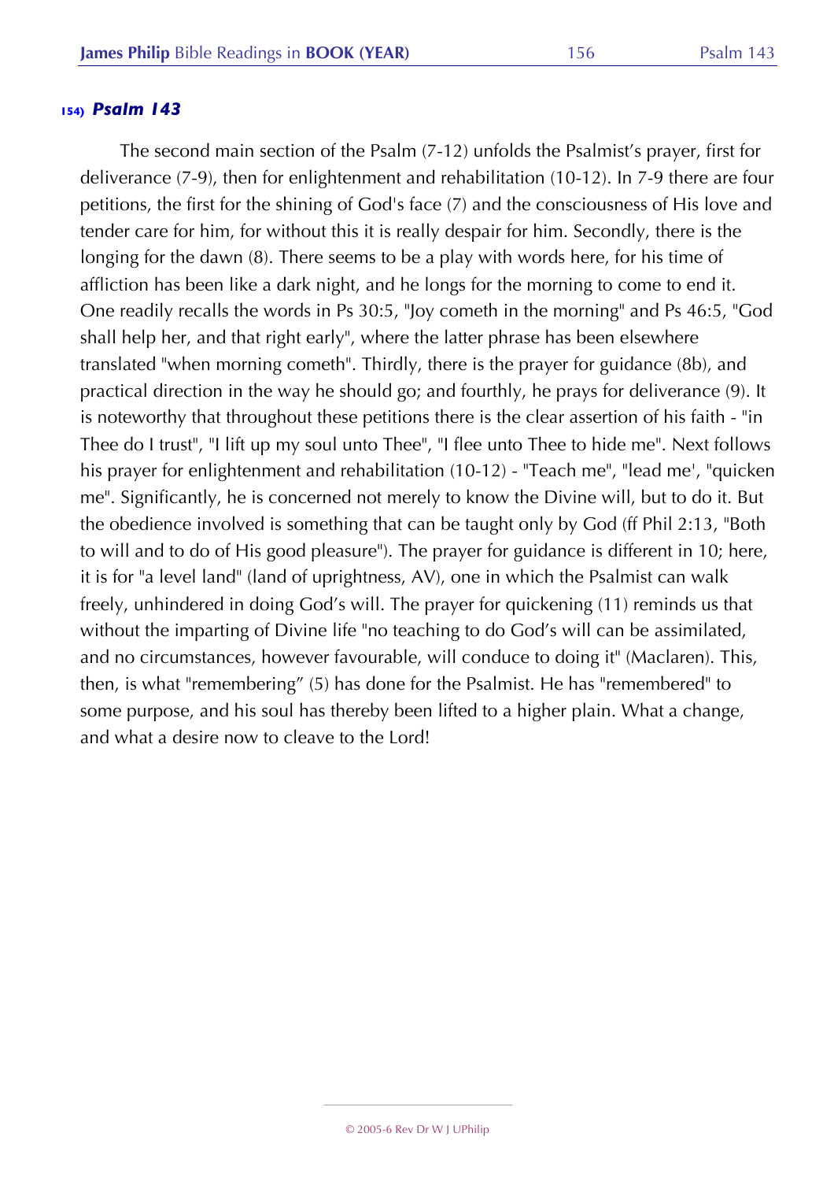## 154) *Psalm 143*

The second main section of the Psalm (7-12) unfolds the Psalmist's prayer, first for deliverance (7-9), then for enlightenment and rehabilitation (10-12). In 7-9 there are four petitions, the first for the shining of God's face (7) and the consciousness of His love and tender care for him, for without this it is really despair for him. Secondly, there is the longing for the dawn (8). There seems to be a play with words here, for his time of affliction has been like a dark night, and he longs for the morning to come to end it. One readily recalls the words in Ps 30:5, "Joy cometh in the morning" and Ps 46:5, "God shall help her, and that right early", where the latter phrase has been elsewhere translated "when morning cometh". Thirdly, there is the prayer for guidance (8b), and practical direction in the way he should go; and fourthly, he prays for deliverance (9). It is noteworthy that throughout these petitions there is the clear assertion of his faith - "in Thee do I trust", "I lift up my soul unto Thee", "I flee unto Thee to hide me". Next follows his prayer for enlightenment and rehabilitation (10-12) - "Teach me", "lead me', "quicken me". Significantly, he is concerned not merely to know the Divine will, but to do it. But the obedience involved is something that can be taught only by God (ff Phil 2:13, "Both to will and to do of His good pleasure"). The prayer for guidance is different in 10; here, it is for "a level land" (land of uprightness, AV), one in which the Psalmist can walk freely, unhindered in doing God's will. The prayer for quickening (11) reminds us that without the imparting of Divine life "no teaching to do God's will can be assimilated, and no circumstances, however favourable, will conduce to doing it" (Maclaren). This, then, is what "remembering" (5) has done for the Psalmist. He has "remembered" to some purpose, and his soul has thereby been lifted to a higher plain. What a change, and what a desire now to cleave to the Lord!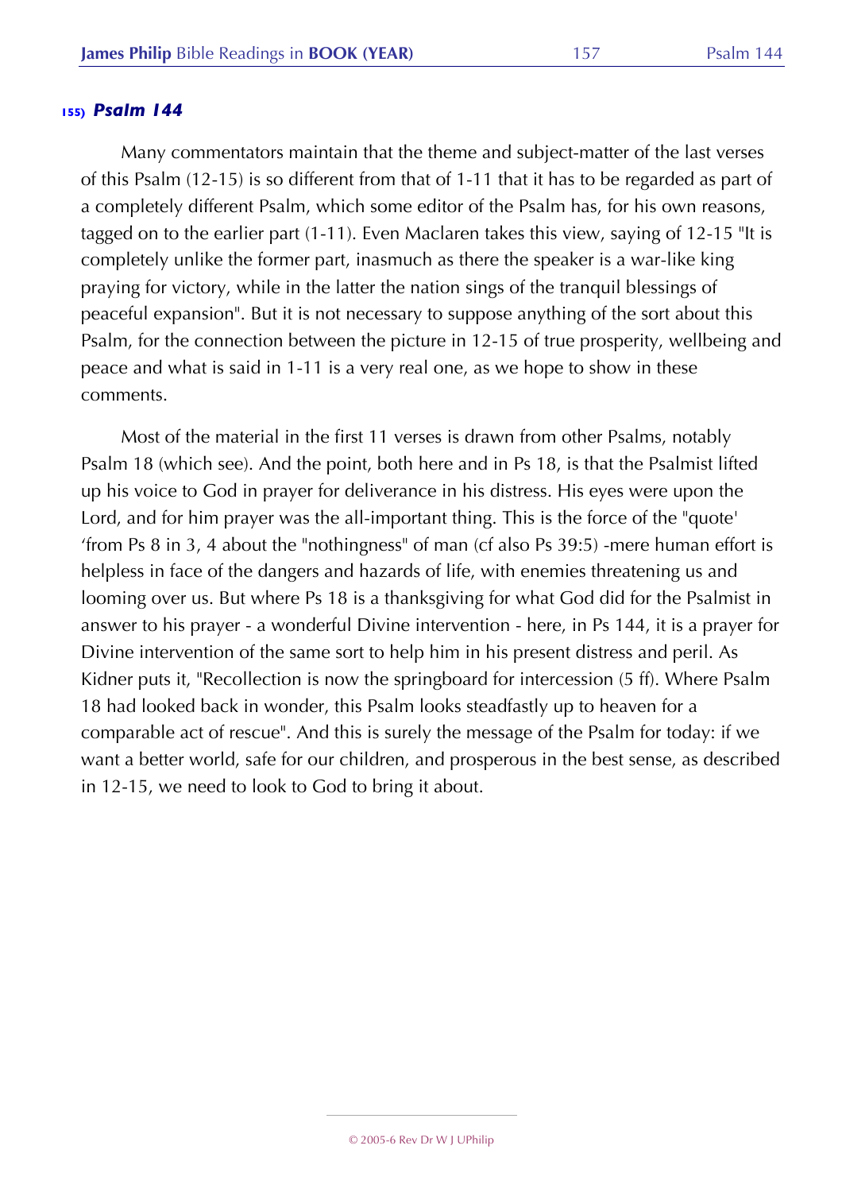## 155) *Psalm 144*

Many commentators maintain that the theme and subject-matter of the last verses of this Psalm (12-15) is so different from that of 1-11 that it has to be regarded as part of a completely different Psalm, which some editor of the Psalm has, for his own reasons, tagged on to the earlier part (1-11). Even Maclaren takes this view, saying of 12-15 "It is completely unlike the former part, inasmuch as there the speaker is a war-like king praying for victory, while in the latter the nation sings of the tranquil blessings of peaceful expansion". But it is not necessary to suppose anything of the sort about this Psalm, for the connection between the picture in 12-15 of true prosperity, wellbeing and peace and what is said in 1-11 is a very real one, as we hope to show in these comments.

Most of the material in the first 11 verses is drawn from other Psalms, notably Psalm 18 (which see). And the point, both here and in Ps 18, is that the Psalmist lifted up his voice to God in prayer for deliverance in his distress. His eyes were upon the Lord, and for him prayer was the all-important thing. This is the force of the "quote' 'from Ps 8 in 3, 4 about the "nothingness" of man (cf also Ps 39:5) -mere human effort is helpless in face of the dangers and hazards of life, with enemies threatening us and looming over us. But where Ps 18 is a thanksgiving for what God did for the Psalmist in answer to his prayer - a wonderful Divine intervention - here, in Ps 144, it is a prayer for Divine intervention of the same sort to help him in his present distress and peril. As Kidner puts it, "Recollection is now the springboard for intercession (5 ff). Where Psalm 18 had looked back in wonder, this Psalm looks steadfastly up to heaven for a comparable act of rescue". And this is surely the message of the Psalm for today: if we want a better world, safe for our children, and prosperous in the best sense, as described in 12-15, we need to look to God to bring it about.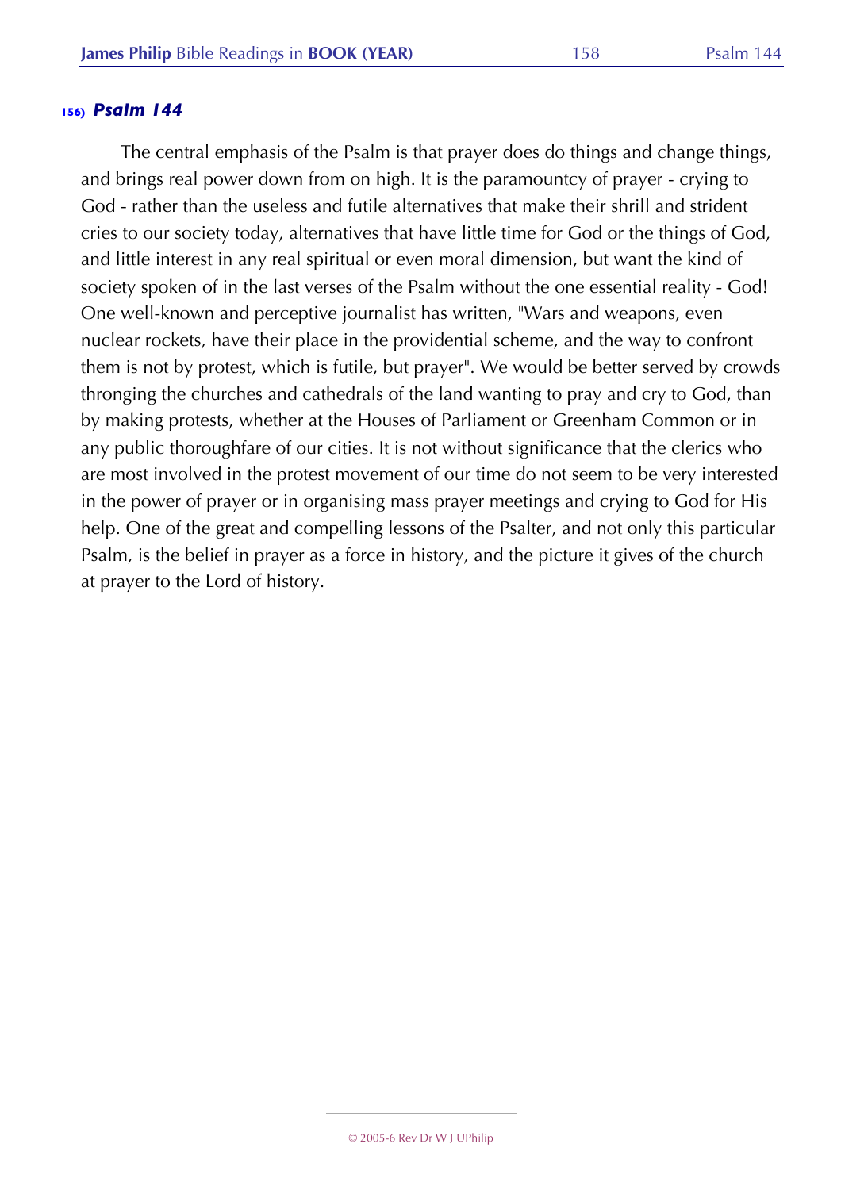### 156) *Psalm 144*

The central emphasis of the Psalm is that prayer does do things and change things, and brings real power down from on high. It is the paramountcy of prayer - crying to God - rather than the useless and futile alternatives that make their shrill and strident cries to our society today, alternatives that have little time for God or the things of God, and little interest in any real spiritual or even moral dimension, but want the kind of society spoken of in the last verses of the Psalm without the one essential reality - God! One well-known and perceptive journalist has written, "Wars and weapons, even nuclear rockets, have their place in the providential scheme, and the way to confront them is not by protest, which is futile, but prayer". We would be better served by crowds thronging the churches and cathedrals of the land wanting to pray and cry to God, than by making protests, whether at the Houses of Parliament or Greenham Common or in any public thoroughfare of our cities. It is not without significance that the clerics who are most involved in the protest movement of our time do not seem to be very interested in the power of prayer or in organising mass prayer meetings and crying to God for His help. One of the great and compelling lessons of the Psalter, and not only this particular Psalm, is the belief in prayer as a force in history, and the picture it gives of the church at prayer to the Lord of history.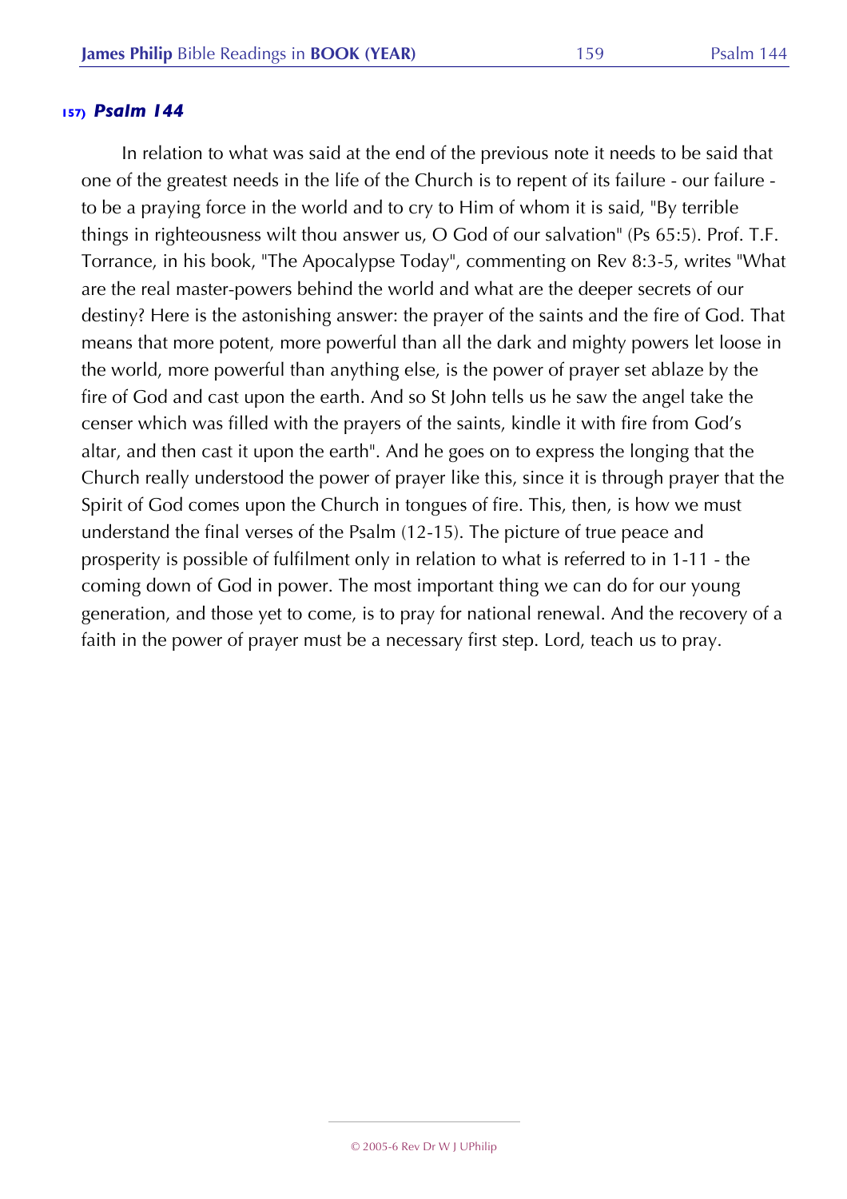### 157) *Psalm 144*

In relation to what was said at the end of the previous note it needs to be said that one of the greatest needs in the life of the Church is to repent of its failure - our failure - to be a praying force in the world and to cry to Him of whom it is said, "By terrible things in righteousness wilt thou answer us, O God of our salvation" (Ps 65:5). Prof. T.F. Torrance, in his book, "The Apocalypse Today", commenting on Rev 8:3-5, writes "What are the real master-powers behind the world and what are the deeper secrets of our destiny? Here is the astonishing answer: the prayer of the saints and the fire of God. That means that more potent, more powerful than all the dark and mighty powers let loose in the world, more powerful than anything else, is the power of prayer set ablaze by the fire of God and cast upon the earth. And so St John tells us he saw the angel take the censer which was filled with the prayers of the saints, kindle it with fire from God's altar, and then cast it upon the earth". And he goes on to express the longing that the Church really understood the power of prayer like this, since it is through prayer that the Spirit of God comes upon the Church in tongues of fire. This, then, is how we must understand the final verses of the Psalm (12-15). The picture of true peace and prosperity is possible of fulfilment only in relation to what is referred to in 1-11 - the coming down of God in power. The most important thing we can do for our young generation, and those yet to come, is to pray for national renewal. And the recovery of a faith in the power of prayer must be a necessary first step. Lord, teach us to pray.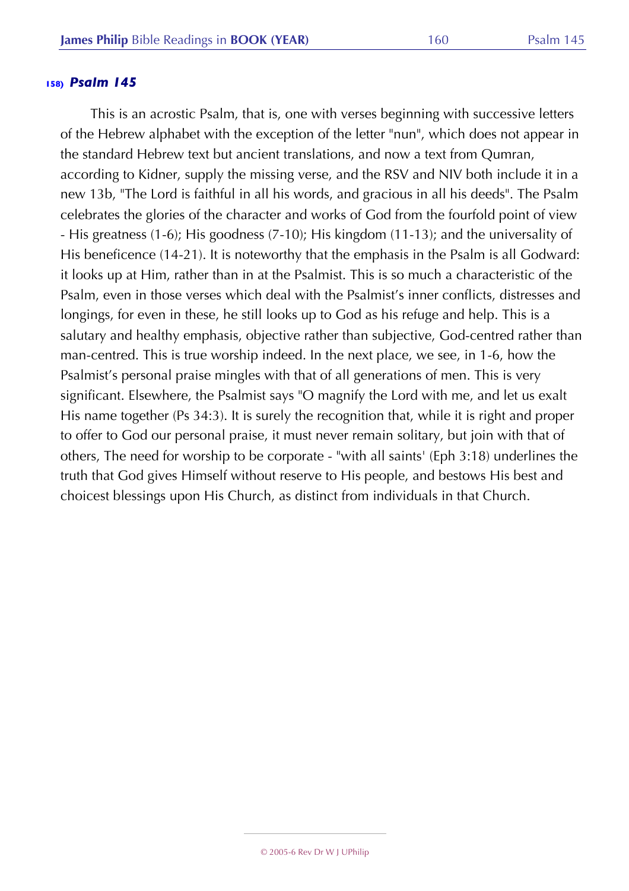### 158) *Psalm 145*

This is an acrostic Psalm, that is, one with verses beginning with successive letters of the Hebrew alphabet with the exception of the letter "nun", which does not appear in the standard Hebrew text but ancient translations, and now a text from Qumran, according to Kidner, supply the missing verse, and the RSV and NIV both include it in a new 13b, "The Lord is faithful in all his words, and gracious in all his deeds". The Psalm celebrates the glories of the character and works of God from the fourfold point of view - His greatness (1-6); His goodness (7-10); His kingdom (11-13); and the universality of His beneficence (14-21). It is noteworthy that the emphasis in the Psalm is all Godward: it looks up at Him, rather than in at the Psalmist. This is so much a characteristic of the Psalm, even in those verses which deal with the Psalmist's inner conflicts, distresses and longings, for even in these, he still looks up to God as his refuge and help. This is a salutary and healthy emphasis, objective rather than subjective, God-centred rather than man-centred. This is true worship indeed. In the next place, we see, in 1-6, how the Psalmist's personal praise mingles with that of all generations of men. This is very significant. Elsewhere, the Psalmist says "O magnify the Lord with me, and let us exalt His name together (Ps 34:3). It is surely the recognition that, while it is right and proper to offer to God our personal praise, it must never remain solitary, but join with that of others, The need for worship to be corporate - "with all saints' (Eph 3:18) underlines the truth that God gives Himself without reserve to His people, and bestows His best and choicest blessings upon His Church, as distinct from individuals in that Church.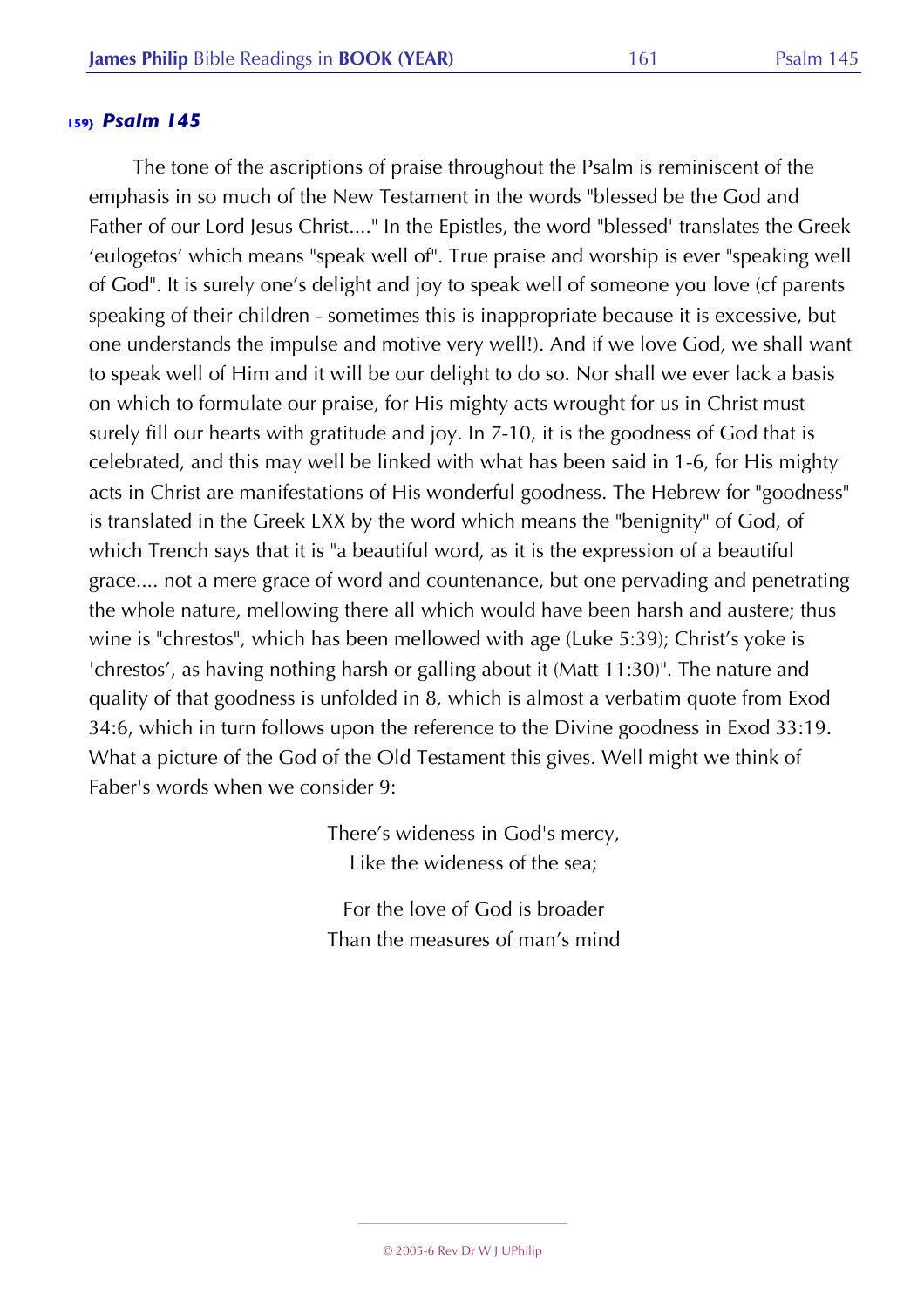### 159) *Psalm 145*

The tone of the ascriptions of praise throughout the Psalm is reminiscent of the emphasis in so much of the New Testament in the words "blessed be the God and Father of our Lord Jesus Christ...." In the Epistles, the word "blessed' translates the Greek 'eulogetos' which means "speak well of". True praise and worship is ever "speaking well of God". It is surely one's delight and joy to speak well of someone you love (cf parents speaking of their children - sometimes this is inappropriate because it is excessive, but one understands the impulse and motive very well!). And if we love God, we shall want to speak well of Him and it will be our delight to do so. Nor shall we ever lack a basis on which to formulate our praise, for His mighty acts wrought for us in Christ must surely fill our hearts with gratitude and joy. In 7-10, it is the goodness of God that is celebrated, and this may well be linked with what has been said in 1-6, for His mighty acts in Christ are manifestations of His wonderful goodness. The Hebrew for "goodness" is translated in the Greek LXX by the word which means the "benignity" of God, of which Trench says that it is "a beautiful word, as it is the expression of a beautiful grace.... not a mere grace of word and countenance, but one pervading and penetrating the whole nature, mellowing there all which would have been harsh and austere; thus wine is "chrestos", which has been mellowed with age (Luke 5:39); Christ's yoke is 'chrestos', as having nothing harsh or galling about it (Matt 11:30)". The nature and quality of that goodness is unfolded in 8, which is almost a verbatim quote from Exod 34:6, which in turn follows upon the reference to the Divine goodness in Exod 33:19. What a picture of the God of the Old Testament this gives. Well might we think of Faber's words when we consider 9:

> There's wideness in God's mercy,
> Like the wideness of the sea;
>
> For the love of God is broader
> Than the measures of man's mind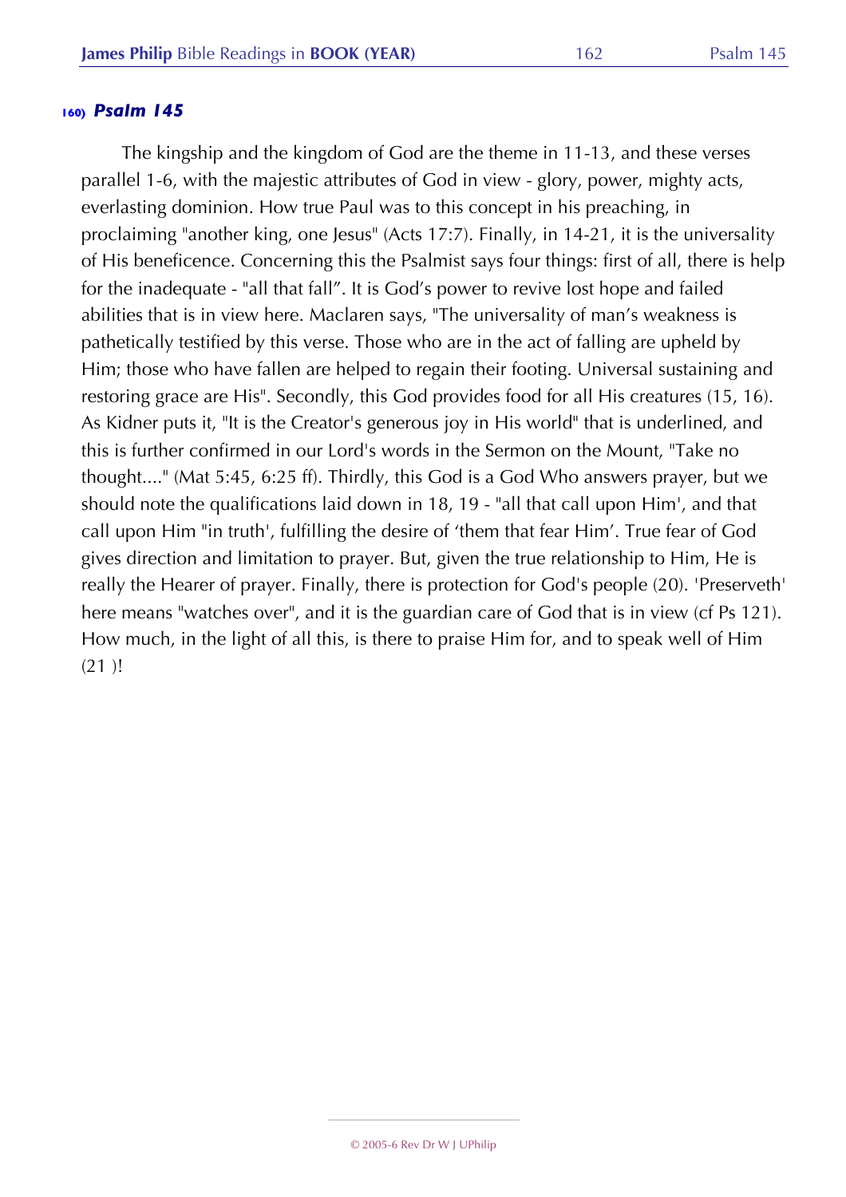### 160) *Psalm 145*

The kingship and the kingdom of God are the theme in 11-13, and these verses parallel 1-6, with the majestic attributes of God in view - glory, power, mighty acts, everlasting dominion. How true Paul was to this concept in his preaching, in proclaiming "another king, one Jesus" (Acts 17:7). Finally, in 14-21, it is the universality of His beneficence. Concerning this the Psalmist says four things: first of all, there is help for the inadequate - "all that fall". It is God's power to revive lost hope and failed abilities that is in view here. Maclaren says, "The universality of man's weakness is pathetically testified by this verse. Those who are in the act of falling are upheld by Him; those who have fallen are helped to regain their footing. Universal sustaining and restoring grace are His". Secondly, this God provides food for all His creatures (15, 16). As Kidner puts it, "It is the Creator's generous joy in His world" that is underlined, and this is further confirmed in our Lord's words in the Sermon on the Mount, "Take no thought...." (Mat 5:45, 6:25 ff). Thirdly, this God is a God Who answers prayer, but we should note the qualifications laid down in 18, 19 - "all that call upon Him', and that call upon Him "in truth', fulfilling the desire of 'them that fear Him'. True fear of God gives direction and limitation to prayer. But, given the true relationship to Him, He is really the Hearer of prayer. Finally, there is protection for God's people (20). 'Preserveth' here means "watches over", and it is the guardian care of God that is in view (cf Ps 121). How much, in the light of all this, is there to praise Him for, and to speak well of Him (21 )!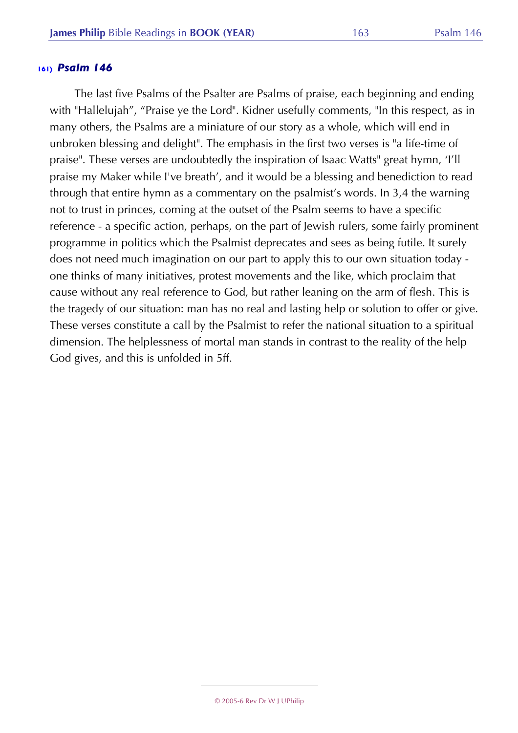## 161) *Psalm 146*

The last five Psalms of the Psalter are Psalms of praise, each beginning and ending with "Hallelujah", "Praise ye the Lord". Kidner usefully comments, "In this respect, as in many others, the Psalms are a miniature of our story as a whole, which will end in unbroken blessing and delight". The emphasis in the first two verses is "a life-time of praise". These verses are undoubtedly the inspiration of Isaac Watts" great hymn, 'I'll praise my Maker while I've breath', and it would be a blessing and benediction to read through that entire hymn as a commentary on the psalmist's words. In 3,4 the warning not to trust in princes, coming at the outset of the Psalm seems to have a specific reference - a specific action, perhaps, on the part of Jewish rulers, some fairly prominent programme in politics which the Psalmist deprecates and sees as being futile. It surely does not need much imagination on our part to apply this to our own situation today - one thinks of many initiatives, protest movements and the like, which proclaim that cause without any real reference to God, but rather leaning on the arm of flesh. This is the tragedy of our situation: man has no real and lasting help or solution to offer or give. These verses constitute a call by the Psalmist to refer the national situation to a spiritual dimension. The helplessness of mortal man stands in contrast to the reality of the help God gives, and this is unfolded in 5ff.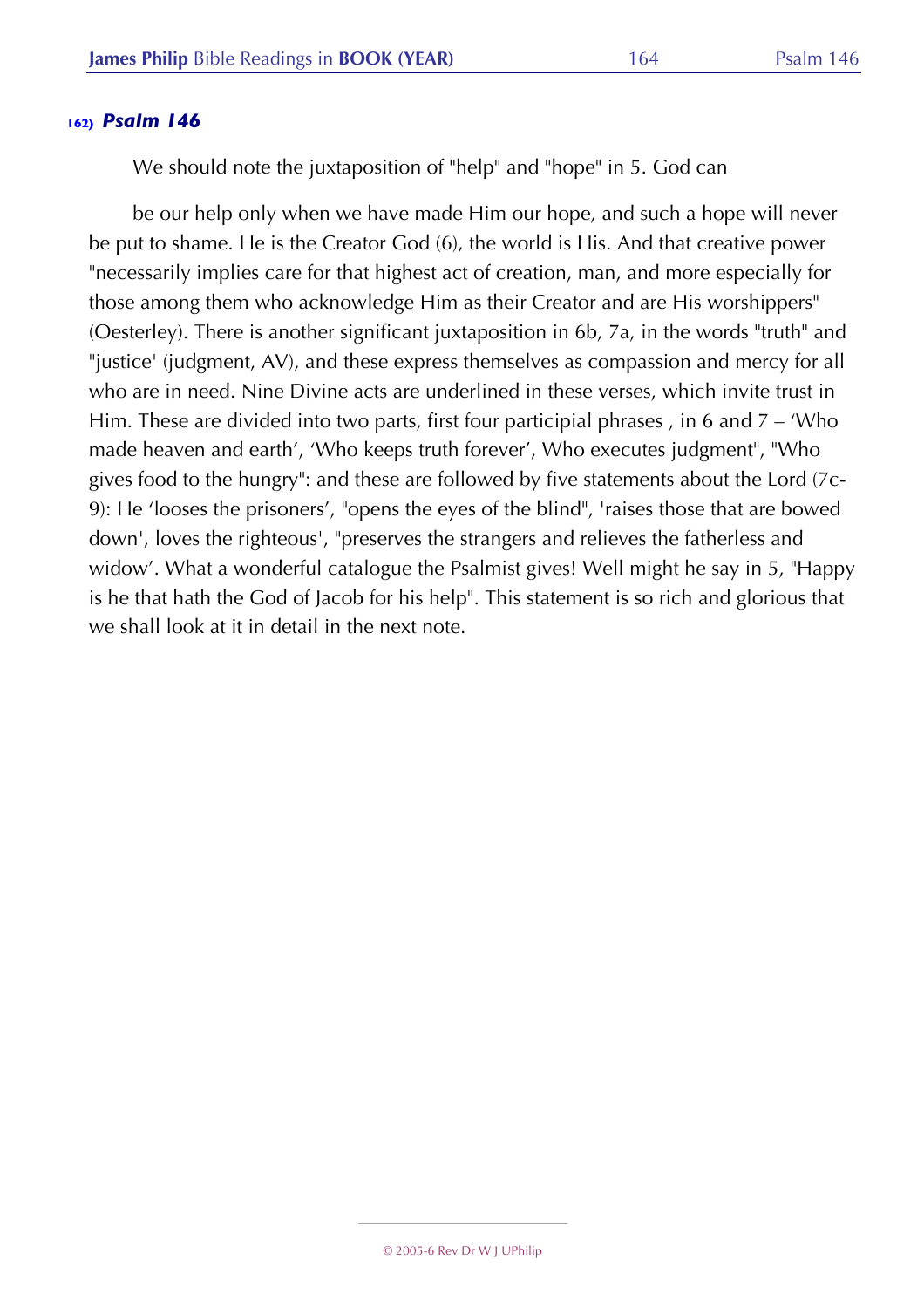## 162) *Psalm 146*

We should note the juxtaposition of "help" and "hope" in 5. God can

be our help only when we have made Him our hope, and such a hope will never be put to shame. He is the Creator God (6), the world is His. And that creative power "necessarily implies care for that highest act of creation, man, and more especially for those among them who acknowledge Him as their Creator and are His worshippers" (Oesterley). There is another significant juxtaposition in 6b, 7a, in the words "truth" and "justice' (judgment, AV), and these express themselves as compassion and mercy for all who are in need. Nine Divine acts are underlined in these verses, which invite trust in Him. These are divided into two parts, first four participial phrases , in 6 and 7 – 'Who made heaven and earth', 'Who keeps truth forever', Who executes judgment", "Who gives food to the hungry": and these are followed by five statements about the Lord (7c-9): He 'looses the prisoners', "opens the eyes of the blind", 'raises those that are bowed down', loves the righteous', "preserves the strangers and relieves the fatherless and widow'. What a wonderful catalogue the Psalmist gives! Well might he say in 5, "Happy is he that hath the God of Jacob for his help". This statement is so rich and glorious that we shall look at it in detail in the next note.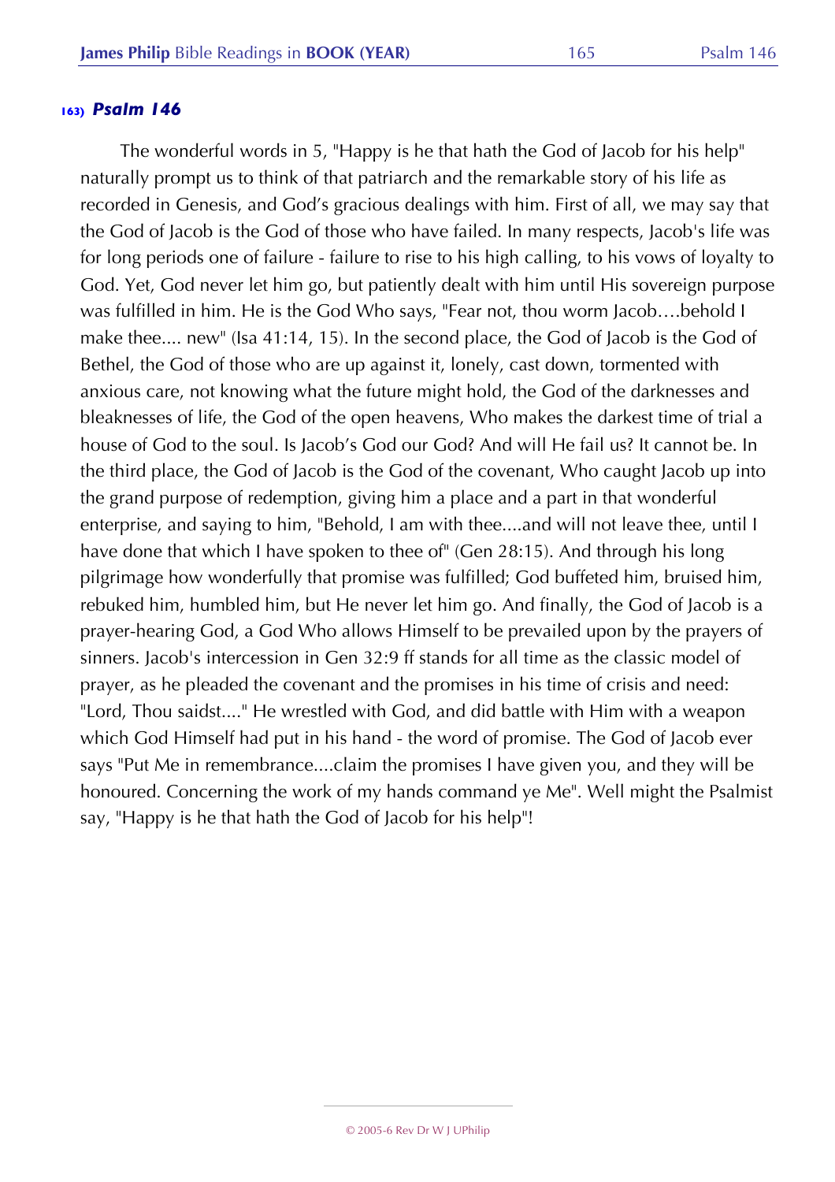## 163) *Psalm 146*

The wonderful words in 5, "Happy is he that hath the God of Jacob for his help" naturally prompt us to think of that patriarch and the remarkable story of his life as recorded in Genesis, and God's gracious dealings with him. First of all, we may say that the God of Jacob is the God of those who have failed. In many respects, Jacob's life was for long periods one of failure - failure to rise to his high calling, to his vows of loyalty to God. Yet, God never let him go, but patiently dealt with him until His sovereign purpose was fulfilled in him. He is the God Who says, "Fear not, thou worm Jacob….behold I make thee.... new" (Isa 41:14, 15). In the second place, the God of Jacob is the God of Bethel, the God of those who are up against it, lonely, cast down, tormented with anxious care, not knowing what the future might hold, the God of the darknesses and bleaknesses of life, the God of the open heavens, Who makes the darkest time of trial a house of God to the soul. Is Jacob's God our God? And will He fail us? It cannot be. In the third place, the God of Jacob is the God of the covenant, Who caught Jacob up into the grand purpose of redemption, giving him a place and a part in that wonderful enterprise, and saying to him, "Behold, I am with thee....and will not leave thee, until I have done that which I have spoken to thee of" (Gen 28:15). And through his long pilgrimage how wonderfully that promise was fulfilled; God buffeted him, bruised him, rebuked him, humbled him, but He never let him go. And finally, the God of Jacob is a prayer-hearing God, a God Who allows Himself to be prevailed upon by the prayers of sinners. Jacob's intercession in Gen 32:9 ff stands for all time as the classic model of prayer, as he pleaded the covenant and the promises in his time of crisis and need: "Lord, Thou saidst...." He wrestled with God, and did battle with Him with a weapon which God Himself had put in his hand - the word of promise. The God of Jacob ever says "Put Me in remembrance....claim the promises I have given you, and they will be honoured. Concerning the work of my hands command ye Me". Well might the Psalmist say, "Happy is he that hath the God of Jacob for his help"!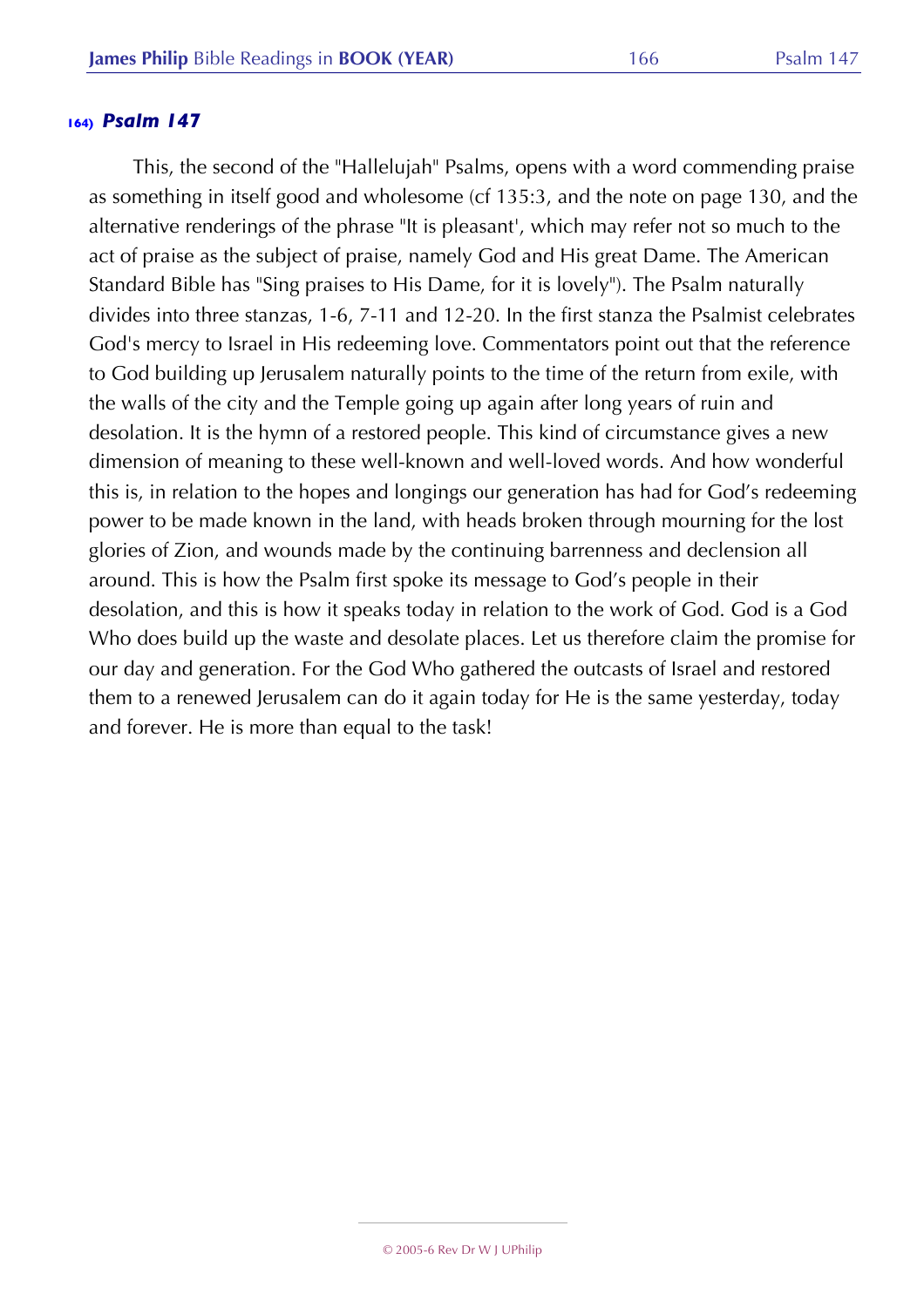## 164) *Psalm 147*

This, the second of the "Hallelujah" Psalms, opens with a word commending praise as something in itself good and wholesome (cf 135:3, and the note on page 130, and the alternative renderings of the phrase "It is pleasant', which may refer not so much to the act of praise as the subject of praise, namely God and His great Dame. The American Standard Bible has "Sing praises to His Dame, for it is lovely"). The Psalm naturally divides into three stanzas, 1-6, 7-11 and 12-20. In the first stanza the Psalmist celebrates God's mercy to Israel in His redeeming love. Commentators point out that the reference to God building up Jerusalem naturally points to the time of the return from exile, with the walls of the city and the Temple going up again after long years of ruin and desolation. It is the hymn of a restored people. This kind of circumstance gives a new dimension of meaning to these well-known and well-loved words. And how wonderful this is, in relation to the hopes and longings our generation has had for God's redeeming power to be made known in the land, with heads broken through mourning for the lost glories of Zion, and wounds made by the continuing barrenness and declension all around. This is how the Psalm first spoke its message to God's people in their desolation, and this is how it speaks today in relation to the work of God. God is a God Who does build up the waste and desolate places. Let us therefore claim the promise for our day and generation. For the God Who gathered the outcasts of Israel and restored them to a renewed Jerusalem can do it again today for He is the same yesterday, today and forever. He is more than equal to the task!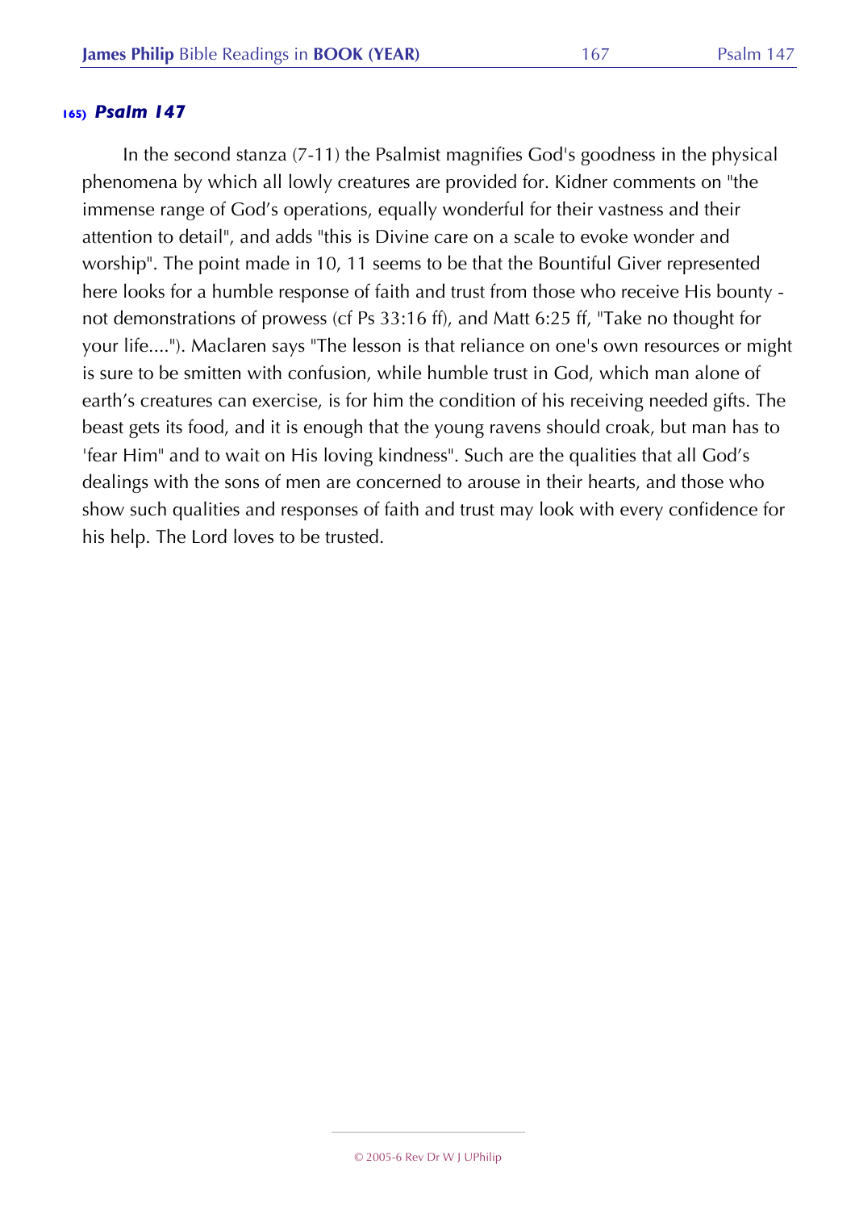### 165) *Psalm 147*

In the second stanza (7-11) the Psalmist magnifies God's goodness in the physical phenomena by which all lowly creatures are provided for. Kidner comments on "the immense range of God's operations, equally wonderful for their vastness and their attention to detail", and adds "this is Divine care on a scale to evoke wonder and worship". The point made in 10, 11 seems to be that the Bountiful Giver represented here looks for a humble response of faith and trust from those who receive His bounty - not demonstrations of prowess (cf Ps 33:16 ff), and Matt 6:25 ff, "Take no thought for your life...."). Maclaren says "The lesson is that reliance on one's own resources or might is sure to be smitten with confusion, while humble trust in God, which man alone of earth's creatures can exercise, is for him the condition of his receiving needed gifts. The beast gets its food, and it is enough that the young ravens should croak, but man has to 'fear Him" and to wait on His loving kindness". Such are the qualities that all God's dealings with the sons of men are concerned to arouse in their hearts, and those who show such qualities and responses of faith and trust may look with every confidence for his help. The Lord loves to be trusted.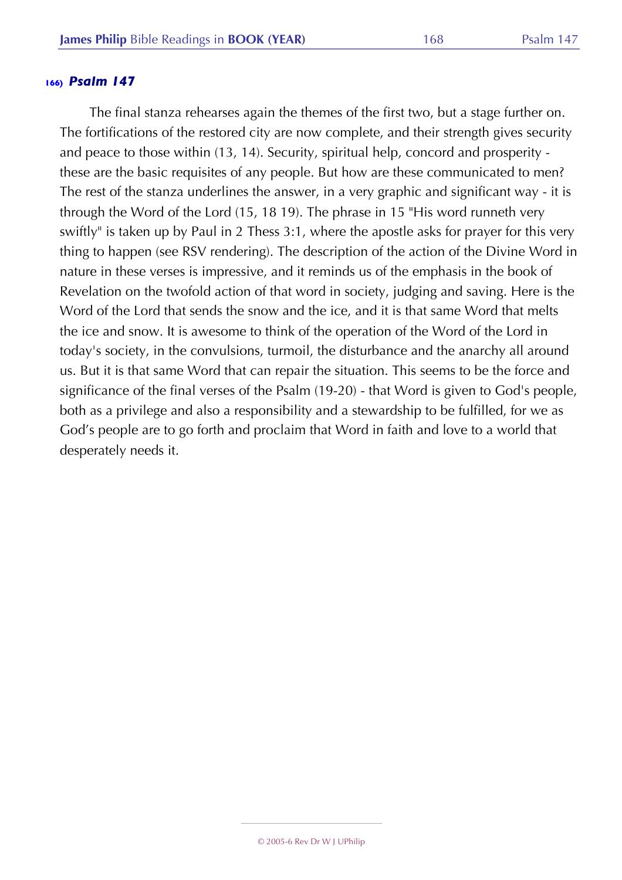## 166) *Psalm 147*

The final stanza rehearses again the themes of the first two, but a stage further on. The fortifications of the restored city are now complete, and their strength gives security and peace to those within (13, 14). Security, spiritual help, concord and prosperity - these are the basic requisites of any people. But how are these communicated to men? The rest of the stanza underlines the answer, in a very graphic and significant way - it is through the Word of the Lord (15, 18 19). The phrase in 15 "His word runneth very swiftly" is taken up by Paul in 2 Thess 3:1, where the apostle asks for prayer for this very thing to happen (see RSV rendering). The description of the action of the Divine Word in nature in these verses is impressive, and it reminds us of the emphasis in the book of Revelation on the twofold action of that word in society, judging and saving. Here is the Word of the Lord that sends the snow and the ice, and it is that same Word that melts the ice and snow. It is awesome to think of the operation of the Word of the Lord in today's society, in the convulsions, turmoil, the disturbance and the anarchy all around us. But it is that same Word that can repair the situation. This seems to be the force and significance of the final verses of the Psalm (19-20) - that Word is given to God's people, both as a privilege and also a responsibility and a stewardship to be fulfilled, for we as God's people are to go forth and proclaim that Word in faith and love to a world that desperately needs it.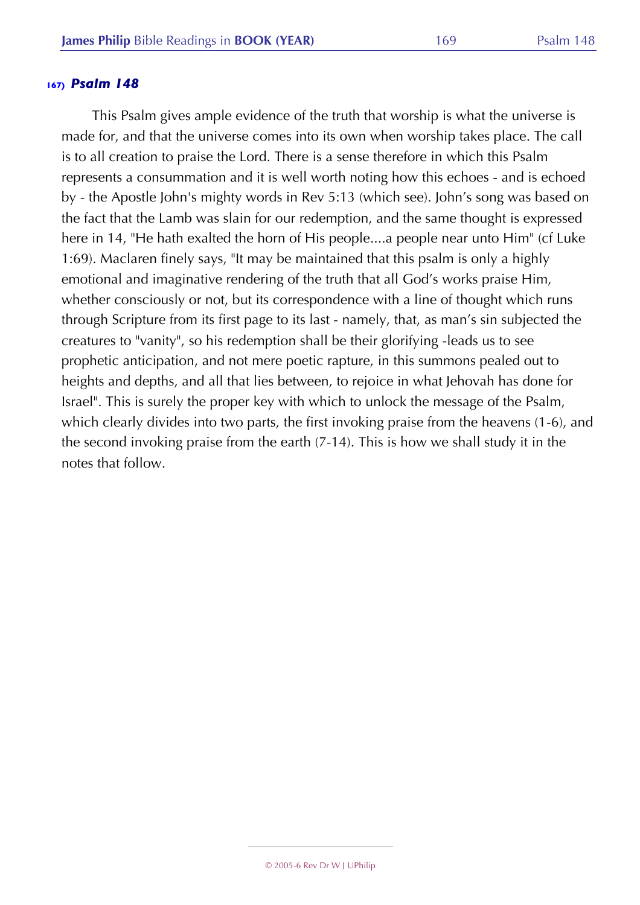### 167) *Psalm 148*

This Psalm gives ample evidence of the truth that worship is what the universe is made for, and that the universe comes into its own when worship takes place. The call is to all creation to praise the Lord. There is a sense therefore in which this Psalm represents a consummation and it is well worth noting how this echoes - and is echoed by - the Apostle John's mighty words in Rev 5:13 (which see). John's song was based on the fact that the Lamb was slain for our redemption, and the same thought is expressed here in 14, "He hath exalted the horn of His people....a people near unto Him" (cf Luke 1:69). Maclaren finely says, "It may be maintained that this psalm is only a highly emotional and imaginative rendering of the truth that all God's works praise Him, whether consciously or not, but its correspondence with a line of thought which runs through Scripture from its first page to its last - namely, that, as man's sin subjected the creatures to "vanity", so his redemption shall be their glorifying -leads us to see prophetic anticipation, and not mere poetic rapture, in this summons pealed out to heights and depths, and all that lies between, to rejoice in what Jehovah has done for Israel". This is surely the proper key with which to unlock the message of the Psalm, which clearly divides into two parts, the first invoking praise from the heavens (1-6), and the second invoking praise from the earth (7-14). This is how we shall study it in the notes that follow.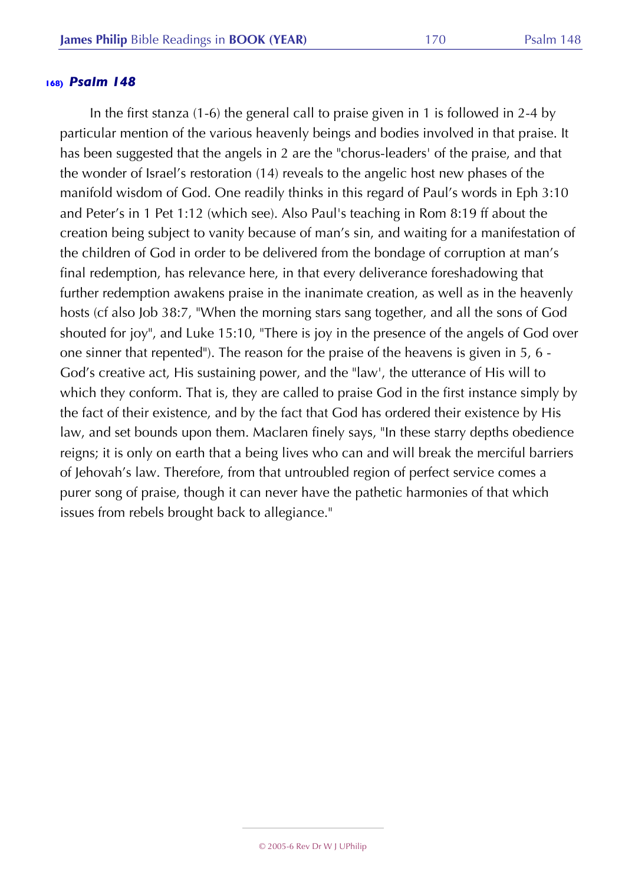## 168) *Psalm 148*

In the first stanza (1-6) the general call to praise given in 1 is followed in 2-4 by particular mention of the various heavenly beings and bodies involved in that praise. It has been suggested that the angels in 2 are the "chorus-leaders' of the praise, and that the wonder of Israel's restoration (14) reveals to the angelic host new phases of the manifold wisdom of God. One readily thinks in this regard of Paul's words in Eph 3:10 and Peter's in 1 Pet 1:12 (which see). Also Paul's teaching in Rom 8:19 ff about the creation being subject to vanity because of man's sin, and waiting for a manifestation of the children of God in order to be delivered from the bondage of corruption at man's final redemption, has relevance here, in that every deliverance foreshadowing that further redemption awakens praise in the inanimate creation, as well as in the heavenly hosts (cf also Job 38:7, "When the morning stars sang together, and all the sons of God shouted for joy", and Luke 15:10, "There is joy in the presence of the angels of God over one sinner that repented"). The reason for the praise of the heavens is given in 5, 6 - God's creative act, His sustaining power, and the "law', the utterance of His will to which they conform. That is, they are called to praise God in the first instance simply by the fact of their existence, and by the fact that God has ordered their existence by His law, and set bounds upon them. Maclaren finely says, "In these starry depths obedience reigns; it is only on earth that a being lives who can and will break the merciful barriers of Jehovah's law. Therefore, from that untroubled region of perfect service comes a purer song of praise, though it can never have the pathetic harmonies of that which issues from rebels brought back to allegiance."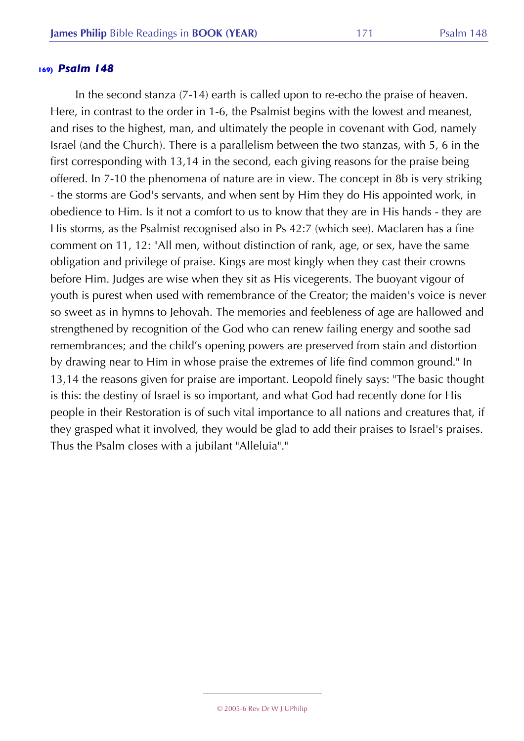### 169) *Psalm 148*

In the second stanza (7-14) earth is called upon to re-echo the praise of heaven. Here, in contrast to the order in 1-6, the Psalmist begins with the lowest and meanest, and rises to the highest, man, and ultimately the people in covenant with God, namely Israel (and the Church). There is a parallelism between the two stanzas, with 5, 6 in the first corresponding with 13,14 in the second, each giving reasons for the praise being offered. In 7-10 the phenomena of nature are in view. The concept in 8b is very striking - the storms are God's servants, and when sent by Him they do His appointed work, in obedience to Him. Is it not a comfort to us to know that they are in His hands - they are His storms, as the Psalmist recognised also in Ps 42:7 (which see). Maclaren has a fine comment on 11, 12: "All men, without distinction of rank, age, or sex, have the same obligation and privilege of praise. Kings are most kingly when they cast their crowns before Him. Judges are wise when they sit as His vicegerents. The buoyant vigour of youth is purest when used with remembrance of the Creator; the maiden's voice is never so sweet as in hymns to Jehovah. The memories and feebleness of age are hallowed and strengthened by recognition of the God who can renew failing energy and soothe sad remembrances; and the child's opening powers are preserved from stain and distortion by drawing near to Him in whose praise the extremes of life find common ground." In 13,14 the reasons given for praise are important. Leopold finely says: "The basic thought is this: the destiny of Israel is so important, and what God had recently done for His people in their Restoration is of such vital importance to all nations and creatures that, if they grasped what it involved, they would be glad to add their praises to Israel's praises. Thus the Psalm closes with a jubilant "Alleluia"."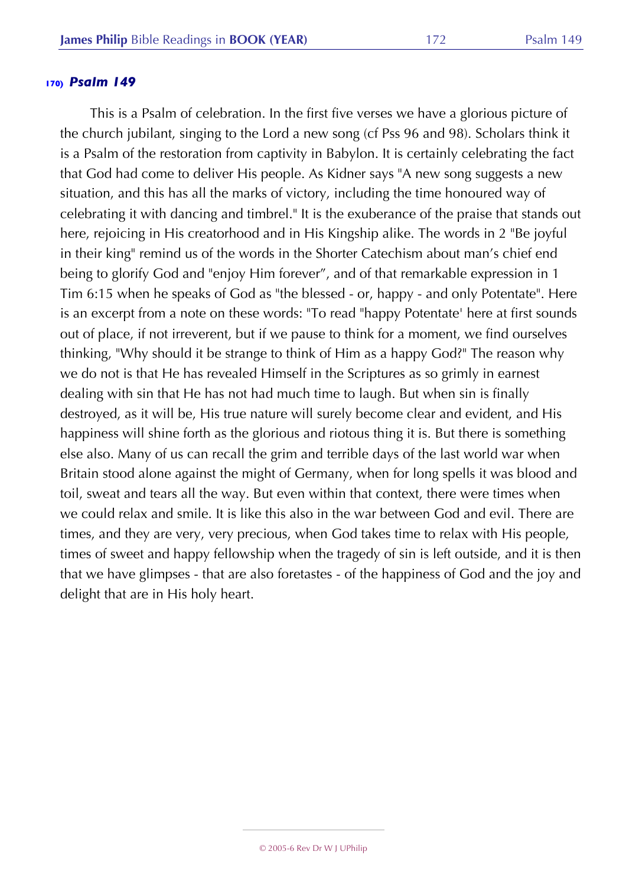### 170) *Psalm 149*

This is a Psalm of celebration. In the first five verses we have a glorious picture of the church jubilant, singing to the Lord a new song (cf Pss 96 and 98). Scholars think it is a Psalm of the restoration from captivity in Babylon. It is certainly celebrating the fact that God had come to deliver His people. As Kidner says "A new song suggests a new situation, and this has all the marks of victory, including the time honoured way of celebrating it with dancing and timbrel." It is the exuberance of the praise that stands out here, rejoicing in His creatorhood and in His Kingship alike. The words in 2 "Be joyful in their king" remind us of the words in the Shorter Catechism about man's chief end being to glorify God and "enjoy Him forever", and of that remarkable expression in 1 Tim 6:15 when he speaks of God as "the blessed - or, happy - and only Potentate". Here is an excerpt from a note on these words: "To read "happy Potentate' here at first sounds out of place, if not irreverent, but if we pause to think for a moment, we find ourselves thinking, "Why should it be strange to think of Him as a happy God?" The reason why we do not is that He has revealed Himself in the Scriptures as so grimly in earnest dealing with sin that He has not had much time to laugh. But when sin is finally destroyed, as it will be, His true nature will surely become clear and evident, and His happiness will shine forth as the glorious and riotous thing it is. But there is something else also. Many of us can recall the grim and terrible days of the last world war when Britain stood alone against the might of Germany, when for long spells it was blood and toil, sweat and tears all the way. But even within that context, there were times when we could relax and smile. It is like this also in the war between God and evil. There are times, and they are very, very precious, when God takes time to relax with His people, times of sweet and happy fellowship when the tragedy of sin is left outside, and it is then that we have glimpses - that are also foretastes - of the happiness of God and the joy and delight that are in His holy heart.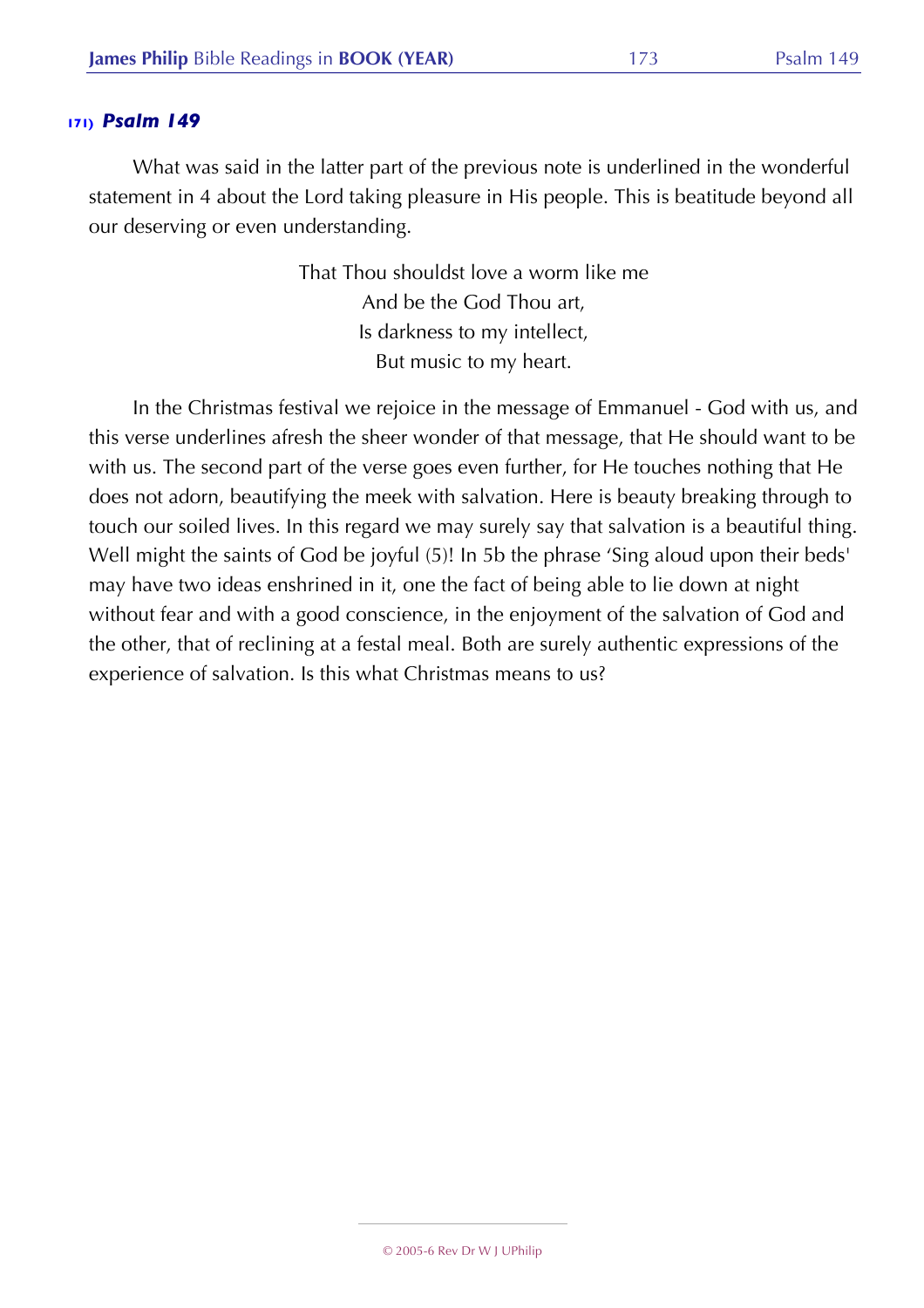### 171) *Psalm 149*

What was said in the latter part of the previous note is underlined in the wonderful statement in 4 about the Lord taking pleasure in His people. This is beatitude beyond all our deserving or even understanding.

> That Thou shouldst love a worm like me
> And be the God Thou art,
> Is darkness to my intellect,
> But music to my heart.

In the Christmas festival we rejoice in the message of Emmanuel - God with us, and this verse underlines afresh the sheer wonder of that message, that He should want to be with us. The second part of the verse goes even further, for He touches nothing that He does not adorn, beautifying the meek with salvation. Here is beauty breaking through to touch our soiled lives. In this regard we may surely say that salvation is a beautiful thing. Well might the saints of God be joyful (5)! In 5b the phrase 'Sing aloud upon their beds' may have two ideas enshrined in it, one the fact of being able to lie down at night without fear and with a good conscience, in the enjoyment of the salvation of God and the other, that of reclining at a festal meal. Both are surely authentic expressions of the experience of salvation. Is this what Christmas means to us?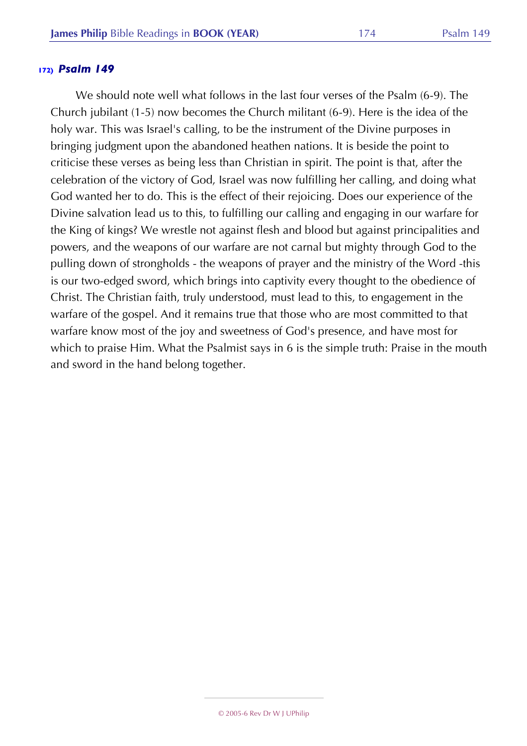### 172) *Psalm 149*

We should note well what follows in the last four verses of the Psalm (6-9). The Church jubilant (1-5) now becomes the Church militant (6-9). Here is the idea of the holy war. This was Israel's calling, to be the instrument of the Divine purposes in bringing judgment upon the abandoned heathen nations. It is beside the point to criticise these verses as being less than Christian in spirit. The point is that, after the celebration of the victory of God, Israel was now fulfilling her calling, and doing what God wanted her to do. This is the effect of their rejoicing. Does our experience of the Divine salvation lead us to this, to fulfilling our calling and engaging in our warfare for the King of kings? We wrestle not against flesh and blood but against principalities and powers, and the weapons of our warfare are not carnal but mighty through God to the pulling down of strongholds - the weapons of prayer and the ministry of the Word -this is our two-edged sword, which brings into captivity every thought to the obedience of Christ. The Christian faith, truly understood, must lead to this, to engagement in the warfare of the gospel. And it remains true that those who are most committed to that warfare know most of the joy and sweetness of God's presence, and have most for which to praise Him. What the Psalmist says in 6 is the simple truth: Praise in the mouth and sword in the hand belong together.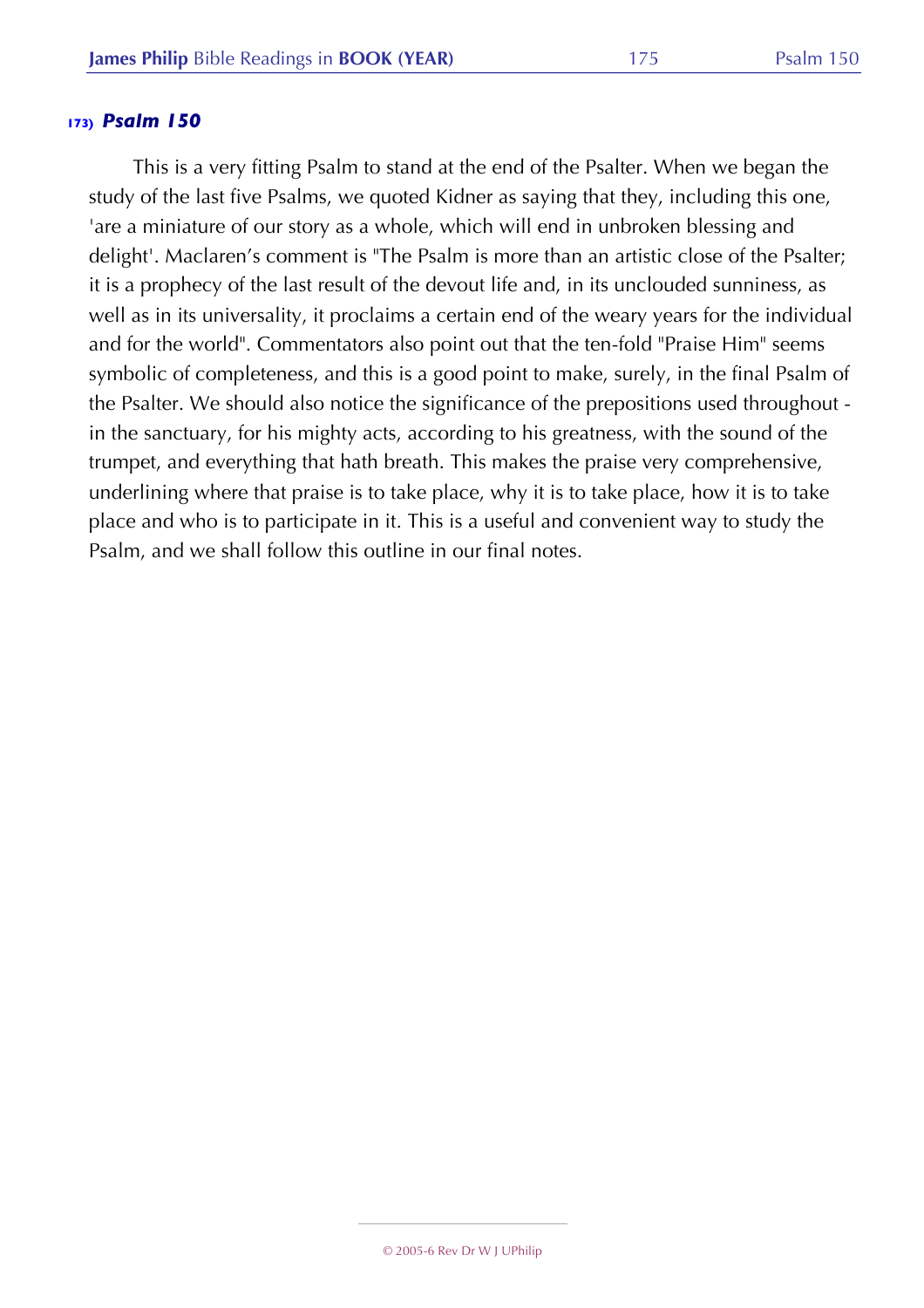### 173) *Psalm 150*

This is a very fitting Psalm to stand at the end of the Psalter. When we began the study of the last five Psalms, we quoted Kidner as saying that they, including this one, 'are a miniature of our story as a whole, which will end in unbroken blessing and delight'. Maclaren's comment is "The Psalm is more than an artistic close of the Psalter; it is a prophecy of the last result of the devout life and, in its unclouded sunniness, as well as in its universality, it proclaims a certain end of the weary years for the individual and for the world". Commentators also point out that the ten-fold "Praise Him" seems symbolic of completeness, and this is a good point to make, surely, in the final Psalm of the Psalter. We should also notice the significance of the prepositions used throughout - in the sanctuary, for his mighty acts, according to his greatness, with the sound of the trumpet, and everything that hath breath. This makes the praise very comprehensive, underlining where that praise is to take place, why it is to take place, how it is to take place and who is to participate in it. This is a useful and convenient way to study the Psalm, and we shall follow this outline in our final notes.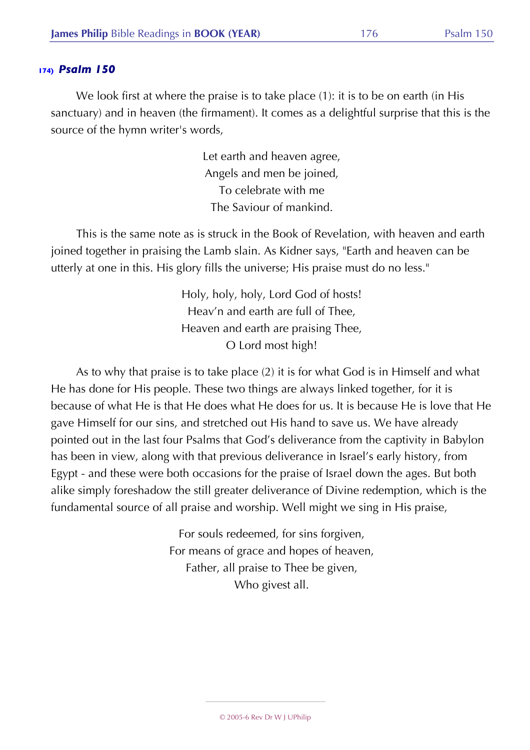### 174) *Psalm 150*

We look first at where the praise is to take place (1): it is to be on earth (in His sanctuary) and in heaven (the firmament). It comes as a delightful surprise that this is the source of the hymn writer's words,

> Let earth and heaven agree,
> Angels and men be joined,
> To celebrate with me
> The Saviour of mankind.

This is the same note as is struck in the Book of Revelation, with heaven and earth joined together in praising the Lamb slain. As Kidner says, "Earth and heaven can be utterly at one in this. His glory fills the universe; His praise must do no less."

> Holy, holy, holy, Lord God of hosts!
> Heav'n and earth are full of Thee,
> Heaven and earth are praising Thee,
> O Lord most high!

As to why that praise is to take place (2) it is for what God is in Himself and what He has done for His people. These two things are always linked together, for it is because of what He is that He does what He does for us. It is because He is love that He gave Himself for our sins, and stretched out His hand to save us. We have already pointed out in the last four Psalms that God's deliverance from the captivity in Babylon has been in view, along with that previous deliverance in Israel's early history, from Egypt - and these were both occasions for the praise of Israel down the ages. But both alike simply foreshadow the still greater deliverance of Divine redemption, which is the fundamental source of all praise and worship. Well might we sing in His praise,

> For souls redeemed, for sins forgiven,
> For means of grace and hopes of heaven,
> Father, all praise to Thee be given,
> Who givest all.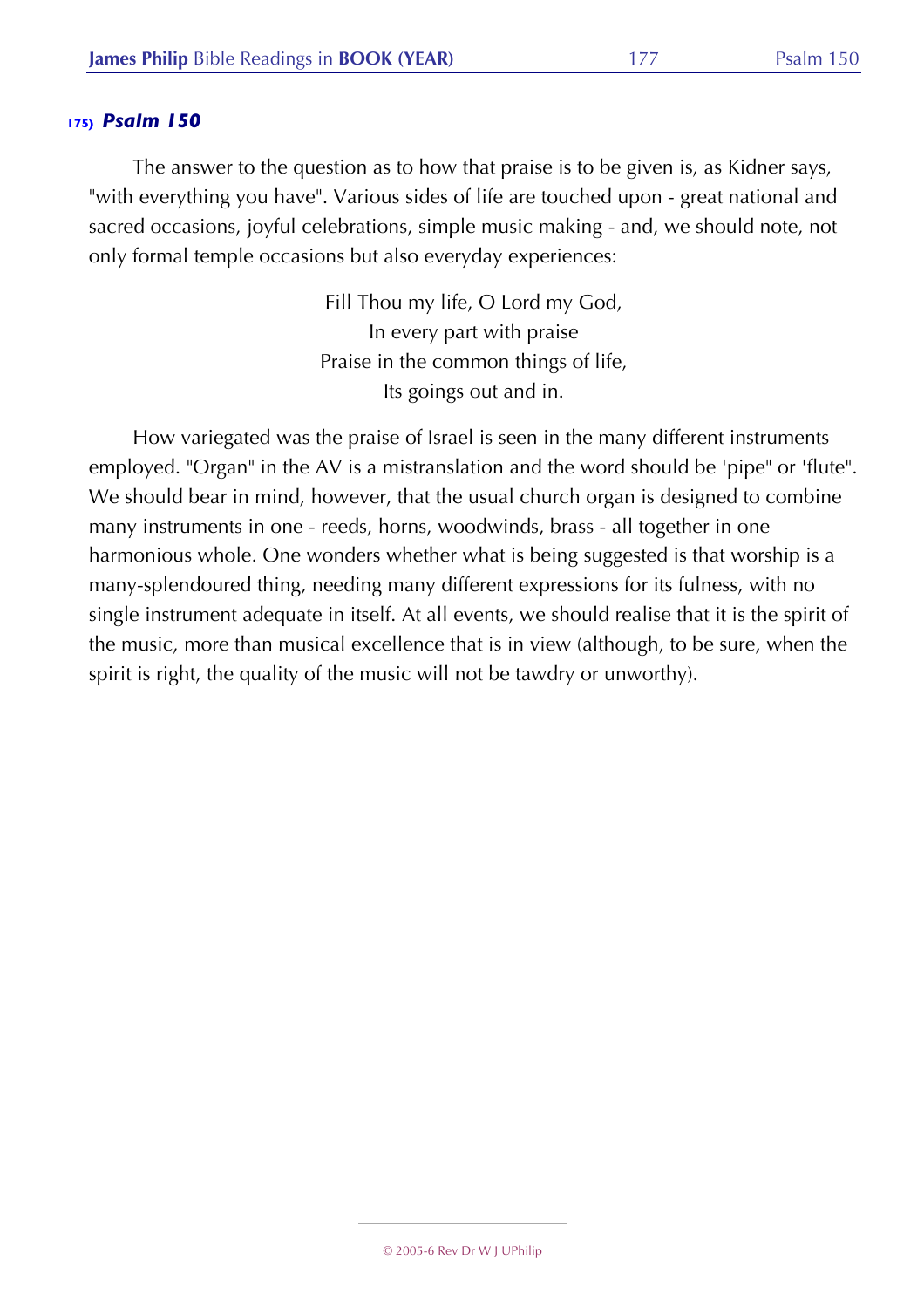### 175) *Psalm 150*

The answer to the question as to how that praise is to be given is, as Kidner says, "with everything you have". Various sides of life are touched upon - great national and sacred occasions, joyful celebrations, simple music making - and, we should note, not only formal temple occasions but also everyday experiences:

> Fill Thou my life, O Lord my God,
> In every part with praise
> Praise in the common things of life,
> Its goings out and in.

How variegated was the praise of Israel is seen in the many different instruments employed. "Organ" in the AV is a mistranslation and the word should be 'pipe" or 'flute". We should bear in mind, however, that the usual church organ is designed to combine many instruments in one - reeds, horns, woodwinds, brass - all together in one harmonious whole. One wonders whether what is being suggested is that worship is a many-splendoured thing, needing many different expressions for its fulness, with no single instrument adequate in itself. At all events, we should realise that it is the spirit of the music, more than musical excellence that is in view (although, to be sure, when the spirit is right, the quality of the music will not be tawdry or unworthy).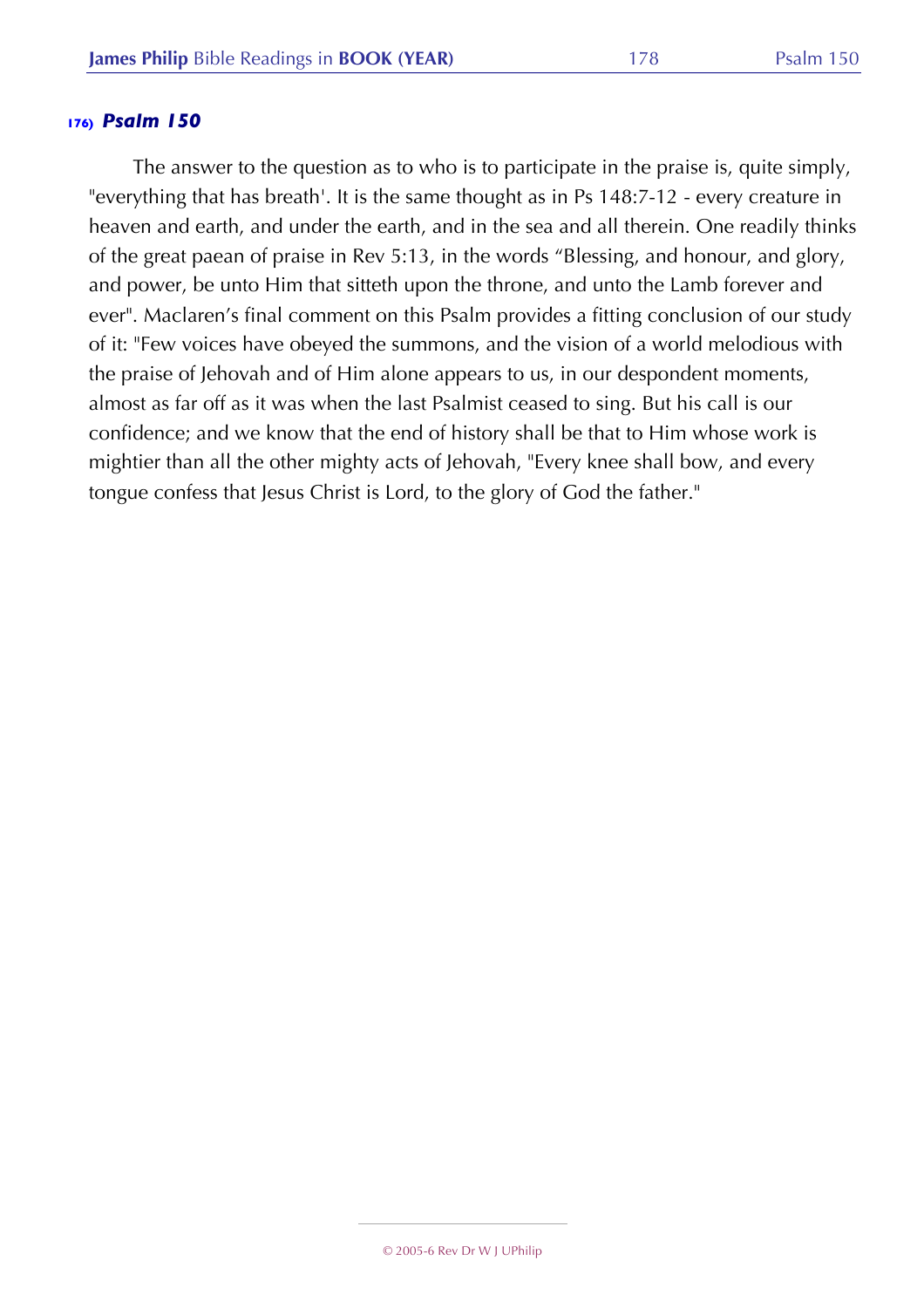### 176) *Psalm 150*

The answer to the question as to who is to participate in the praise is, quite simply, "everything that has breath'. It is the same thought as in Ps 148:7-12 - every creature in heaven and earth, and under the earth, and in the sea and all therein. One readily thinks of the great paean of praise in Rev 5:13, in the words "Blessing, and honour, and glory, and power, be unto Him that sitteth upon the throne, and unto the Lamb forever and ever". Maclaren's final comment on this Psalm provides a fitting conclusion of our study of it: "Few voices have obeyed the summons, and the vision of a world melodious with the praise of Jehovah and of Him alone appears to us, in our despondent moments, almost as far off as it was when the last Psalmist ceased to sing. But his call is our confidence; and we know that the end of history shall be that to Him whose work is mightier than all the other mighty acts of Jehovah, "Every knee shall bow, and every tongue confess that Jesus Christ is Lord, to the glory of God the father."